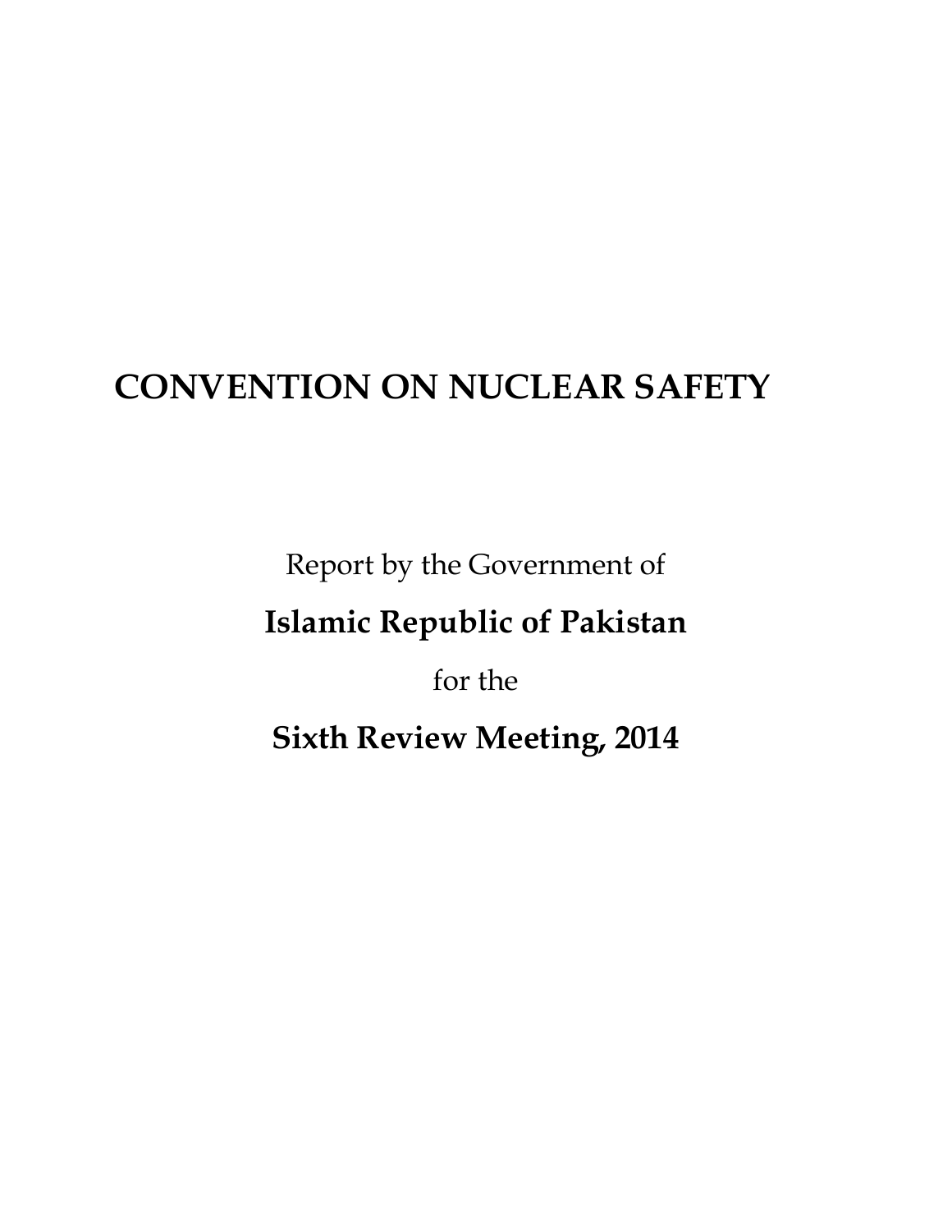# CONVENTION ON NUCLEAR SAFETY

Report by the Government of

**Islamic Republic of Pakistan**

for the

**Sixth Review Meeting, 2014**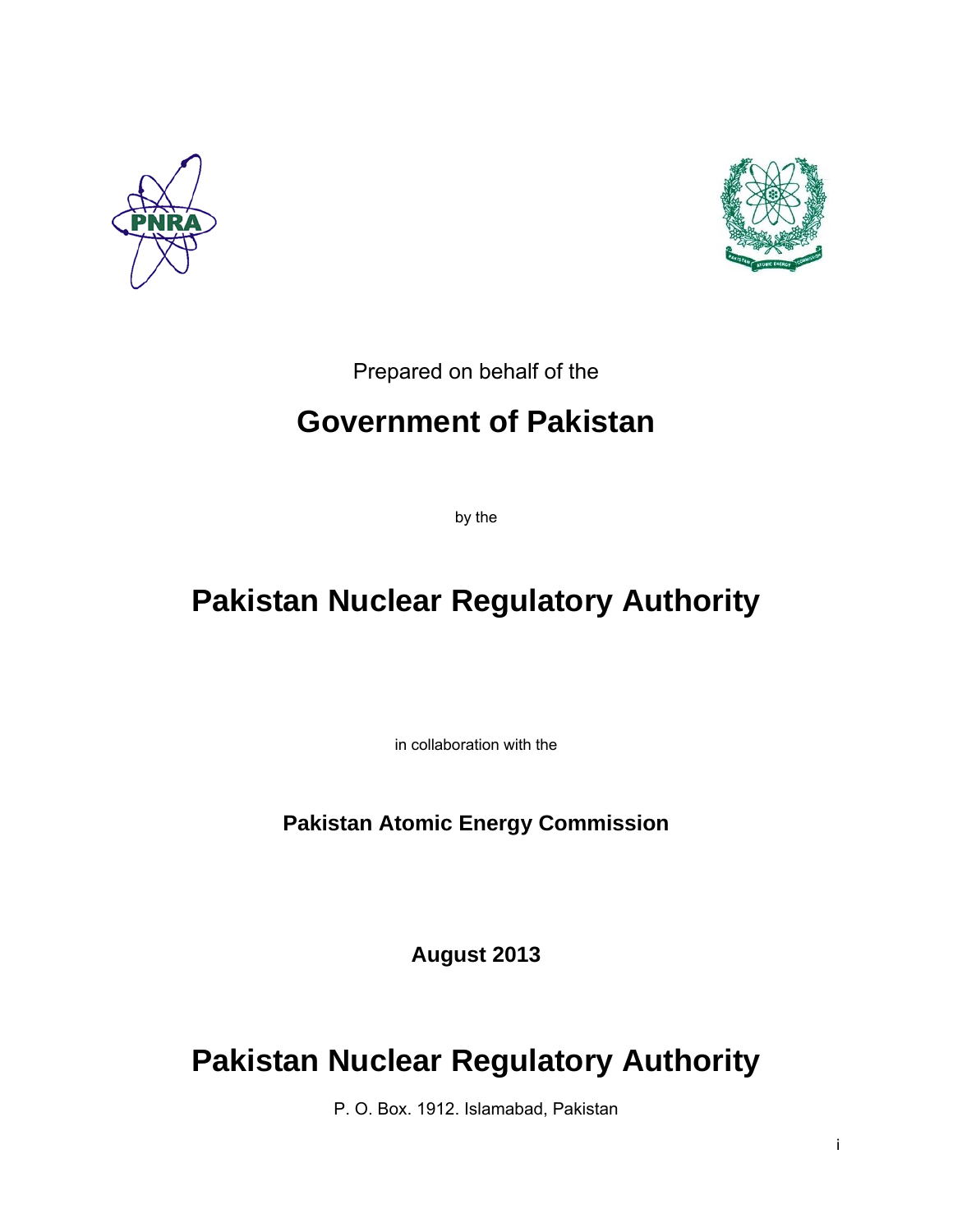Prepared on behalf of the

# Government of Pakistan

by the

# Pakistan Nuclear Regulatory Authority

in collaboration with the

**Pakistan Atomic Energy Commission**

**August 2013**

# Pakistan Nuclear Regulatory Authority

P. O. Box. 1912. Islamabad, Pakistan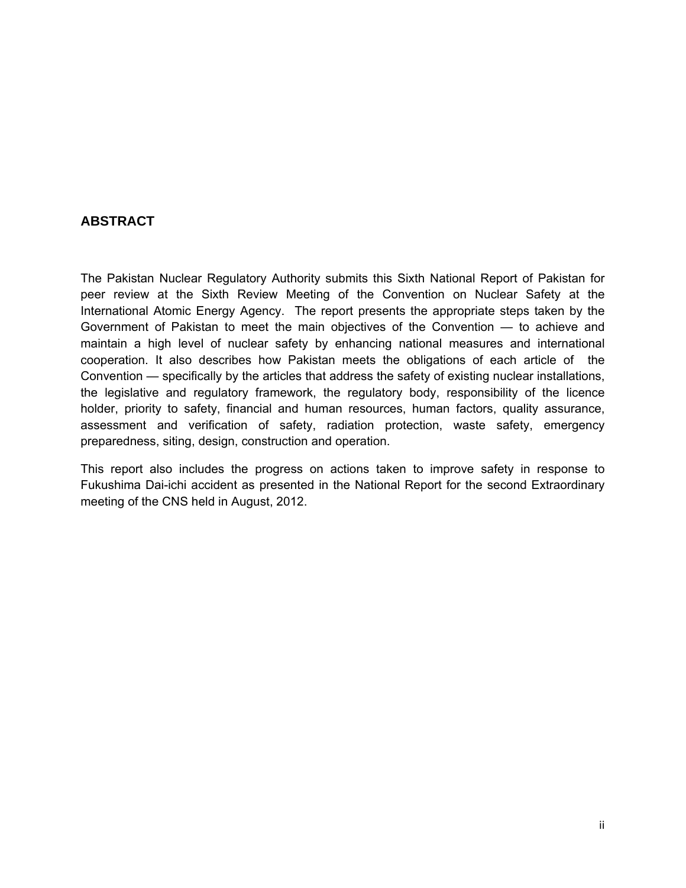## ABSTRACT

The Pakistan Nuclear Regulatory Authority submits this Sixth National Report of Pakistan for peer review at the Sixth Review Meeting of the Convention on Nuclear Safety at the International Atomic Energy Agency. The report presents the appropriate steps taken by the Government of Pakistan to meet the main objectives of the Convention — to achieve and maintain a high level of nuclear safety by enhancing national measures and international cooperation. It also describes how Pakistan meets the obligations of each article of the Convention — specifically by the articles that address the safety of existing nuclear installations, the legislative and regulatory framework, the regulatory body, responsibility of the licence holder, priority to safety, financial and human resources, human factors, quality assurance, assessment and verification of safety, radiation protection, waste safety, emergency preparedness, siting, design, construction and operation.

This report also includes the progress on actions taken to improve safety in response to Fukushima Dai-ichi accident as presented in the National Report for the second Extraordinary meeting of the CNS held in August, 2012.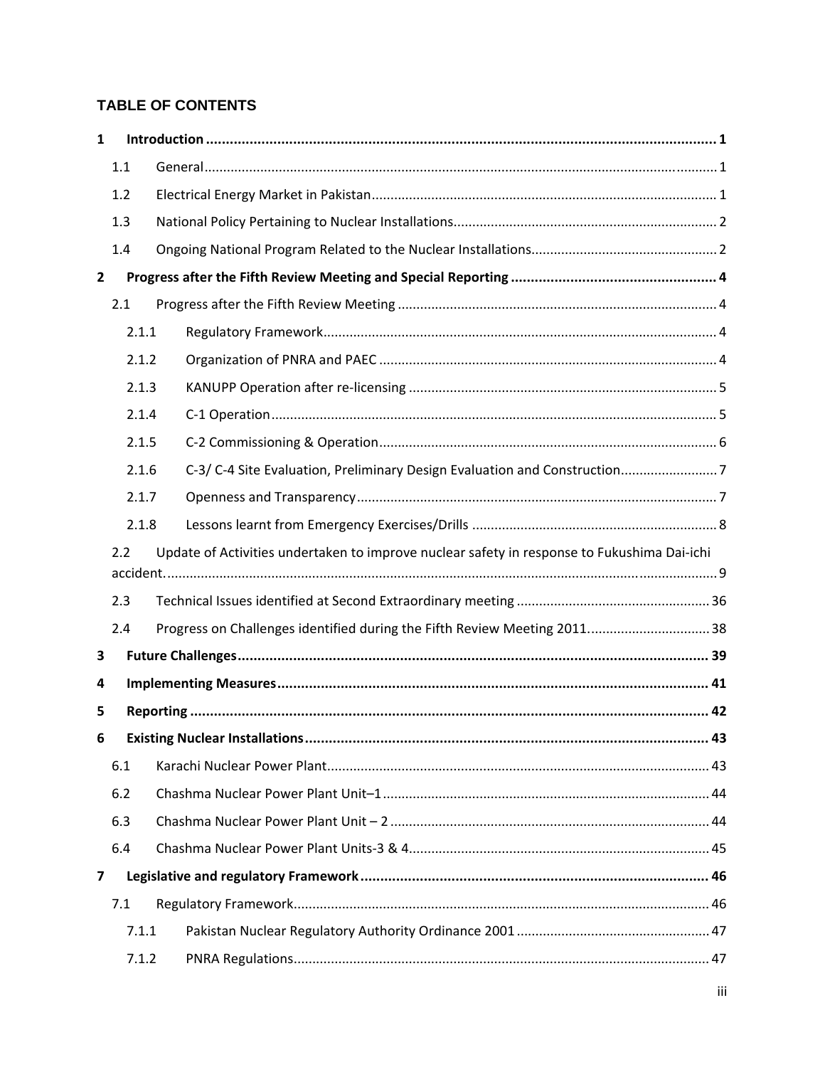## TABLE OF CONTENTS

**1 Introduction** ........ **1**

- 1.1 General ........ 1
- 1.2 Electrical Energy Market in Pakistan ........ 1
- 1.3 National Policy Pertaining to Nuclear Installations ........ 2
- 1.4 Ongoing National Program Related to the Nuclear Installations ........ 2

**2 Progress after the Fifth Review Meeting and Special Reporting** ........ **4**

- 2.1 Progress after the Fifth Review Meeting ........ 4
  - 2.1.1 Regulatory Framework ........ 4
  - 2.1.2 Organization of PNRA and PAEC ........ 4
  - 2.1.3 KANUPP Operation after re-licensing ........ 5
  - 2.1.4 C-1 Operation ........ 5
  - 2.1.5 C-2 Commissioning & Operation ........ 6
  - 2.1.6 C-3/ C-4 Site Evaluation, Preliminary Design Evaluation and Construction ........ 7
  - 2.1.7 Openness and Transparency ........ 7
  - 2.1.8 Lessons learnt from Emergency Exercises/Drills ........ 8
- 2.2 Update of Activities undertaken to improve nuclear safety in response to Fukushima Dai-ichi accident. ........ 9
- 2.3 Technical Issues identified at Second Extraordinary meeting ........ 36
- 2.4 Progress on Challenges identified during the Fifth Review Meeting 2011. ........ 38

**3 Future Challenges** ........ **39**

**4 Implementing Measures** ........ **41**

**5 Reporting** ........ **42**

**6 Existing Nuclear Installations** ........ **43**

- 6.1 Karachi Nuclear Power Plant ........ 43
- 6.2 Chashma Nuclear Power Plant Unit–1 ........ 44
- 6.3 Chashma Nuclear Power Plant Unit – 2 ........ 44
- 6.4 Chashma Nuclear Power Plant Units-3 & 4 ........ 45

**7 Legislative and regulatory Framework** ........ **46**

- 7.1 Regulatory Framework ........ 46
  - 7.1.1 Pakistan Nuclear Regulatory Authority Ordinance 2001 ........ 47
  - 7.1.2 PNRA Regulations ........ 47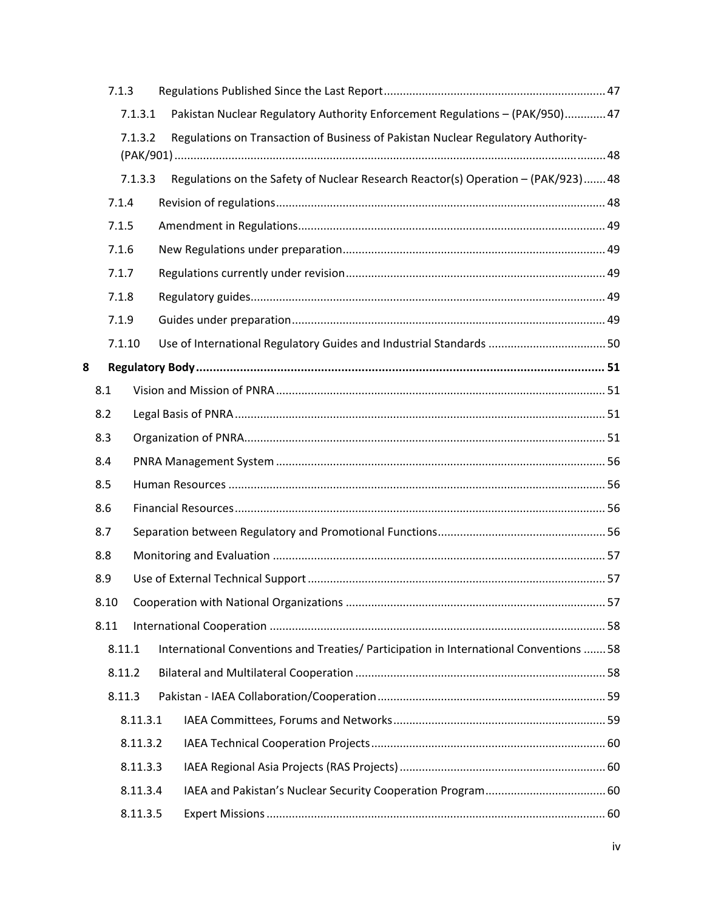7.1.3 Regulations Published Since the Last Report ..... 47

7.1.3.1 Pakistan Nuclear Regulatory Authority Enforcement Regulations – (PAK/950) ..... 47

7.1.3.2 Regulations on Transaction of Business of Pakistan Nuclear Regulatory Authority-(PAK/901) ..... 48

7.1.3.3 Regulations on the Safety of Nuclear Research Reactor(s) Operation – (PAK/923) ..... 48

7.1.4 Revision of regulations ..... 48

7.1.5 Amendment in Regulations ..... 49

7.1.6 New Regulations under preparation ..... 49

7.1.7 Regulations currently under revision ..... 49

7.1.8 Regulatory guides ..... 49

7.1.9 Guides under preparation ..... 49

7.1.10 Use of International Regulatory Guides and Industrial Standards ..... 50

**8 Regulatory Body ..... 51**

8.1 Vision and Mission of PNRA ..... 51

8.2 Legal Basis of PNRA ..... 51

8.3 Organization of PNRA ..... 51

8.4 PNRA Management System ..... 56

8.5 Human Resources ..... 56

8.6 Financial Resources ..... 56

8.7 Separation between Regulatory and Promotional Functions ..... 56

8.8 Monitoring and Evaluation ..... 57

8.9 Use of External Technical Support ..... 57

8.10 Cooperation with National Organizations ..... 57

8.11 International Cooperation ..... 58

8.11.1 International Conventions and Treaties/ Participation in International Conventions ..... 58

8.11.2 Bilateral and Multilateral Cooperation ..... 58

8.11.3 Pakistan - IAEA Collaboration/Cooperation ..... 59

8.11.3.1 IAEA Committees, Forums and Networks ..... 59

8.11.3.2 IAEA Technical Cooperation Projects ..... 60

8.11.3.3 IAEA Regional Asia Projects (RAS Projects) ..... 60

8.11.3.4 IAEA and Pakistan's Nuclear Security Cooperation Program ..... 60

8.11.3.5 Expert Missions ..... 60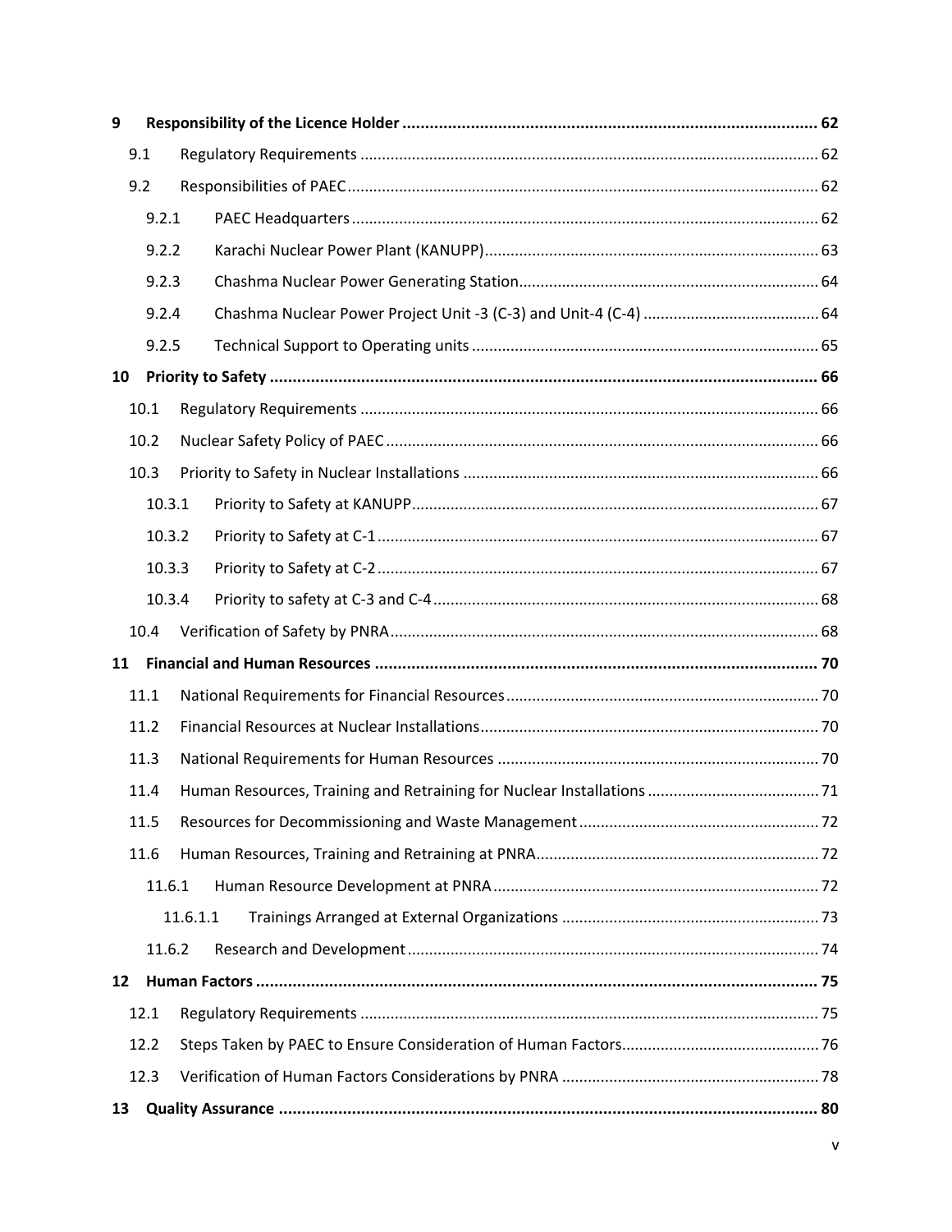**9 Responsibility of the Licence Holder ........................................................................................ 62**

9.1 Regulatory Requirements ........................................................................................................ 62

9.2 Responsibilities of PAEC .......................................................................................................... 62

9.2.1 PAEC Headquarters ........................................................................................................ 62

9.2.2 Karachi Nuclear Power Plant (KANUPP) .......................................................................... 63

9.2.3 Chashma Nuclear Power Generating Station ................................................................... 64

9.2.4 Chashma Nuclear Power Project Unit -3 (C-3) and Unit-4 (C-4) ......................................... 64

9.2.5 Technical Support to Operating units .............................................................................. 65

**10 Priority to Safety ..................................................................................................................... 66**

10.1 Regulatory Requirements ........................................................................................................ 66

10.2 Nuclear Safety Policy of PAEC .................................................................................................. 66

10.3 Priority to Safety in Nuclear Installations ................................................................................ 66

10.3.1 Priority to Safety at KANUPP ........................................................................................... 67

10.3.2 Priority to Safety at C-1 ................................................................................................... 67

10.3.3 Priority to Safety at C-2 ................................................................................................... 67

10.3.4 Priority to safety at C-3 and C-4 ...................................................................................... 68

10.4 Verification of Safety by PNRA ................................................................................................ 68

**11 Financial and Human Resources ............................................................................................. 70**

11.1 National Requirements for Financial Resources ...................................................................... 70

11.2 Financial Resources at Nuclear Installations ............................................................................ 70

11.3 National Requirements for Human Resources ........................................................................ 70

11.4 Human Resources, Training and Retraining for Nuclear Installations ...................................... 71

11.5 Resources for Decommissioning and Waste Management ...................................................... 72

11.6 Human Resources, Training and Retraining at PNRA ............................................................... 72

11.6.1 Human Resource Development at PNRA ......................................................................... 72

11.6.1.1 Trainings Arranged at External Organizations .......................................................... 73

11.6.2 Research and Development ............................................................................................. 74

**12 Human Factors ........................................................................................................................ 75**

12.1 Regulatory Requirements ........................................................................................................ 75

12.2 Steps Taken by PAEC to Ensure Consideration of Human Factors ............................................ 76

12.3 Verification of Human Factors Considerations by PNRA .......................................................... 78

**13 Quality Assurance .................................................................................................................... 80**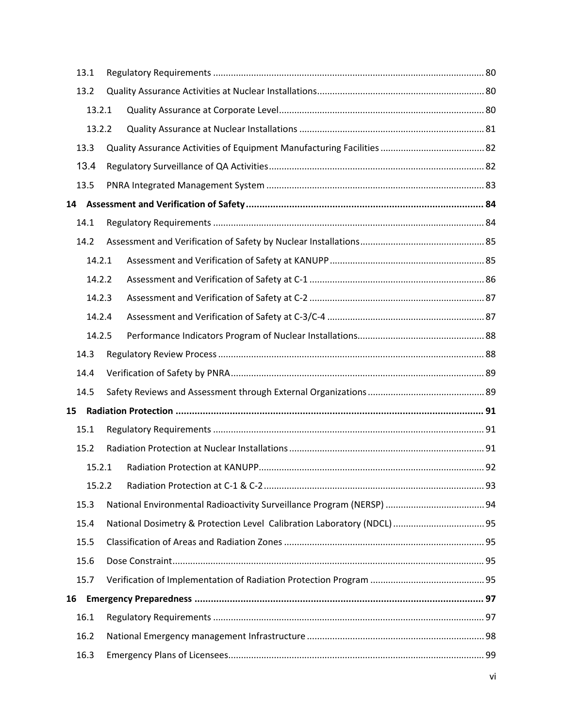| | | |
|---|---|---|
| 13.1 | Regulatory Requirements | 80 |
| 13.2 | Quality Assurance Activities at Nuclear Installations | 80 |
| 13.2.1 | Quality Assurance at Corporate Level | 80 |
| 13.2.2 | Quality Assurance at Nuclear Installations | 81 |
| 13.3 | Quality Assurance Activities of Equipment Manufacturing Facilities | 82 |
| 13.4 | Regulatory Surveillance of QA Activities | 82 |
| 13.5 | PNRA Integrated Management System | 83 |
| **14** | **Assessment and Verification of Safety** | **84** |
| 14.1 | Regulatory Requirements | 84 |
| 14.2 | Assessment and Verification of Safety by Nuclear Installations | 85 |
| 14.2.1 | Assessment and Verification of Safety at KANUPP | 85 |
| 14.2.2 | Assessment and Verification of Safety at C-1 | 86 |
| 14.2.3 | Assessment and Verification of Safety at C-2 | 87 |
| 14.2.4 | Assessment and Verification of Safety at C-3/C-4 | 87 |
| 14.2.5 | Performance Indicators Program of Nuclear Installations | 88 |
| 14.3 | Regulatory Review Process | 88 |
| 14.4 | Verification of Safety by PNRA | 89 |
| 14.5 | Safety Reviews and Assessment through External Organizations | 89 |
| **15** | **Radiation Protection** | **91** |
| 15.1 | Regulatory Requirements | 91 |
| 15.2 | Radiation Protection at Nuclear Installations | 91 |
| 15.2.1 | Radiation Protection at KANUPP | 92 |
| 15.2.2 | Radiation Protection at C-1 & C-2 | 93 |
| 15.3 | National Environmental Radioactivity Surveillance Program (NERSP) | 94 |
| 15.4 | National Dosimetry & Protection Level Calibration Laboratory (NDCL) | 95 |
| 15.5 | Classification of Areas and Radiation Zones | 95 |
| 15.6 | Dose Constraint | 95 |
| 15.7 | Verification of Implementation of Radiation Protection Program | 95 |
| **16** | **Emergency Preparedness** | **97** |
| 16.1 | Regulatory Requirements | 97 |
| 16.2 | National Emergency management Infrastructure | 98 |
| 16.3 | Emergency Plans of Licensees | 99 |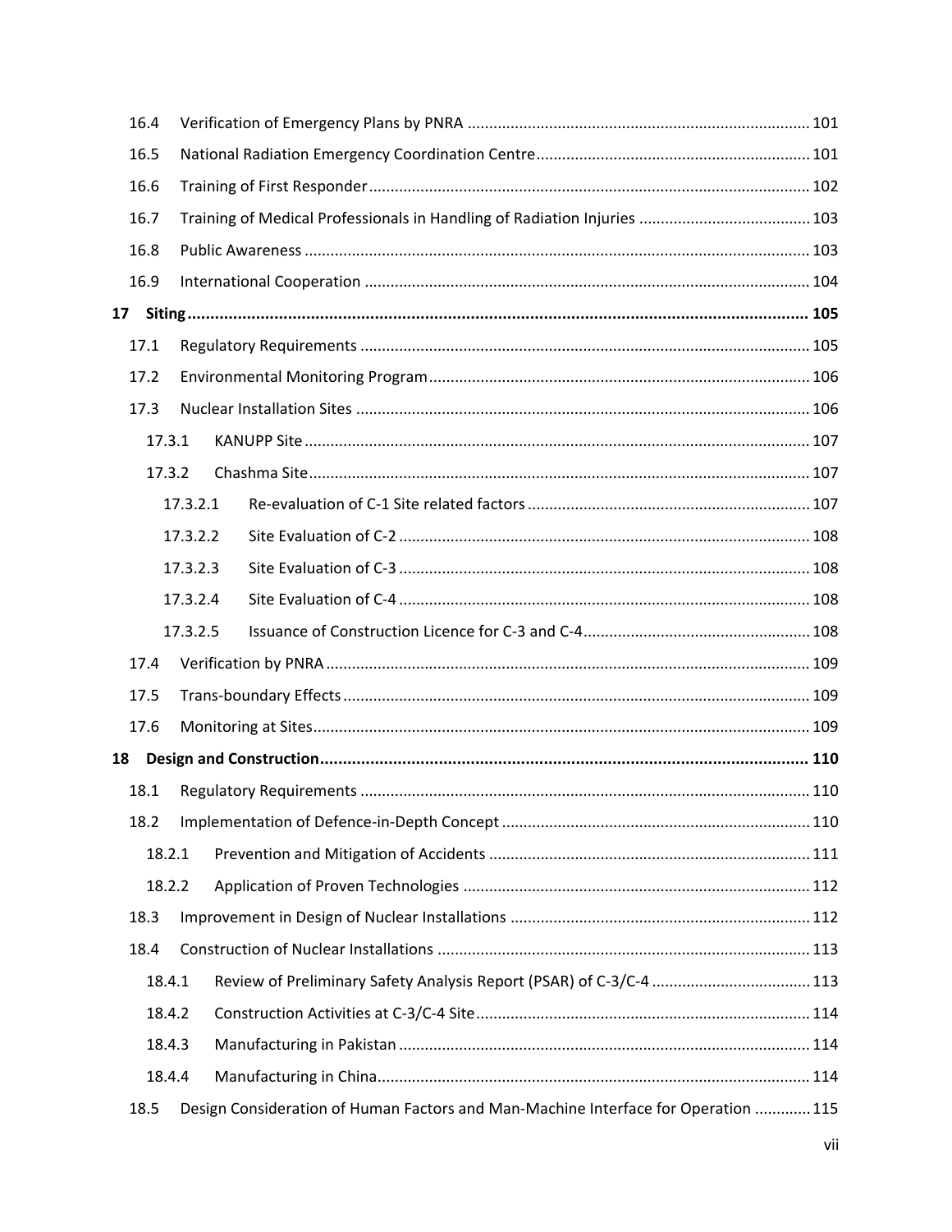16.4 Verification of Emergency Plans by PNRA ........ 101

16.5 National Radiation Emergency Coordination Centre ........ 101

16.6 Training of First Responder ........ 102

16.7 Training of Medical Professionals in Handling of Radiation Injuries ........ 103

16.8 Public Awareness ........ 103

16.9 International Cooperation ........ 104

**17 Siting ........ 105**

17.1 Regulatory Requirements ........ 105

17.2 Environmental Monitoring Program ........ 106

17.3 Nuclear Installation Sites ........ 106

17.3.1 KANUPP Site ........ 107

17.3.2 Chashma Site ........ 107

17.3.2.1 Re-evaluation of C-1 Site related factors ........ 107

17.3.2.2 Site Evaluation of C-2 ........ 108

17.3.2.3 Site Evaluation of C-3 ........ 108

17.3.2.4 Site Evaluation of C-4 ........ 108

17.3.2.5 Issuance of Construction Licence for C-3 and C-4 ........ 108

17.4 Verification by PNRA ........ 109

17.5 Trans-boundary Effects ........ 109

17.6 Monitoring at Sites ........ 109

**18 Design and Construction ........ 110**

18.1 Regulatory Requirements ........ 110

18.2 Implementation of Defence-in-Depth Concept ........ 110

18.2.1 Prevention and Mitigation of Accidents ........ 111

18.2.2 Application of Proven Technologies ........ 112

18.3 Improvement in Design of Nuclear Installations ........ 112

18.4 Construction of Nuclear Installations ........ 113

18.4.1 Review of Preliminary Safety Analysis Report (PSAR) of C-3/C-4 ........ 113

18.4.2 Construction Activities at C-3/C-4 Site ........ 114

18.4.3 Manufacturing in Pakistan ........ 114

18.4.4 Manufacturing in China ........ 114

18.5 Design Consideration of Human Factors and Man-Machine Interface for Operation ........ 115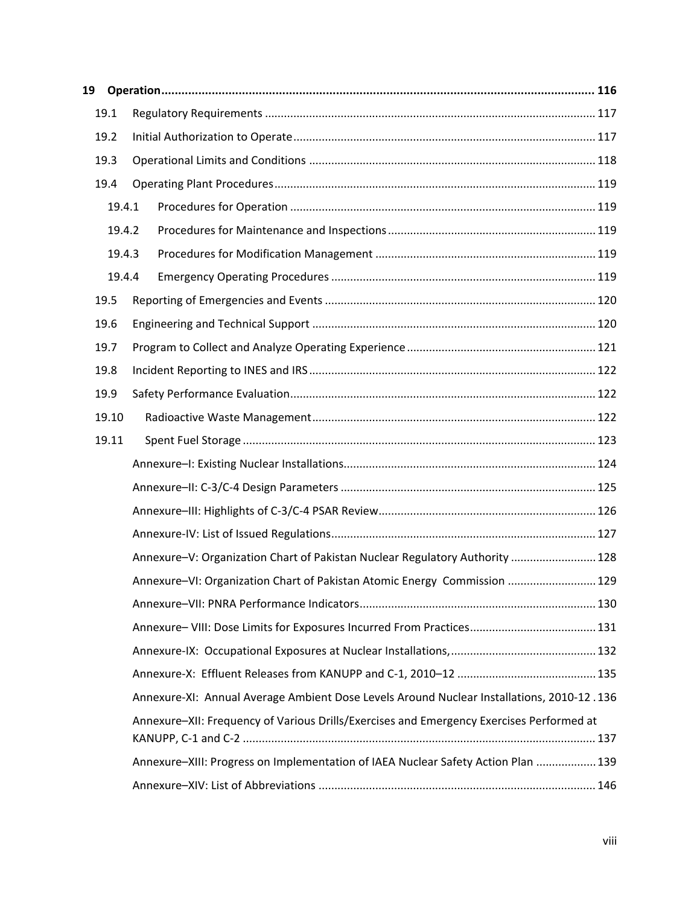**19 Operation ........ 116**

- 19.1 Regulatory Requirements ........ 117
- 19.2 Initial Authorization to Operate ........ 117
- 19.3 Operational Limits and Conditions ........ 118
- 19.4 Operating Plant Procedures ........ 119
  - 19.4.1 Procedures for Operation ........ 119
  - 19.4.2 Procedures for Maintenance and Inspections ........ 119
  - 19.4.3 Procedures for Modification Management ........ 119
  - 19.4.4 Emergency Operating Procedures ........ 119
- 19.5 Reporting of Emergencies and Events ........ 120
- 19.6 Engineering and Technical Support ........ 120
- 19.7 Program to Collect and Analyze Operating Experience ........ 121
- 19.8 Incident Reporting to INES and IRS ........ 122
- 19.9 Safety Performance Evaluation ........ 122
- 19.10 Radioactive Waste Management ........ 122
- 19.11 Spent Fuel Storage ........ 123

Annexure–I: Existing Nuclear Installations ........ 124

Annexure–II: C-3/C-4 Design Parameters ........ 125

Annexure–III: Highlights of C-3/C-4 PSAR Review ........ 126

Annexure-IV: List of Issued Regulations ........ 127

Annexure–V: Organization Chart of Pakistan Nuclear Regulatory Authority ........ 128

Annexure–VI: Organization Chart of Pakistan Atomic Energy Commission ........ 129

Annexure–VII: PNRA Performance Indicators ........ 130

Annexure– VIII: Dose Limits for Exposures Incurred From Practices ........ 131

Annexure-IX: Occupational Exposures at Nuclear Installations, ........ 132

Annexure-X: Effluent Releases from KANUPP and C-1, 2010–12 ........ 135

Annexure-XI: Annual Average Ambient Dose Levels Around Nuclear Installations, 2010-12 ........ 136

Annexure–XII: Frequency of Various Drills/Exercises and Emergency Exercises Performed at KANUPP, C-1 and C-2 ........ 137

Annexure–XIII: Progress on Implementation of IAEA Nuclear Safety Action Plan ........ 139

Annexure–XIV: List of Abbreviations ........ 146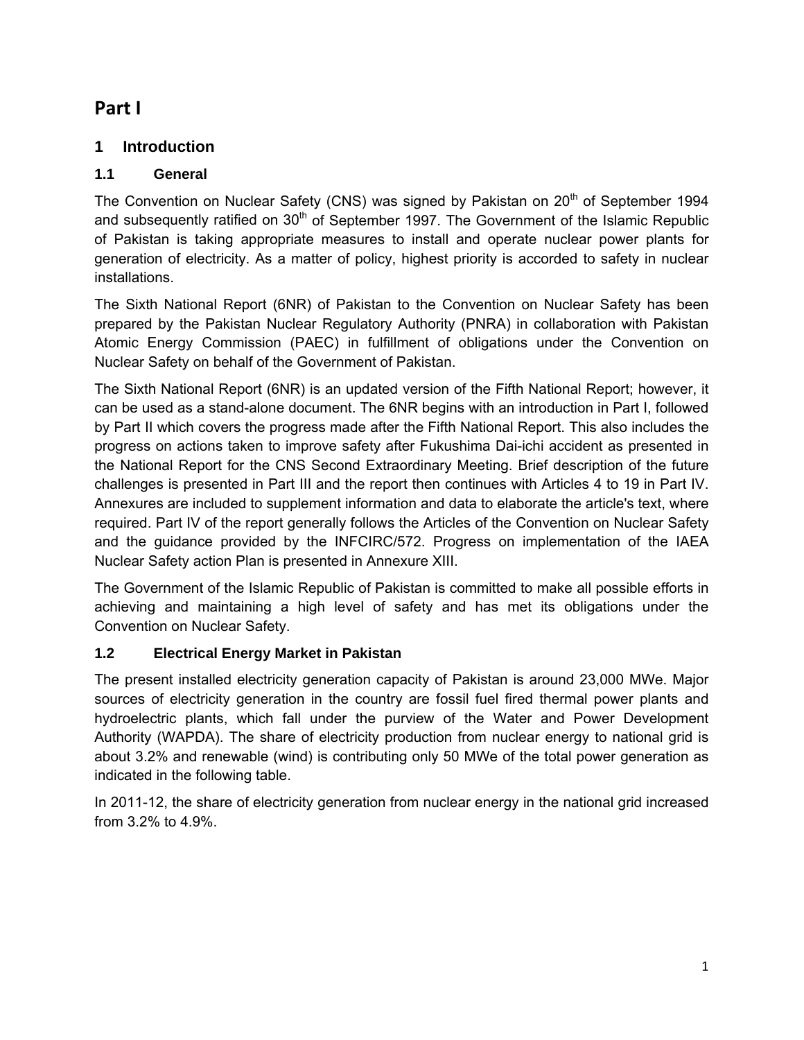# Part I

## 1 Introduction

### 1.1 General

The Convention on Nuclear Safety (CNS) was signed by Pakistan on 20th of September 1994 and subsequently ratified on 30th of September 1997. The Government of the Islamic Republic of Pakistan is taking appropriate measures to install and operate nuclear power plants for generation of electricity. As a matter of policy, highest priority is accorded to safety in nuclear installations.

The Sixth National Report (6NR) of Pakistan to the Convention on Nuclear Safety has been prepared by the Pakistan Nuclear Regulatory Authority (PNRA) in collaboration with Pakistan Atomic Energy Commission (PAEC) in fulfillment of obligations under the Convention on Nuclear Safety on behalf of the Government of Pakistan.

The Sixth National Report (6NR) is an updated version of the Fifth National Report; however, it can be used as a stand-alone document. The 6NR begins with an introduction in Part I, followed by Part II which covers the progress made after the Fifth National Report. This also includes the progress on actions taken to improve safety after Fukushima Dai-ichi accident as presented in the National Report for the CNS Second Extraordinary Meeting. Brief description of the future challenges is presented in Part III and the report then continues with Articles 4 to 19 in Part IV. Annexures are included to supplement information and data to elaborate the article's text, where required. Part IV of the report generally follows the Articles of the Convention on Nuclear Safety and the guidance provided by the INFCIRC/572. Progress on implementation of the IAEA Nuclear Safety action Plan is presented in Annexure XIII.

The Government of the Islamic Republic of Pakistan is committed to make all possible efforts in achieving and maintaining a high level of safety and has met its obligations under the Convention on Nuclear Safety.

### 1.2 Electrical Energy Market in Pakistan

The present installed electricity generation capacity of Pakistan is around 23,000 MWe. Major sources of electricity generation in the country are fossil fuel fired thermal power plants and hydroelectric plants, which fall under the purview of the Water and Power Development Authority (WAPDA). The share of electricity production from nuclear energy to national grid is about 3.2% and renewable (wind) is contributing only 50 MWe of the total power generation as indicated in the following table.

In 2011-12, the share of electricity generation from nuclear energy in the national grid increased from 3.2% to 4.9%.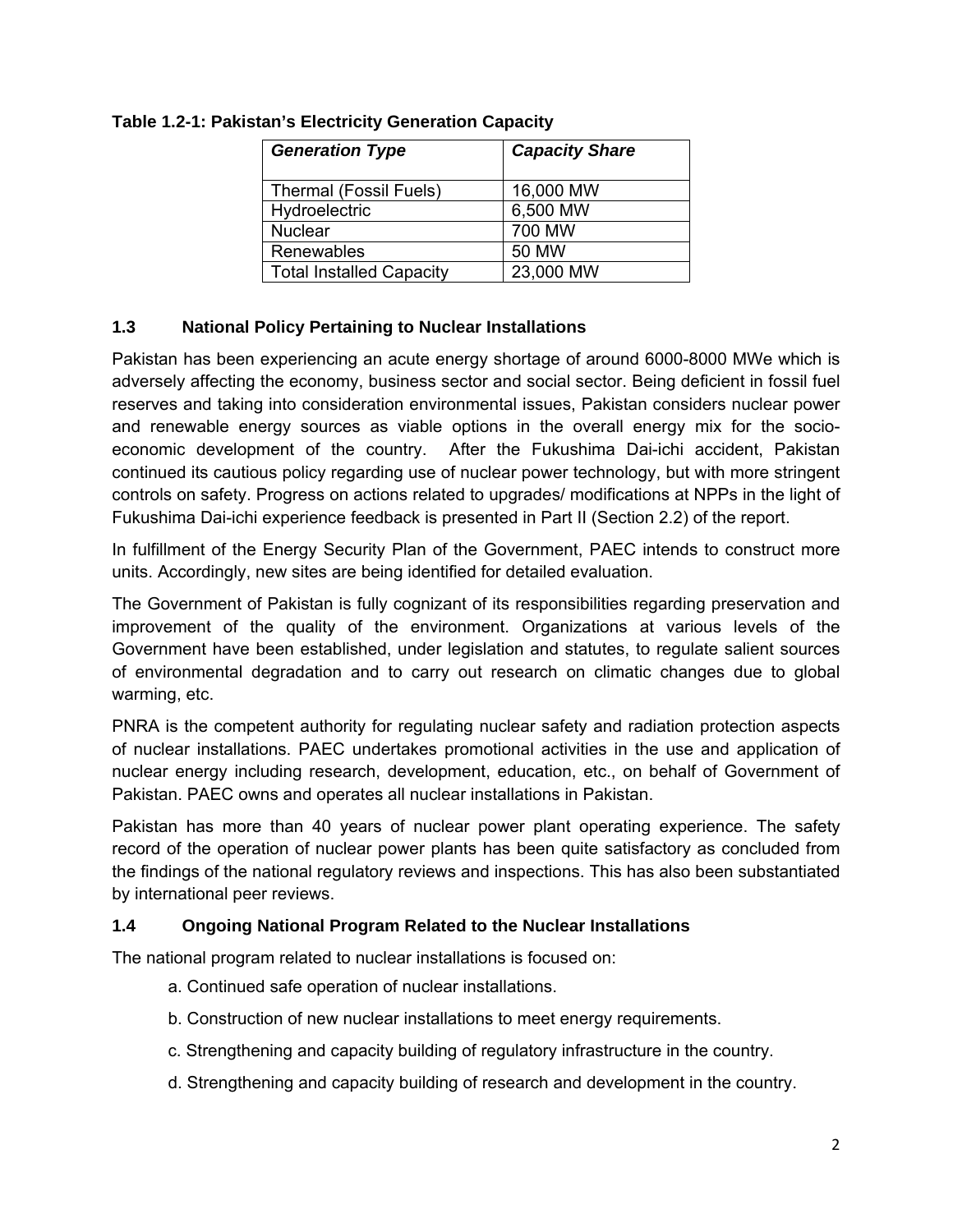**Table 1.2-1: Pakistan's Electricity Generation Capacity**

| *Generation Type* | *Capacity Share* |
|---|---|
| Thermal (Fossil Fuels) | 16,000 MW |
| Hydroelectric | 6,500 MW |
| Nuclear | 700 MW |
| Renewables | 50 MW |
| Total Installed Capacity | 23,000 MW |

### 1.3 National Policy Pertaining to Nuclear Installations

Pakistan has been experiencing an acute energy shortage of around 6000-8000 MWe which is adversely affecting the economy, business sector and social sector. Being deficient in fossil fuel reserves and taking into consideration environmental issues, Pakistan considers nuclear power and renewable energy sources as viable options in the overall energy mix for the socio-economic development of the country. After the Fukushima Dai-ichi accident, Pakistan continued its cautious policy regarding use of nuclear power technology, but with more stringent controls on safety. Progress on actions related to upgrades/ modifications at NPPs in the light of Fukushima Dai-ichi experience feedback is presented in Part II (Section 2.2) of the report.

In fulfillment of the Energy Security Plan of the Government, PAEC intends to construct more units. Accordingly, new sites are being identified for detailed evaluation.

The Government of Pakistan is fully cognizant of its responsibilities regarding preservation and improvement of the quality of the environment. Organizations at various levels of the Government have been established, under legislation and statutes, to regulate salient sources of environmental degradation and to carry out research on climatic changes due to global warming, etc.

PNRA is the competent authority for regulating nuclear safety and radiation protection aspects of nuclear installations. PAEC undertakes promotional activities in the use and application of nuclear energy including research, development, education, etc., on behalf of Government of Pakistan. PAEC owns and operates all nuclear installations in Pakistan.

Pakistan has more than 40 years of nuclear power plant operating experience. The safety record of the operation of nuclear power plants has been quite satisfactory as concluded from the findings of the national regulatory reviews and inspections. This has also been substantiated by international peer reviews.

### 1.4 Ongoing National Program Related to the Nuclear Installations

The national program related to nuclear installations is focused on:

a. Continued safe operation of nuclear installations.

b. Construction of new nuclear installations to meet energy requirements.

c. Strengthening and capacity building of regulatory infrastructure in the country.

d. Strengthening and capacity building of research and development in the country.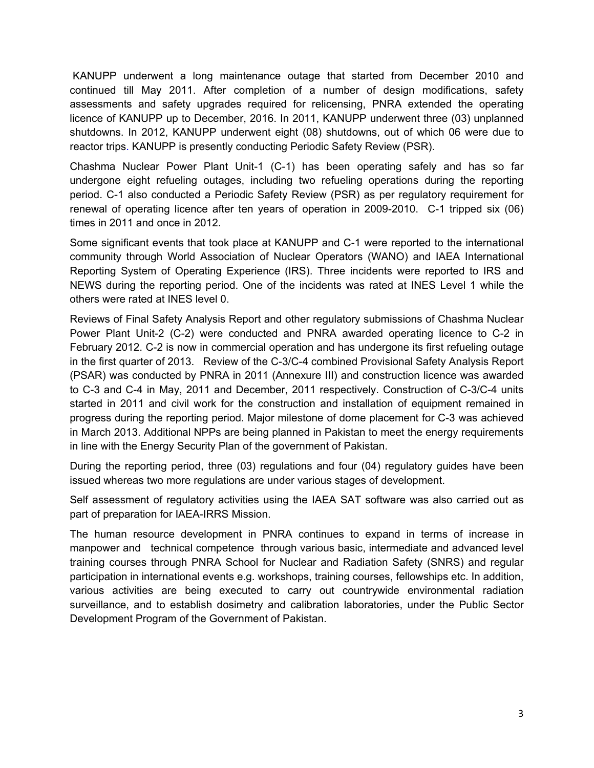KANUPP underwent a long maintenance outage that started from December 2010 and continued till May 2011. After completion of a number of design modifications, safety assessments and safety upgrades required for relicensing, PNRA extended the operating licence of KANUPP up to December, 2016. In 2011, KANUPP underwent three (03) unplanned shutdowns. In 2012, KANUPP underwent eight (08) shutdowns, out of which 06 were due to reactor trips. KANUPP is presently conducting Periodic Safety Review (PSR).

Chashma Nuclear Power Plant Unit-1 (C-1) has been operating safely and has so far undergone eight refueling outages, including two refueling operations during the reporting period. C-1 also conducted a Periodic Safety Review (PSR) as per regulatory requirement for renewal of operating licence after ten years of operation in 2009-2010. C-1 tripped six (06) times in 2011 and once in 2012.

Some significant events that took place at KANUPP and C-1 were reported to the international community through World Association of Nuclear Operators (WANO) and IAEA International Reporting System of Operating Experience (IRS). Three incidents were reported to IRS and NEWS during the reporting period. One of the incidents was rated at INES Level 1 while the others were rated at INES level 0.

Reviews of Final Safety Analysis Report and other regulatory submissions of Chashma Nuclear Power Plant Unit-2 (C-2) were conducted and PNRA awarded operating licence to C-2 in February 2012. C-2 is now in commercial operation and has undergone its first refueling outage in the first quarter of 2013. Review of the C-3/C-4 combined Provisional Safety Analysis Report (PSAR) was conducted by PNRA in 2011 (Annexure III) and construction licence was awarded to C-3 and C-4 in May, 2011 and December, 2011 respectively. Construction of C-3/C-4 units started in 2011 and civil work for the construction and installation of equipment remained in progress during the reporting period. Major milestone of dome placement for C-3 was achieved in March 2013. Additional NPPs are being planned in Pakistan to meet the energy requirements in line with the Energy Security Plan of the government of Pakistan.

During the reporting period, three (03) regulations and four (04) regulatory guides have been issued whereas two more regulations are under various stages of development.

Self assessment of regulatory activities using the IAEA SAT software was also carried out as part of preparation for IAEA-IRRS Mission.

The human resource development in PNRA continues to expand in terms of increase in manpower and technical competence through various basic, intermediate and advanced level training courses through PNRA School for Nuclear and Radiation Safety (SNRS) and regular participation in international events e.g. workshops, training courses, fellowships etc. In addition, various activities are being executed to carry out countrywide environmental radiation surveillance, and to establish dosimetry and calibration laboratories, under the Public Sector Development Program of the Government of Pakistan.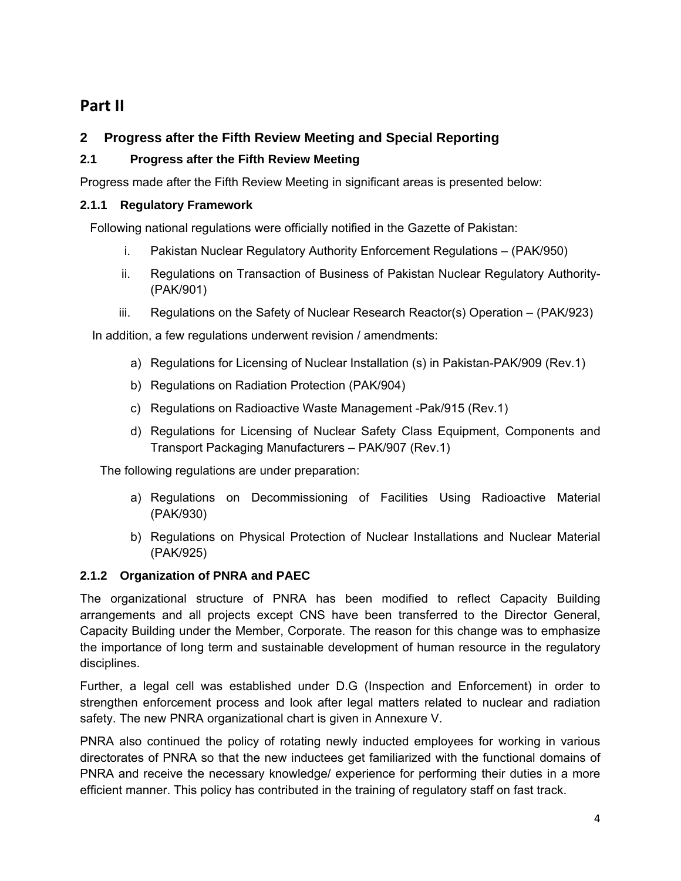# Part II

## 2 Progress after the Fifth Review Meeting and Special Reporting

### 2.1 Progress after the Fifth Review Meeting

Progress made after the Fifth Review Meeting in significant areas is presented below:

#### 2.1.1 Regulatory Framework

Following national regulations were officially notified in the Gazette of Pakistan:

i. Pakistan Nuclear Regulatory Authority Enforcement Regulations – (PAK/950)

ii. Regulations on Transaction of Business of Pakistan Nuclear Regulatory Authority- (PAK/901)

iii. Regulations on the Safety of Nuclear Research Reactor(s) Operation – (PAK/923)

In addition, a few regulations underwent revision / amendments:

a) Regulations for Licensing of Nuclear Installation (s) in Pakistan-PAK/909 (Rev.1)

b) Regulations on Radiation Protection (PAK/904)

c) Regulations on Radioactive Waste Management -Pak/915 (Rev.1)

d) Regulations for Licensing of Nuclear Safety Class Equipment, Components and Transport Packaging Manufacturers – PAK/907 (Rev.1)

The following regulations are under preparation:

a) Regulations on Decommissioning of Facilities Using Radioactive Material (PAK/930)

b) Regulations on Physical Protection of Nuclear Installations and Nuclear Material (PAK/925)

#### 2.1.2 Organization of PNRA and PAEC

The organizational structure of PNRA has been modified to reflect Capacity Building arrangements and all projects except CNS have been transferred to the Director General, Capacity Building under the Member, Corporate. The reason for this change was to emphasize the importance of long term and sustainable development of human resource in the regulatory disciplines.

Further, a legal cell was established under D.G (Inspection and Enforcement) in order to strengthen enforcement process and look after legal matters related to nuclear and radiation safety. The new PNRA organizational chart is given in Annexure V.

PNRA also continued the policy of rotating newly inducted employees for working in various directorates of PNRA so that the new inductees get familiarized with the functional domains of PNRA and receive the necessary knowledge/ experience for performing their duties in a more efficient manner. This policy has contributed in the training of regulatory staff on fast track.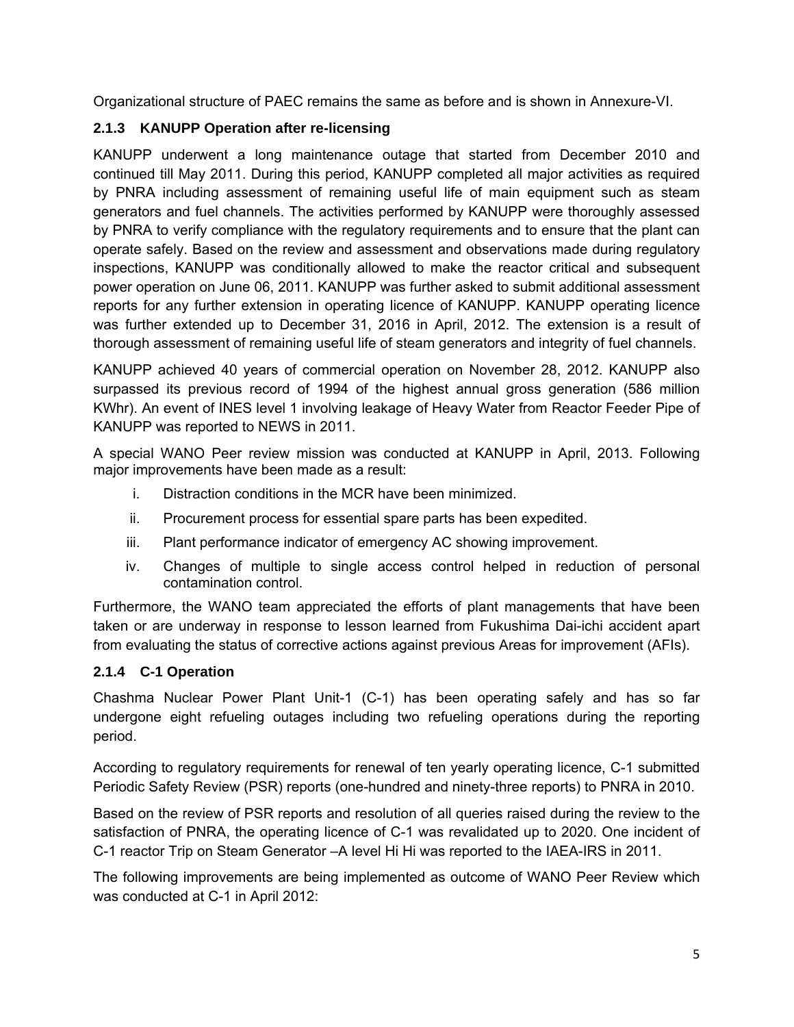Organizational structure of PAEC remains the same as before and is shown in Annexure-VI.

### 2.1.3 KANUPP Operation after re-licensing

KANUPP underwent a long maintenance outage that started from December 2010 and continued till May 2011. During this period, KANUPP completed all major activities as required by PNRA including assessment of remaining useful life of main equipment such as steam generators and fuel channels. The activities performed by KANUPP were thoroughly assessed by PNRA to verify compliance with the regulatory requirements and to ensure that the plant can operate safely. Based on the review and assessment and observations made during regulatory inspections, KANUPP was conditionally allowed to make the reactor critical and subsequent power operation on June 06, 2011. KANUPP was further asked to submit additional assessment reports for any further extension in operating licence of KANUPP. KANUPP operating licence was further extended up to December 31, 2016 in April, 2012. The extension is a result of thorough assessment of remaining useful life of steam generators and integrity of fuel channels.

KANUPP achieved 40 years of commercial operation on November 28, 2012. KANUPP also surpassed its previous record of 1994 of the highest annual gross generation (586 million KWhr). An event of INES level 1 involving leakage of Heavy Water from Reactor Feeder Pipe of KANUPP was reported to NEWS in 2011.

A special WANO Peer review mission was conducted at KANUPP in April, 2013. Following major improvements have been made as a result:

1. Distraction conditions in the MCR have been minimized.
2. Procurement process for essential spare parts has been expedited.
3. Plant performance indicator of emergency AC showing improvement.
4. Changes of multiple to single access control helped in reduction of personal contamination control.

Furthermore, the WANO team appreciated the efforts of plant managements that have been taken or are underway in response to lesson learned from Fukushima Dai-ichi accident apart from evaluating the status of corrective actions against previous Areas for improvement (AFIs).

### 2.1.4 C-1 Operation

Chashma Nuclear Power Plant Unit-1 (C-1) has been operating safely and has so far undergone eight refueling outages including two refueling operations during the reporting period.

According to regulatory requirements for renewal of ten yearly operating licence, C-1 submitted Periodic Safety Review (PSR) reports (one-hundred and ninety-three reports) to PNRA in 2010.

Based on the review of PSR reports and resolution of all queries raised during the review to the satisfaction of PNRA, the operating licence of C-1 was revalidated up to 2020. One incident of C-1 reactor Trip on Steam Generator –A level Hi Hi was reported to the IAEA-IRS in 2011.

The following improvements are being implemented as outcome of WANO Peer Review which was conducted at C-1 in April 2012: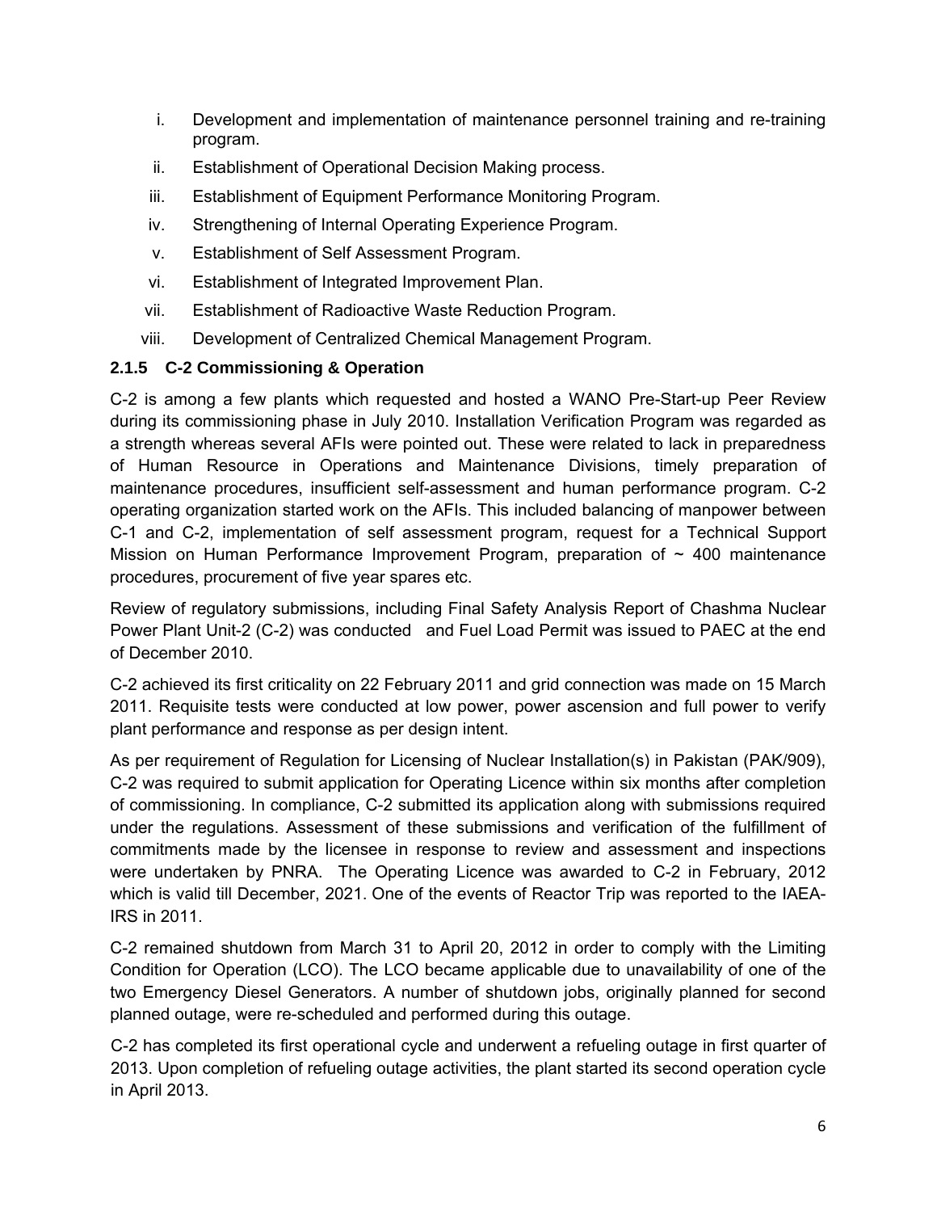i. Development and implementation of maintenance personnel training and re-training program.
ii. Establishment of Operational Decision Making process.
iii. Establishment of Equipment Performance Monitoring Program.
iv. Strengthening of Internal Operating Experience Program.
v. Establishment of Self Assessment Program.
vi. Establishment of Integrated Improvement Plan.
vii. Establishment of Radioactive Waste Reduction Program.
viii. Development of Centralized Chemical Management Program.

### 2.1.5 C-2 Commissioning & Operation

C-2 is among a few plants which requested and hosted a WANO Pre-Start-up Peer Review during its commissioning phase in July 2010. Installation Verification Program was regarded as a strength whereas several AFIs were pointed out. These were related to lack in preparedness of Human Resource in Operations and Maintenance Divisions, timely preparation of maintenance procedures, insufficient self-assessment and human performance program. C-2 operating organization started work on the AFIs. This included balancing of manpower between C-1 and C-2, implementation of self assessment program, request for a Technical Support Mission on Human Performance Improvement Program, preparation of ~ 400 maintenance procedures, procurement of five year spares etc.

Review of regulatory submissions, including Final Safety Analysis Report of Chashma Nuclear Power Plant Unit-2 (C-2) was conducted and Fuel Load Permit was issued to PAEC at the end of December 2010.

C-2 achieved its first criticality on 22 February 2011 and grid connection was made on 15 March 2011. Requisite tests were conducted at low power, power ascension and full power to verify plant performance and response as per design intent.

As per requirement of Regulation for Licensing of Nuclear Installation(s) in Pakistan (PAK/909), C-2 was required to submit application for Operating Licence within six months after completion of commissioning. In compliance, C-2 submitted its application along with submissions required under the regulations. Assessment of these submissions and verification of the fulfillment of commitments made by the licensee in response to review and assessment and inspections were undertaken by PNRA. The Operating Licence was awarded to C-2 in February, 2012 which is valid till December, 2021. One of the events of Reactor Trip was reported to the IAEA-IRS in 2011.

C-2 remained shutdown from March 31 to April 20, 2012 in order to comply with the Limiting Condition for Operation (LCO). The LCO became applicable due to unavailability of one of the two Emergency Diesel Generators. A number of shutdown jobs, originally planned for second planned outage, were re-scheduled and performed during this outage.

C-2 has completed its first operational cycle and underwent a refueling outage in first quarter of 2013. Upon completion of refueling outage activities, the plant started its second operation cycle in April 2013.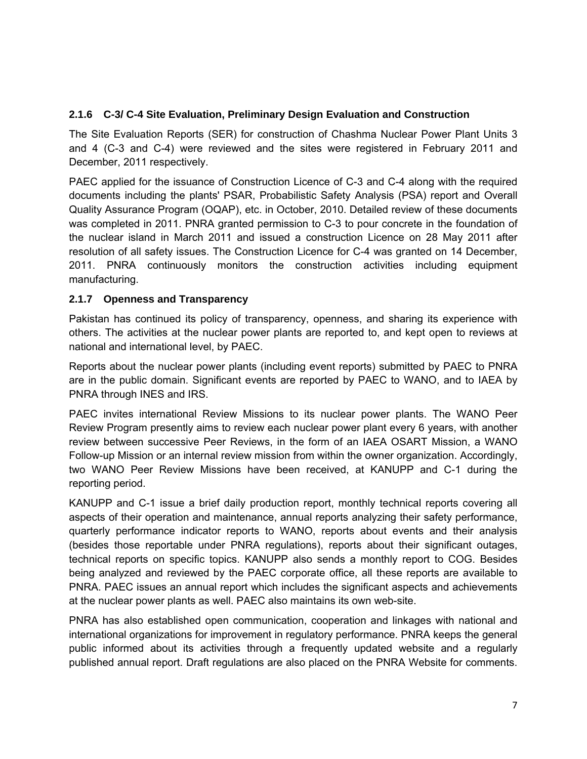### 2.1.6 C-3/ C-4 Site Evaluation, Preliminary Design Evaluation and Construction

The Site Evaluation Reports (SER) for construction of Chashma Nuclear Power Plant Units 3 and 4 (C-3 and C-4) were reviewed and the sites were registered in February 2011 and December, 2011 respectively.

PAEC applied for the issuance of Construction Licence of C-3 and C-4 along with the required documents including the plants' PSAR, Probabilistic Safety Analysis (PSA) report and Overall Quality Assurance Program (OQAP), etc. in October, 2010. Detailed review of these documents was completed in 2011. PNRA granted permission to C-3 to pour concrete in the foundation of the nuclear island in March 2011 and issued a construction Licence on 28 May 2011 after resolution of all safety issues. The Construction Licence for C-4 was granted on 14 December, 2011. PNRA continuously monitors the construction activities including equipment manufacturing.

### 2.1.7 Openness and Transparency

Pakistan has continued its policy of transparency, openness, and sharing its experience with others. The activities at the nuclear power plants are reported to, and kept open to reviews at national and international level, by PAEC.

Reports about the nuclear power plants (including event reports) submitted by PAEC to PNRA are in the public domain. Significant events are reported by PAEC to WANO, and to IAEA by PNRA through INES and IRS.

PAEC invites international Review Missions to its nuclear power plants. The WANO Peer Review Program presently aims to review each nuclear power plant every 6 years, with another review between successive Peer Reviews, in the form of an IAEA OSART Mission, a WANO Follow-up Mission or an internal review mission from within the owner organization. Accordingly, two WANO Peer Review Missions have been received, at KANUPP and C-1 during the reporting period.

KANUPP and C-1 issue a brief daily production report, monthly technical reports covering all aspects of their operation and maintenance, annual reports analyzing their safety performance, quarterly performance indicator reports to WANO, reports about events and their analysis (besides those reportable under PNRA regulations), reports about their significant outages, technical reports on specific topics. KANUPP also sends a monthly report to COG. Besides being analyzed and reviewed by the PAEC corporate office, all these reports are available to PNRA. PAEC issues an annual report which includes the significant aspects and achievements at the nuclear power plants as well. PAEC also maintains its own web-site.

PNRA has also established open communication, cooperation and linkages with national and international organizations for improvement in regulatory performance. PNRA keeps the general public informed about its activities through a frequently updated website and a regularly published annual report. Draft regulations are also placed on the PNRA Website for comments.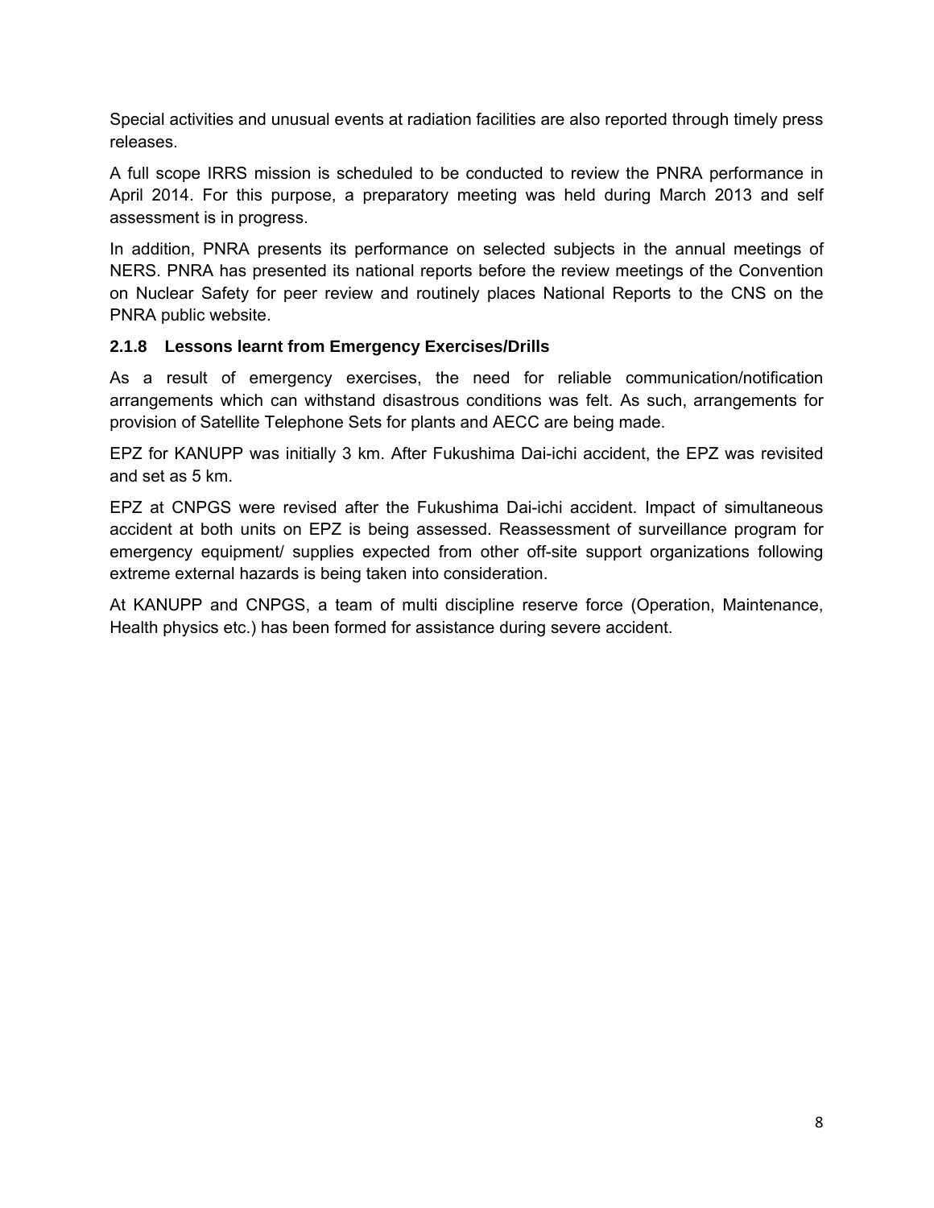Special activities and unusual events at radiation facilities are also reported through timely press releases.

A full scope IRRS mission is scheduled to be conducted to review the PNRA performance in April 2014. For this purpose, a preparatory meeting was held during March 2013 and self assessment is in progress.

In addition, PNRA presents its performance on selected subjects in the annual meetings of NERS. PNRA has presented its national reports before the review meetings of the Convention on Nuclear Safety for peer review and routinely places National Reports to the CNS on the PNRA public website.

### 2.1.8 Lessons learnt from Emergency Exercises/Drills

As a result of emergency exercises, the need for reliable communication/notification arrangements which can withstand disastrous conditions was felt. As such, arrangements for provision of Satellite Telephone Sets for plants and AECC are being made.

EPZ for KANUPP was initially 3 km. After Fukushima Dai-ichi accident, the EPZ was revisited and set as 5 km.

EPZ at CNPGS were revised after the Fukushima Dai-ichi accident. Impact of simultaneous accident at both units on EPZ is being assessed. Reassessment of surveillance program for emergency equipment/ supplies expected from other off-site support organizations following extreme external hazards is being taken into consideration.

At KANUPP and CNPGS, a team of multi discipline reserve force (Operation, Maintenance, Health physics etc.) has been formed for assistance during severe accident.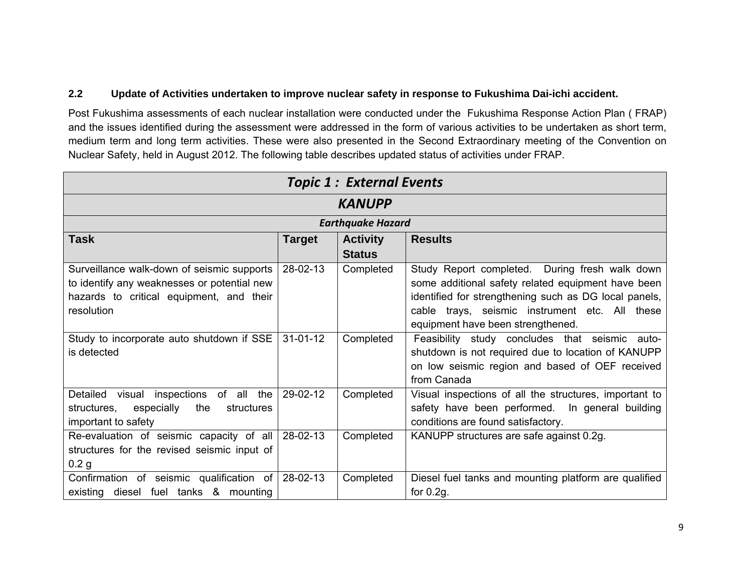### 2.2 Update of Activities undertaken to improve nuclear safety in response to Fukushima Dai-ichi accident.

Post Fukushima assessments of each nuclear installation were conducted under the Fukushima Response Action Plan ( FRAP) and the issues identified during the assessment were addressed in the form of various activities to be undertaken as short term, medium term and long term activities. These were also presented in the Second Extraordinary meeting of the Convention on Nuclear Safety, held in August 2012. The following table describes updated status of activities under FRAP.

| ***Topic 1 : External Events*** | | | |
|---|---|---|---|
| ***KANUPP*** | | | |
| ***Earthquake Hazard*** | | | |
| **Task** | **Target** | **Activity Status** | **Results** |
| Surveillance walk-down of seismic supports to identify any weaknesses or potential new hazards to critical equipment, and their resolution | 28-02-13 | Completed | Study Report completed. During fresh walk down some additional safety related equipment have been identified for strengthening such as DG local panels, cable trays, seismic instrument etc. All these equipment have been strengthened. |
| Study to incorporate auto shutdown if SSE is detected | 31-01-12 | Completed | Feasibility study concludes that seismic auto-shutdown is not required due to location of KANUPP on low seismic region and based of OEF received from Canada |
| Detailed visual inspections of all the structures, especially the structures important to safety | 29-02-12 | Completed | Visual inspections of all the structures, important to safety have been performed. In general building conditions are found satisfactory. |
| Re-evaluation of seismic capacity of all structures for the revised seismic input of 0.2 g | 28-02-13 | Completed | KANUPP structures are safe against 0.2g. |
| Confirmation of seismic qualification of existing diesel fuel tanks & mounting | 28-02-13 | Completed | Diesel fuel tanks and mounting platform are qualified for 0.2g. |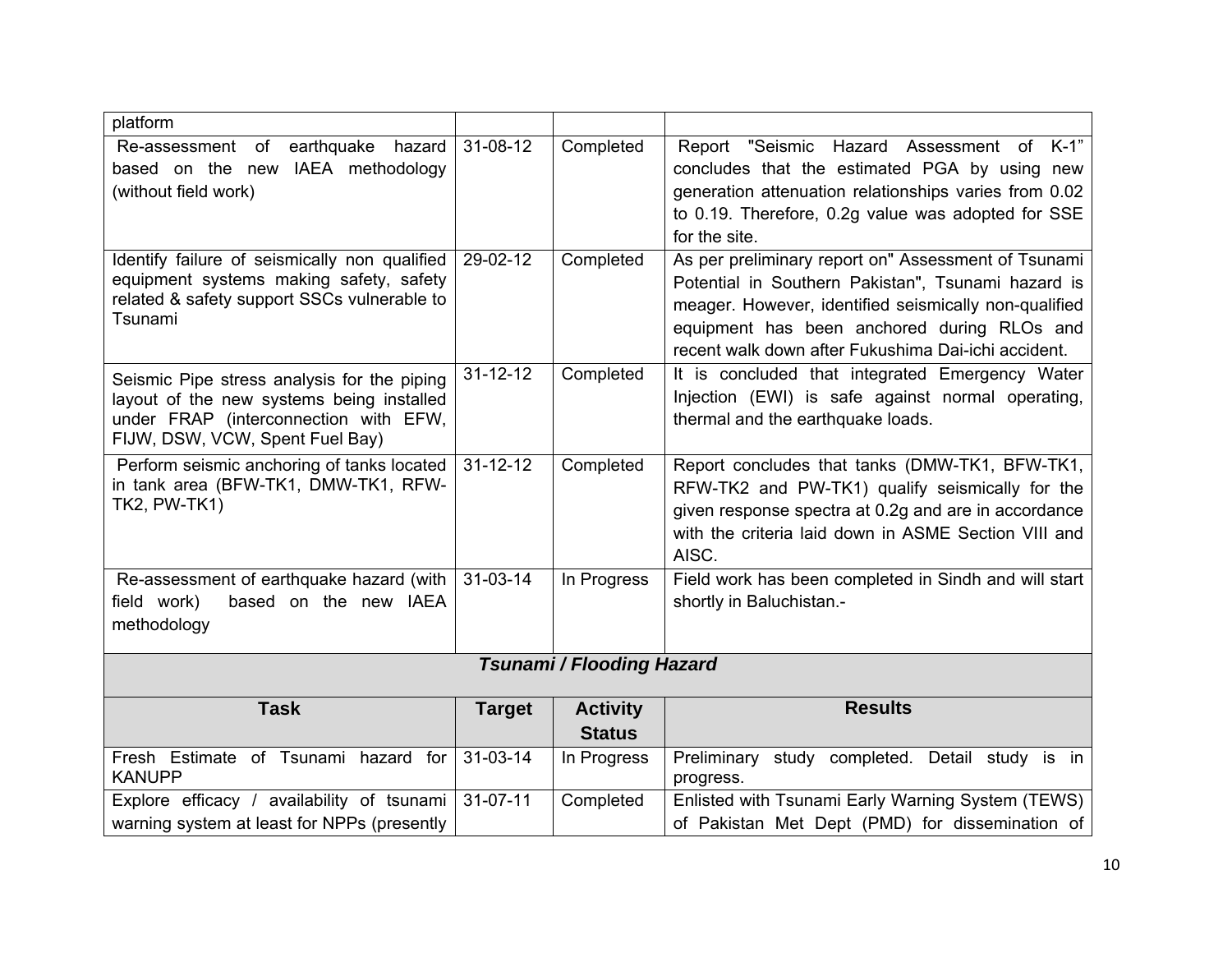| | | | |
|---|---|---|---|
| platform | | | |
| Re-assessment of earthquake hazard based on the new IAEA methodology (without field work) | 31-08-12 | Completed | Report "Seismic Hazard Assessment of K-1" concludes that the estimated PGA by using new generation attenuation relationships varies from 0.02 to 0.19. Therefore, 0.2g value was adopted for SSE for the site. |
| Identify failure of seismically non qualified equipment systems making safety, safety related & safety support SSCs vulnerable to Tsunami | 29-02-12 | Completed | As per preliminary report on" Assessment of Tsunami Potential in Southern Pakistan", Tsunami hazard is meager. However, identified seismically non-qualified equipment has been anchored during RLOs and recent walk down after Fukushima Dai-ichi accident. |
| Seismic Pipe stress analysis for the piping layout of the new systems being installed under FRAP (interconnection with EFW, FIJW, DSW, VCW, Spent Fuel Bay) | 31-12-12 | Completed | It is concluded that integrated Emergency Water Injection (EWI) is safe against normal operating, thermal and the earthquake loads. |
| Perform seismic anchoring of tanks located in tank area (BFW-TK1, DMW-TK1, RFW-TK2, PW-TK1) | 31-12-12 | Completed | Report concludes that tanks (DMW-TK1, BFW-TK1, RFW-TK2 and PW-TK1) qualify seismically for the given response spectra at 0.2g and are in accordance with the criteria laid down in ASME Section VIII and AISC. |
| Re-assessment of earthquake hazard (with field work) based on the new IAEA methodology | 31-03-14 | In Progress | Field work has been completed in Sindh and will start shortly in Baluchistan.- |

***Tsunami / Flooding Hazard***

| Task | Target | Activity Status | Results |
|---|---|---|---|
| Fresh Estimate of Tsunami hazard for KANUPP | 31-03-14 | In Progress | Preliminary study completed. Detail study is in progress. |
| Explore efficacy / availability of tsunami warning system at least for NPPs (presently | 31-07-11 | Completed | Enlisted with Tsunami Early Warning System (TEWS) of Pakistan Met Dept (PMD) for dissemination of |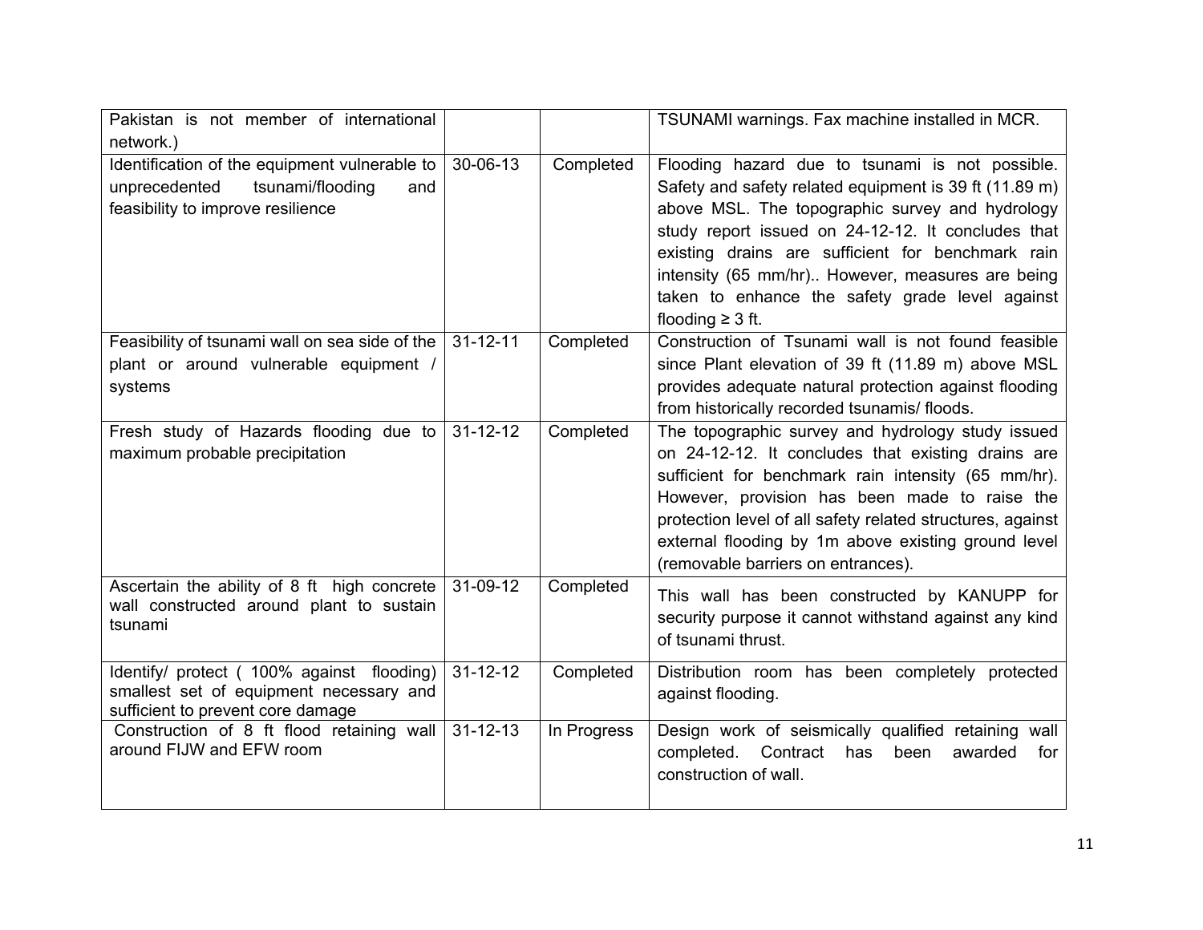| | | | |
|---|---|---|---|
| Pakistan is not member of international network.) | | | TSUNAMI warnings. Fax machine installed in MCR. |
| Identification of the equipment vulnerable to unprecedented tsunami/flooding and feasibility to improve resilience | 30-06-13 | Completed | Flooding hazard due to tsunami is not possible. Safety and safety related equipment is 39 ft (11.89 m) above MSL. The topographic survey and hydrology study report issued on 24-12-12. It concludes that existing drains are sufficient for benchmark rain intensity (65 mm/hr).. However, measures are being taken to enhance the safety grade level against flooding ≥ 3 ft. |
| Feasibility of tsunami wall on sea side of the plant or around vulnerable equipment / systems | 31-12-11 | Completed | Construction of Tsunami wall is not found feasible since Plant elevation of 39 ft (11.89 m) above MSL provides adequate natural protection against flooding from historically recorded tsunamis/ floods. |
| Fresh study of Hazards flooding due to maximum probable precipitation | 31-12-12 | Completed | The topographic survey and hydrology study issued on 24-12-12. It concludes that existing drains are sufficient for benchmark rain intensity (65 mm/hr). However, provision has been made to raise the protection level of all safety related structures, against external flooding by 1m above existing ground level (removable barriers on entrances). |
| Ascertain the ability of 8 ft high concrete wall constructed around plant to sustain tsunami | 31-09-12 | Completed | This wall has been constructed by KANUPP for security purpose it cannot withstand against any kind of tsunami thrust. |
| Identify/ protect ( 100% against flooding) smallest set of equipment necessary and sufficient to prevent core damage | 31-12-12 | Completed | Distribution room has been completely protected against flooding. |
| Construction of 8 ft flood retaining wall around FIJW and EFW room | 31-12-13 | In Progress | Design work of seismically qualified retaining wall completed. Contract has been awarded for construction of wall. |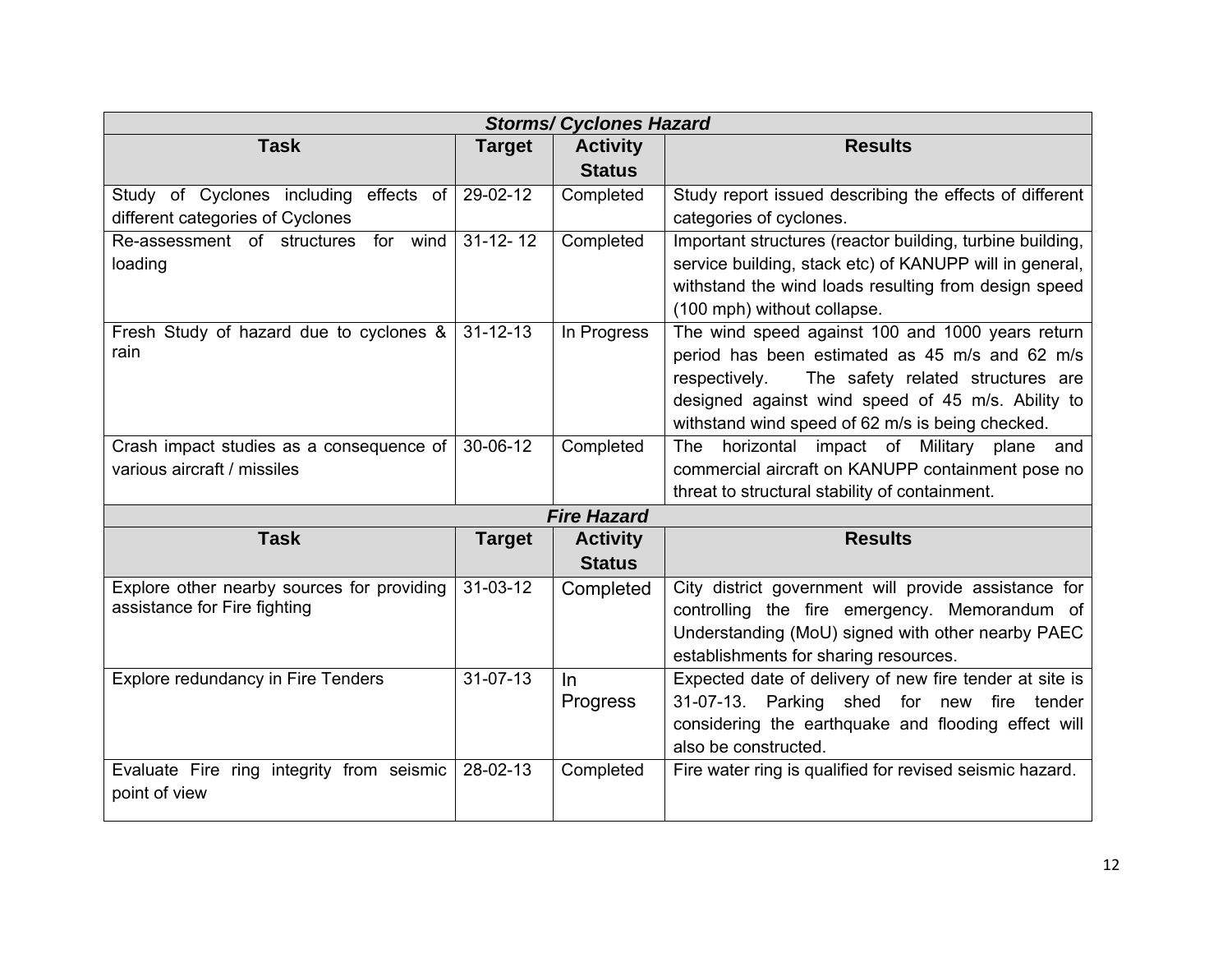| ***Storms/ Cyclones Hazard*** | | | |
|---|---|---|---|
| **Task** | **Target** | **Activity Status** | **Results** |
| Study of Cyclones including effects of different categories of Cyclones | 29-02-12 | Completed | Study report issued describing the effects of different categories of cyclones. |
| Re-assessment of structures for wind loading | 31-12- 12 | Completed | Important structures (reactor building, turbine building, service building, stack etc) of KANUPP will in general, withstand the wind loads resulting from design speed (100 mph) without collapse. |
| Fresh Study of hazard due to cyclones & rain | 31-12-13 | In Progress | The wind speed against 100 and 1000 years return period has been estimated as 45 m/s and 62 m/s respectively. The safety related structures are designed against wind speed of 45 m/s. Ability to withstand wind speed of 62 m/s is being checked. |
| Crash impact studies as a consequence of various aircraft / missiles | 30-06-12 | Completed | The horizontal impact of Military plane and commercial aircraft on KANUPP containment pose no threat to structural stability of containment. |

| ***Fire Hazard*** | | | |
|---|---|---|---|
| **Task** | **Target** | **Activity Status** | **Results** |
| Explore other nearby sources for providing assistance for Fire fighting | 31-03-12 | Completed | City district government will provide assistance for controlling the fire emergency. Memorandum of Understanding (MoU) signed with other nearby PAEC establishments for sharing resources. |
| Explore redundancy in Fire Tenders | 31-07-13 | In Progress | Expected date of delivery of new fire tender at site is 31-07-13. Parking shed for new fire tender considering the earthquake and flooding effect will also be constructed. |
| Evaluate Fire ring integrity from seismic point of view | 28-02-13 | Completed | Fire water ring is qualified for revised seismic hazard. |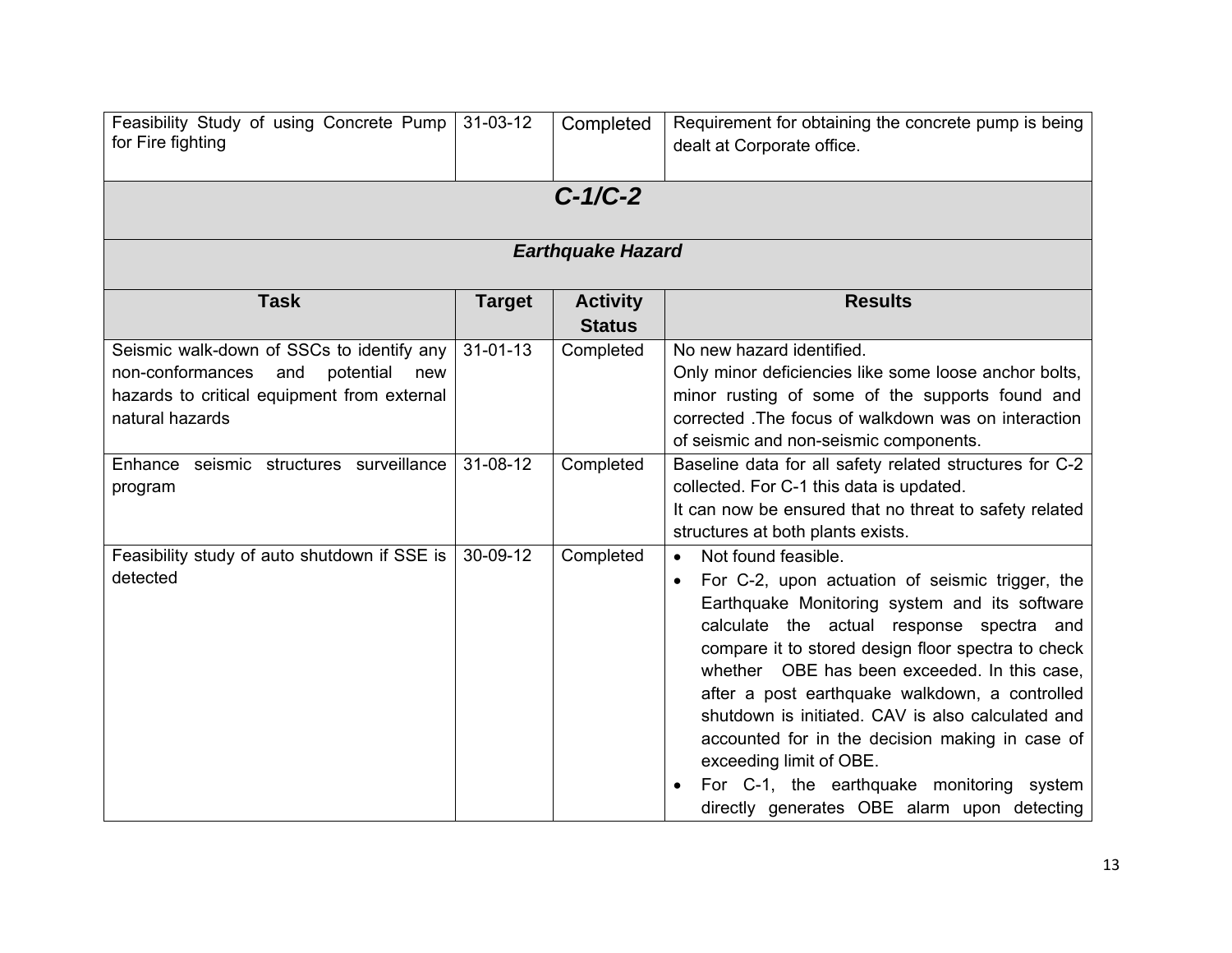| Task | Target | Activity Status | Results |
| --- | --- | --- | --- |
| Feasibility Study of using Concrete Pump for Fire fighting | 31-03-12 | Completed | Requirement for obtaining the concrete pump is being dealt at Corporate office. |
| ***C-1/C-2*** | | | |
| ***Earthquake Hazard*** | | | |
| **Task** | **Target** | **Activity Status** | **Results** |
| Seismic walk-down of SSCs to identify any non-conformances and potential new hazards to critical equipment from external natural hazards | 31-01-13 | Completed | No new hazard identified.<br>Only minor deficiencies like some loose anchor bolts, minor rusting of some of the supports found and corrected .The focus of walkdown was on interaction of seismic and non-seismic components. |
| Enhance seismic structures surveillance program | 31-08-12 | Completed | Baseline data for all safety related structures for C-2 collected. For C-1 this data is updated.<br>It can now be ensured that no threat to safety related structures at both plants exists. |
| Feasibility study of auto shutdown if SSE is detected | 30-09-12 | Completed | • Not found feasible.<br>• For C-2, upon actuation of seismic trigger, the Earthquake Monitoring system and its software calculate the actual response spectra and compare it to stored design floor spectra to check whether OBE has been exceeded. In this case, after a post earthquake walkdown, a controlled shutdown is initiated. CAV is also calculated and accounted for in the decision making in case of exceeding limit of OBE.<br>• For C-1, the earthquake monitoring system directly generates OBE alarm upon detecting |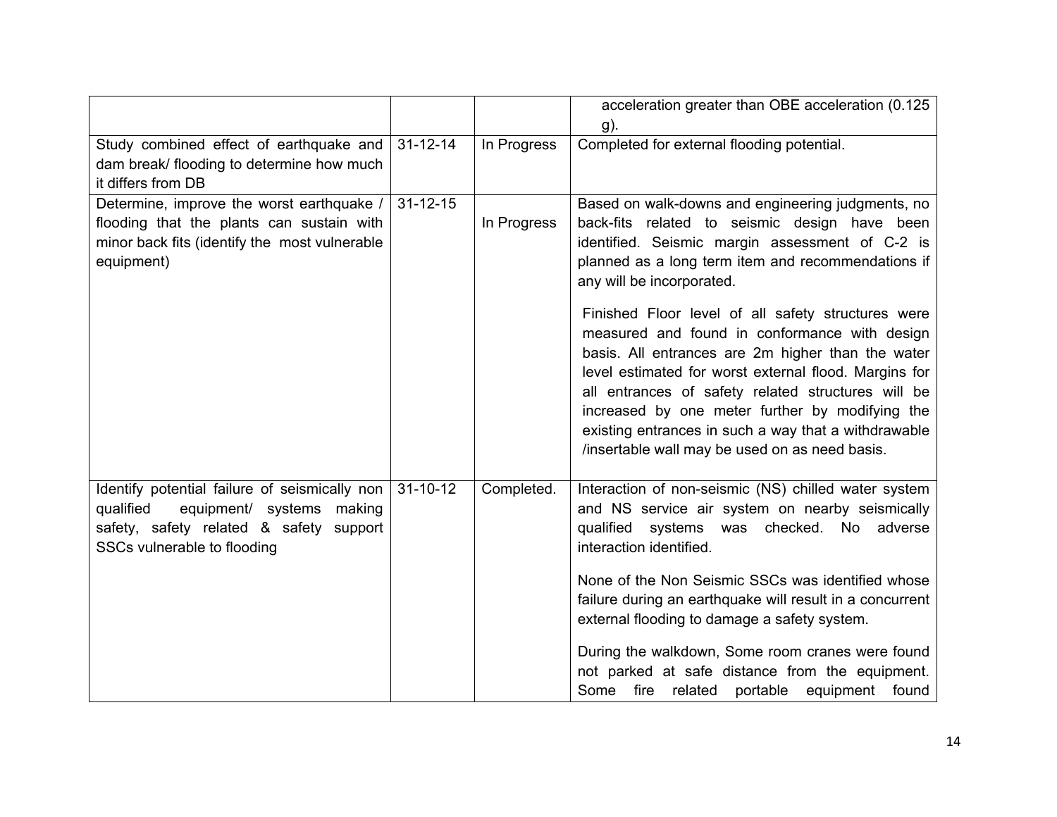|  |  |  |  |
|---|---|---|---|
|  |  |  | acceleration greater than OBE acceleration (0.125 g). |
| Study combined effect of earthquake and dam break/ flooding to determine how much it differs from DB | 31-12-14 | In Progress | Completed for external flooding potential. |
| Determine, improve the worst earthquake / flooding that the plants can sustain with minor back fits (identify the most vulnerable equipment) | 31-12-15 | In Progress | Based on walk-downs and engineering judgments, no back-fits related to seismic design have been identified. Seismic margin assessment of C-2 is planned as a long term item and recommendations if any will be incorporated.<br><br>Finished Floor level of all safety structures were measured and found in conformance with design basis. All entrances are 2m higher than the water level estimated for worst external flood. Margins for all entrances of safety related structures will be increased by one meter further by modifying the existing entrances in such a way that a withdrawable /insertable wall may be used on as need basis. |
| Identify potential failure of seismically non qualified equipment/ systems making safety, safety related & safety support SSCs vulnerable to flooding | 31-10-12 | Completed. | Interaction of non-seismic (NS) chilled water system and NS service air system on nearby seismically qualified systems was checked. No adverse interaction identified.<br><br>None of the Non Seismic SSCs was identified whose failure during an earthquake will result in a concurrent external flooding to damage a safety system.<br><br>During the walkdown, Some room cranes were found not parked at safe distance from the equipment. Some fire related portable equipment found |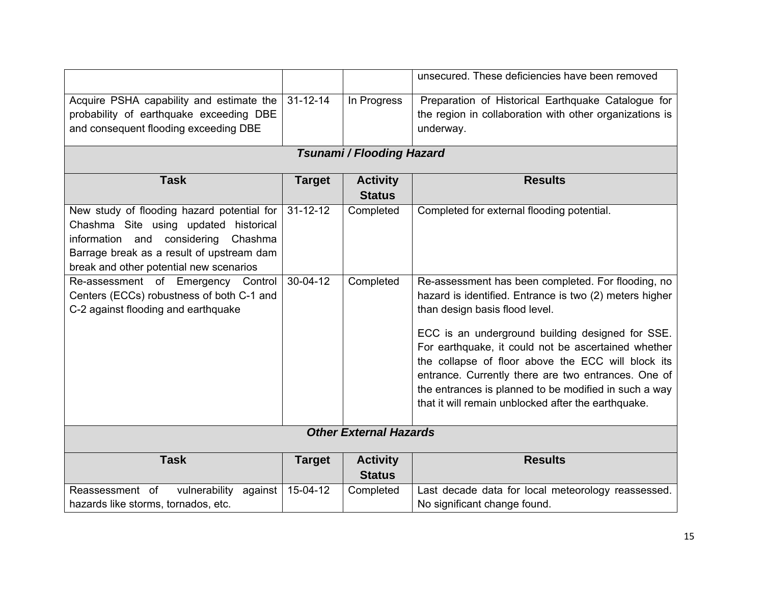| | | | |
|---|---|---|---|
| | | | unsecured. These deficiencies have been removed |
| Acquire PSHA capability and estimate the probability of earthquake exceeding DBE and consequent flooding exceeding DBE | 31-12-14 | In Progress | Preparation of Historical Earthquake Catalogue for the region in collaboration with other organizations is underway. |

***Tsunami / Flooding Hazard***

| **Task** | **Target** | **Activity Status** | **Results** |
|---|---|---|---|
| New study of flooding hazard potential for Chashma Site using updated historical information and considering Chashma Barrage break as a result of upstream dam break and other potential new scenarios | 31-12-12 | Completed | Completed for external flooding potential. |
| Re-assessment of Emergency Control Centers (ECCs) robustness of both C-1 and C-2 against flooding and earthquake | 30-04-12 | Completed | Re-assessment has been completed. For flooding, no hazard is identified. Entrance is two (2) meters higher than design basis flood level.<br><br>ECC is an underground building designed for SSE. For earthquake, it could not be ascertained whether the collapse of floor above the ECC will block its entrance. Currently there are two entrances. One of the entrances is planned to be modified in such a way that it will remain unblocked after the earthquake. |

***Other External Hazards***

| **Task** | **Target** | **Activity Status** | **Results** |
|---|---|---|---|
| Reassessment of vulnerability against hazards like storms, tornados, etc. | 15-04-12 | Completed | Last decade data for local meteorology reassessed. No significant change found. |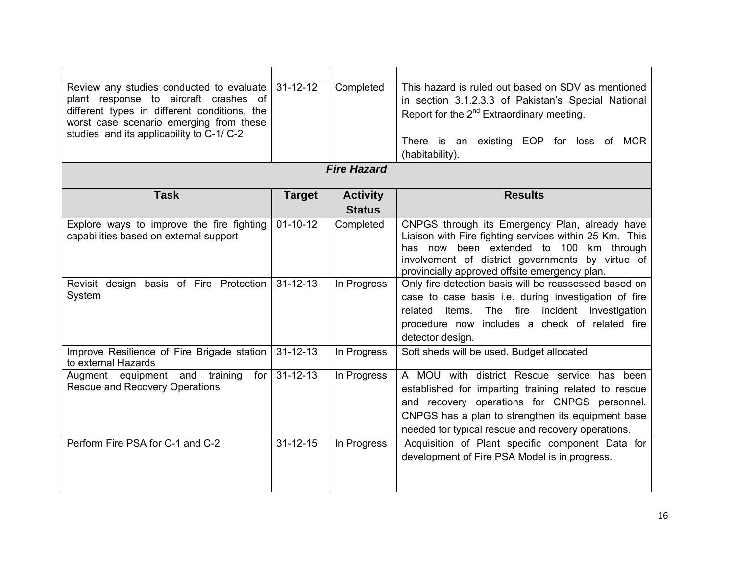| | | | |
|---|---|---|---|
| Review any studies conducted to evaluate plant response to aircraft crashes of different types in different conditions, the worst case scenario emerging from these studies and its applicability to C-1/ C-2 | 31-12-12 | Completed | This hazard is ruled out based on SDV as mentioned in section 3.1.2.3.3 of Pakistan's Special National Report for the 2nd Extraordinary meeting.<br><br>There is an existing EOP for loss of MCR (habitability). |
| ***Fire Hazard*** | | | |
| **Task** | **Target** | **Activity Status** | **Results** |
| Explore ways to improve the fire fighting capabilities based on external support | 01-10-12 | Completed | CNPGS through its Emergency Plan, already have Liaison with Fire fighting services within 25 Km. This has now been extended to 100 km through involvement of district governments by virtue of provincially approved offsite emergency plan. |
| Revisit design basis of Fire Protection System | 31-12-13 | In Progress | Only fire detection basis will be reassessed based on case to case basis i.e. during investigation of fire related items. The fire incident investigation procedure now includes a check of related fire detector design. |
| Improve Resilience of Fire Brigade station to external Hazards | 31-12-13 | In Progress | Soft sheds will be used. Budget allocated |
| Augment equipment and training for Rescue and Recovery Operations | 31-12-13 | In Progress | A MOU with district Rescue service has been established for imparting training related to rescue and recovery operations for CNPGS personnel. CNPGS has a plan to strengthen its equipment base needed for typical rescue and recovery operations. |
| Perform Fire PSA for C-1 and C-2 | 31-12-15 | In Progress | Acquisition of Plant specific component Data for development of Fire PSA Model is in progress. |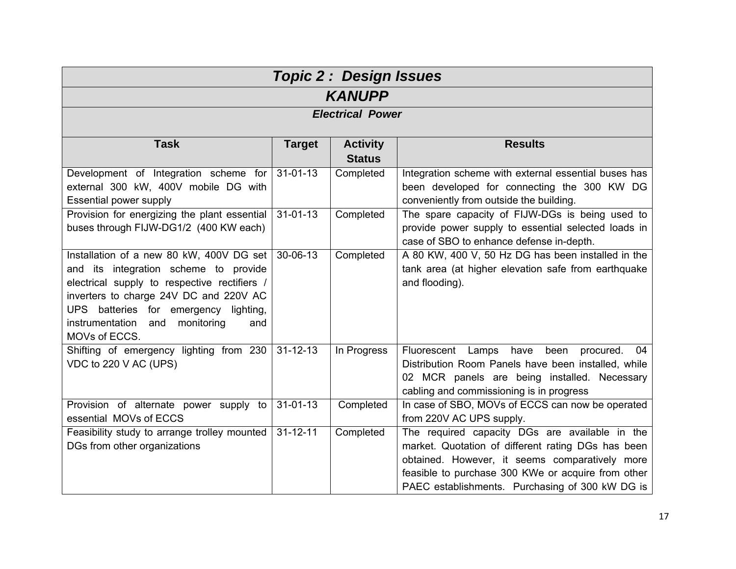## *Topic 2 : Design Issues*

## *KANUPP*

### *Electrical Power*

| Task | Target | Activity Status | Results |
|---|---|---|---|
| Development of Integration scheme for external 300 kW, 400V mobile DG with Essential power supply | 31-01-13 | Completed | Integration scheme with external essential buses has been developed for connecting the 300 KW DG conveniently from outside the building. |
| Provision for energizing the plant essential buses through FIJW-DG1/2 (400 KW each) | 31-01-13 | Completed | The spare capacity of FIJW-DGs is being used to provide power supply to essential selected loads in case of SBO to enhance defense in-depth. |
| Installation of a new 80 kW, 400V DG set and its integration scheme to provide electrical supply to respective rectifiers / inverters to charge 24V DC and 220V AC UPS batteries for emergency lighting, instrumentation and monitoring and MOVs of ECCS. | 30-06-13 | Completed | A 80 KW, 400 V, 50 Hz DG has been installed in the tank area (at higher elevation safe from earthquake and flooding). |
| Shifting of emergency lighting from 230 VDC to 220 V AC (UPS) | 31-12-13 | In Progress | Fluorescent Lamps have been procured. 04 Distribution Room Panels have been installed, while 02 MCR panels are being installed. Necessary cabling and commissioning is in progress |
| Provision of alternate power supply to essential MOVs of ECCS | 31-01-13 | Completed | In case of SBO, MOVs of ECCS can now be operated from 220V AC UPS supply. |
| Feasibility study to arrange trolley mounted DGs from other organizations | 31-12-11 | Completed | The required capacity DGs are available in the market. Quotation of different rating DGs has been obtained. However, it seems comparatively more feasible to purchase 300 KWe or acquire from other PAEC establishments. Purchasing of 300 kW DG is |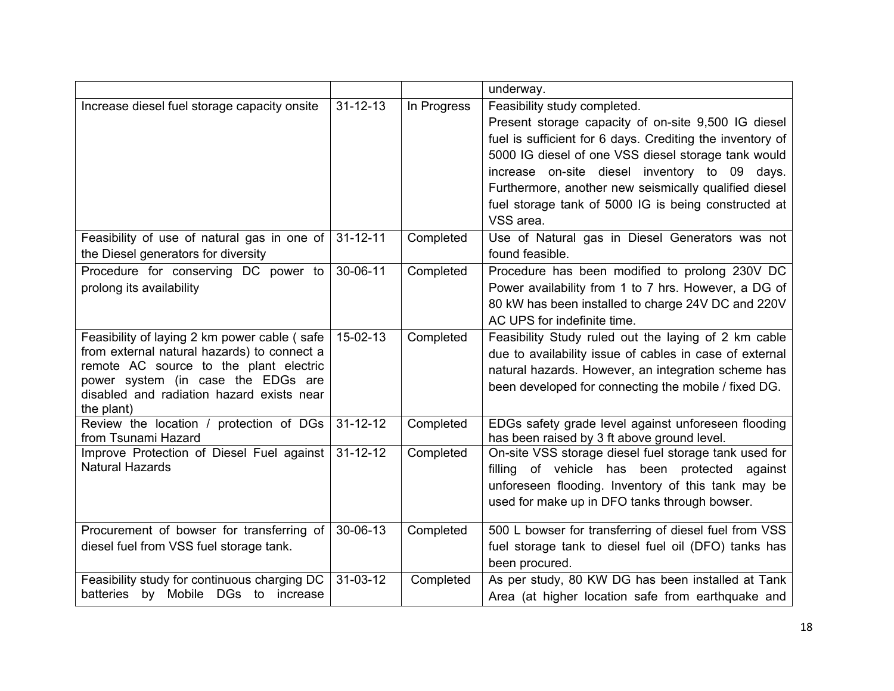| | | | |
|---|---|---|---|
| | | | underway. |
| Increase diesel fuel storage capacity onsite | 31-12-13 | In Progress | Feasibility study completed. Present storage capacity of on-site 9,500 IG diesel fuel is sufficient for 6 days. Crediting the inventory of 5000 IG diesel of one VSS diesel storage tank would increase on-site diesel inventory to 09 days. Furthermore, another new seismically qualified diesel fuel storage tank of 5000 IG is being constructed at VSS area. |
| Feasibility of use of natural gas in one of the Diesel generators for diversity | 31-12-11 | Completed | Use of Natural gas in Diesel Generators was not found feasible. |
| Procedure for conserving DC power to prolong its availability | 30-06-11 | Completed | Procedure has been modified to prolong 230V DC Power availability from 1 to 7 hrs. However, a DG of 80 kW has been installed to charge 24V DC and 220V AC UPS for indefinite time. |
| Feasibility of laying 2 km power cable ( safe from external natural hazards) to connect a remote AC source to the plant electric power system (in case the EDGs are disabled and radiation hazard exists near the plant) | 15-02-13 | Completed | Feasibility Study ruled out the laying of 2 km cable due to availability issue of cables in case of external natural hazards. However, an integration scheme has been developed for connecting the mobile / fixed DG. |
| Review the location / protection of DGs from Tsunami Hazard | 31-12-12 | Completed | EDGs safety grade level against unforeseen flooding has been raised by 3 ft above ground level. |
| Improve Protection of Diesel Fuel against Natural Hazards | 31-12-12 | Completed | On-site VSS storage diesel fuel storage tank used for filling of vehicle has been protected against unforeseen flooding. Inventory of this tank may be used for make up in DFO tanks through bowser. |
| Procurement of bowser for transferring of diesel fuel from VSS fuel storage tank. | 30-06-13 | Completed | 500 L bowser for transferring of diesel fuel from VSS fuel storage tank to diesel fuel oil (DFO) tanks has been procured. |
| Feasibility study for continuous charging DC batteries by Mobile DGs to increase | 31-03-12 | Completed | As per study, 80 KW DG has been installed at Tank Area (at higher location safe from earthquake and |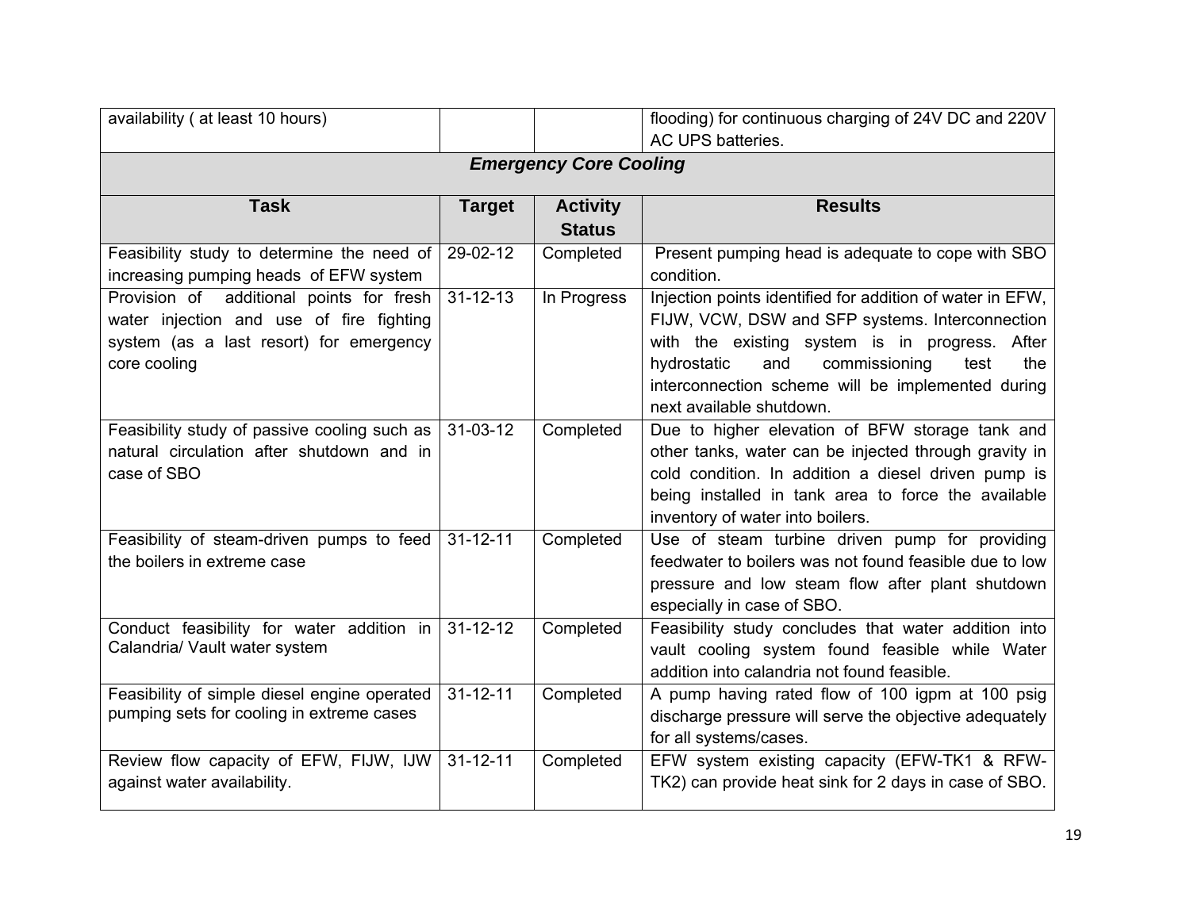| availability ( at least 10 hours) | | | flooding) for continuous charging of 24V DC and 220V AC UPS batteries. |
|---|---|---|---|

***Emergency Core Cooling***

| Task | Target | Activity Status | Results |
|---|---|---|---|
| Feasibility study to determine the need of increasing pumping heads of EFW system | 29-02-12 | Completed | Present pumping head is adequate to cope with SBO condition. |
| Provision of additional points for fresh water injection and use of fire fighting system (as a last resort) for emergency core cooling | 31-12-13 | In Progress | Injection points identified for addition of water in EFW, FIJW, VCW, DSW and SFP systems. Interconnection with the existing system is in progress. After hydrostatic and commissioning test the interconnection scheme will be implemented during next available shutdown. |
| Feasibility study of passive cooling such as natural circulation after shutdown and in case of SBO | 31-03-12 | Completed | Due to higher elevation of BFW storage tank and other tanks, water can be injected through gravity in cold condition. In addition a diesel driven pump is being installed in tank area to force the available inventory of water into boilers. |
| Feasibility of steam-driven pumps to feed the boilers in extreme case | 31-12-11 | Completed | Use of steam turbine driven pump for providing feedwater to boilers was not found feasible due to low pressure and low steam flow after plant shutdown especially in case of SBO. |
| Conduct feasibility for water addition in Calandria/ Vault water system | 31-12-12 | Completed | Feasibility study concludes that water addition into vault cooling system found feasible while Water addition into calandria not found feasible. |
| Feasibility of simple diesel engine operated pumping sets for cooling in extreme cases | 31-12-11 | Completed | A pump having rated flow of 100 igpm at 100 psig discharge pressure will serve the objective adequately for all systems/cases. |
| Review flow capacity of EFW, FIJW, IJW against water availability. | 31-12-11 | Completed | EFW system existing capacity (EFW-TK1 & RFW-TK2) can provide heat sink for 2 days in case of SBO. |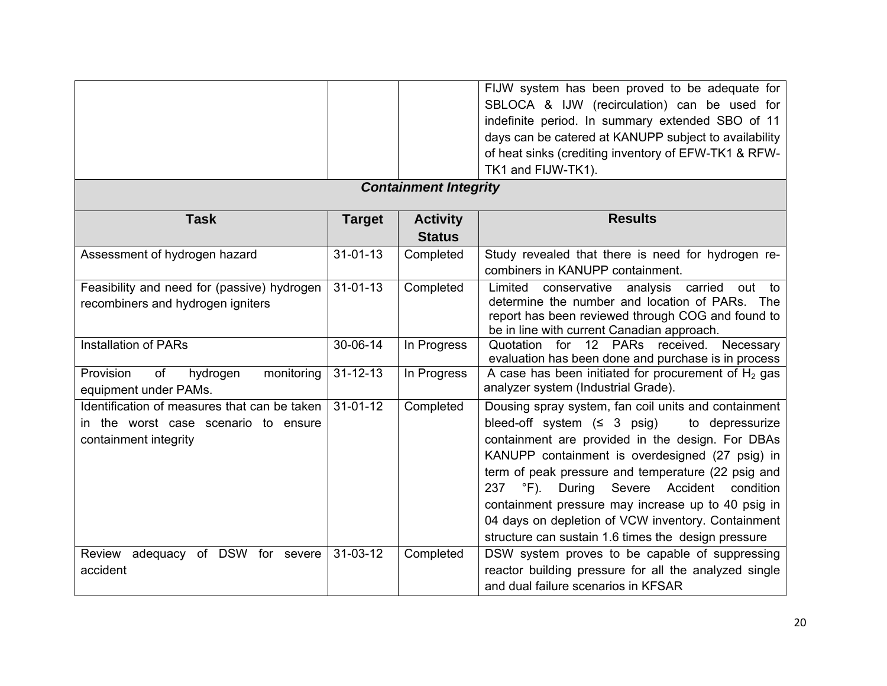| | | | |
|---|---|---|---|
| | | | FIJW system has been proved to be adequate for SBLOCA & IJW (recirculation) can be used for indefinite period. In summary extended SBO of 11 days can be catered at KANUPP subject to availability of heat sinks (crediting inventory of EFW-TK1 & RFW-TK1 and FIJW-TK1). |
| ***Containment Integrity*** | | | |
| **Task** | **Target** | **Activity Status** | **Results** |
| Assessment of hydrogen hazard | 31-01-13 | Completed | Study revealed that there is need for hydrogen re-combiners in KANUPP containment. |
| Feasibility and need for (passive) hydrogen recombiners and hydrogen igniters | 31-01-13 | Completed | Limited conservative analysis carried out to determine the number and location of PARs. The report has been reviewed through COG and found to be in line with current Canadian approach. |
| Installation of PARs | 30-06-14 | In Progress | Quotation for 12 PARs received. Necessary evaluation has been done and purchase is in process |
| Provision of hydrogen monitoring equipment under PAMs. | 31-12-13 | In Progress | A case has been initiated for procurement of $H_2$ gas analyzer system (Industrial Grade). |
| Identification of measures that can be taken in the worst case scenario to ensure containment integrity | 31-01-12 | Completed | Dousing spray system, fan coil units and containment bleed-off system (≤ 3 psig) to depressurize containment are provided in the design. For DBAs KANUPP containment is overdesigned (27 psig) in term of peak pressure and temperature (22 psig and 237 °F). During Severe Accident condition containment pressure may increase up to 40 psig in 04 days on depletion of VCW inventory. Containment structure can sustain 1.6 times the design pressure |
| Review adequacy of DSW for severe accident | 31-03-12 | Completed | DSW system proves to be capable of suppressing reactor building pressure for all the analyzed single and dual failure scenarios in KFSAR |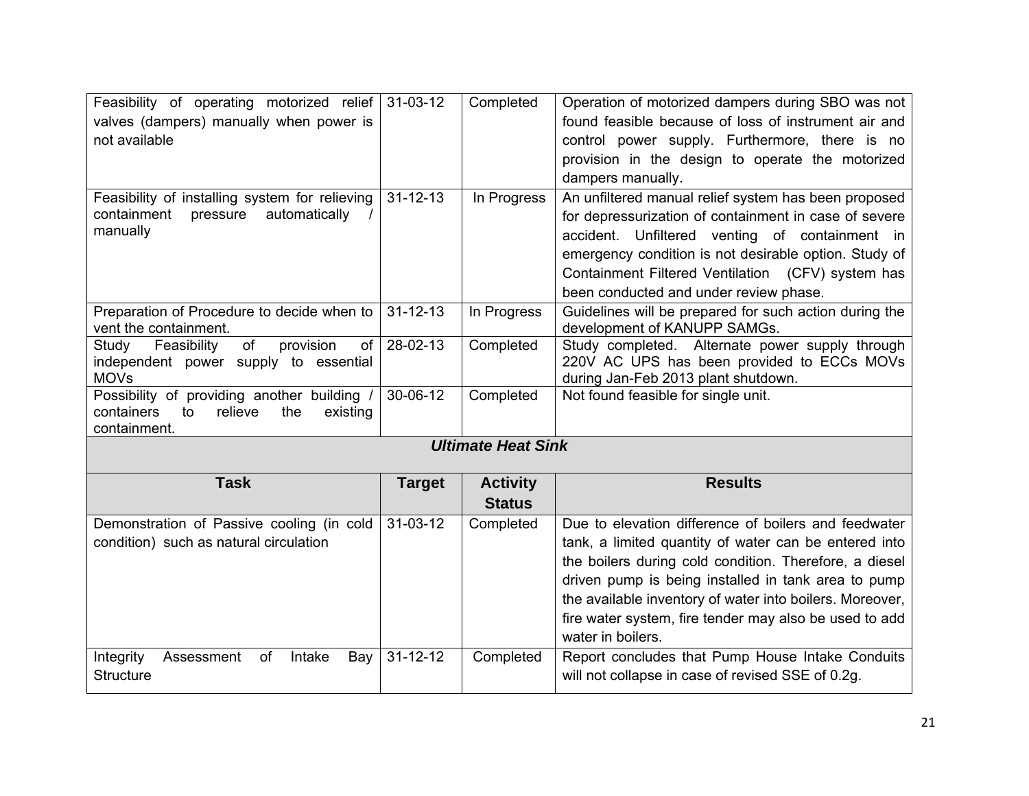| Task | Target | Activity Status | Results |
|---|---|---|---|
| Feasibility of operating motorized relief valves (dampers) manually when power is not available | 31-03-12 | Completed | Operation of motorized dampers during SBO was not found feasible because of loss of instrument air and control power supply. Furthermore, there is no provision in the design to operate the motorized dampers manually. |
| Feasibility of installing system for relieving containment pressure automatically / manually | 31-12-13 | In Progress | An unfiltered manual relief system has been proposed for depressurization of containment in case of severe accident. Unfiltered venting of containment in emergency condition is not desirable option. Study of Containment Filtered Ventilation (CFV) system has been conducted and under review phase. |
| Preparation of Procedure to decide when to vent the containment. | 31-12-13 | In Progress | Guidelines will be prepared for such action during the development of KANUPP SAMGs. |
| Study Feasibility of provision of independent power supply to essential MOVs | 28-02-13 | Completed | Study completed. Alternate power supply through 220V AC UPS has been provided to ECCs MOVs during Jan-Feb 2013 plant shutdown. |
| Possibility of providing another building / containers to relieve the existing containment. | 30-06-12 | Completed | Not found feasible for single unit. |

***Ultimate Heat Sink***

| Task | Target | Activity Status | Results |
|---|---|---|---|
| Demonstration of Passive cooling (in cold condition) such as natural circulation | 31-03-12 | Completed | Due to elevation difference of boilers and feedwater tank, a limited quantity of water can be entered into the boilers during cold condition. Therefore, a diesel driven pump is being installed in tank area to pump the available inventory of water into boilers. Moreover, fire water system, fire tender may also be used to add water in boilers. |
| Integrity Assessment of Intake Bay Structure | 31-12-12 | Completed | Report concludes that Pump House Intake Conduits will not collapse in case of revised SSE of 0.2g. |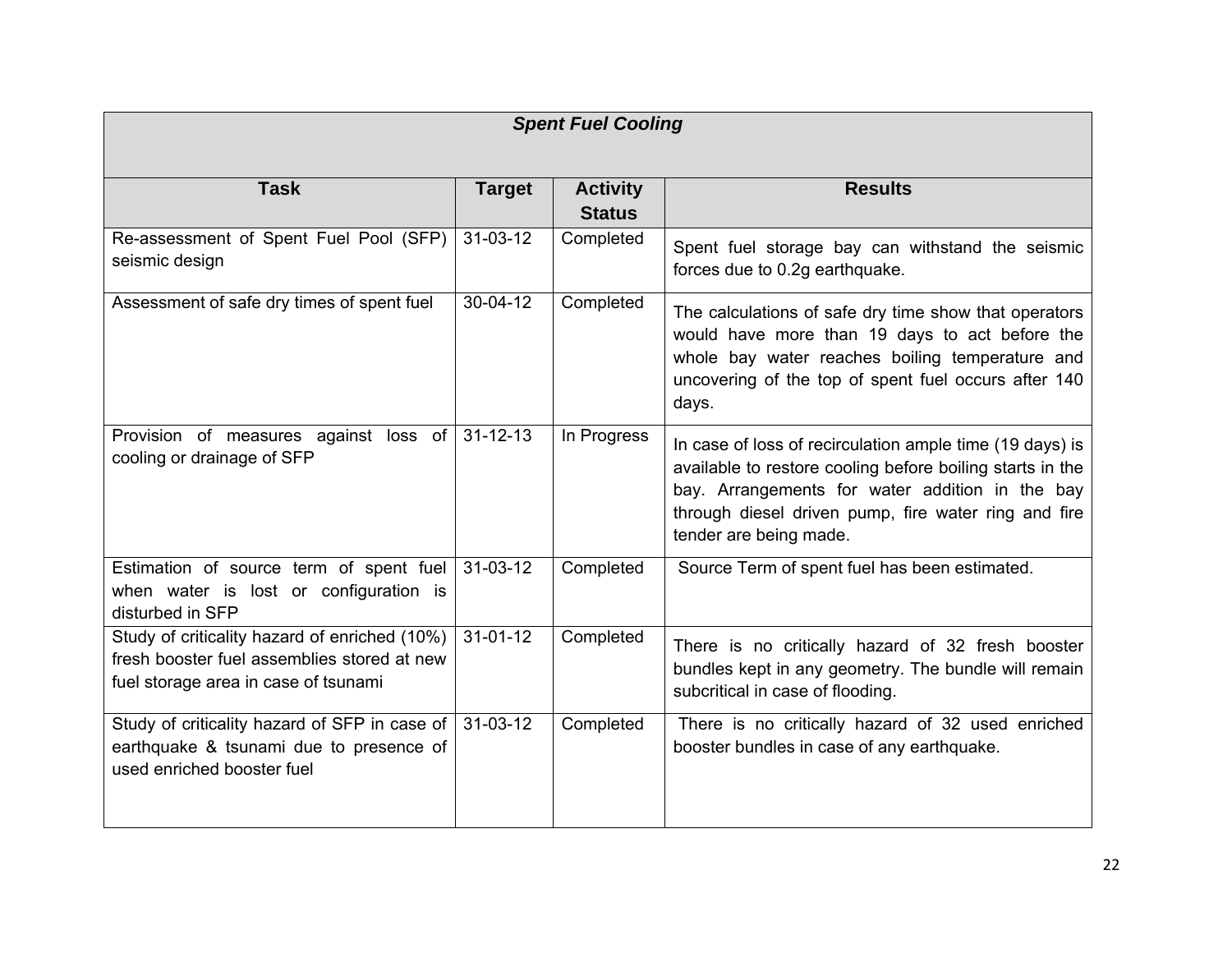| ***Spent Fuel Cooling*** | | | |
|---|---|---|---|
| **Task** | **Target** | **Activity Status** | **Results** |
| Re-assessment of Spent Fuel Pool (SFP) seismic design | 31-03-12 | Completed | Spent fuel storage bay can withstand the seismic forces due to 0.2g earthquake. |
| Assessment of safe dry times of spent fuel | 30-04-12 | Completed | The calculations of safe dry time show that operators would have more than 19 days to act before the whole bay water reaches boiling temperature and uncovering of the top of spent fuel occurs after 140 days. |
| Provision of measures against loss of cooling or drainage of SFP | 31-12-13 | In Progress | In case of loss of recirculation ample time (19 days) is available to restore cooling before boiling starts in the bay. Arrangements for water addition in the bay through diesel driven pump, fire water ring and fire tender are being made. |
| Estimation of source term of spent fuel when water is lost or configuration is disturbed in SFP | 31-03-12 | Completed | Source Term of spent fuel has been estimated. |
| Study of criticality hazard of enriched (10%) fresh booster fuel assemblies stored at new fuel storage area in case of tsunami | 31-01-12 | Completed | There is no critically hazard of 32 fresh booster bundles kept in any geometry. The bundle will remain subcritical in case of flooding. |
| Study of criticality hazard of SFP in case of earthquake & tsunami due to presence of used enriched booster fuel | 31-03-12 | Completed | There is no critically hazard of 32 used enriched booster bundles in case of any earthquake. |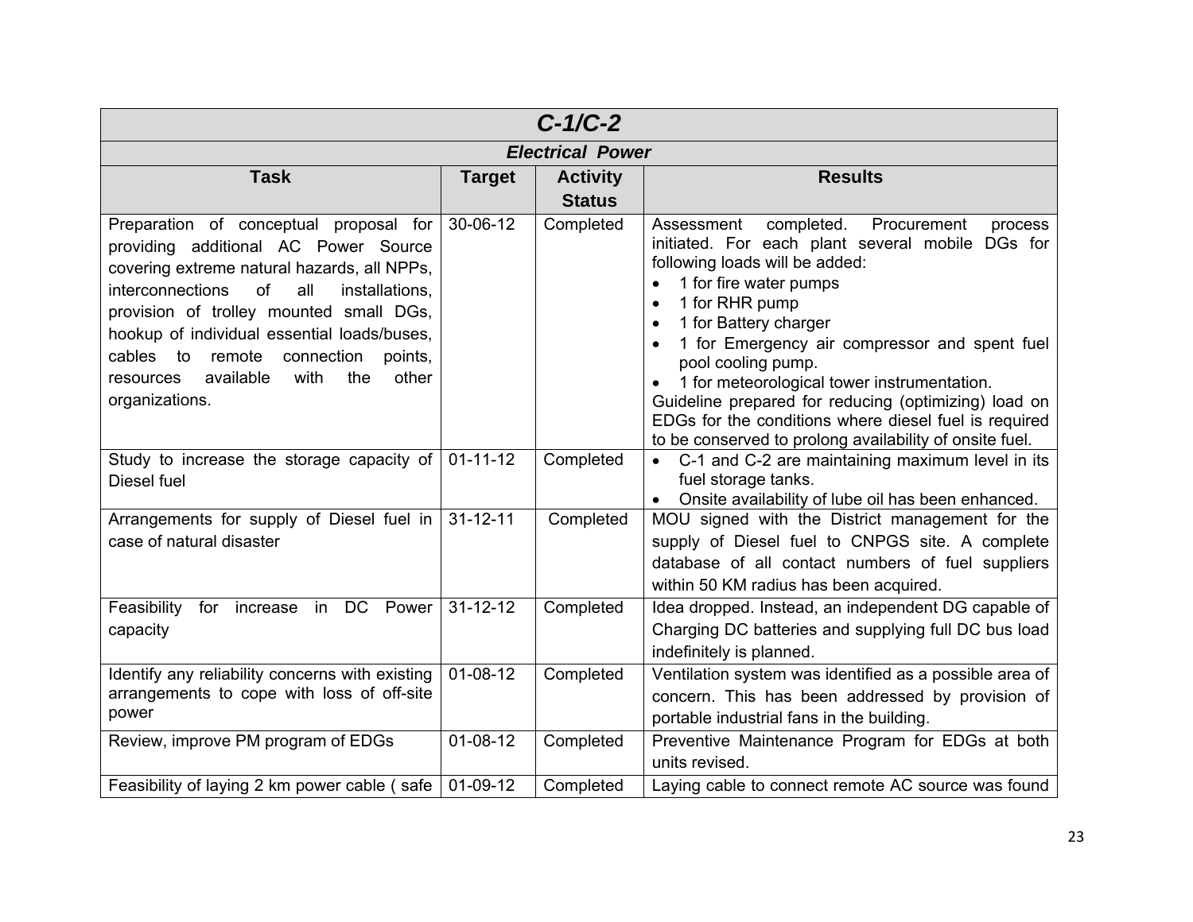| *C-1/C-2* | | | |
|---|---|---|---|
| ***Electrical Power*** | | | |
| **Task** | **Target** | **Activity Status** | **Results** |
| Preparation of conceptual proposal for providing additional AC Power Source covering extreme natural hazards, all NPPs, interconnections of all installations, provision of trolley mounted small DGs, hookup of individual essential loads/buses, cables to remote connection points, resources available with the other organizations. | 30-06-12 | Completed | Assessment completed. Procurement process initiated. For each plant several mobile DGs for following loads will be added:<br>• 1 for fire water pumps<br>• 1 for RHR pump<br>• 1 for Battery charger<br>• 1 for Emergency air compressor and spent fuel pool cooling pump.<br>• 1 for meteorological tower instrumentation.<br>Guideline prepared for reducing (optimizing) load on EDGs for the conditions where diesel fuel is required to be conserved to prolong availability of onsite fuel. |
| Study to increase the storage capacity of Diesel fuel | 01-11-12 | Completed | • C-1 and C-2 are maintaining maximum level in its fuel storage tanks.<br>• Onsite availability of lube oil has been enhanced. |
| Arrangements for supply of Diesel fuel in case of natural disaster | 31-12-11 | Completed | MOU signed with the District management for the supply of Diesel fuel to CNPGS site. A complete database of all contact numbers of fuel suppliers within 50 KM radius has been acquired. |
| Feasibility for increase in DC Power capacity | 31-12-12 | Completed | Idea dropped. Instead, an independent DG capable of Charging DC batteries and supplying full DC bus load indefinitely is planned. |
| Identify any reliability concerns with existing arrangements to cope with loss of off-site power | 01-08-12 | Completed | Ventilation system was identified as a possible area of concern. This has been addressed by provision of portable industrial fans in the building. |
| Review, improve PM program of EDGs | 01-08-12 | Completed | Preventive Maintenance Program for EDGs at both units revised. |
| Feasibility of laying 2 km power cable ( safe | 01-09-12 | Completed | Laying cable to connect remote AC source was found |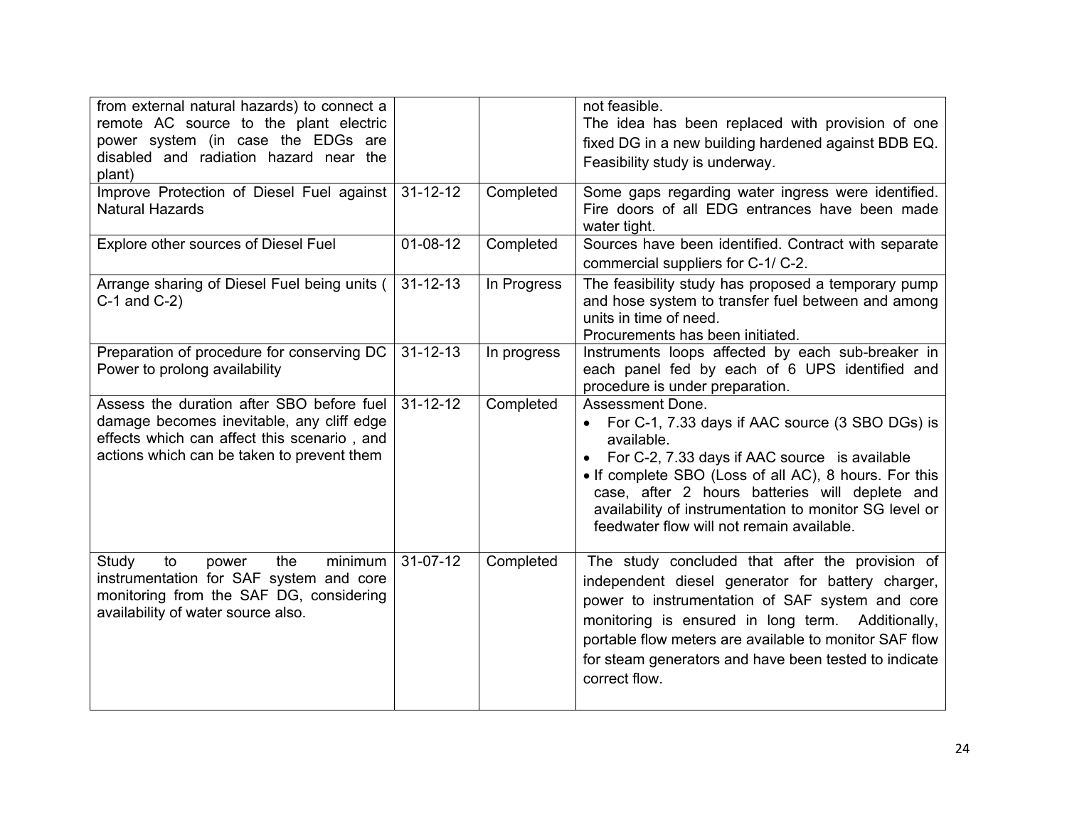| | | | |
|---|---|---|---|
| from external natural hazards) to connect a remote AC source to the plant electric power system (in case the EDGs are disabled and radiation hazard near the plant) | | | not feasible.<br>The idea has been replaced with provision of one fixed DG in a new building hardened against BDB EQ. Feasibility study is underway. |
| Improve Protection of Diesel Fuel against Natural Hazards | 31-12-12 | Completed | Some gaps regarding water ingress were identified. Fire doors of all EDG entrances have been made water tight. |
| Explore other sources of Diesel Fuel | 01-08-12 | Completed | Sources have been identified. Contract with separate commercial suppliers for C-1/ C-2. |
| Arrange sharing of Diesel Fuel being units ( C-1 and C-2) | 31-12-13 | In Progress | The feasibility study has proposed a temporary pump and hose system to transfer fuel between and among units in time of need.<br>Procurements has been initiated. |
| Preparation of procedure for conserving DC Power to prolong availability | 31-12-13 | In progress | Instruments loops affected by each sub-breaker in each panel fed by each of 6 UPS identified and procedure is under preparation. |
| Assess the duration after SBO before fuel damage becomes inevitable, any cliff edge effects which can affect this scenario , and actions which can be taken to prevent them | 31-12-12 | Completed | Assessment Done.<br>• For C-1, 7.33 days if AAC source (3 SBO DGs) is available.<br>• For C-2, 7.33 days if AAC source is available<br>• If complete SBO (Loss of all AC), 8 hours. For this case, after 2 hours batteries will deplete and availability of instrumentation to monitor SG level or feedwater flow will not remain available. |
| Study to power the minimum instrumentation for SAF system and core monitoring from the SAF DG, considering availability of water source also. | 31-07-12 | Completed | The study concluded that after the provision of independent diesel generator for battery charger, power to instrumentation of SAF system and core monitoring is ensured in long term. Additionally, portable flow meters are available to monitor SAF flow for steam generators and have been tested to indicate correct flow. |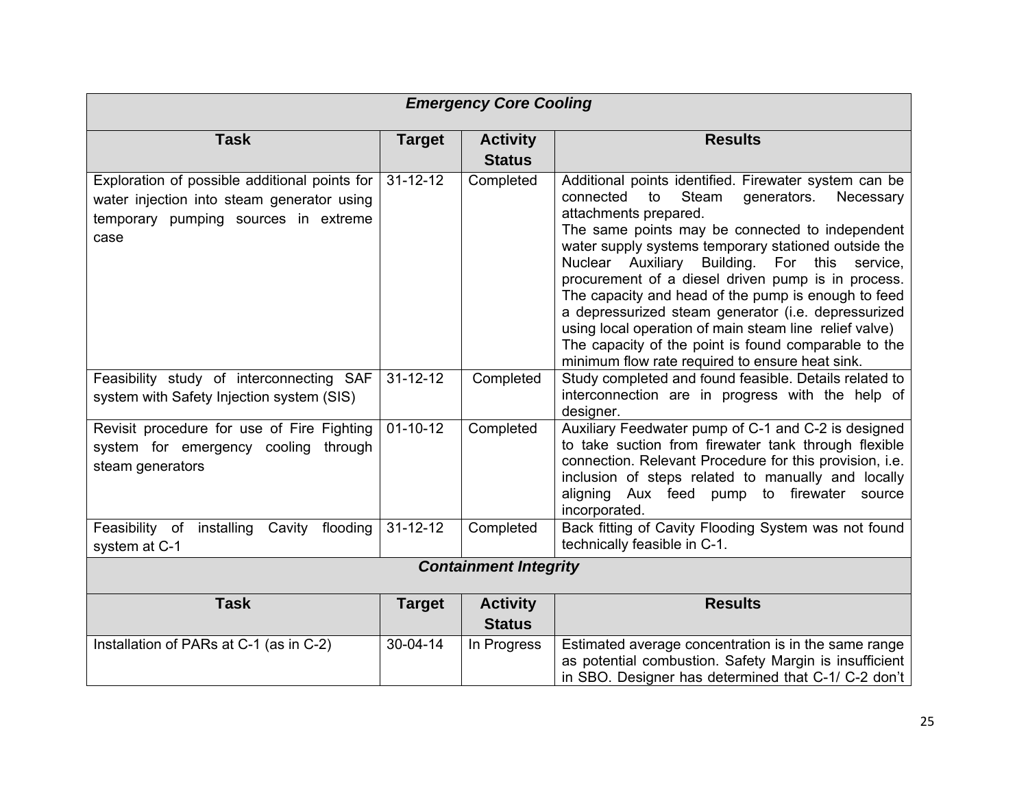| ***Emergency Core Cooling*** | | | |
|---|---|---|---|
| **Task** | **Target** | **Activity Status** | **Results** |
| Exploration of possible additional points for water injection into steam generator using temporary pumping sources in extreme case | 31-12-12 | Completed | Additional points identified. Firewater system can be connected to Steam generators. Necessary attachments prepared.<br>The same points may be connected to independent water supply systems temporary stationed outside the Nuclear Auxiliary Building. For this service, procurement of a diesel driven pump is in process. The capacity and head of the pump is enough to feed a depressurized steam generator (i.e. depressurized using local operation of main steam line relief valve)<br>The capacity of the point is found comparable to the minimum flow rate required to ensure heat sink. |
| Feasibility study of interconnecting SAF system with Safety Injection system (SIS) | 31-12-12 | Completed | Study completed and found feasible. Details related to interconnection are in progress with the help of designer. |
| Revisit procedure for use of Fire Fighting system for emergency cooling through steam generators | 01-10-12 | Completed | Auxiliary Feedwater pump of C-1 and C-2 is designed to take suction from firewater tank through flexible connection. Relevant Procedure for this provision, i.e. inclusion of steps related to manually and locally aligning Aux feed pump to firewater source incorporated. |
| Feasibility of installing Cavity flooding system at C-1 | 31-12-12 | Completed | Back fitting of Cavity Flooding System was not found technically feasible in C-1. |
| ***Containment Integrity*** | | | |
| **Task** | **Target** | **Activity Status** | **Results** |
| Installation of PARs at C-1 (as in C-2) | 30-04-14 | In Progress | Estimated average concentration is in the same range as potential combustion. Safety Margin is insufficient in SBO. Designer has determined that C-1/ C-2 don't |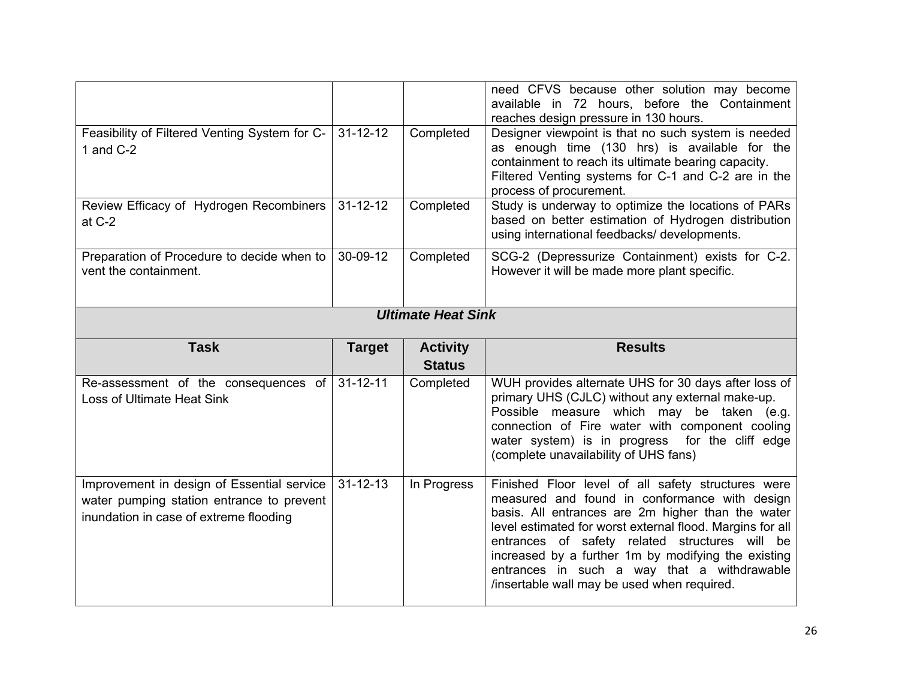| | | | |
|---|---|---|---|
| | | | need CFVS because other solution may become available in 72 hours, before the Containment reaches design pressure in 130 hours. |
| Feasibility of Filtered Venting System for C-1 and C-2 | 31-12-12 | Completed | Designer viewpoint is that no such system is needed as enough time (130 hrs) is available for the containment to reach its ultimate bearing capacity. Filtered Venting systems for C-1 and C-2 are in the process of procurement. |
| Review Efficacy of Hydrogen Recombiners at C-2 | 31-12-12 | Completed | Study is underway to optimize the locations of PARs based on better estimation of Hydrogen distribution using international feedbacks/ developments. |
| Preparation of Procedure to decide when to vent the containment. | 30-09-12 | Completed | SCG-2 (Depressurize Containment) exists for C-2. However it will be made more plant specific. |

***Ultimate Heat Sink***

| Task | Target | Activity Status | Results |
|---|---|---|---|
| Re-assessment of the consequences of Loss of Ultimate Heat Sink | 31-12-11 | Completed | WUH provides alternate UHS for 30 days after loss of primary UHS (CJLC) without any external make-up. Possible measure which may be taken (e.g. connection of Fire water with component cooling water system) is in progress for the cliff edge (complete unavailability of UHS fans) |
| Improvement in design of Essential service water pumping station entrance to prevent inundation in case of extreme flooding | 31-12-13 | In Progress | Finished Floor level of all safety structures were measured and found in conformance with design basis. All entrances are 2m higher than the water level estimated for worst external flood. Margins for all entrances of safety related structures will be increased by a further 1m by modifying the existing entrances in such a way that a withdrawable /insertable wall may be used when required. |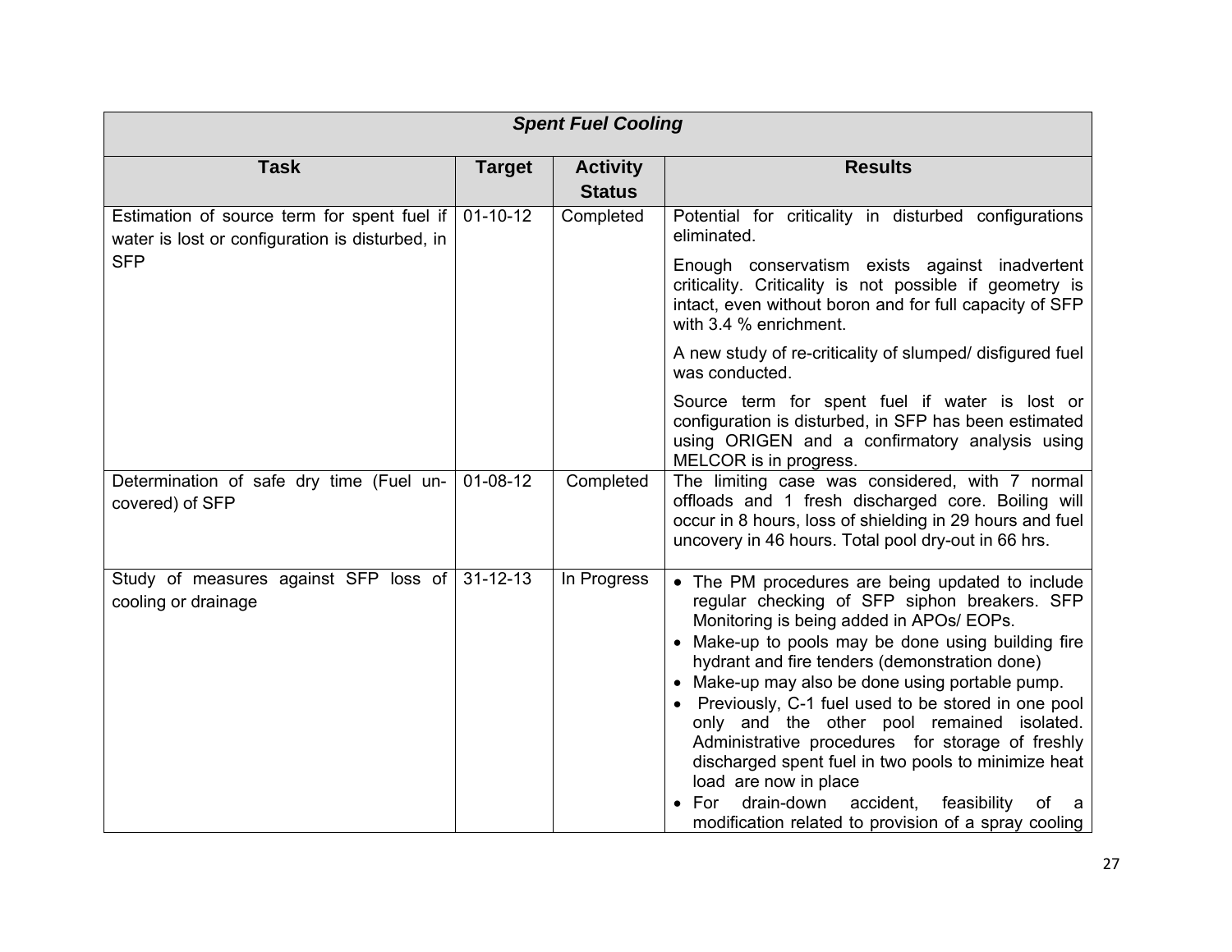| *Spent Fuel Cooling* | | | |
|---|---|---|---|
| **Task** | **Target** | **Activity Status** | **Results** |
| Estimation of source term for spent fuel if water is lost or configuration is disturbed, in SFP | 01-10-12 | Completed | Potential for criticality in disturbed configurations eliminated.<br><br>Enough conservatism exists against inadvertent criticality. Criticality is not possible if geometry is intact, even without boron and for full capacity of SFP with 3.4 % enrichment.<br><br>A new study of re-criticality of slumped/ disfigured fuel was conducted.<br><br>Source term for spent fuel if water is lost or configuration is disturbed, in SFP has been estimated using ORIGEN and a confirmatory analysis using MELCOR is in progress. |
| Determination of safe dry time (Fuel un-covered) of SFP | 01-08-12 | Completed | The limiting case was considered, with 7 normal offloads and 1 fresh discharged core. Boiling will occur in 8 hours, loss of shielding in 29 hours and fuel uncovery in 46 hours. Total pool dry-out in 66 hrs. |
| Study of measures against SFP loss of cooling or drainage | 31-12-13 | In Progress | • The PM procedures are being updated to include regular checking of SFP siphon breakers. SFP Monitoring is being added in APOs/ EOPs.<br>• Make-up to pools may be done using building fire hydrant and fire tenders (demonstration done)<br>• Make-up may also be done using portable pump.<br>• Previously, C-1 fuel used to be stored in one pool only and the other pool remained isolated. Administrative procedures for storage of freshly discharged spent fuel in two pools to minimize heat load are now in place<br>• For drain-down accident, feasibility of a modification related to provision of a spray cooling |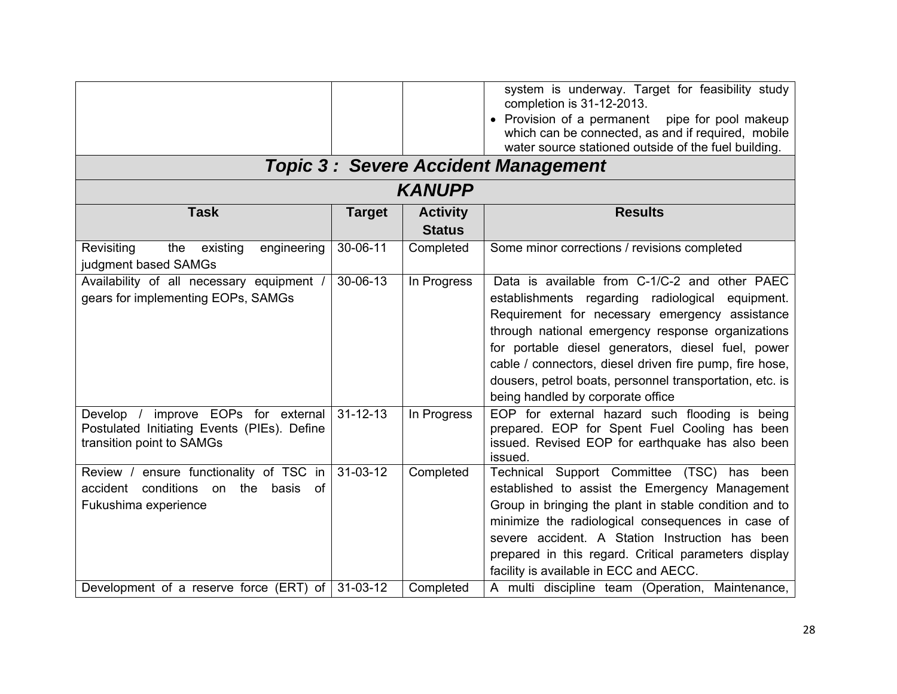| | | | system is underway. Target for feasibility study completion is 31-12-2013.<br>• Provision of a permanent pipe for pool makeup which can be connected, as and if required, mobile water source stationed outside of the fuel building. |
|---|---|---|---|

## *Topic 3 : Severe Accident Management*

### *KANUPP*

| Task | Target | Activity Status | Results |
|---|---|---|---|
| Revisiting the existing engineering judgment based SAMGs | 30-06-11 | Completed | Some minor corrections / revisions completed |
| Availability of all necessary equipment / gears for implementing EOPs, SAMGs | 30-06-13 | In Progress | Data is available from C-1/C-2 and other PAEC establishments regarding radiological equipment. Requirement for necessary emergency assistance through national emergency response organizations for portable diesel generators, diesel fuel, power cable / connectors, diesel driven fire pump, fire hose, dousers, petrol boats, personnel transportation, etc. is being handled by corporate office |
| Develop / improve EOPs for external Postulated Initiating Events (PIEs). Define transition point to SAMGs | 31-12-13 | In Progress | EOP for external hazard such flooding is being prepared. EOP for Spent Fuel Cooling has been issued. Revised EOP for earthquake has also been issued. |
| Review / ensure functionality of TSC in accident conditions on the basis of Fukushima experience | 31-03-12 | Completed | Technical Support Committee (TSC) has been established to assist the Emergency Management Group in bringing the plant in stable condition and to minimize the radiological consequences in case of severe accident. A Station Instruction has been prepared in this regard. Critical parameters display facility is available in ECC and AECC. |
| Development of a reserve force (ERT) of | 31-03-12 | Completed | A multi discipline team (Operation, Maintenance, |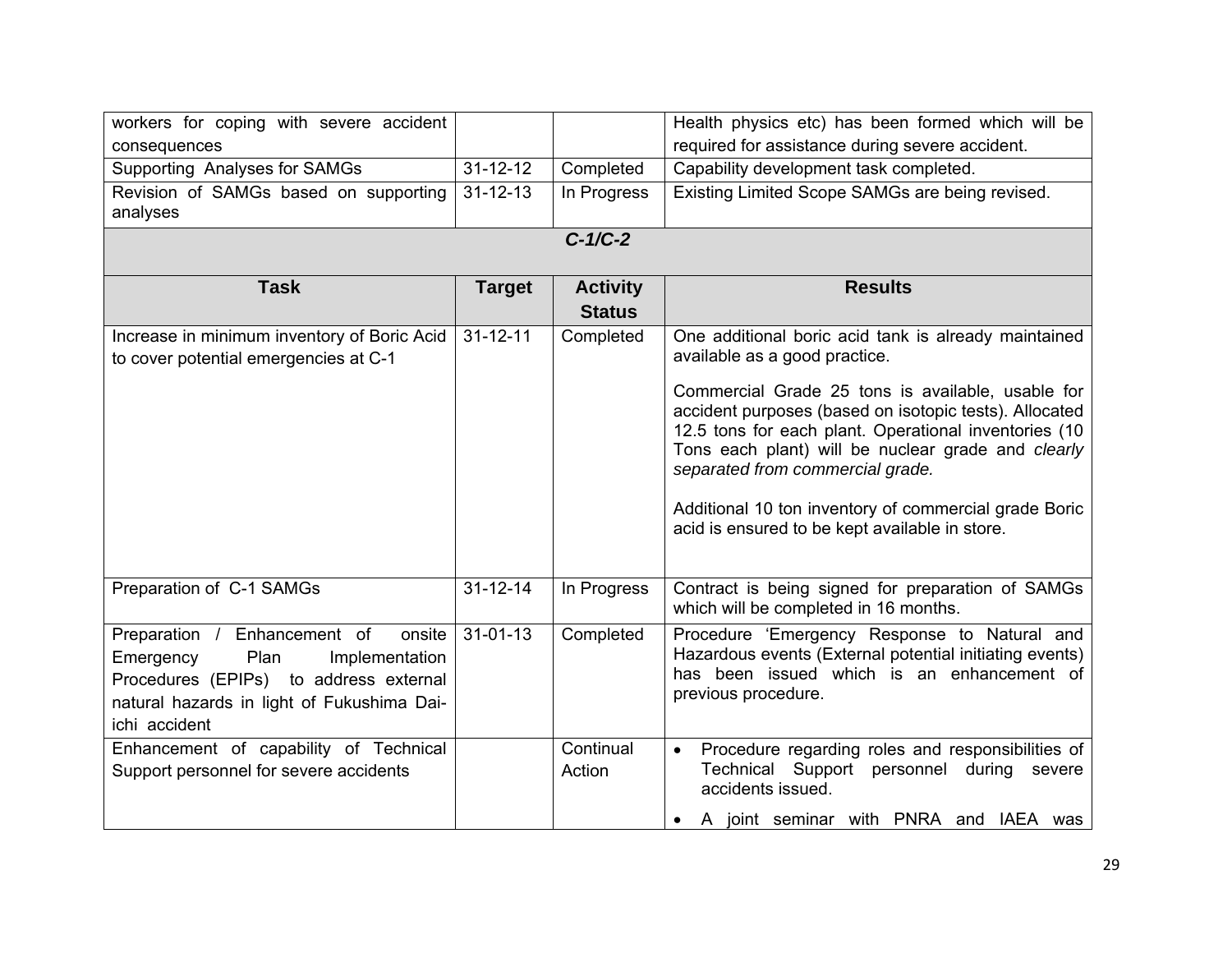| | | | |
|---|---|---|---|
| workers for coping with severe accident consequences | | | Health physics etc) has been formed which will be required for assistance during severe accident. |
| Supporting Analyses for SAMGs | 31-12-12 | Completed | Capability development task completed. |
| Revision of SAMGs based on supporting analyses | 31-12-13 | In Progress | Existing Limited Scope SAMGs are being revised. |

***C-1/C-2***

| **Task** | **Target** | **Activity Status** | **Results** |
|---|---|---|---|
| Increase in minimum inventory of Boric Acid to cover potential emergencies at C-1 | 31-12-11 | Completed | One additional boric acid tank is already maintained available as a good practice.<br><br>Commercial Grade 25 tons is available, usable for accident purposes (based on isotopic tests). Allocated 12.5 tons for each plant. Operational inventories (10 Tons each plant) will be nuclear grade and *clearly separated from commercial grade.*<br><br>Additional 10 ton inventory of commercial grade Boric acid is ensured to be kept available in store. |
| Preparation of C-1 SAMGs | 31-12-14 | In Progress | Contract is being signed for preparation of SAMGs which will be completed in 16 months. |
| Preparation / Enhancement of onsite Emergency Plan Implementation Procedures (EPIPs) to address external natural hazards in light of Fukushima Dai-ichi accident | 31-01-13 | Completed | Procedure 'Emergency Response to Natural and Hazardous events (External potential initiating events) has been issued which is an enhancement of previous procedure. |
| Enhancement of capability of Technical Support personnel for severe accidents | | Continual Action | • Procedure regarding roles and responsibilities of Technical Support personnel during severe accidents issued.<br>• A joint seminar with PNRA and IAEA was |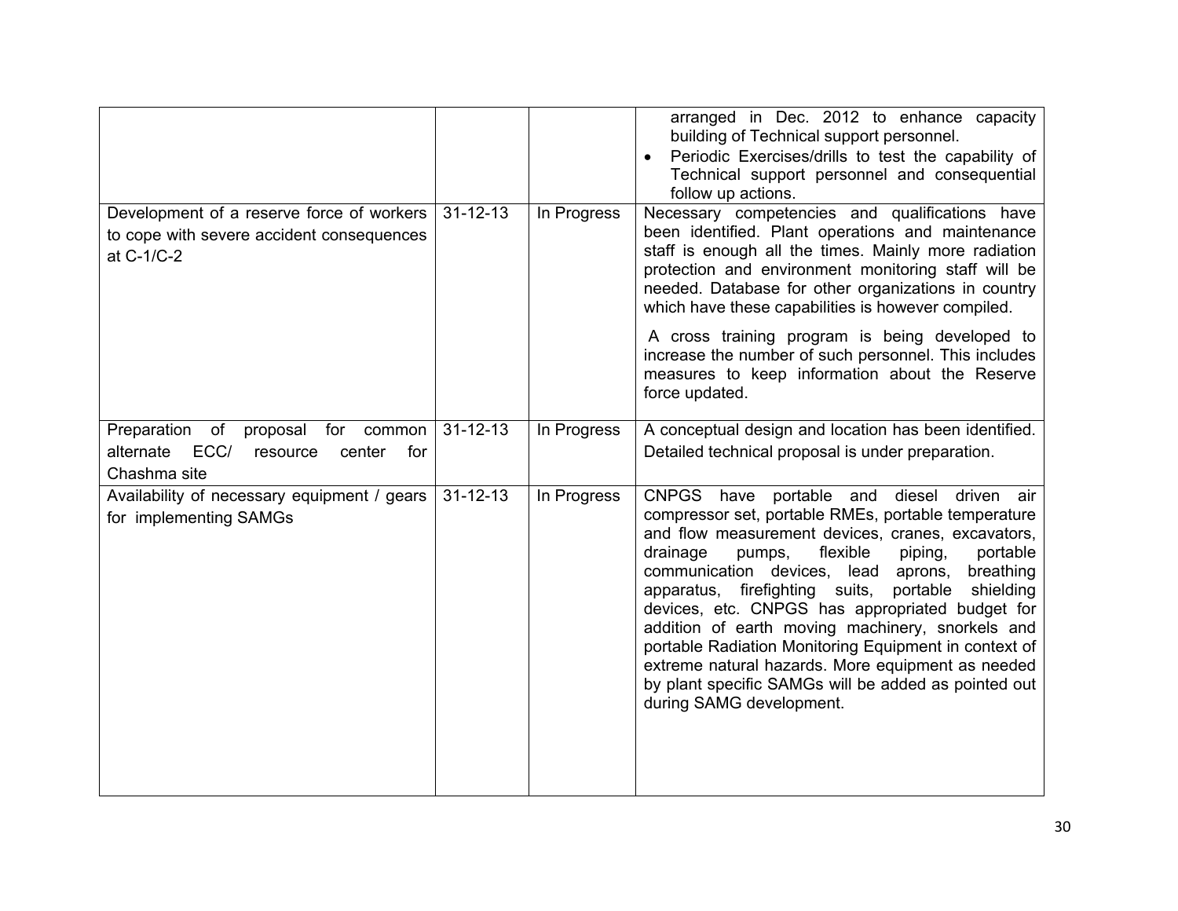| | | | |
|---|---|---|---|
| | | | arranged in Dec. 2012 to enhance capacity building of Technical support personnel.<br>• Periodic Exercises/drills to test the capability of Technical support personnel and consequential follow up actions. |
| Development of a reserve force of workers to cope with severe accident consequences at C-1/C-2 | 31-12-13 | In Progress | Necessary competencies and qualifications have been identified. Plant operations and maintenance staff is enough all the times. Mainly more radiation protection and environment monitoring staff will be needed. Database for other organizations in country which have these capabilities is however compiled.<br><br>A cross training program is being developed to increase the number of such personnel. This includes measures to keep information about the Reserve force updated. |
| Preparation of proposal for common alternate ECC/ resource center for Chashma site | 31-12-13 | In Progress | A conceptual design and location has been identified. Detailed technical proposal is under preparation. |
| Availability of necessary equipment / gears for implementing SAMGs | 31-12-13 | In Progress | CNPGS have portable and diesel driven air compressor set, portable RMEs, portable temperature and flow measurement devices, cranes, excavators, drainage pumps, flexible piping, portable communication devices, lead aprons, breathing apparatus, firefighting suits, portable shielding devices, etc. CNPGS has appropriated budget for addition of earth moving machinery, snorkels and portable Radiation Monitoring Equipment in context of extreme natural hazards. More equipment as needed by plant specific SAMGs will be added as pointed out during SAMG development. |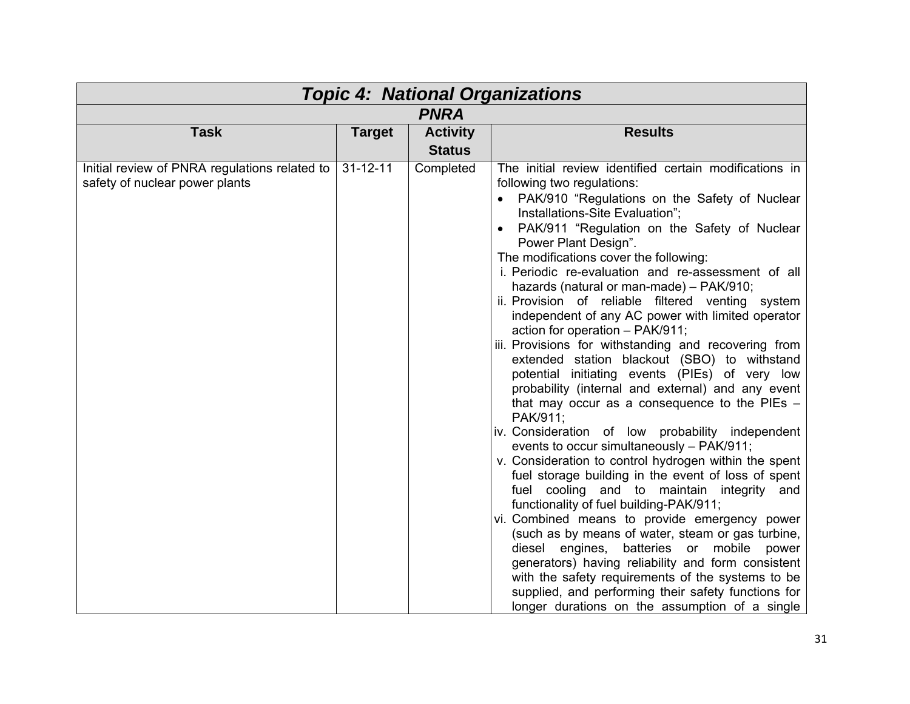| ***Topic 4: National Organizations*** | | | |
|---|---|---|---|
| ***PNRA*** | | | |
| **Task** | **Target** | **Activity Status** | **Results** |
| Initial review of PNRA regulations related to safety of nuclear power plants | 31-12-11 | Completed | The initial review identified certain modifications in following two regulations:<br>• PAK/910 "Regulations on the Safety of Nuclear Installations-Site Evaluation";<br>• PAK/911 "Regulation on the Safety of Nuclear Power Plant Design".<br>The modifications cover the following:<br>i. Periodic re-evaluation and re-assessment of all hazards (natural or man-made) – PAK/910;<br>ii. Provision of reliable filtered venting system independent of any AC power with limited operator action for operation – PAK/911;<br>iii. Provisions for withstanding and recovering from extended station blackout (SBO) to withstand potential initiating events (PIEs) of very low probability (internal and external) and any event that may occur as a consequence to the PIEs – PAK/911;<br>iv. Consideration of low probability independent events to occur simultaneously – PAK/911;<br>v. Consideration to control hydrogen within the spent fuel storage building in the event of loss of spent fuel cooling and to maintain integrity and functionality of fuel building-PAK/911;<br>vi. Combined means to provide emergency power (such as by means of water, steam or gas turbine, diesel engines, batteries or mobile power generators) having reliability and form consistent with the safety requirements of the systems to be supplied, and performing their safety functions for longer durations on the assumption of a single |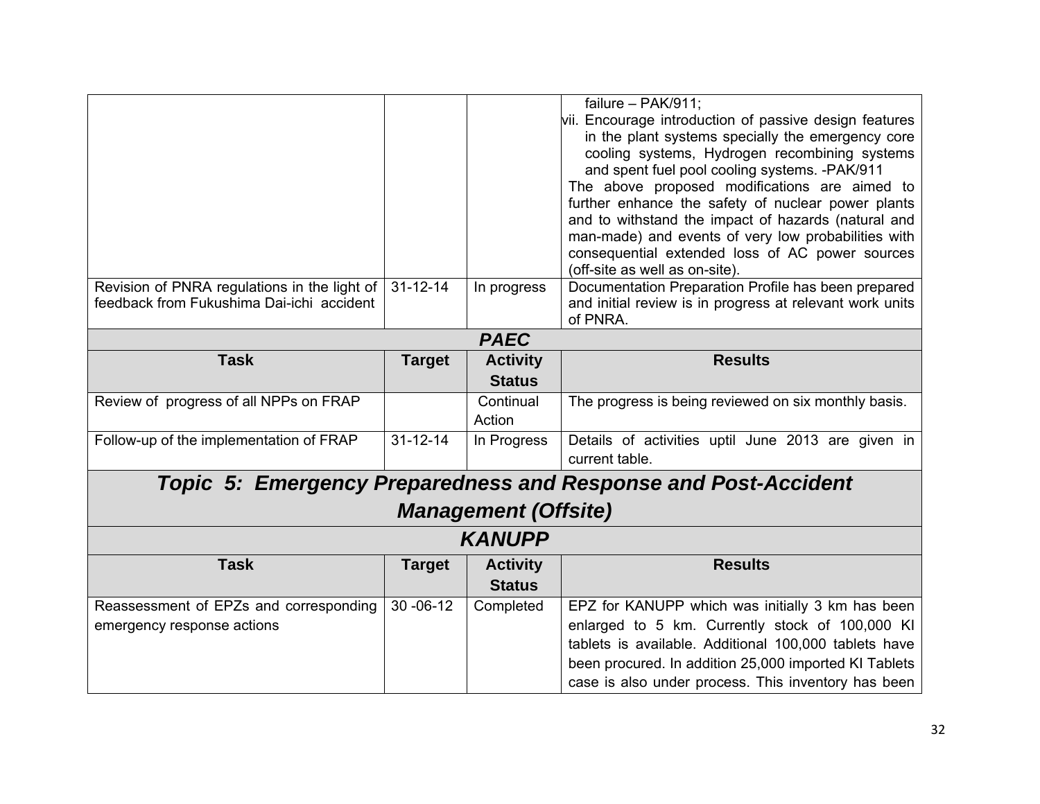| | | | |
|---|---|---|---|
| | | | failure – PAK/911;<br>vii. Encourage introduction of passive design features in the plant systems specially the emergency core cooling systems, Hydrogen recombining systems and spent fuel pool cooling systems. -PAK/911<br>The above proposed modifications are aimed to further enhance the safety of nuclear power plants and to withstand the impact of hazards (natural and man-made) and events of very low probabilities with consequential extended loss of AC power sources (off-site as well as on-site). |
| Revision of PNRA regulations in the light of feedback from Fukushima Dai-ichi accident | 31-12-14 | In progress | Documentation Preparation Profile has been prepared and initial review is in progress at relevant work units of PNRA. |

***PAEC***

| Task | Target | Activity Status | Results |
|---|---|---|---|
| Review of progress of all NPPs on FRAP | | Continual Action | The progress is being reviewed on six monthly basis. |
| Follow-up of the implementation of FRAP | 31-12-14 | In Progress | Details of activities uptil June 2013 are given in current table. |

## *Topic 5: Emergency Preparedness and Response and Post-Accident Management (Offsite)*

***KANUPP***

| Task | Target | Activity Status | Results |
|---|---|---|---|
| Reassessment of EPZs and corresponding emergency response actions | 30 -06-12 | Completed | EPZ for KANUPP which was initially 3 km has been enlarged to 5 km. Currently stock of 100,000 KI tablets is available. Additional 100,000 tablets have been procured. In addition 25,000 imported KI Tablets case is also under process. This inventory has been |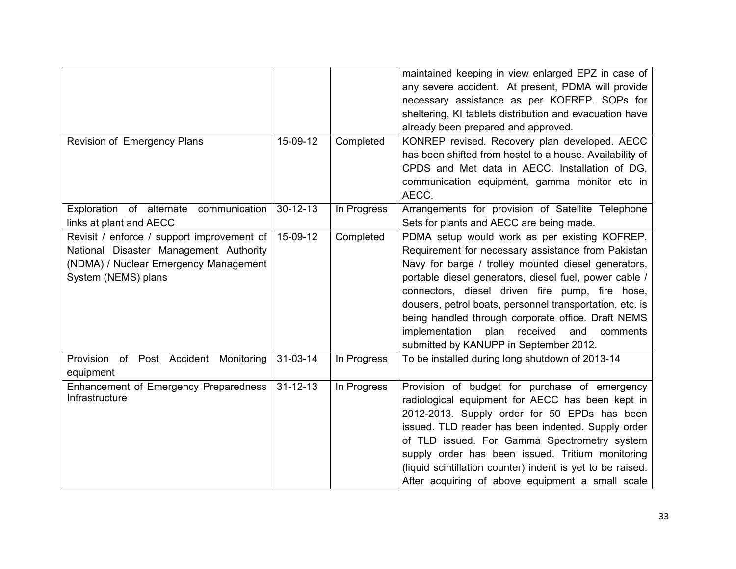| | | | |
|---|---|---|---|
| | | | maintained keeping in view enlarged EPZ in case of any severe accident. At present, PDMA will provide necessary assistance as per KOFREP. SOPs for sheltering, KI tablets distribution and evacuation have already been prepared and approved. |
| Revision of Emergency Plans | 15-09-12 | Completed | KONREP revised. Recovery plan developed. AECC has been shifted from hostel to a house. Availability of CPDS and Met data in AECC. Installation of DG, communication equipment, gamma monitor etc in AECC. |
| Exploration of alternate communication links at plant and AECC | 30-12-13 | In Progress | Arrangements for provision of Satellite Telephone Sets for plants and AECC are being made. |
| Revisit / enforce / support improvement of National Disaster Management Authority (NDMA) / Nuclear Emergency Management System (NEMS) plans | 15-09-12 | Completed | PDMA setup would work as per existing KOFREP. Requirement for necessary assistance from Pakistan Navy for barge / trolley mounted diesel generators, portable diesel generators, diesel fuel, power cable / connectors, diesel driven fire pump, fire hose, dousers, petrol boats, personnel transportation, etc. is being handled through corporate office. Draft NEMS implementation plan received and comments submitted by KANUPP in September 2012. |
| Provision of Post Accident Monitoring equipment | 31-03-14 | In Progress | To be installed during long shutdown of 2013-14 |
| Enhancement of Emergency Preparedness Infrastructure | 31-12-13 | In Progress | Provision of budget for purchase of emergency radiological equipment for AECC has been kept in 2012-2013. Supply order for 50 EPDs has been issued. TLD reader has been indented. Supply order of TLD issued. For Gamma Spectrometry system supply order has been issued. Tritium monitoring (liquid scintillation counter) indent is yet to be raised. After acquiring of above equipment a small scale |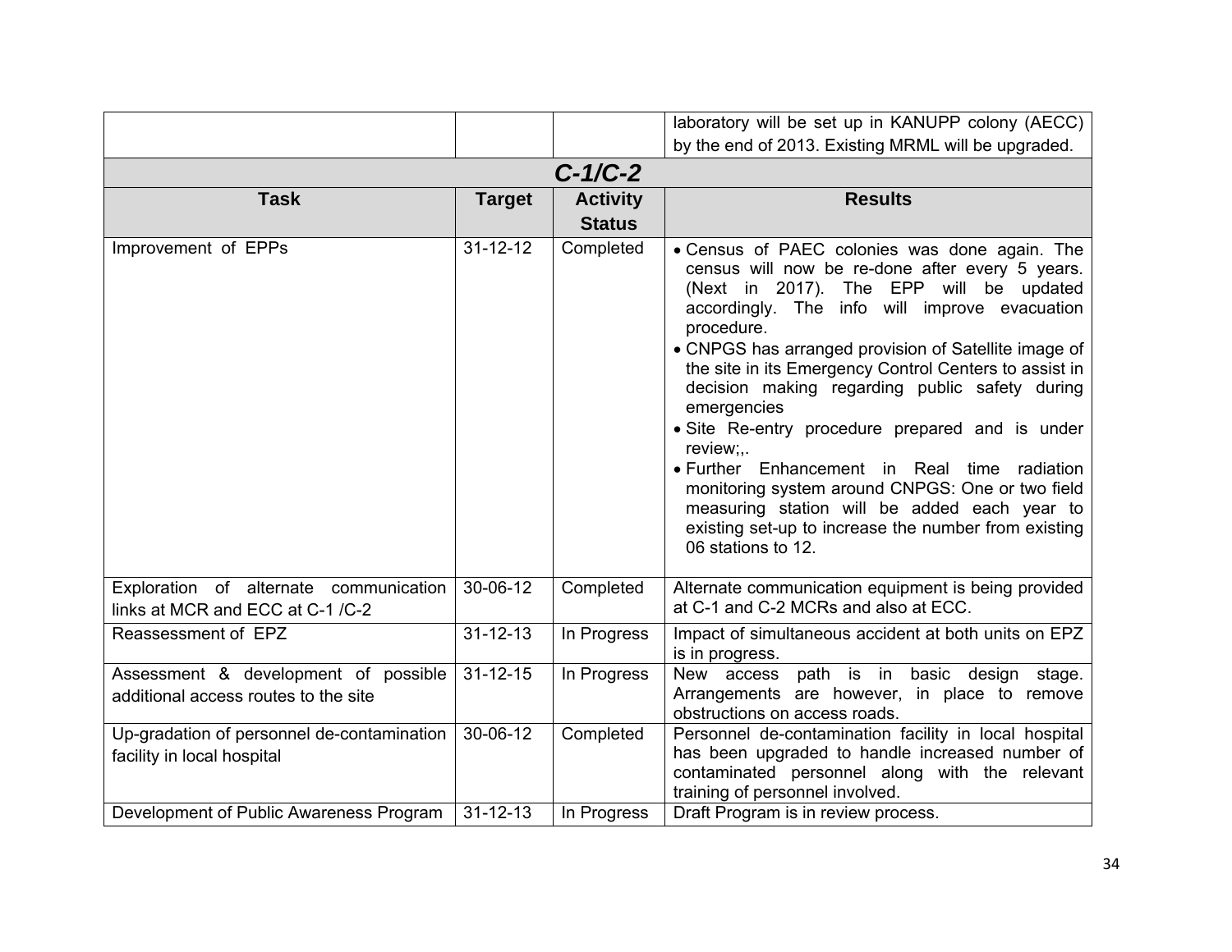| | | | laboratory will be set up in KANUPP colony (AECC) by the end of 2013. Existing MRML will be upgraded. |
|---|---|---|---|

***C-1/C-2***

| Task | Target | Activity Status | Results |
|---|---|---|---|
| Improvement of EPPs | 31-12-12 | Completed | • Census of PAEC colonies was done again. The census will now be re-done after every 5 years. (Next in 2017). The EPP will be updated accordingly. The info will improve evacuation procedure.<br>• CNPGS has arranged provision of Satellite image of the site in its Emergency Control Centers to assist in decision making regarding public safety during emergencies<br>• Site Re-entry procedure prepared and is under review;,.<br>• Further Enhancement in Real time radiation monitoring system around CNPGS: One or two field measuring station will be added each year to existing set-up to increase the number from existing 06 stations to 12. |
| Exploration of alternate communication links at MCR and ECC at C-1 /C-2 | 30-06-12 | Completed | Alternate communication equipment is being provided at C-1 and C-2 MCRs and also at ECC. |
| Reassessment of EPZ | 31-12-13 | In Progress | Impact of simultaneous accident at both units on EPZ is in progress. |
| Assessment & development of possible additional access routes to the site | 31-12-15 | In Progress | New access path is in basic design stage. Arrangements are however, in place to remove obstructions on access roads. |
| Up-gradation of personnel de-contamination facility in local hospital | 30-06-12 | Completed | Personnel de-contamination facility in local hospital has been upgraded to handle increased number of contaminated personnel along with the relevant training of personnel involved. |
| Development of Public Awareness Program | 31-12-13 | In Progress | Draft Program is in review process. |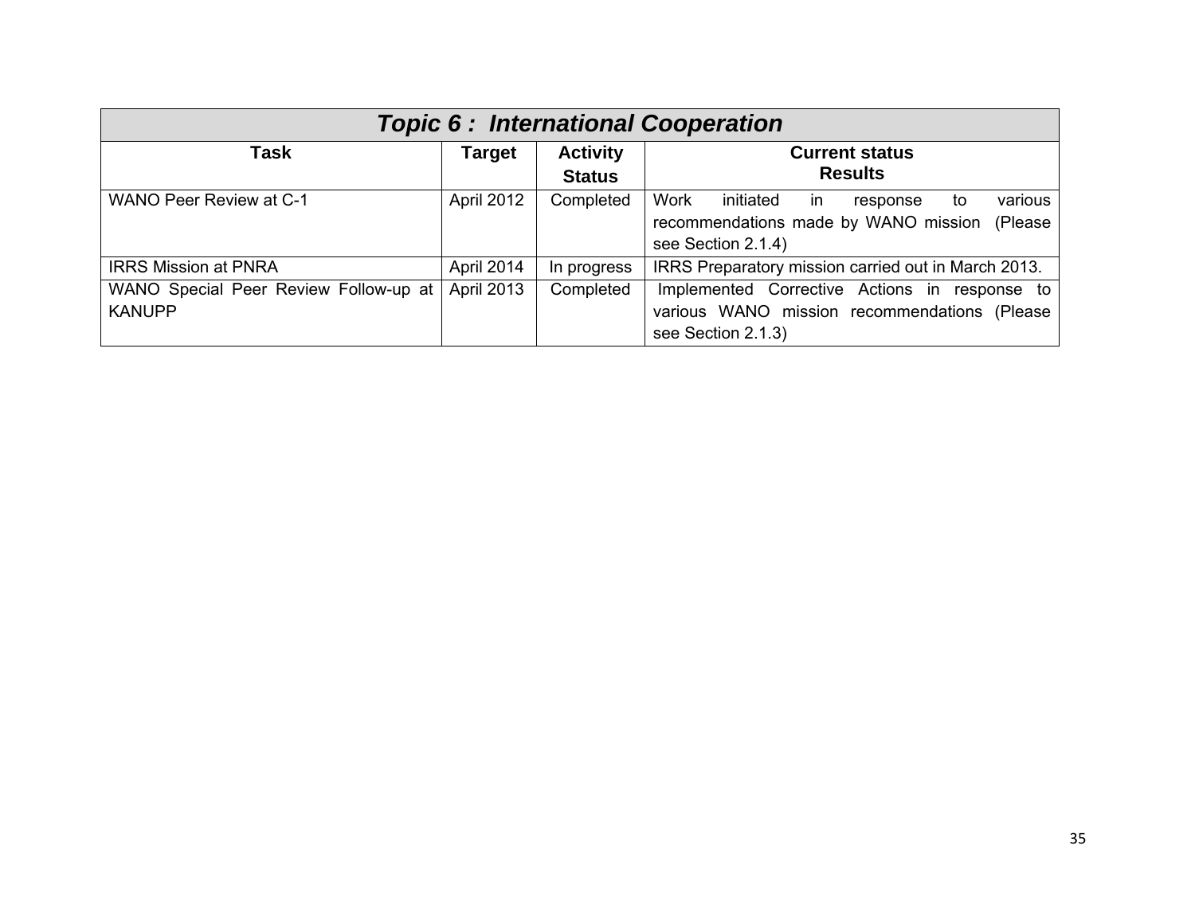| ***Topic 6 : International Cooperation*** | | | |
|---|---|---|---|
| **Task** | **Target** | **Activity Status** | **Current status Results** |
| WANO Peer Review at C-1 | April 2012 | Completed | Work initiated in response to various recommendations made by WANO mission (Please see Section 2.1.4) |
| IRRS Mission at PNRA | April 2014 | In progress | IRRS Preparatory mission carried out in March 2013. |
| WANO Special Peer Review Follow-up at KANUPP | April 2013 | Completed | Implemented Corrective Actions in response to various WANO mission recommendations (Please see Section 2.1.3) |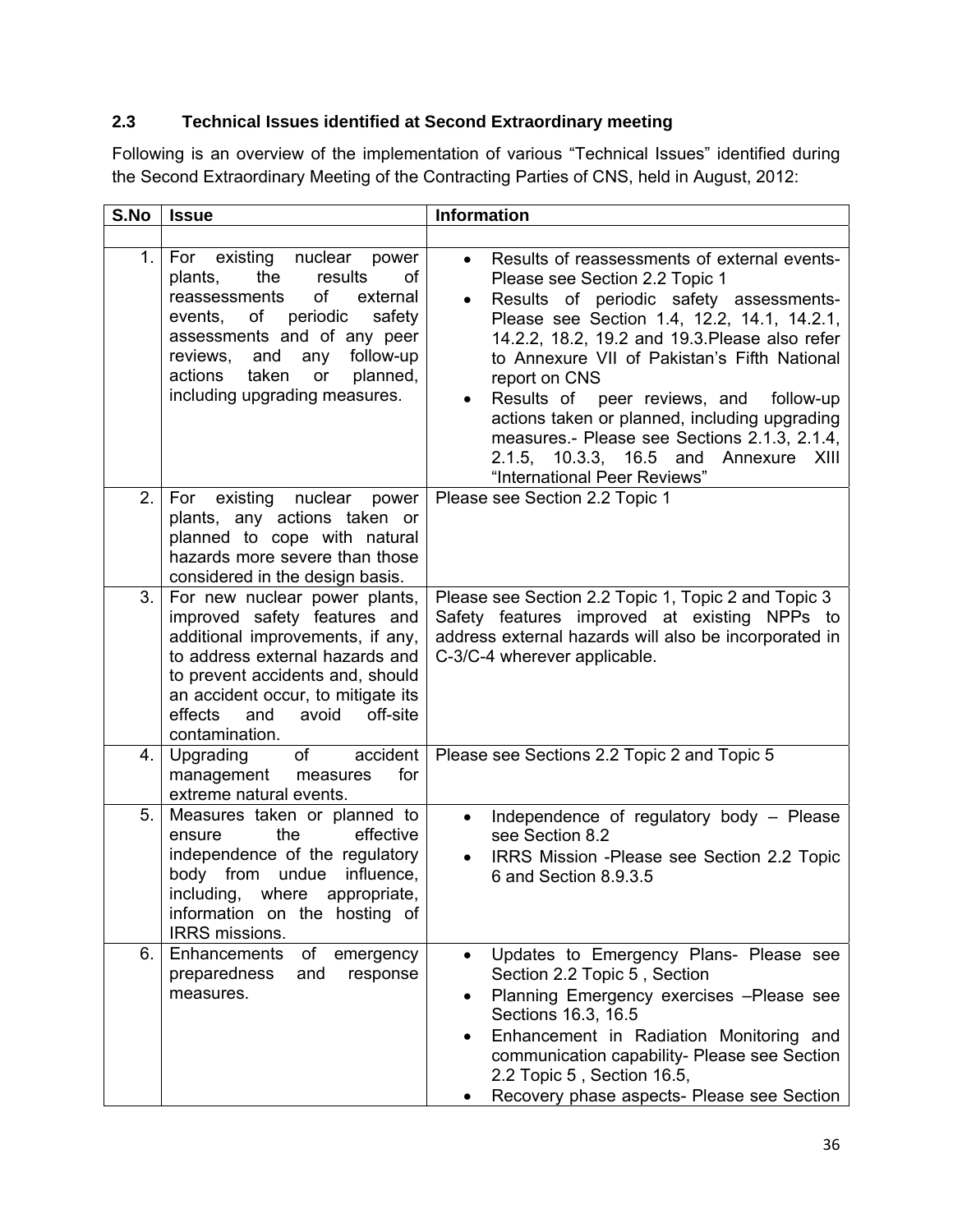## 2.3 Technical Issues identified at Second Extraordinary meeting

Following is an overview of the implementation of various "Technical Issues" identified during the Second Extraordinary Meeting of the Contracting Parties of CNS, held in August, 2012:

| S.No | Issue | Information |
|---|---|---|
| | | |
| 1. | For existing nuclear power plants, the results of reassessments of external events, of periodic safety assessments and of any peer reviews, and any follow-up actions taken or planned, including upgrading measures. | • Results of reassessments of external events- Please see Section 2.2 Topic 1<br>• Results of periodic safety assessments- Please see Section 1.4, 12.2, 14.1, 14.2.1, 14.2.2, 18.2, 19.2 and 19.3.Please also refer to Annexure VII of Pakistan's Fifth National report on CNS<br>• Results of peer reviews, and follow-up actions taken or planned, including upgrading measures.- Please see Sections 2.1.3, 2.1.4, 2.1.5, 10.3.3, 16.5 and Annexure XIII "International Peer Reviews" |
| 2. | For existing nuclear power plants, any actions taken or planned to cope with natural hazards more severe than those considered in the design basis. | Please see Section 2.2 Topic 1 |
| 3. | For new nuclear power plants, improved safety features and additional improvements, if any, to address external hazards and to prevent accidents and, should an accident occur, to mitigate its effects and avoid off-site contamination. | Please see Section 2.2 Topic 1, Topic 2 and Topic 3 Safety features improved at existing NPPs to address external hazards will also be incorporated in C-3/C-4 wherever applicable. |
| 4. | Upgrading of accident management measures for extreme natural events. | Please see Sections 2.2 Topic 2 and Topic 5 |
| 5. | Measures taken or planned to ensure the effective independence of the regulatory body from undue influence, including, where appropriate, information on the hosting of IRRS missions. | • Independence of regulatory body – Please see Section 8.2<br>• IRRS Mission -Please see Section 2.2 Topic 6 and Section 8.9.3.5 |
| 6. | Enhancements of emergency preparedness and response measures. | • Updates to Emergency Plans- Please see Section 2.2 Topic 5 , Section<br>• Planning Emergency exercises –Please see Sections 16.3, 16.5<br>• Enhancement in Radiation Monitoring and communication capability- Please see Section 2.2 Topic 5 , Section 16.5,<br>• Recovery phase aspects- Please see Section |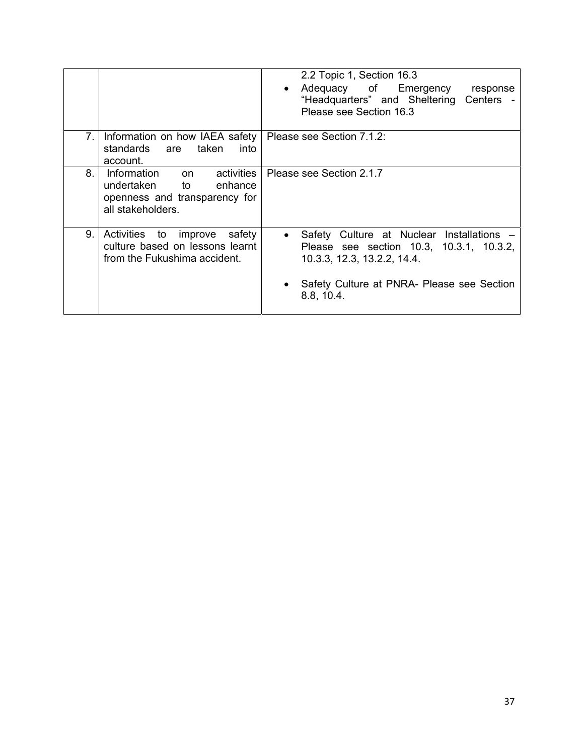| | | |
|---|---|---|
| | | 2.2 Topic 1, Section 16.3<br>• Adequacy of Emergency response "Headquarters" and Sheltering Centers - Please see Section 16.3 |
| 7. | Information on how IAEA safety standards are taken into account. | Please see Section 7.1.2: |
| 8. | Information on activities undertaken to enhance openness and transparency for all stakeholders. | Please see Section 2.1.7 |
| 9. | Activities to improve safety culture based on lessons learnt from the Fukushima accident. | • Safety Culture at Nuclear Installations – Please see section 10.3, 10.3.1, 10.3.2, 10.3.3, 12.3, 13.2.2, 14.4.<br>• Safety Culture at PNRA- Please see Section 8.8, 10.4. |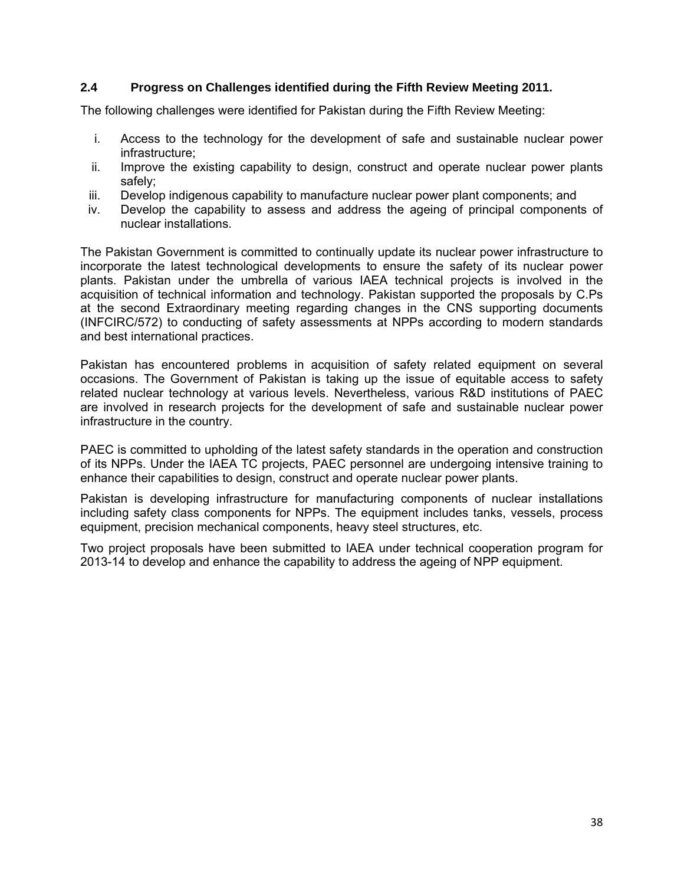### 2.4 Progress on Challenges identified during the Fifth Review Meeting 2011.

The following challenges were identified for Pakistan during the Fifth Review Meeting:

i. Access to the technology for the development of safe and sustainable nuclear power infrastructure;
ii. Improve the existing capability to design, construct and operate nuclear power plants safely;
iii. Develop indigenous capability to manufacture nuclear power plant components; and
iv. Develop the capability to assess and address the ageing of principal components of nuclear installations.

The Pakistan Government is committed to continually update its nuclear power infrastructure to incorporate the latest technological developments to ensure the safety of its nuclear power plants. Pakistan under the umbrella of various IAEA technical projects is involved in the acquisition of technical information and technology. Pakistan supported the proposals by C.Ps at the second Extraordinary meeting regarding changes in the CNS supporting documents (INFCIRC/572) to conducting of safety assessments at NPPs according to modern standards and best international practices.

Pakistan has encountered problems in acquisition of safety related equipment on several occasions. The Government of Pakistan is taking up the issue of equitable access to safety related nuclear technology at various levels. Nevertheless, various R&D institutions of PAEC are involved in research projects for the development of safe and sustainable nuclear power infrastructure in the country.

PAEC is committed to upholding of the latest safety standards in the operation and construction of its NPPs. Under the IAEA TC projects, PAEC personnel are undergoing intensive training to enhance their capabilities to design, construct and operate nuclear power plants.

Pakistan is developing infrastructure for manufacturing components of nuclear installations including safety class components for NPPs. The equipment includes tanks, vessels, process equipment, precision mechanical components, heavy steel structures, etc.

Two project proposals have been submitted to IAEA under technical cooperation program for 2013-14 to develop and enhance the capability to address the ageing of NPP equipment.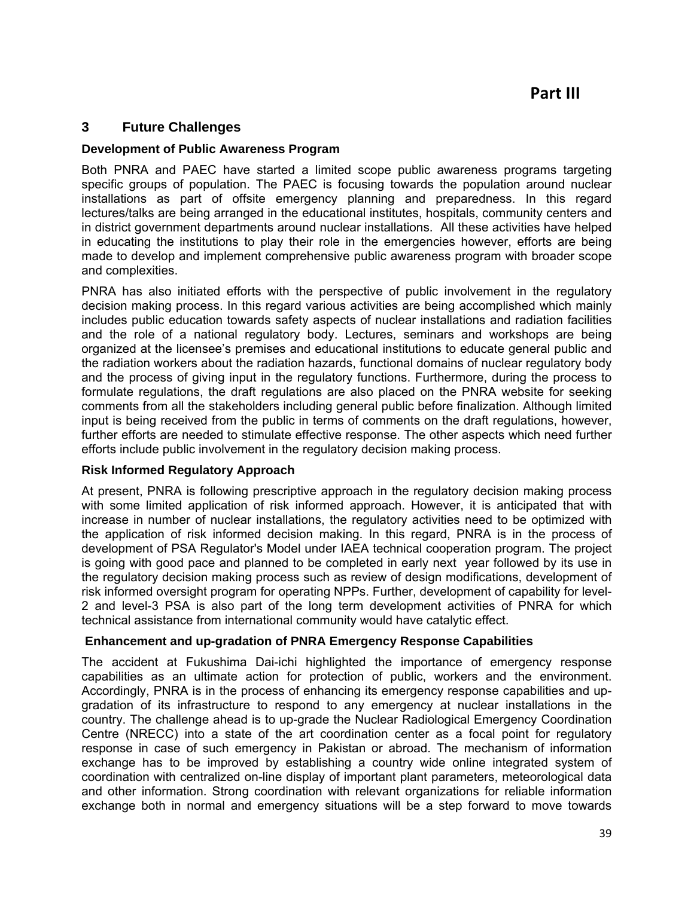# Part III

## 3 Future Challenges

### Development of Public Awareness Program

Both PNRA and PAEC have started a limited scope public awareness programs targeting specific groups of population. The PAEC is focusing towards the population around nuclear installations as part of offsite emergency planning and preparedness. In this regard lectures/talks are being arranged in the educational institutes, hospitals, community centers and in district government departments around nuclear installations. All these activities have helped in educating the institutions to play their role in the emergencies however, efforts are being made to develop and implement comprehensive public awareness program with broader scope and complexities.

PNRA has also initiated efforts with the perspective of public involvement in the regulatory decision making process. In this regard various activities are being accomplished which mainly includes public education towards safety aspects of nuclear installations and radiation facilities and the role of a national regulatory body. Lectures, seminars and workshops are being organized at the licensee's premises and educational institutions to educate general public and the radiation workers about the radiation hazards, functional domains of nuclear regulatory body and the process of giving input in the regulatory functions. Furthermore, during the process to formulate regulations, the draft regulations are also placed on the PNRA website for seeking comments from all the stakeholders including general public before finalization. Although limited input is being received from the public in terms of comments on the draft regulations, however, further efforts are needed to stimulate effective response. The other aspects which need further efforts include public involvement in the regulatory decision making process.

### Risk Informed Regulatory Approach

At present, PNRA is following prescriptive approach in the regulatory decision making process with some limited application of risk informed approach. However, it is anticipated that with increase in number of nuclear installations, the regulatory activities need to be optimized with the application of risk informed decision making. In this regard, PNRA is in the process of development of PSA Regulator's Model under IAEA technical cooperation program. The project is going with good pace and planned to be completed in early next year followed by its use in the regulatory decision making process such as review of design modifications, development of risk informed oversight program for operating NPPs. Further, development of capability for level-2 and level-3 PSA is also part of the long term development activities of PNRA for which technical assistance from international community would have catalytic effect.

### Enhancement and up-gradation of PNRA Emergency Response Capabilities

The accident at Fukushima Dai-ichi highlighted the importance of emergency response capabilities as an ultimate action for protection of public, workers and the environment. Accordingly, PNRA is in the process of enhancing its emergency response capabilities and up-gradation of its infrastructure to respond to any emergency at nuclear installations in the country. The challenge ahead is to up-grade the Nuclear Radiological Emergency Coordination Centre (NRECC) into a state of the art coordination center as a focal point for regulatory response in case of such emergency in Pakistan or abroad. The mechanism of information exchange has to be improved by establishing a country wide online integrated system of coordination with centralized on-line display of important plant parameters, meteorological data and other information. Strong coordination with relevant organizations for reliable information exchange both in normal and emergency situations will be a step forward to move towards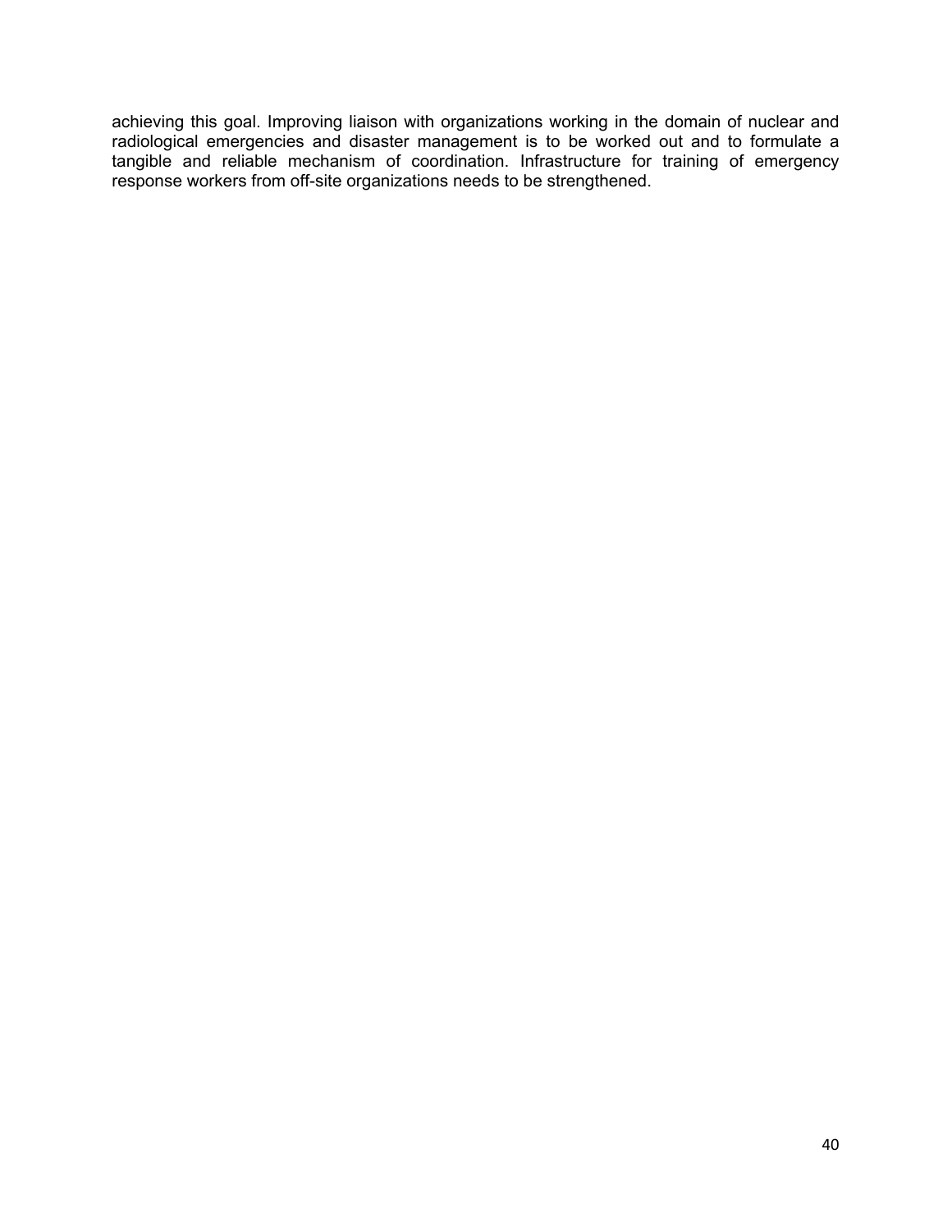achieving this goal. Improving liaison with organizations working in the domain of nuclear and radiological emergencies and disaster management is to be worked out and to formulate a tangible and reliable mechanism of coordination. Infrastructure for training of emergency response workers from off-site organizations needs to be strengthened.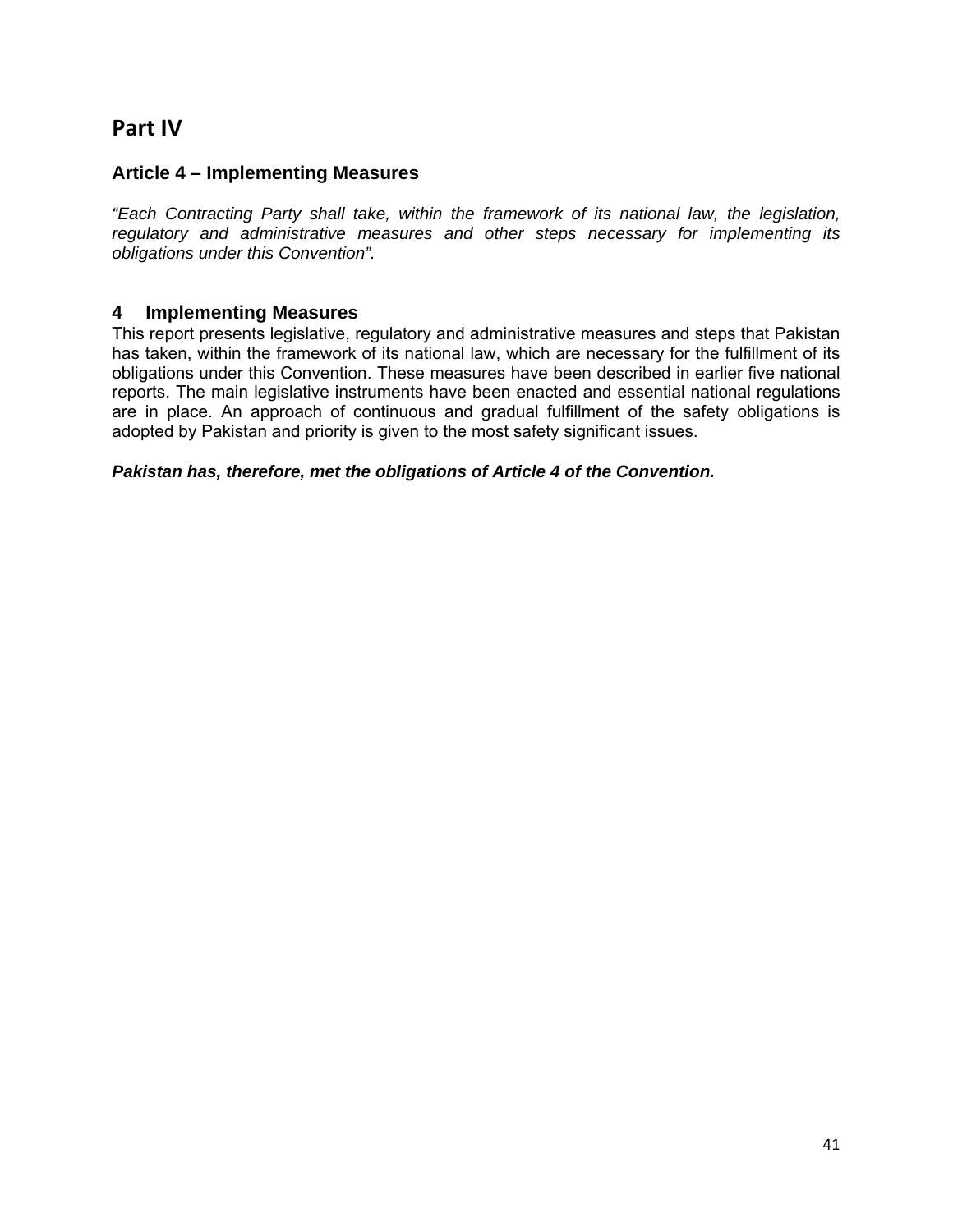# Part IV

## Article 4 – Implementing Measures

*"Each Contracting Party shall take, within the framework of its national law, the legislation, regulatory and administrative measures and other steps necessary for implementing its obligations under this Convention".*

## 4 Implementing Measures

This report presents legislative, regulatory and administrative measures and steps that Pakistan has taken, within the framework of its national law, which are necessary for the fulfillment of its obligations under this Convention. These measures have been described in earlier five national reports. The main legislative instruments have been enacted and essential national regulations are in place. An approach of continuous and gradual fulfillment of the safety obligations is adopted by Pakistan and priority is given to the most safety significant issues.

***Pakistan has, therefore, met the obligations of Article 4 of the Convention.***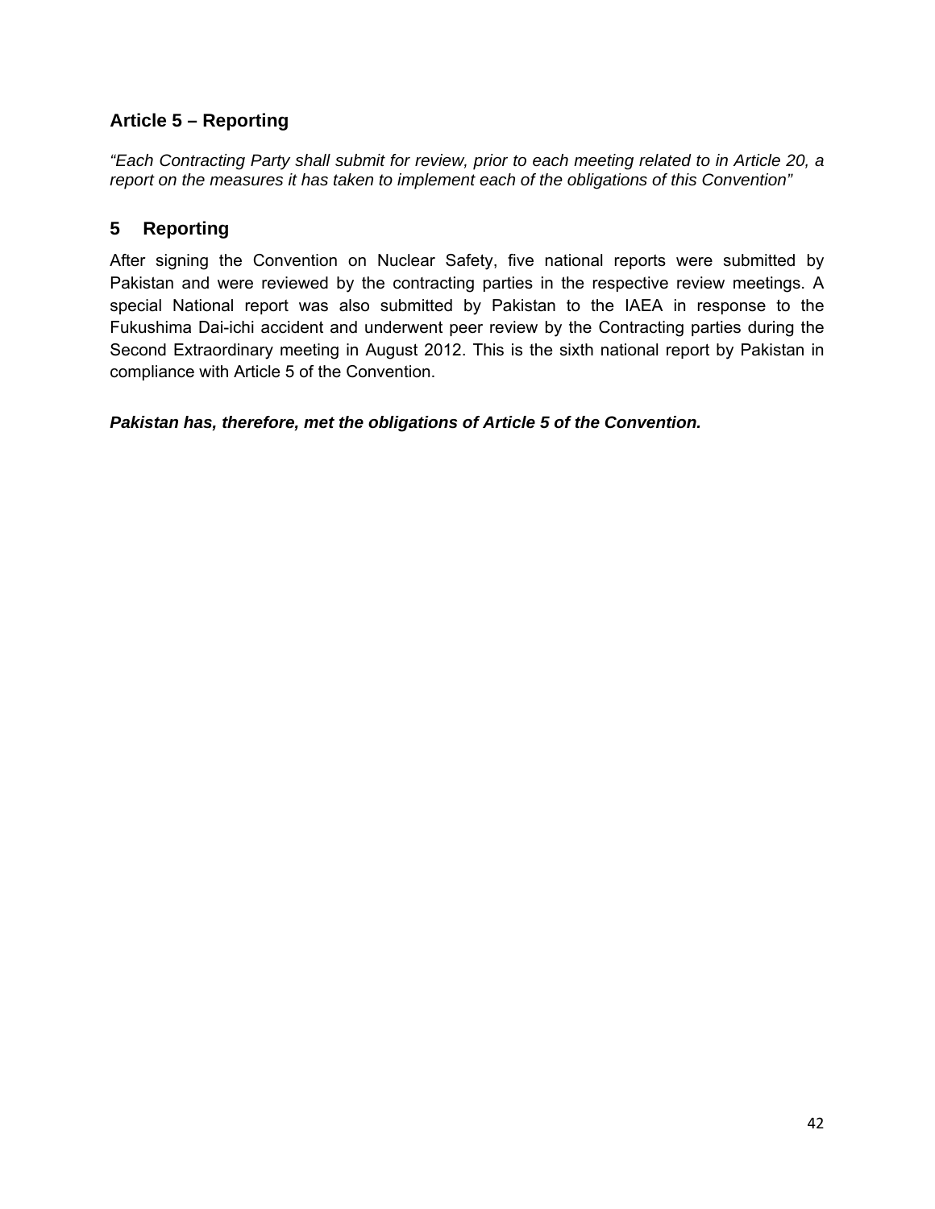### Article 5 – Reporting

*“Each Contracting Party shall submit for review, prior to each meeting related to in Article 20, a report on the measures it has taken to implement each of the obligations of this Convention”*

## 5 Reporting

After signing the Convention on Nuclear Safety, five national reports were submitted by Pakistan and were reviewed by the contracting parties in the respective review meetings. A special National report was also submitted by Pakistan to the IAEA in response to the Fukushima Dai-ichi accident and underwent peer review by the Contracting parties during the Second Extraordinary meeting in August 2012. This is the sixth national report by Pakistan in compliance with Article 5 of the Convention.

***Pakistan has, therefore, met the obligations of Article 5 of the Convention.***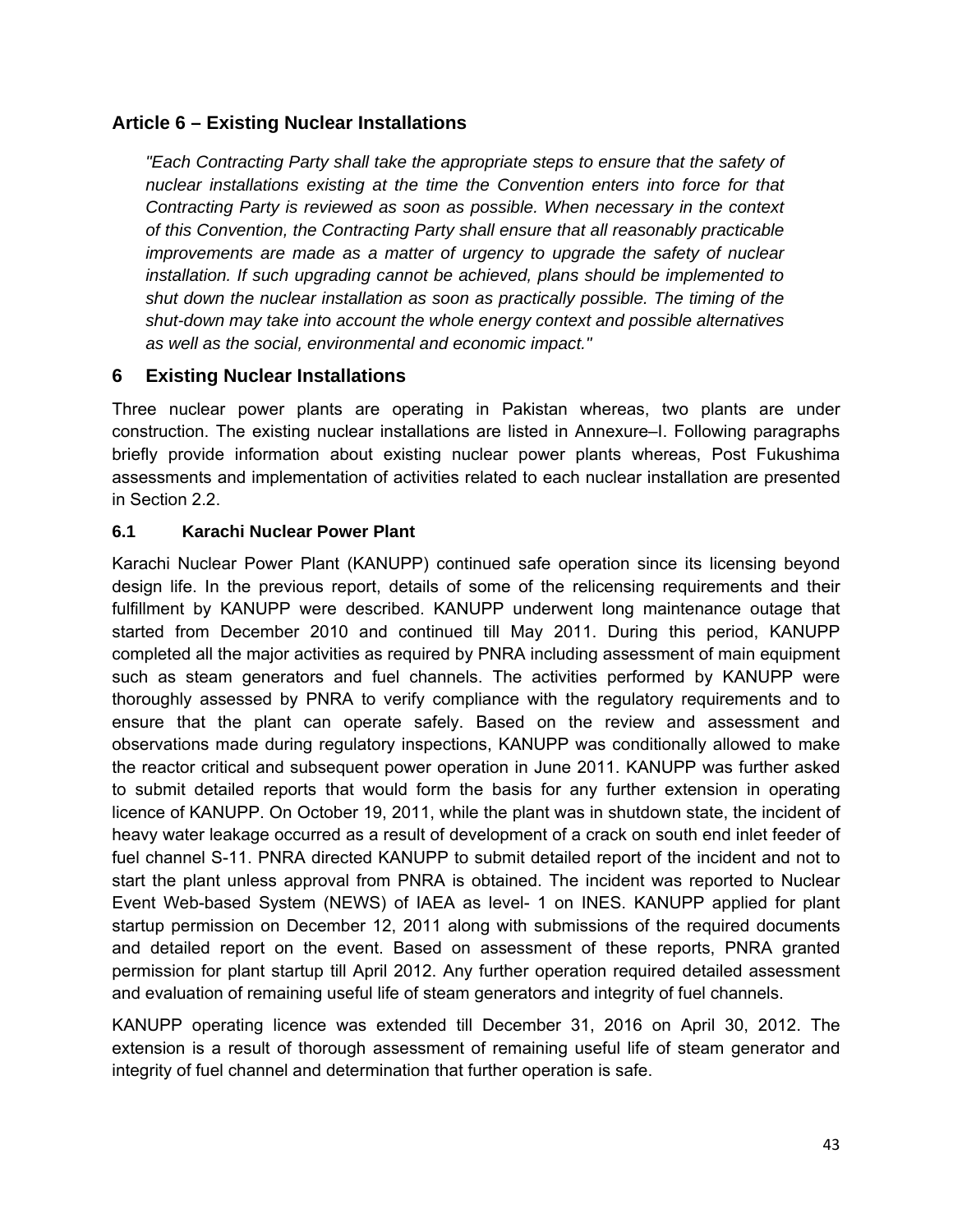## Article 6 – Existing Nuclear Installations

*"Each Contracting Party shall take the appropriate steps to ensure that the safety of nuclear installations existing at the time the Convention enters into force for that Contracting Party is reviewed as soon as possible. When necessary in the context of this Convention, the Contracting Party shall ensure that all reasonably practicable improvements are made as a matter of urgency to upgrade the safety of nuclear installation. If such upgrading cannot be achieved, plans should be implemented to shut down the nuclear installation as soon as practically possible. The timing of the shut-down may take into account the whole energy context and possible alternatives as well as the social, environmental and economic impact."*

## 6 Existing Nuclear Installations

Three nuclear power plants are operating in Pakistan whereas, two plants are under construction. The existing nuclear installations are listed in Annexure–I. Following paragraphs briefly provide information about existing nuclear power plants whereas, Post Fukushima assessments and implementation of activities related to each nuclear installation are presented in Section 2.2.

### 6.1 Karachi Nuclear Power Plant

Karachi Nuclear Power Plant (KANUPP) continued safe operation since its licensing beyond design life. In the previous report, details of some of the relicensing requirements and their fulfillment by KANUPP were described. KANUPP underwent long maintenance outage that started from December 2010 and continued till May 2011. During this period, KANUPP completed all the major activities as required by PNRA including assessment of main equipment such as steam generators and fuel channels. The activities performed by KANUPP were thoroughly assessed by PNRA to verify compliance with the regulatory requirements and to ensure that the plant can operate safely. Based on the review and assessment and observations made during regulatory inspections, KANUPP was conditionally allowed to make the reactor critical and subsequent power operation in June 2011. KANUPP was further asked to submit detailed reports that would form the basis for any further extension in operating licence of KANUPP. On October 19, 2011, while the plant was in shutdown state, the incident of heavy water leakage occurred as a result of development of a crack on south end inlet feeder of fuel channel S-11. PNRA directed KANUPP to submit detailed report of the incident and not to start the plant unless approval from PNRA is obtained. The incident was reported to Nuclear Event Web-based System (NEWS) of IAEA as level- 1 on INES. KANUPP applied for plant startup permission on December 12, 2011 along with submissions of the required documents and detailed report on the event. Based on assessment of these reports, PNRA granted permission for plant startup till April 2012. Any further operation required detailed assessment and evaluation of remaining useful life of steam generators and integrity of fuel channels.

KANUPP operating licence was extended till December 31, 2016 on April 30, 2012. The extension is a result of thorough assessment of remaining useful life of steam generator and integrity of fuel channel and determination that further operation is safe.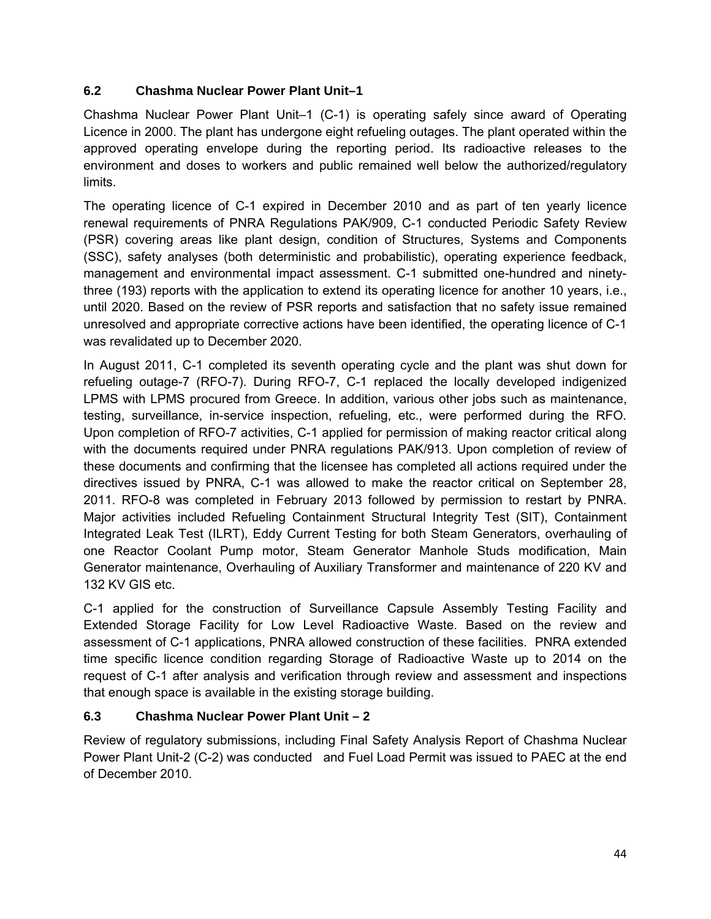### 6.2 Chashma Nuclear Power Plant Unit–1

Chashma Nuclear Power Plant Unit–1 (C-1) is operating safely since award of Operating Licence in 2000. The plant has undergone eight refueling outages. The plant operated within the approved operating envelope during the reporting period. Its radioactive releases to the environment and doses to workers and public remained well below the authorized/regulatory limits.

The operating licence of C-1 expired in December 2010 and as part of ten yearly licence renewal requirements of PNRA Regulations PAK/909, C-1 conducted Periodic Safety Review (PSR) covering areas like plant design, condition of Structures, Systems and Components (SSC), safety analyses (both deterministic and probabilistic), operating experience feedback, management and environmental impact assessment. C-1 submitted one-hundred and ninety-three (193) reports with the application to extend its operating licence for another 10 years, i.e., until 2020. Based on the review of PSR reports and satisfaction that no safety issue remained unresolved and appropriate corrective actions have been identified, the operating licence of C-1 was revalidated up to December 2020.

In August 2011, C-1 completed its seventh operating cycle and the plant was shut down for refueling outage-7 (RFO-7). During RFO-7, C-1 replaced the locally developed indigenized LPMS with LPMS procured from Greece. In addition, various other jobs such as maintenance, testing, surveillance, in-service inspection, refueling, etc., were performed during the RFO. Upon completion of RFO-7 activities, C-1 applied for permission of making reactor critical along with the documents required under PNRA regulations PAK/913. Upon completion of review of these documents and confirming that the licensee has completed all actions required under the directives issued by PNRA, C-1 was allowed to make the reactor critical on September 28, 2011. RFO-8 was completed in February 2013 followed by permission to restart by PNRA. Major activities included Refueling Containment Structural Integrity Test (SIT), Containment Integrated Leak Test (ILRT), Eddy Current Testing for both Steam Generators, overhauling of one Reactor Coolant Pump motor, Steam Generator Manhole Studs modification, Main Generator maintenance, Overhauling of Auxiliary Transformer and maintenance of 220 KV and 132 KV GIS etc.

C-1 applied for the construction of Surveillance Capsule Assembly Testing Facility and Extended Storage Facility for Low Level Radioactive Waste. Based on the review and assessment of C-1 applications, PNRA allowed construction of these facilities. PNRA extended time specific licence condition regarding Storage of Radioactive Waste up to 2014 on the request of C-1 after analysis and verification through review and assessment and inspections that enough space is available in the existing storage building.

### 6.3 Chashma Nuclear Power Plant Unit – 2

Review of regulatory submissions, including Final Safety Analysis Report of Chashma Nuclear Power Plant Unit-2 (C-2) was conducted and Fuel Load Permit was issued to PAEC at the end of December 2010.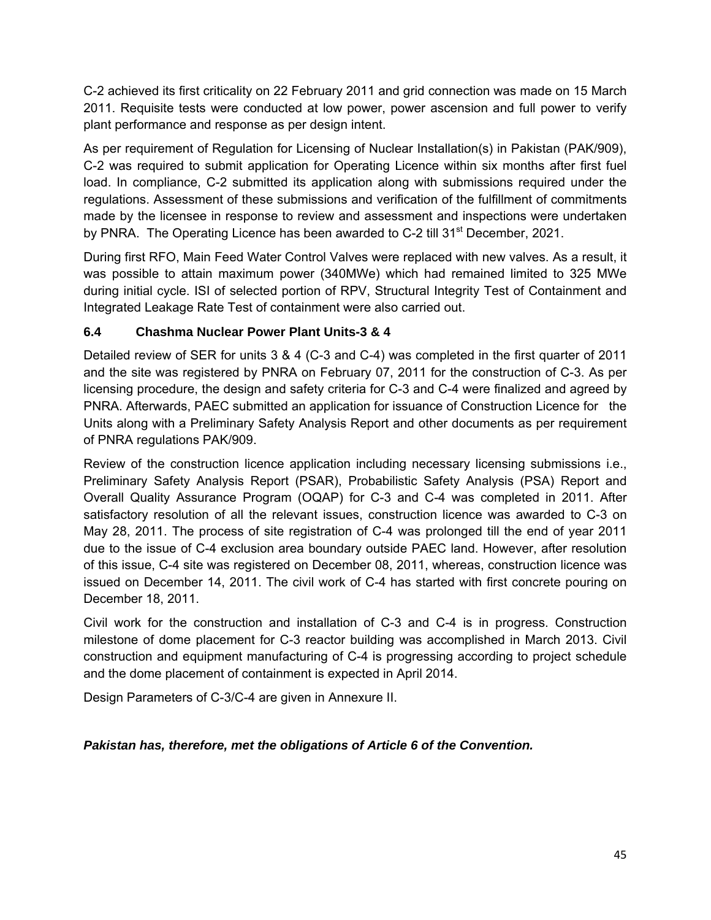C-2 achieved its first criticality on 22 February 2011 and grid connection was made on 15 March 2011. Requisite tests were conducted at low power, power ascension and full power to verify plant performance and response as per design intent.

As per requirement of Regulation for Licensing of Nuclear Installation(s) in Pakistan (PAK/909), C-2 was required to submit application for Operating Licence within six months after first fuel load. In compliance, C-2 submitted its application along with submissions required under the regulations. Assessment of these submissions and verification of the fulfillment of commitments made by the licensee in response to review and assessment and inspections were undertaken by PNRA. The Operating Licence has been awarded to C-2 till 31st December, 2021.

During first RFO, Main Feed Water Control Valves were replaced with new valves. As a result, it was possible to attain maximum power (340MWe) which had remained limited to 325 MWe during initial cycle. ISI of selected portion of RPV, Structural Integrity Test of Containment and Integrated Leakage Rate Test of containment were also carried out.

### 6.4 Chashma Nuclear Power Plant Units-3 & 4

Detailed review of SER for units 3 & 4 (C-3 and C-4) was completed in the first quarter of 2011 and the site was registered by PNRA on February 07, 2011 for the construction of C-3. As per licensing procedure, the design and safety criteria for C-3 and C-4 were finalized and agreed by PNRA. Afterwards, PAEC submitted an application for issuance of Construction Licence for the Units along with a Preliminary Safety Analysis Report and other documents as per requirement of PNRA regulations PAK/909.

Review of the construction licence application including necessary licensing submissions i.e., Preliminary Safety Analysis Report (PSAR), Probabilistic Safety Analysis (PSA) Report and Overall Quality Assurance Program (OQAP) for C-3 and C-4 was completed in 2011. After satisfactory resolution of all the relevant issues, construction licence was awarded to C-3 on May 28, 2011. The process of site registration of C-4 was prolonged till the end of year 2011 due to the issue of C-4 exclusion area boundary outside PAEC land. However, after resolution of this issue, C-4 site was registered on December 08, 2011, whereas, construction licence was issued on December 14, 2011. The civil work of C-4 has started with first concrete pouring on December 18, 2011.

Civil work for the construction and installation of C-3 and C-4 is in progress. Construction milestone of dome placement for C-3 reactor building was accomplished in March 2013. Civil construction and equipment manufacturing of C-4 is progressing according to project schedule and the dome placement of containment is expected in April 2014.

Design Parameters of C-3/C-4 are given in Annexure II.

***Pakistan has, therefore, met the obligations of Article 6 of the Convention.***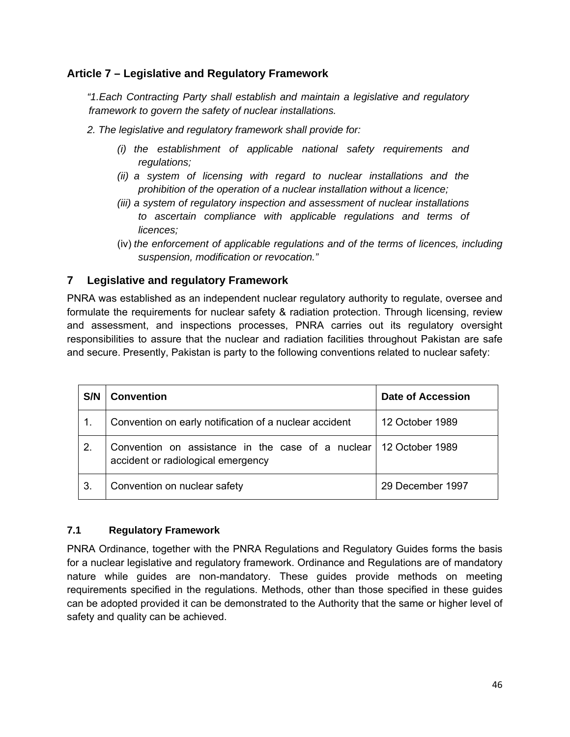## Article 7 – Legislative and Regulatory Framework

*"1.Each Contracting Party shall establish and maintain a legislative and regulatory framework to govern the safety of nuclear installations.*

*2. The legislative and regulatory framework shall provide for:*

*(i) the establishment of applicable national safety requirements and regulations;*

*(ii) a system of licensing with regard to nuclear installations and the prohibition of the operation of a nuclear installation without a licence;*

*(iii) a system of regulatory inspection and assessment of nuclear installations to ascertain compliance with applicable regulations and terms of licences;*

(iv) *the enforcement of applicable regulations and of the terms of licences, including suspension, modification or revocation."*

## 7 Legislative and regulatory Framework

PNRA was established as an independent nuclear regulatory authority to regulate, oversee and formulate the requirements for nuclear safety & radiation protection. Through licensing, review and assessment, and inspections processes, PNRA carries out its regulatory oversight responsibilities to assure that the nuclear and radiation facilities throughout Pakistan are safe and secure. Presently, Pakistan is party to the following conventions related to nuclear safety:

| S/N | Convention | Date of Accession |
|---|---|---|
| 1. | Convention on early notification of a nuclear accident | 12 October 1989 |
| 2. | Convention on assistance in the case of a nuclear accident or radiological emergency | 12 October 1989 |
| 3. | Convention on nuclear safety | 29 December 1997 |

### 7.1 Regulatory Framework

PNRA Ordinance, together with the PNRA Regulations and Regulatory Guides forms the basis for a nuclear legislative and regulatory framework. Ordinance and Regulations are of mandatory nature while guides are non-mandatory. These guides provide methods on meeting requirements specified in the regulations. Methods, other than those specified in these guides can be adopted provided it can be demonstrated to the Authority that the same or higher level of safety and quality can be achieved.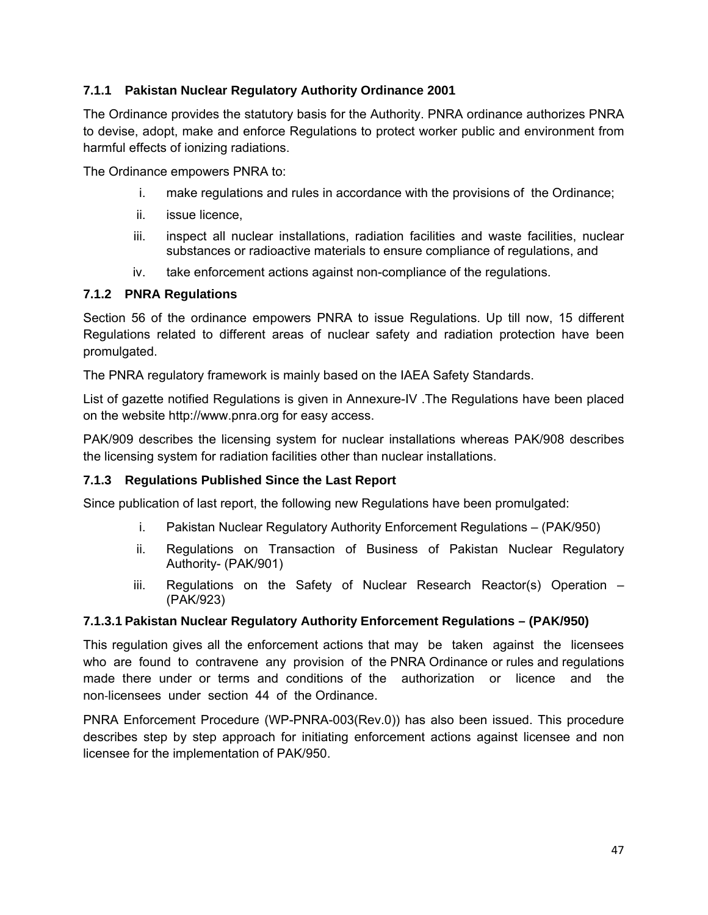### 7.1.1 Pakistan Nuclear Regulatory Authority Ordinance 2001

The Ordinance provides the statutory basis for the Authority. PNRA ordinance authorizes PNRA to devise, adopt, make and enforce Regulations to protect worker public and environment from harmful effects of ionizing radiations.

The Ordinance empowers PNRA to:

i. make regulations and rules in accordance with the provisions of the Ordinance;
ii. issue licence,
iii. inspect all nuclear installations, radiation facilities and waste facilities, nuclear substances or radioactive materials to ensure compliance of regulations, and
iv. take enforcement actions against non-compliance of the regulations.

### 7.1.2 PNRA Regulations

Section 56 of the ordinance empowers PNRA to issue Regulations. Up till now, 15 different Regulations related to different areas of nuclear safety and radiation protection have been promulgated.

The PNRA regulatory framework is mainly based on the IAEA Safety Standards.

List of gazette notified Regulations is given in Annexure-IV .The Regulations have been placed on the website http://www.pnra.org for easy access.

PAK/909 describes the licensing system for nuclear installations whereas PAK/908 describes the licensing system for radiation facilities other than nuclear installations.

### 7.1.3 Regulations Published Since the Last Report

Since publication of last report, the following new Regulations have been promulgated:

i. Pakistan Nuclear Regulatory Authority Enforcement Regulations – (PAK/950)
ii. Regulations on Transaction of Business of Pakistan Nuclear Regulatory Authority- (PAK/901)
iii. Regulations on the Safety of Nuclear Research Reactor(s) Operation – (PAK/923)

#### 7.1.3.1 Pakistan Nuclear Regulatory Authority Enforcement Regulations – (PAK/950)

This regulation gives all the enforcement actions that may be taken against the licensees who are found to contravene any provision of the PNRA Ordinance or rules and regulations made there under or terms and conditions of the authorization or licence and the non-licensees under section 44 of the Ordinance.

PNRA Enforcement Procedure (WP-PNRA-003(Rev.0)) has also been issued. This procedure describes step by step approach for initiating enforcement actions against licensee and non licensee for the implementation of PAK/950.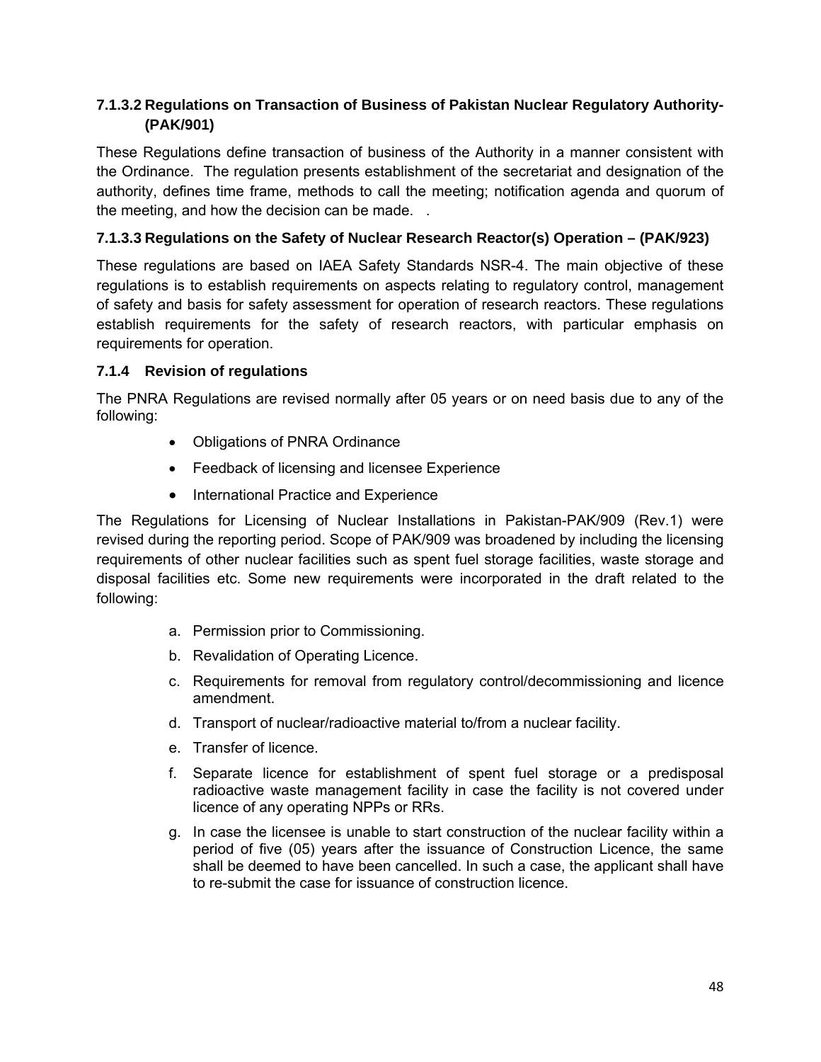#### 7.1.3.2 Regulations on Transaction of Business of Pakistan Nuclear Regulatory Authority-(PAK/901)

These Regulations define transaction of business of the Authority in a manner consistent with the Ordinance. The regulation presents establishment of the secretariat and designation of the authority, defines time frame, methods to call the meeting; notification agenda and quorum of the meeting, and how the decision can be made. .

#### 7.1.3.3 Regulations on the Safety of Nuclear Research Reactor(s) Operation – (PAK/923)

These regulations are based on IAEA Safety Standards NSR-4. The main objective of these regulations is to establish requirements on aspects relating to regulatory control, management of safety and basis for safety assessment for operation of research reactors. These regulations establish requirements for the safety of research reactors, with particular emphasis on requirements for operation.

### 7.1.4 Revision of regulations

The PNRA Regulations are revised normally after 05 years or on need basis due to any of the following:

- Obligations of PNRA Ordinance
- Feedback of licensing and licensee Experience
- International Practice and Experience

The Regulations for Licensing of Nuclear Installations in Pakistan-PAK/909 (Rev.1) were revised during the reporting period. Scope of PAK/909 was broadened by including the licensing requirements of other nuclear facilities such as spent fuel storage facilities, waste storage and disposal facilities etc. Some new requirements were incorporated in the draft related to the following:

a. Permission prior to Commissioning.
b. Revalidation of Operating Licence.
c. Requirements for removal from regulatory control/decommissioning and licence amendment.
d. Transport of nuclear/radioactive material to/from a nuclear facility.
e. Transfer of licence.
f. Separate licence for establishment of spent fuel storage or a predisposal radioactive waste management facility in case the facility is not covered under licence of any operating NPPs or RRs.
g. In case the licensee is unable to start construction of the nuclear facility within a period of five (05) years after the issuance of Construction Licence, the same shall be deemed to have been cancelled. In such a case, the applicant shall have to re-submit the case for issuance of construction licence.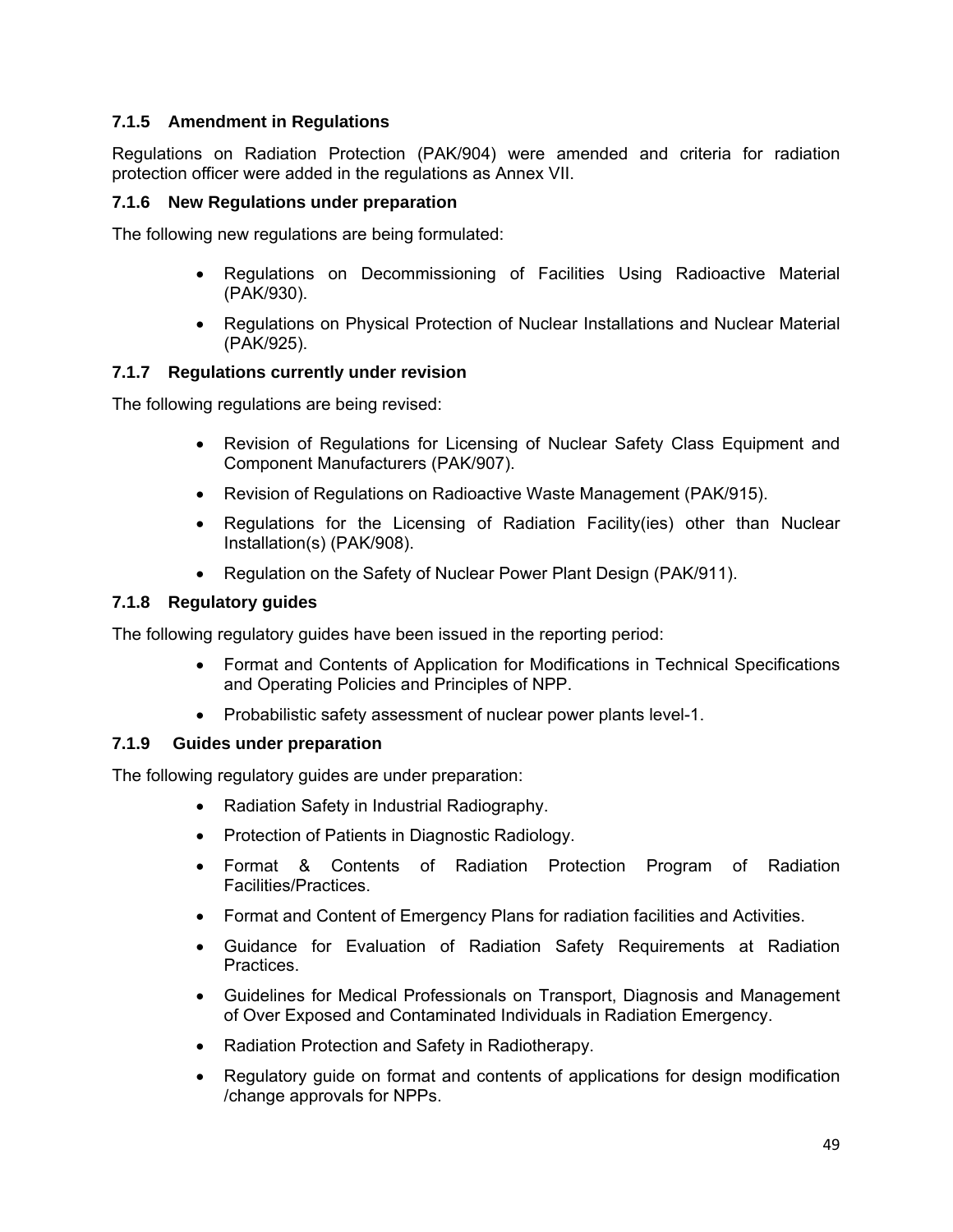### 7.1.5 Amendment in Regulations

Regulations on Radiation Protection (PAK/904) were amended and criteria for radiation protection officer were added in the regulations as Annex VII.

### 7.1.6 New Regulations under preparation

The following new regulations are being formulated:

- Regulations on Decommissioning of Facilities Using Radioactive Material (PAK/930).
- Regulations on Physical Protection of Nuclear Installations and Nuclear Material (PAK/925).

### 7.1.7 Regulations currently under revision

The following regulations are being revised:

- Revision of Regulations for Licensing of Nuclear Safety Class Equipment and Component Manufacturers (PAK/907).
- Revision of Regulations on Radioactive Waste Management (PAK/915).
- Regulations for the Licensing of Radiation Facility(ies) other than Nuclear Installation(s) (PAK/908).
- Regulation on the Safety of Nuclear Power Plant Design (PAK/911).

### 7.1.8 Regulatory guides

The following regulatory guides have been issued in the reporting period:

- Format and Contents of Application for Modifications in Technical Specifications and Operating Policies and Principles of NPP.
- Probabilistic safety assessment of nuclear power plants level-1.

### 7.1.9 Guides under preparation

The following regulatory guides are under preparation:

- Radiation Safety in Industrial Radiography.
- Protection of Patients in Diagnostic Radiology.
- Format & Contents of Radiation Protection Program of Radiation Facilities/Practices.
- Format and Content of Emergency Plans for radiation facilities and Activities.
- Guidance for Evaluation of Radiation Safety Requirements at Radiation Practices.
- Guidelines for Medical Professionals on Transport, Diagnosis and Management of Over Exposed and Contaminated Individuals in Radiation Emergency.
- Radiation Protection and Safety in Radiotherapy.
- Regulatory guide on format and contents of applications for design modification /change approvals for NPPs.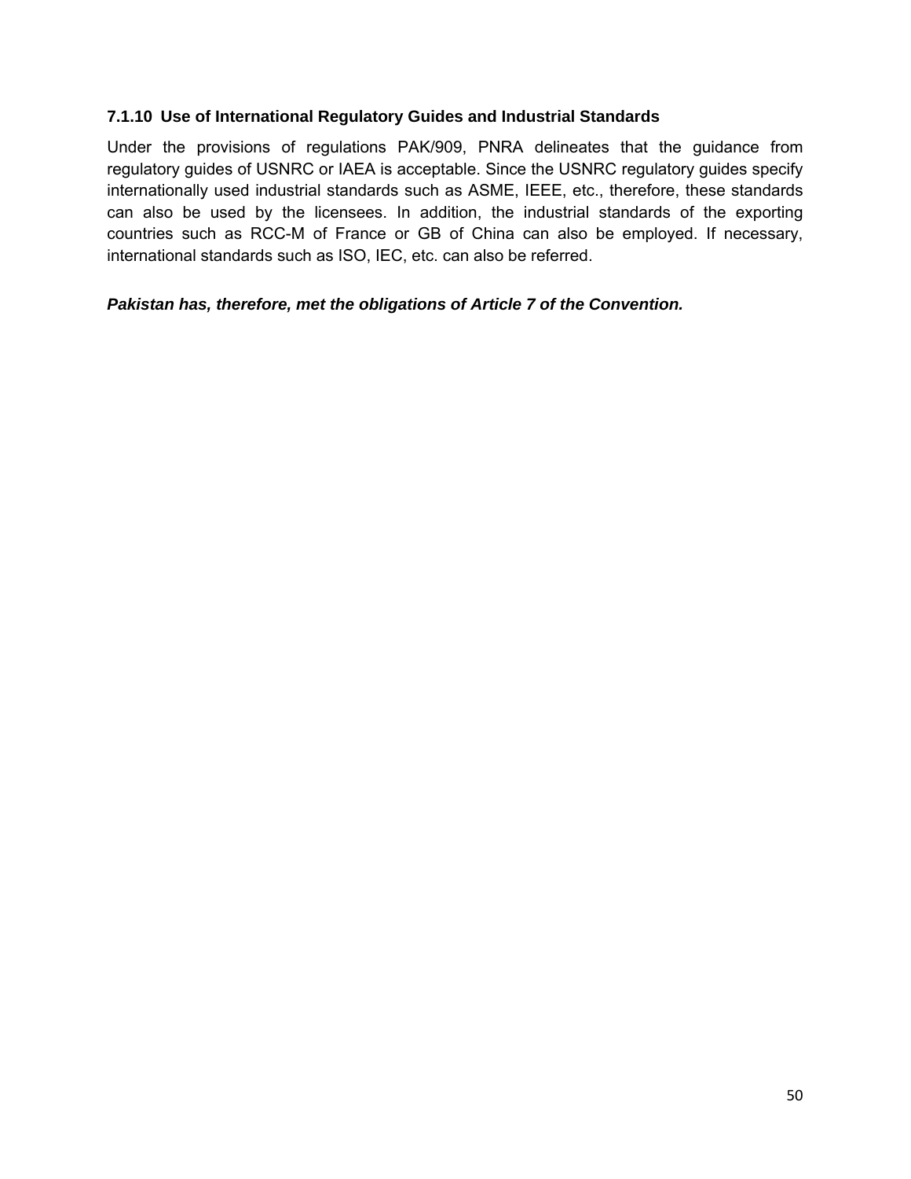### 7.1.10 Use of International Regulatory Guides and Industrial Standards

Under the provisions of regulations PAK/909, PNRA delineates that the guidance from regulatory guides of USNRC or IAEA is acceptable. Since the USNRC regulatory guides specify internationally used industrial standards such as ASME, IEEE, etc., therefore, these standards can also be used by the licensees. In addition, the industrial standards of the exporting countries such as RCC-M of France or GB of China can also be employed. If necessary, international standards such as ISO, IEC, etc. can also be referred.

***Pakistan has, therefore, met the obligations of Article 7 of the Convention.***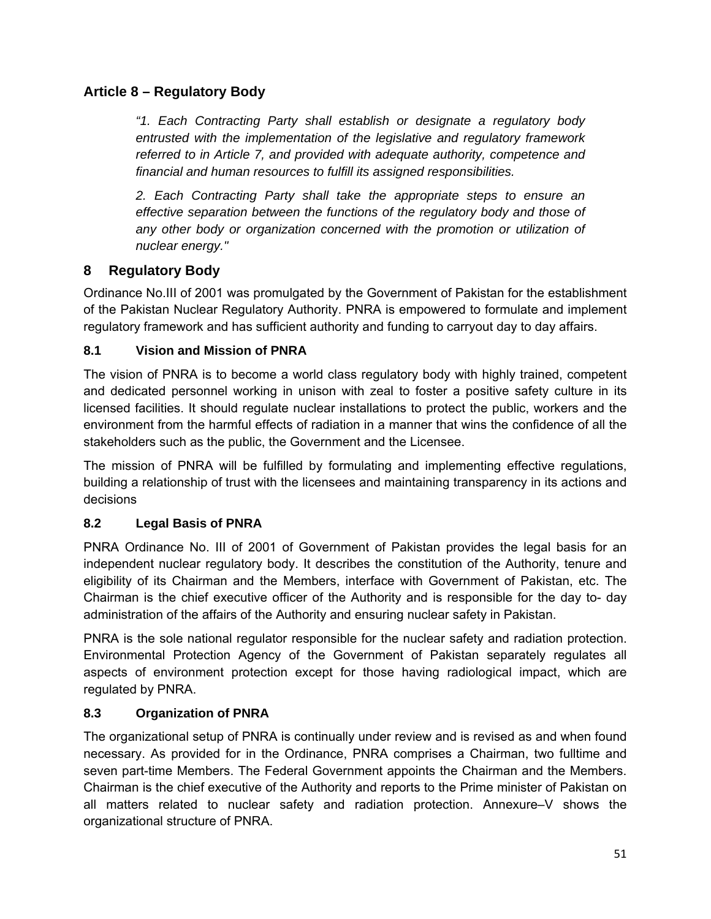## Article 8 – Regulatory Body

> *"1. Each Contracting Party shall establish or designate a regulatory body entrusted with the implementation of the legislative and regulatory framework referred to in Article 7, and provided with adequate authority, competence and financial and human resources to fulfill its assigned responsibilities.*
>
> *2. Each Contracting Party shall take the appropriate steps to ensure an effective separation between the functions of the regulatory body and those of any other body or organization concerned with the promotion or utilization of nuclear energy."*

## 8 Regulatory Body

Ordinance No.III of 2001 was promulgated by the Government of Pakistan for the establishment of the Pakistan Nuclear Regulatory Authority. PNRA is empowered to formulate and implement regulatory framework and has sufficient authority and funding to carryout day to day affairs.

### 8.1 Vision and Mission of PNRA

The vision of PNRA is to become a world class regulatory body with highly trained, competent and dedicated personnel working in unison with zeal to foster a positive safety culture in its licensed facilities. It should regulate nuclear installations to protect the public, workers and the environment from the harmful effects of radiation in a manner that wins the confidence of all the stakeholders such as the public, the Government and the Licensee.

The mission of PNRA will be fulfilled by formulating and implementing effective regulations, building a relationship of trust with the licensees and maintaining transparency in its actions and decisions

### 8.2 Legal Basis of PNRA

PNRA Ordinance No. III of 2001 of Government of Pakistan provides the legal basis for an independent nuclear regulatory body. It describes the constitution of the Authority, tenure and eligibility of its Chairman and the Members, interface with Government of Pakistan, etc. The Chairman is the chief executive officer of the Authority and is responsible for the day to- day administration of the affairs of the Authority and ensuring nuclear safety in Pakistan.

PNRA is the sole national regulator responsible for the nuclear safety and radiation protection. Environmental Protection Agency of the Government of Pakistan separately regulates all aspects of environment protection except for those having radiological impact, which are regulated by PNRA.

### 8.3 Organization of PNRA

The organizational setup of PNRA is continually under review and is revised as and when found necessary. As provided for in the Ordinance, PNRA comprises a Chairman, two fulltime and seven part-time Members. The Federal Government appoints the Chairman and the Members. Chairman is the chief executive of the Authority and reports to the Prime minister of Pakistan on all matters related to nuclear safety and radiation protection. Annexure–V shows the organizational structure of PNRA.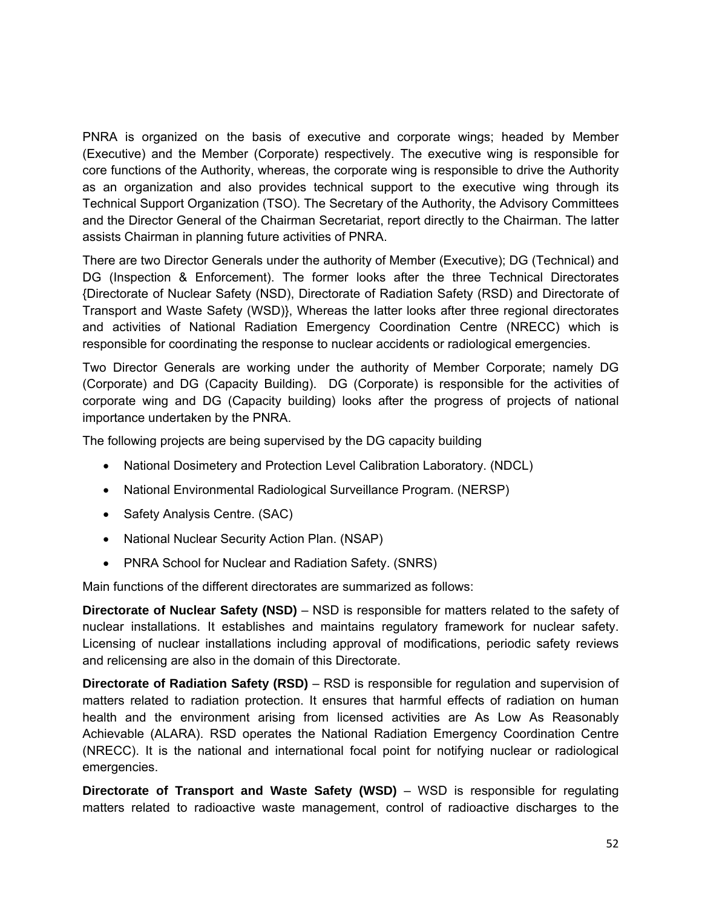PNRA is organized on the basis of executive and corporate wings; headed by Member (Executive) and the Member (Corporate) respectively. The executive wing is responsible for core functions of the Authority, whereas, the corporate wing is responsible to drive the Authority as an organization and also provides technical support to the executive wing through its Technical Support Organization (TSO). The Secretary of the Authority, the Advisory Committees and the Director General of the Chairman Secretariat, report directly to the Chairman. The latter assists Chairman in planning future activities of PNRA.

There are two Director Generals under the authority of Member (Executive); DG (Technical) and DG (Inspection & Enforcement). The former looks after the three Technical Directorates {Directorate of Nuclear Safety (NSD), Directorate of Radiation Safety (RSD) and Directorate of Transport and Waste Safety (WSD)}, Whereas the latter looks after three regional directorates and activities of National Radiation Emergency Coordination Centre (NRECC) which is responsible for coordinating the response to nuclear accidents or radiological emergencies.

Two Director Generals are working under the authority of Member Corporate; namely DG (Corporate) and DG (Capacity Building). DG (Corporate) is responsible for the activities of corporate wing and DG (Capacity building) looks after the progress of projects of national importance undertaken by the PNRA.

The following projects are being supervised by the DG capacity building

- National Dosimetery and Protection Level Calibration Laboratory. (NDCL)
- National Environmental Radiological Surveillance Program. (NERSP)
- Safety Analysis Centre. (SAC)
- National Nuclear Security Action Plan. (NSAP)
- PNRA School for Nuclear and Radiation Safety. (SNRS)

Main functions of the different directorates are summarized as follows:

**Directorate of Nuclear Safety (NSD)** – NSD is responsible for matters related to the safety of nuclear installations. It establishes and maintains regulatory framework for nuclear safety. Licensing of nuclear installations including approval of modifications, periodic safety reviews and relicensing are also in the domain of this Directorate.

**Directorate of Radiation Safety (RSD)** – RSD is responsible for regulation and supervision of matters related to radiation protection. It ensures that harmful effects of radiation on human health and the environment arising from licensed activities are As Low As Reasonably Achievable (ALARA). RSD operates the National Radiation Emergency Coordination Centre (NRECC). It is the national and international focal point for notifying nuclear or radiological emergencies.

**Directorate of Transport and Waste Safety (WSD)** – WSD is responsible for regulating matters related to radioactive waste management, control of radioactive discharges to the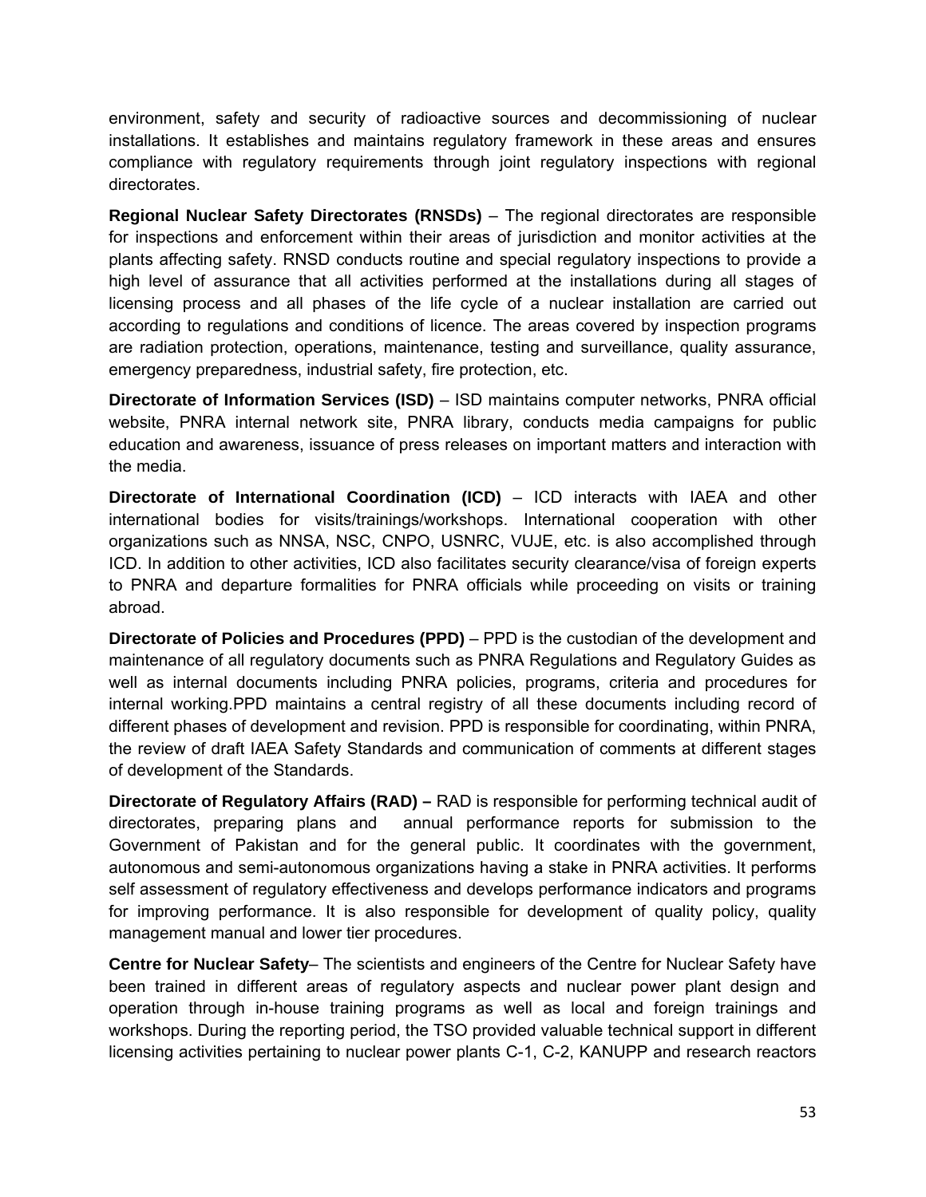environment, safety and security of radioactive sources and decommissioning of nuclear installations. It establishes and maintains regulatory framework in these areas and ensures compliance with regulatory requirements through joint regulatory inspections with regional directorates.

**Regional Nuclear Safety Directorates (RNSDs)** – The regional directorates are responsible for inspections and enforcement within their areas of jurisdiction and monitor activities at the plants affecting safety. RNSD conducts routine and special regulatory inspections to provide a high level of assurance that all activities performed at the installations during all stages of licensing process and all phases of the life cycle of a nuclear installation are carried out according to regulations and conditions of licence. The areas covered by inspection programs are radiation protection, operations, maintenance, testing and surveillance, quality assurance, emergency preparedness, industrial safety, fire protection, etc.

**Directorate of Information Services (ISD)** – ISD maintains computer networks, PNRA official website, PNRA internal network site, PNRA library, conducts media campaigns for public education and awareness, issuance of press releases on important matters and interaction with the media.

**Directorate of International Coordination (ICD)** – ICD interacts with IAEA and other international bodies for visits/trainings/workshops. International cooperation with other organizations such as NNSA, NSC, CNPO, USNRC, VUJE, etc. is also accomplished through ICD. In addition to other activities, ICD also facilitates security clearance/visa of foreign experts to PNRA and departure formalities for PNRA officials while proceeding on visits or training abroad.

**Directorate of Policies and Procedures (PPD)** – PPD is the custodian of the development and maintenance of all regulatory documents such as PNRA Regulations and Regulatory Guides as well as internal documents including PNRA policies, programs, criteria and procedures for internal working.PPD maintains a central registry of all these documents including record of different phases of development and revision. PPD is responsible for coordinating, within PNRA, the review of draft IAEA Safety Standards and communication of comments at different stages of development of the Standards.

**Directorate of Regulatory Affairs (RAD) –** RAD is responsible for performing technical audit of directorates, preparing plans and annual performance reports for submission to the Government of Pakistan and for the general public. It coordinates with the government, autonomous and semi-autonomous organizations having a stake in PNRA activities. It performs self assessment of regulatory effectiveness and develops performance indicators and programs for improving performance. It is also responsible for development of quality policy, quality management manual and lower tier procedures.

**Centre for Nuclear Safety**– The scientists and engineers of the Centre for Nuclear Safety have been trained in different areas of regulatory aspects and nuclear power plant design and operation through in-house training programs as well as local and foreign trainings and workshops. During the reporting period, the TSO provided valuable technical support in different licensing activities pertaining to nuclear power plants C-1, C-2, KANUPP and research reactors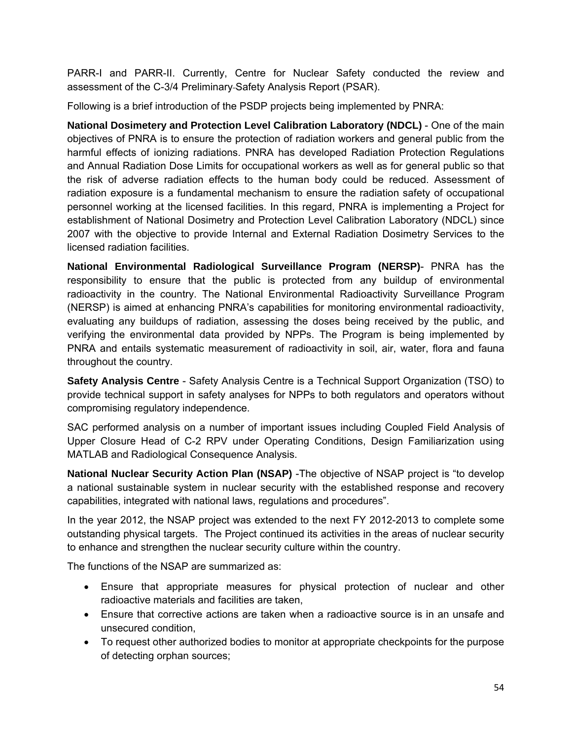PARR-I and PARR-II. Currently, Centre for Nuclear Safety conducted the review and assessment of the C-3/4 Preliminary Safety Analysis Report (PSAR).

Following is a brief introduction of the PSDP projects being implemented by PNRA:

**National Dosimetery and Protection Level Calibration Laboratory (NDCL)** - One of the main objectives of PNRA is to ensure the protection of radiation workers and general public from the harmful effects of ionizing radiations. PNRA has developed Radiation Protection Regulations and Annual Radiation Dose Limits for occupational workers as well as for general public so that the risk of adverse radiation effects to the human body could be reduced. Assessment of radiation exposure is a fundamental mechanism to ensure the radiation safety of occupational personnel working at the licensed facilities. In this regard, PNRA is implementing a Project for establishment of National Dosimetry and Protection Level Calibration Laboratory (NDCL) since 2007 with the objective to provide Internal and External Radiation Dosimetry Services to the licensed radiation facilities.

**National Environmental Radiological Surveillance Program (NERSP)**- PNRA has the responsibility to ensure that the public is protected from any buildup of environmental radioactivity in the country. The National Environmental Radioactivity Surveillance Program (NERSP) is aimed at enhancing PNRA's capabilities for monitoring environmental radioactivity, evaluating any buildups of radiation, assessing the doses being received by the public, and verifying the environmental data provided by NPPs. The Program is being implemented by PNRA and entails systematic measurement of radioactivity in soil, air, water, flora and fauna throughout the country.

**Safety Analysis Centre** - Safety Analysis Centre is a Technical Support Organization (TSO) to provide technical support in safety analyses for NPPs to both regulators and operators without compromising regulatory independence.

SAC performed analysis on a number of important issues including Coupled Field Analysis of Upper Closure Head of C-2 RPV under Operating Conditions, Design Familiarization using MATLAB and Radiological Consequence Analysis.

**National Nuclear Security Action Plan (NSAP)** -The objective of NSAP project is "to develop a national sustainable system in nuclear security with the established response and recovery capabilities, integrated with national laws, regulations and procedures".

In the year 2012, the NSAP project was extended to the next FY 2012-2013 to complete some outstanding physical targets. The Project continued its activities in the areas of nuclear security to enhance and strengthen the nuclear security culture within the country.

The functions of the NSAP are summarized as:

- Ensure that appropriate measures for physical protection of nuclear and other radioactive materials and facilities are taken,
- Ensure that corrective actions are taken when a radioactive source is in an unsafe and unsecured condition,
- To request other authorized bodies to monitor at appropriate checkpoints for the purpose of detecting orphan sources;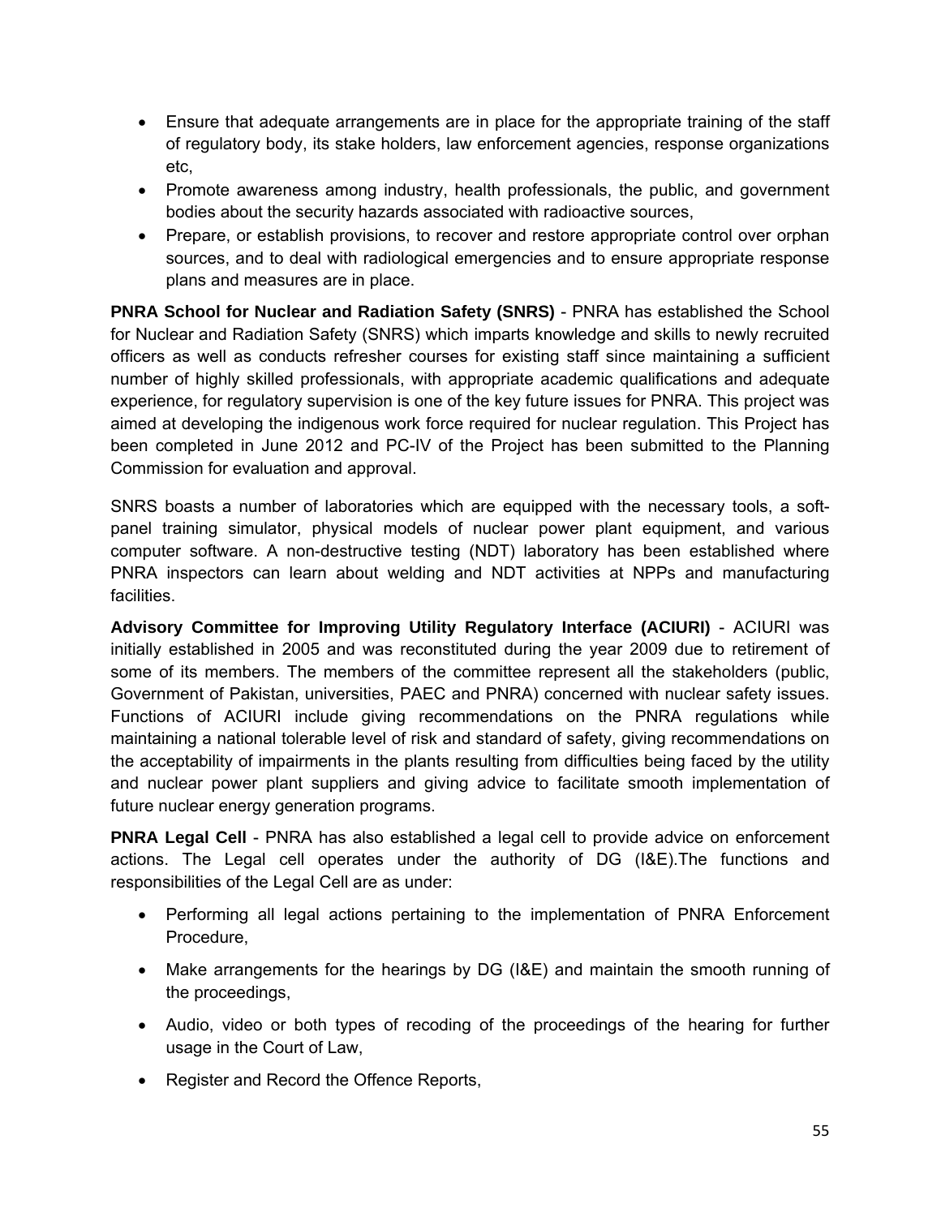- Ensure that adequate arrangements are in place for the appropriate training of the staff of regulatory body, its stake holders, law enforcement agencies, response organizations etc,
- Promote awareness among industry, health professionals, the public, and government bodies about the security hazards associated with radioactive sources,
- Prepare, or establish provisions, to recover and restore appropriate control over orphan sources, and to deal with radiological emergencies and to ensure appropriate response plans and measures are in place.

**PNRA School for Nuclear and Radiation Safety (SNRS)** - PNRA has established the School for Nuclear and Radiation Safety (SNRS) which imparts knowledge and skills to newly recruited officers as well as conducts refresher courses for existing staff since maintaining a sufficient number of highly skilled professionals, with appropriate academic qualifications and adequate experience, for regulatory supervision is one of the key future issues for PNRA. This project was aimed at developing the indigenous work force required for nuclear regulation. This Project has been completed in June 2012 and PC-IV of the Project has been submitted to the Planning Commission for evaluation and approval.

SNRS boasts a number of laboratories which are equipped with the necessary tools, a soft-panel training simulator, physical models of nuclear power plant equipment, and various computer software. A non-destructive testing (NDT) laboratory has been established where PNRA inspectors can learn about welding and NDT activities at NPPs and manufacturing facilities.

**Advisory Committee for Improving Utility Regulatory Interface (ACIURI)** - ACIURI was initially established in 2005 and was reconstituted during the year 2009 due to retirement of some of its members. The members of the committee represent all the stakeholders (public, Government of Pakistan, universities, PAEC and PNRA) concerned with nuclear safety issues. Functions of ACIURI include giving recommendations on the PNRA regulations while maintaining a national tolerable level of risk and standard of safety, giving recommendations on the acceptability of impairments in the plants resulting from difficulties being faced by the utility and nuclear power plant suppliers and giving advice to facilitate smooth implementation of future nuclear energy generation programs.

**PNRA Legal Cell** - PNRA has also established a legal cell to provide advice on enforcement actions. The Legal cell operates under the authority of DG (I&E).The functions and responsibilities of the Legal Cell are as under:

- Performing all legal actions pertaining to the implementation of PNRA Enforcement Procedure,
- Make arrangements for the hearings by DG (I&E) and maintain the smooth running of the proceedings,
- Audio, video or both types of recoding of the proceedings of the hearing for further usage in the Court of Law,
- Register and Record the Offence Reports,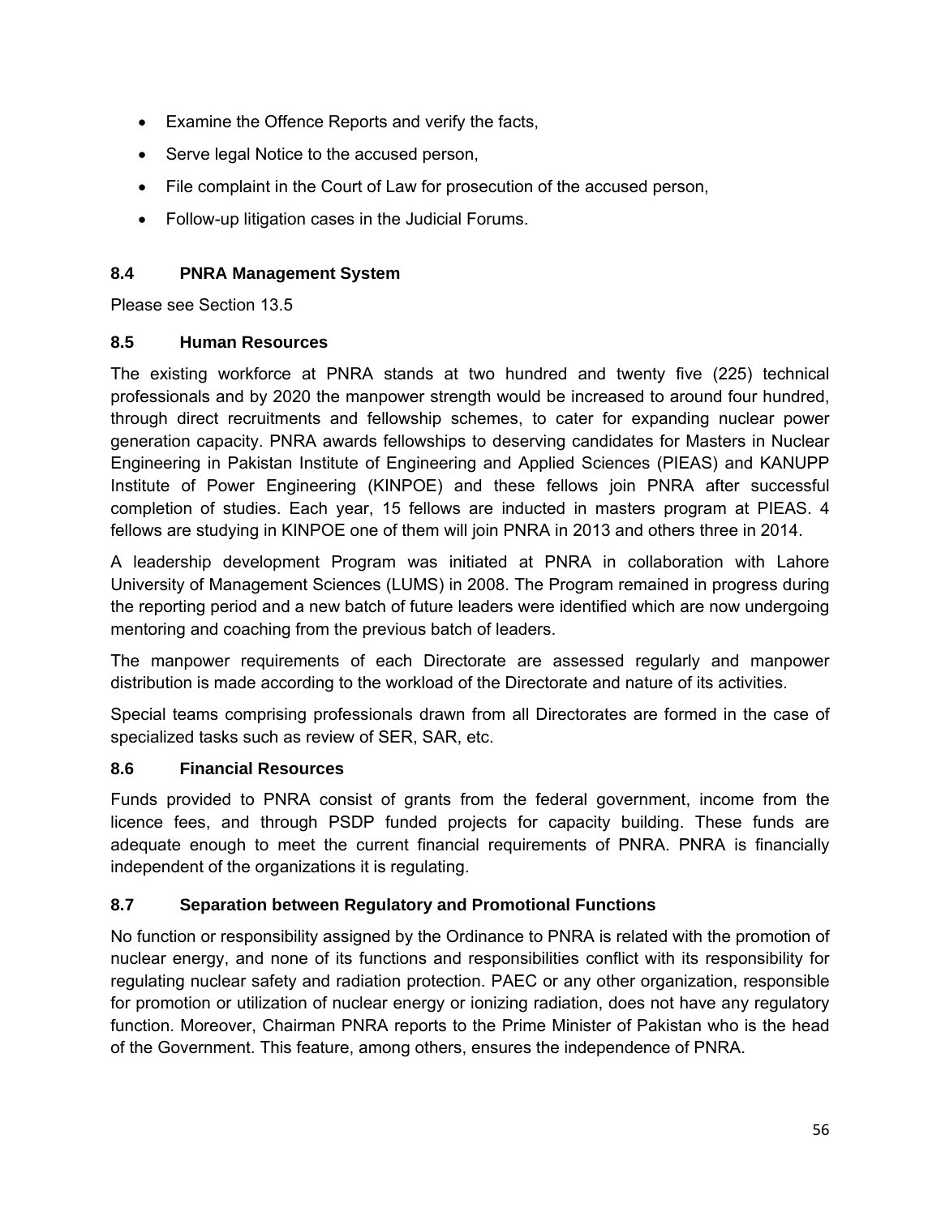- Examine the Offence Reports and verify the facts,
- Serve legal Notice to the accused person,
- File complaint in the Court of Law for prosecution of the accused person,
- Follow-up litigation cases in the Judicial Forums.

### 8.4 PNRA Management System

Please see Section 13.5

### 8.5 Human Resources

The existing workforce at PNRA stands at two hundred and twenty five (225) technical professionals and by 2020 the manpower strength would be increased to around four hundred, through direct recruitments and fellowship schemes, to cater for expanding nuclear power generation capacity. PNRA awards fellowships to deserving candidates for Masters in Nuclear Engineering in Pakistan Institute of Engineering and Applied Sciences (PIEAS) and KANUPP Institute of Power Engineering (KINPOE) and these fellows join PNRA after successful completion of studies. Each year, 15 fellows are inducted in masters program at PIEAS. 4 fellows are studying in KINPOE one of them will join PNRA in 2013 and others three in 2014.

A leadership development Program was initiated at PNRA in collaboration with Lahore University of Management Sciences (LUMS) in 2008. The Program remained in progress during the reporting period and a new batch of future leaders were identified which are now undergoing mentoring and coaching from the previous batch of leaders.

The manpower requirements of each Directorate are assessed regularly and manpower distribution is made according to the workload of the Directorate and nature of its activities.

Special teams comprising professionals drawn from all Directorates are formed in the case of specialized tasks such as review of SER, SAR, etc.

### 8.6 Financial Resources

Funds provided to PNRA consist of grants from the federal government, income from the licence fees, and through PSDP funded projects for capacity building. These funds are adequate enough to meet the current financial requirements of PNRA. PNRA is financially independent of the organizations it is regulating.

### 8.7 Separation between Regulatory and Promotional Functions

No function or responsibility assigned by the Ordinance to PNRA is related with the promotion of nuclear energy, and none of its functions and responsibilities conflict with its responsibility for regulating nuclear safety and radiation protection. PAEC or any other organization, responsible for promotion or utilization of nuclear energy or ionizing radiation, does not have any regulatory function. Moreover, Chairman PNRA reports to the Prime Minister of Pakistan who is the head of the Government. This feature, among others, ensures the independence of PNRA.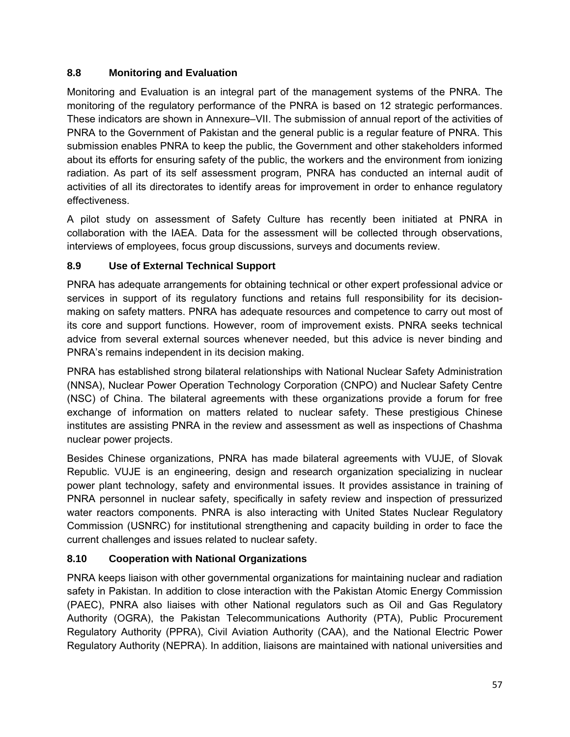### 8.8 Monitoring and Evaluation

Monitoring and Evaluation is an integral part of the management systems of the PNRA. The monitoring of the regulatory performance of the PNRA is based on 12 strategic performances. These indicators are shown in Annexure–VII. The submission of annual report of the activities of PNRA to the Government of Pakistan and the general public is a regular feature of PNRA. This submission enables PNRA to keep the public, the Government and other stakeholders informed about its efforts for ensuring safety of the public, the workers and the environment from ionizing radiation. As part of its self assessment program, PNRA has conducted an internal audit of activities of all its directorates to identify areas for improvement in order to enhance regulatory effectiveness.

A pilot study on assessment of Safety Culture has recently been initiated at PNRA in collaboration with the IAEA. Data for the assessment will be collected through observations, interviews of employees, focus group discussions, surveys and documents review.

### 8.9 Use of External Technical Support

PNRA has adequate arrangements for obtaining technical or other expert professional advice or services in support of its regulatory functions and retains full responsibility for its decision-making on safety matters. PNRA has adequate resources and competence to carry out most of its core and support functions. However, room of improvement exists. PNRA seeks technical advice from several external sources whenever needed, but this advice is never binding and PNRA's remains independent in its decision making.

PNRA has established strong bilateral relationships with National Nuclear Safety Administration (NNSA), Nuclear Power Operation Technology Corporation (CNPO) and Nuclear Safety Centre (NSC) of China. The bilateral agreements with these organizations provide a forum for free exchange of information on matters related to nuclear safety. These prestigious Chinese institutes are assisting PNRA in the review and assessment as well as inspections of Chashma nuclear power projects.

Besides Chinese organizations, PNRA has made bilateral agreements with VUJE, of Slovak Republic. VUJE is an engineering, design and research organization specializing in nuclear power plant technology, safety and environmental issues. It provides assistance in training of PNRA personnel in nuclear safety, specifically in safety review and inspection of pressurized water reactors components. PNRA is also interacting with United States Nuclear Regulatory Commission (USNRC) for institutional strengthening and capacity building in order to face the current challenges and issues related to nuclear safety.

### 8.10 Cooperation with National Organizations

PNRA keeps liaison with other governmental organizations for maintaining nuclear and radiation safety in Pakistan. In addition to close interaction with the Pakistan Atomic Energy Commission (PAEC), PNRA also liaises with other National regulators such as Oil and Gas Regulatory Authority (OGRA), the Pakistan Telecommunications Authority (PTA), Public Procurement Regulatory Authority (PPRA), Civil Aviation Authority (CAA), and the National Electric Power Regulatory Authority (NEPRA). In addition, liaisons are maintained with national universities and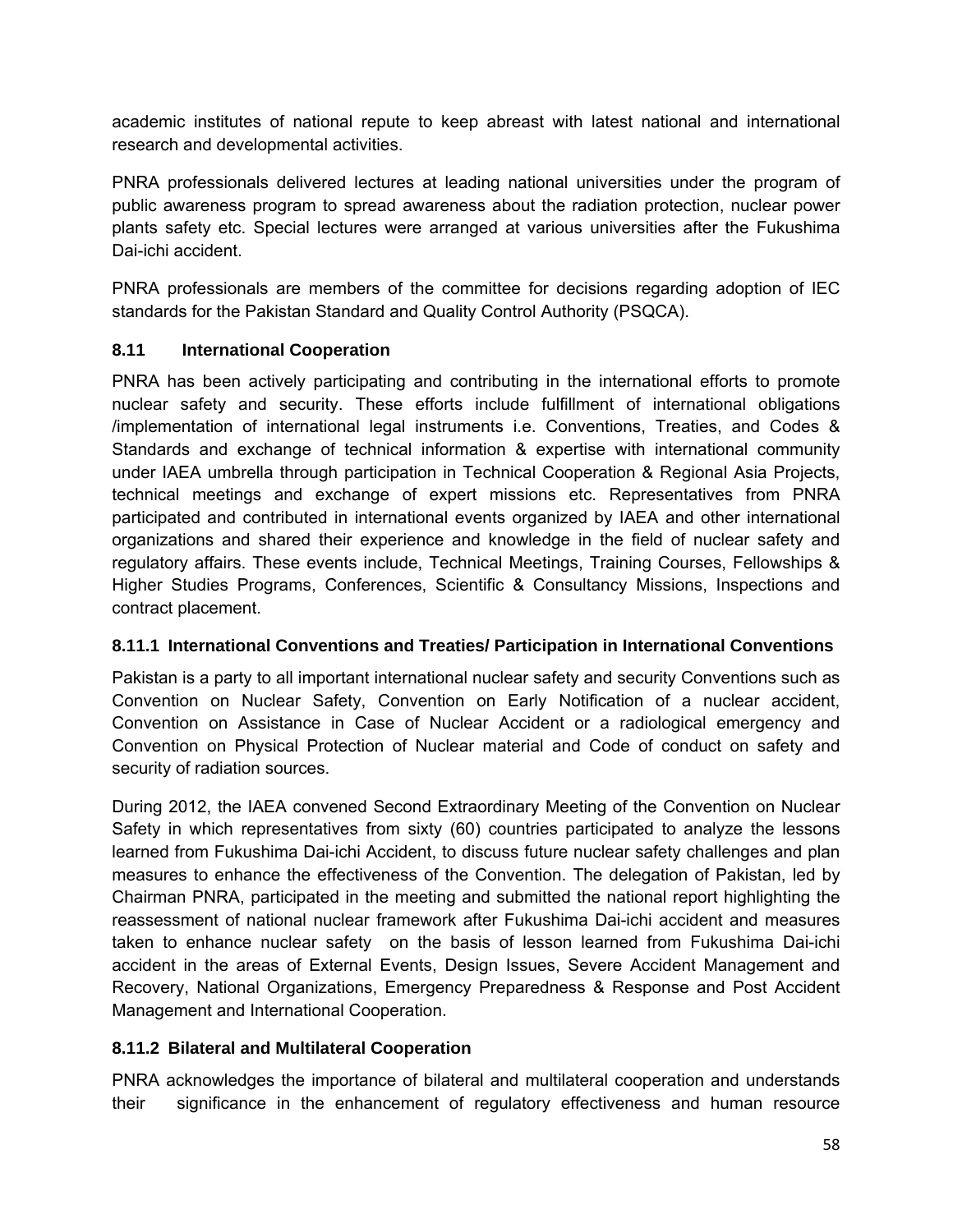academic institutes of national repute to keep abreast with latest national and international research and developmental activities.

PNRA professionals delivered lectures at leading national universities under the program of public awareness program to spread awareness about the radiation protection, nuclear power plants safety etc. Special lectures were arranged at various universities after the Fukushima Dai-ichi accident.

PNRA professionals are members of the committee for decisions regarding adoption of IEC standards for the Pakistan Standard and Quality Control Authority (PSQCA).

### 8.11 International Cooperation

PNRA has been actively participating and contributing in the international efforts to promote nuclear safety and security. These efforts include fulfillment of international obligations /implementation of international legal instruments i.e. Conventions, Treaties, and Codes & Standards and exchange of technical information & expertise with international community under IAEA umbrella through participation in Technical Cooperation & Regional Asia Projects, technical meetings and exchange of expert missions etc. Representatives from PNRA participated and contributed in international events organized by IAEA and other international organizations and shared their experience and knowledge in the field of nuclear safety and regulatory affairs. These events include, Technical Meetings, Training Courses, Fellowships & Higher Studies Programs, Conferences, Scientific & Consultancy Missions, Inspections and contract placement.

#### 8.11.1 International Conventions and Treaties/ Participation in International Conventions

Pakistan is a party to all important international nuclear safety and security Conventions such as Convention on Nuclear Safety, Convention on Early Notification of a nuclear accident, Convention on Assistance in Case of Nuclear Accident or a radiological emergency and Convention on Physical Protection of Nuclear material and Code of conduct on safety and security of radiation sources.

During 2012, the IAEA convened Second Extraordinary Meeting of the Convention on Nuclear Safety in which representatives from sixty (60) countries participated to analyze the lessons learned from Fukushima Dai-ichi Accident, to discuss future nuclear safety challenges and plan measures to enhance the effectiveness of the Convention. The delegation of Pakistan, led by Chairman PNRA, participated in the meeting and submitted the national report highlighting the reassessment of national nuclear framework after Fukushima Dai-ichi accident and measures taken to enhance nuclear safety on the basis of lesson learned from Fukushima Dai-ichi accident in the areas of External Events, Design Issues, Severe Accident Management and Recovery, National Organizations, Emergency Preparedness & Response and Post Accident Management and International Cooperation.

#### 8.11.2 Bilateral and Multilateral Cooperation

PNRA acknowledges the importance of bilateral and multilateral cooperation and understands their significance in the enhancement of regulatory effectiveness and human resource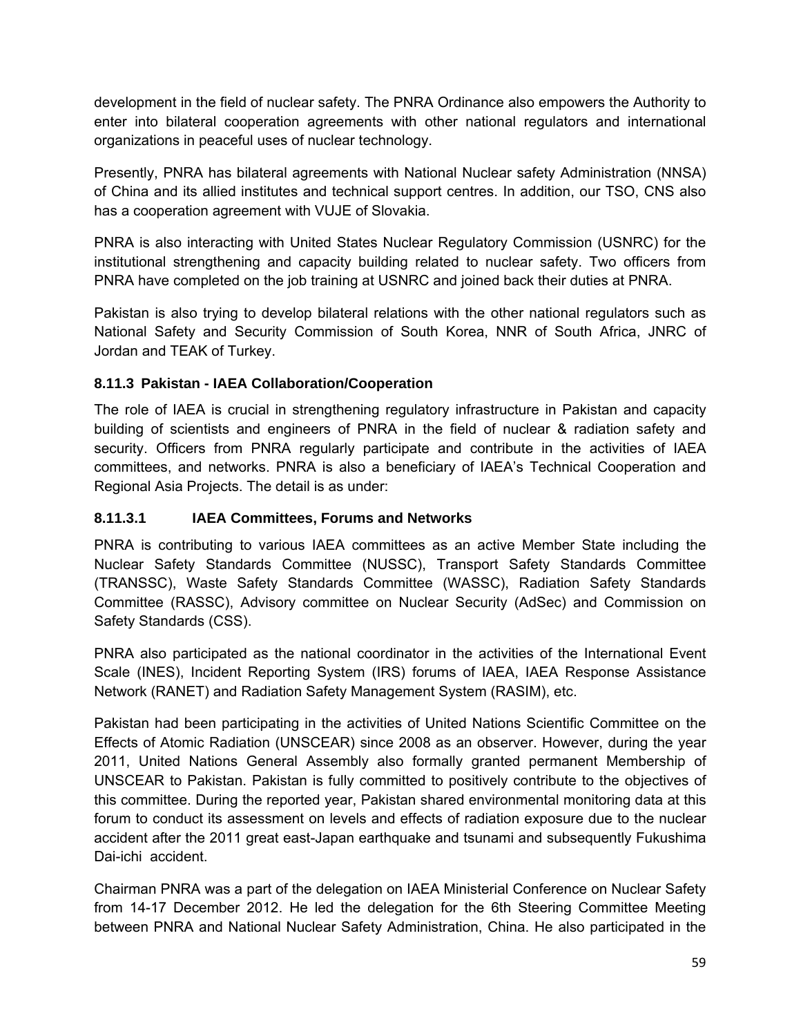development in the field of nuclear safety. The PNRA Ordinance also empowers the Authority to enter into bilateral cooperation agreements with other national regulators and international organizations in peaceful uses of nuclear technology.

Presently, PNRA has bilateral agreements with National Nuclear safety Administration (NNSA) of China and its allied institutes and technical support centres. In addition, our TSO, CNS also has a cooperation agreement with VUJE of Slovakia.

PNRA is also interacting with United States Nuclear Regulatory Commission (USNRC) for the institutional strengthening and capacity building related to nuclear safety. Two officers from PNRA have completed on the job training at USNRC and joined back their duties at PNRA.

Pakistan is also trying to develop bilateral relations with the other national regulators such as National Safety and Security Commission of South Korea, NNR of South Africa, JNRC of Jordan and TEAK of Turkey.

### 8.11.3 Pakistan - IAEA Collaboration/Cooperation

The role of IAEA is crucial in strengthening regulatory infrastructure in Pakistan and capacity building of scientists and engineers of PNRA in the field of nuclear & radiation safety and security. Officers from PNRA regularly participate and contribute in the activities of IAEA committees, and networks. PNRA is also a beneficiary of IAEA's Technical Cooperation and Regional Asia Projects. The detail is as under:

#### 8.11.3.1 IAEA Committees, Forums and Networks

PNRA is contributing to various IAEA committees as an active Member State including the Nuclear Safety Standards Committee (NUSSC), Transport Safety Standards Committee (TRANSSC), Waste Safety Standards Committee (WASSC), Radiation Safety Standards Committee (RASSC), Advisory committee on Nuclear Security (AdSec) and Commission on Safety Standards (CSS).

PNRA also participated as the national coordinator in the activities of the International Event Scale (INES), Incident Reporting System (IRS) forums of IAEA, IAEA Response Assistance Network (RANET) and Radiation Safety Management System (RASIM), etc.

Pakistan had been participating in the activities of United Nations Scientific Committee on the Effects of Atomic Radiation (UNSCEAR) since 2008 as an observer. However, during the year 2011, United Nations General Assembly also formally granted permanent Membership of UNSCEAR to Pakistan. Pakistan is fully committed to positively contribute to the objectives of this committee. During the reported year, Pakistan shared environmental monitoring data at this forum to conduct its assessment on levels and effects of radiation exposure due to the nuclear accident after the 2011 great east-Japan earthquake and tsunami and subsequently Fukushima Dai-ichi accident.

Chairman PNRA was a part of the delegation on IAEA Ministerial Conference on Nuclear Safety from 14-17 December 2012. He led the delegation for the 6th Steering Committee Meeting between PNRA and National Nuclear Safety Administration, China. He also participated in the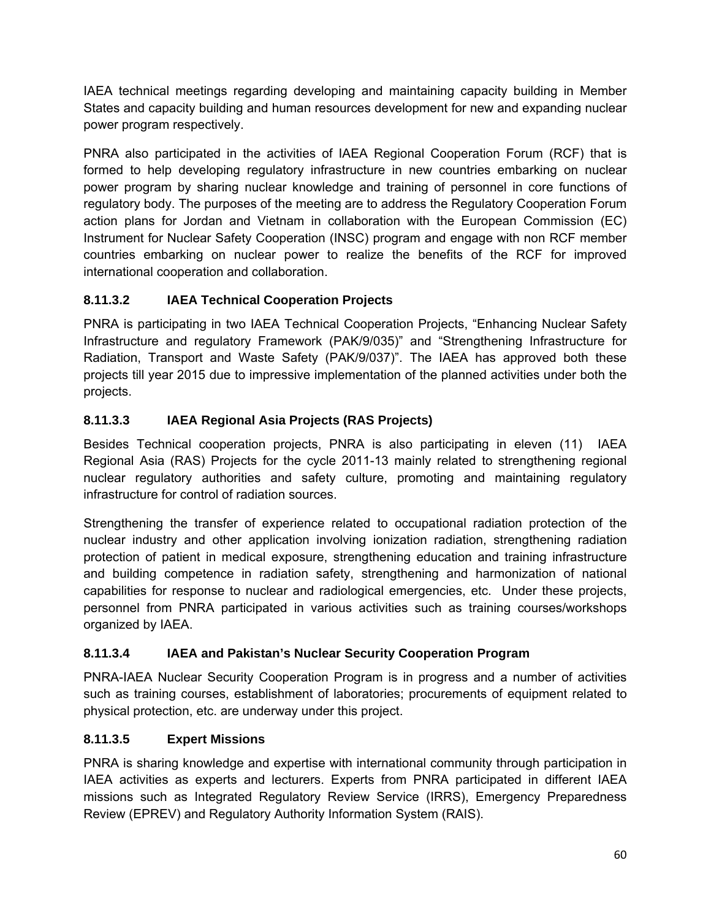IAEA technical meetings regarding developing and maintaining capacity building in Member States and capacity building and human resources development for new and expanding nuclear power program respectively.

PNRA also participated in the activities of IAEA Regional Cooperation Forum (RCF) that is formed to help developing regulatory infrastructure in new countries embarking on nuclear power program by sharing nuclear knowledge and training of personnel in core functions of regulatory body. The purposes of the meeting are to address the Regulatory Cooperation Forum action plans for Jordan and Vietnam in collaboration with the European Commission (EC) Instrument for Nuclear Safety Cooperation (INSC) program and engage with non RCF member countries embarking on nuclear power to realize the benefits of the RCF for improved international cooperation and collaboration.

#### 8.11.3.2 IAEA Technical Cooperation Projects

PNRA is participating in two IAEA Technical Cooperation Projects, "Enhancing Nuclear Safety Infrastructure and regulatory Framework (PAK/9/035)" and "Strengthening Infrastructure for Radiation, Transport and Waste Safety (PAK/9/037)". The IAEA has approved both these projects till year 2015 due to impressive implementation of the planned activities under both the projects.

#### 8.11.3.3 IAEA Regional Asia Projects (RAS Projects)

Besides Technical cooperation projects, PNRA is also participating in eleven (11) IAEA Regional Asia (RAS) Projects for the cycle 2011-13 mainly related to strengthening regional nuclear regulatory authorities and safety culture, promoting and maintaining regulatory infrastructure for control of radiation sources.

Strengthening the transfer of experience related to occupational radiation protection of the nuclear industry and other application involving ionization radiation, strengthening radiation protection of patient in medical exposure, strengthening education and training infrastructure and building competence in radiation safety, strengthening and harmonization of national capabilities for response to nuclear and radiological emergencies, etc. Under these projects, personnel from PNRA participated in various activities such as training courses/workshops organized by IAEA.

#### 8.11.3.4 IAEA and Pakistan's Nuclear Security Cooperation Program

PNRA-IAEA Nuclear Security Cooperation Program is in progress and a number of activities such as training courses, establishment of laboratories; procurements of equipment related to physical protection, etc. are underway under this project.

#### 8.11.3.5 Expert Missions

PNRA is sharing knowledge and expertise with international community through participation in IAEA activities as experts and lecturers. Experts from PNRA participated in different IAEA missions such as Integrated Regulatory Review Service (IRRS), Emergency Preparedness Review (EPREV) and Regulatory Authority Information System (RAIS).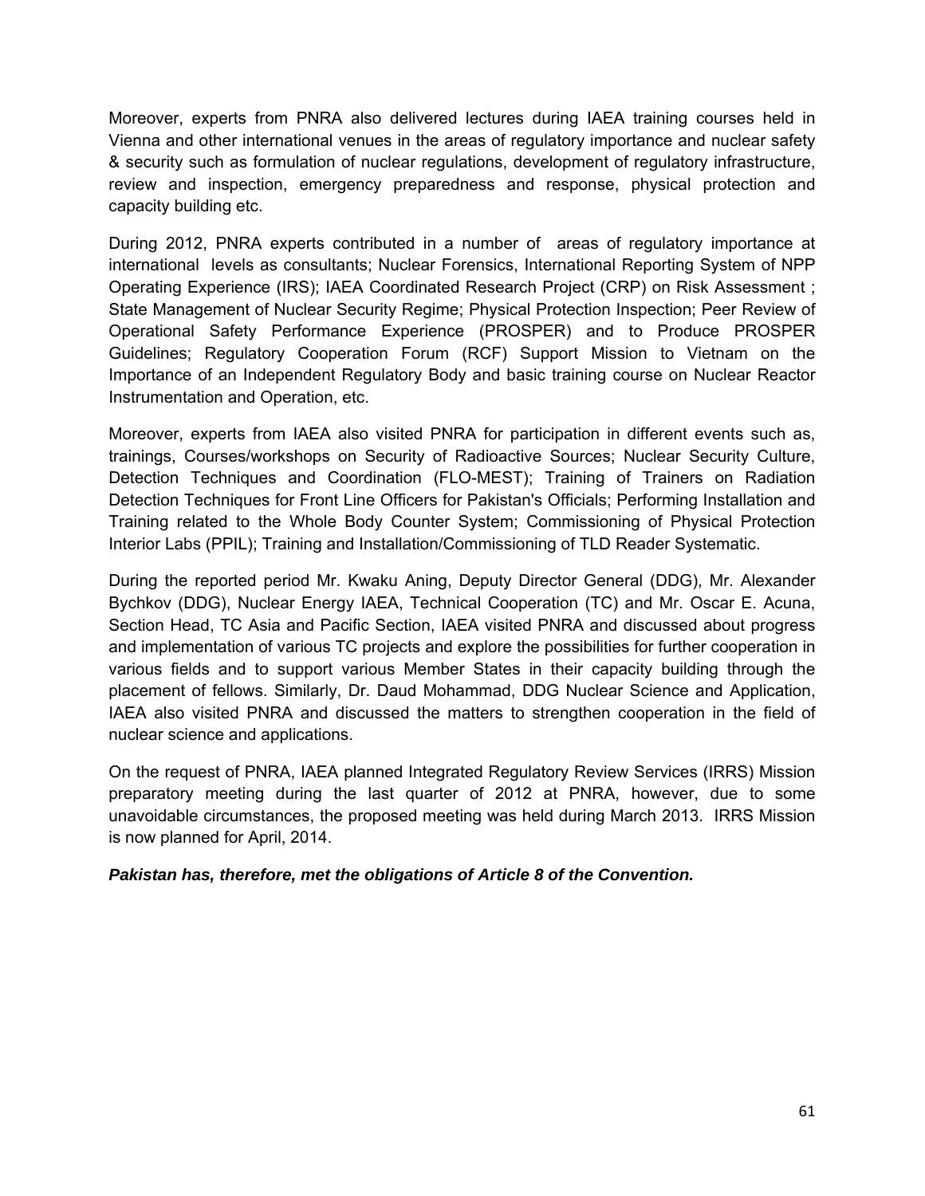Moreover, experts from PNRA also delivered lectures during IAEA training courses held in Vienna and other international venues in the areas of regulatory importance and nuclear safety & security such as formulation of nuclear regulations, development of regulatory infrastructure, review and inspection, emergency preparedness and response, physical protection and capacity building etc.

During 2012, PNRA experts contributed in a number of areas of regulatory importance at international levels as consultants; Nuclear Forensics, International Reporting System of NPP Operating Experience (IRS); IAEA Coordinated Research Project (CRP) on Risk Assessment ; State Management of Nuclear Security Regime; Physical Protection Inspection; Peer Review of Operational Safety Performance Experience (PROSPER) and to Produce PROSPER Guidelines; Regulatory Cooperation Forum (RCF) Support Mission to Vietnam on the Importance of an Independent Regulatory Body and basic training course on Nuclear Reactor Instrumentation and Operation, etc.

Moreover, experts from IAEA also visited PNRA for participation in different events such as, trainings, Courses/workshops on Security of Radioactive Sources; Nuclear Security Culture, Detection Techniques and Coordination (FLO-MEST); Training of Trainers on Radiation Detection Techniques for Front Line Officers for Pakistan's Officials; Performing Installation and Training related to the Whole Body Counter System; Commissioning of Physical Protection Interior Labs (PPIL); Training and Installation/Commissioning of TLD Reader Systematic.

During the reported period Mr. Kwaku Aning, Deputy Director General (DDG), Mr. Alexander Bychkov (DDG), Nuclear Energy IAEA, Technical Cooperation (TC) and Mr. Oscar E. Acuna, Section Head, TC Asia and Pacific Section, IAEA visited PNRA and discussed about progress and implementation of various TC projects and explore the possibilities for further cooperation in various fields and to support various Member States in their capacity building through the placement of fellows. Similarly, Dr. Daud Mohammad, DDG Nuclear Science and Application, IAEA also visited PNRA and discussed the matters to strengthen cooperation in the field of nuclear science and applications.

On the request of PNRA, IAEA planned Integrated Regulatory Review Services (IRRS) Mission preparatory meeting during the last quarter of 2012 at PNRA, however, due to some unavoidable circumstances, the proposed meeting was held during March 2013. IRRS Mission is now planned for April, 2014.

***Pakistan has, therefore, met the obligations of Article 8 of the Convention.***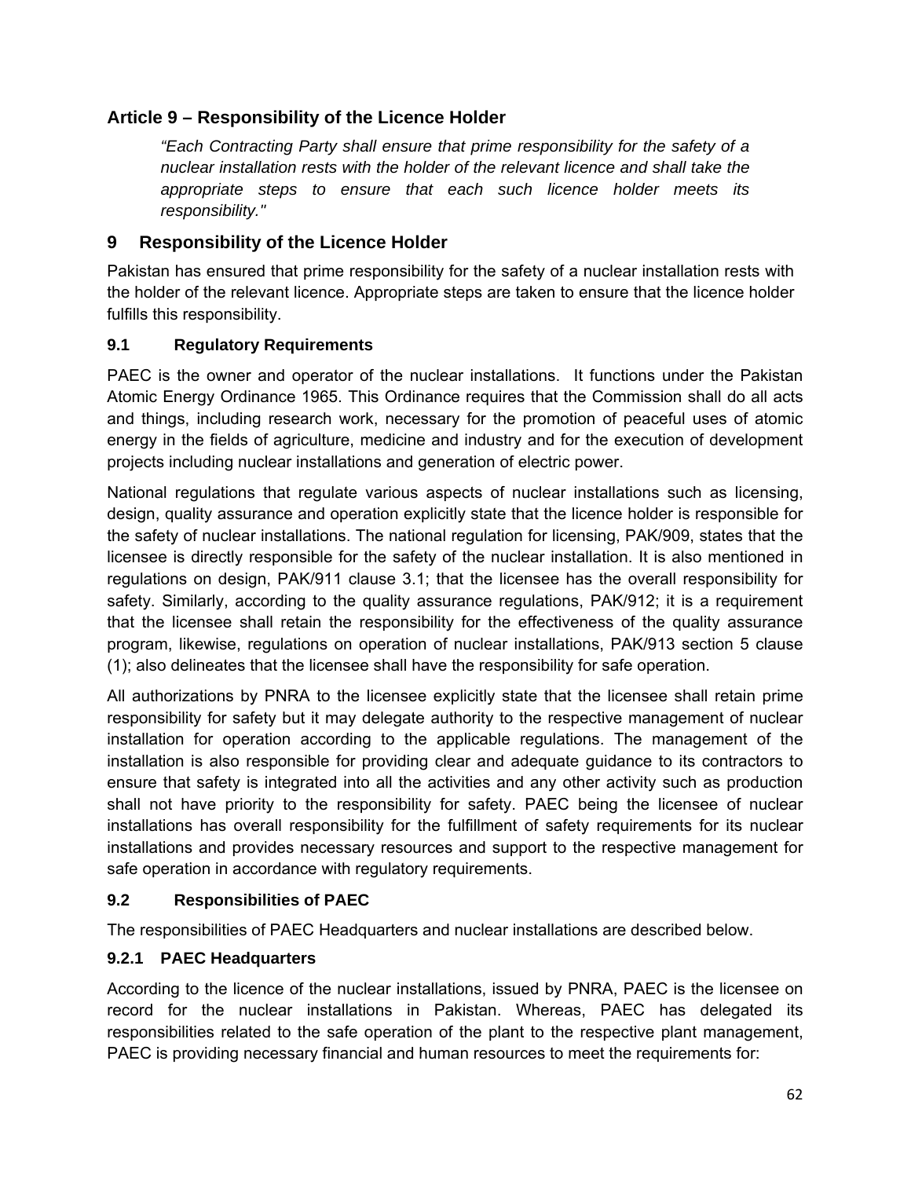## Article 9 – Responsibility of the Licence Holder

> *"Each Contracting Party shall ensure that prime responsibility for the safety of a nuclear installation rests with the holder of the relevant licence and shall take the appropriate steps to ensure that each such licence holder meets its responsibility."*

## 9 Responsibility of the Licence Holder

Pakistan has ensured that prime responsibility for the safety of a nuclear installation rests with the holder of the relevant licence. Appropriate steps are taken to ensure that the licence holder fulfills this responsibility.

### 9.1 Regulatory Requirements

PAEC is the owner and operator of the nuclear installations. It functions under the Pakistan Atomic Energy Ordinance 1965. This Ordinance requires that the Commission shall do all acts and things, including research work, necessary for the promotion of peaceful uses of atomic energy in the fields of agriculture, medicine and industry and for the execution of development projects including nuclear installations and generation of electric power.

National regulations that regulate various aspects of nuclear installations such as licensing, design, quality assurance and operation explicitly state that the licence holder is responsible for the safety of nuclear installations. The national regulation for licensing, PAK/909, states that the licensee is directly responsible for the safety of the nuclear installation. It is also mentioned in regulations on design, PAK/911 clause 3.1; that the licensee has the overall responsibility for safety. Similarly, according to the quality assurance regulations, PAK/912; it is a requirement that the licensee shall retain the responsibility for the effectiveness of the quality assurance program, likewise, regulations on operation of nuclear installations, PAK/913 section 5 clause (1); also delineates that the licensee shall have the responsibility for safe operation.

All authorizations by PNRA to the licensee explicitly state that the licensee shall retain prime responsibility for safety but it may delegate authority to the respective management of nuclear installation for operation according to the applicable regulations. The management of the installation is also responsible for providing clear and adequate guidance to its contractors to ensure that safety is integrated into all the activities and any other activity such as production shall not have priority to the responsibility for safety. PAEC being the licensee of nuclear installations has overall responsibility for the fulfillment of safety requirements for its nuclear installations and provides necessary resources and support to the respective management for safe operation in accordance with regulatory requirements.

### 9.2 Responsibilities of PAEC

The responsibilities of PAEC Headquarters and nuclear installations are described below.

#### 9.2.1 PAEC Headquarters

According to the licence of the nuclear installations, issued by PNRA, PAEC is the licensee on record for the nuclear installations in Pakistan. Whereas, PAEC has delegated its responsibilities related to the safe operation of the plant to the respective plant management, PAEC is providing necessary financial and human resources to meet the requirements for: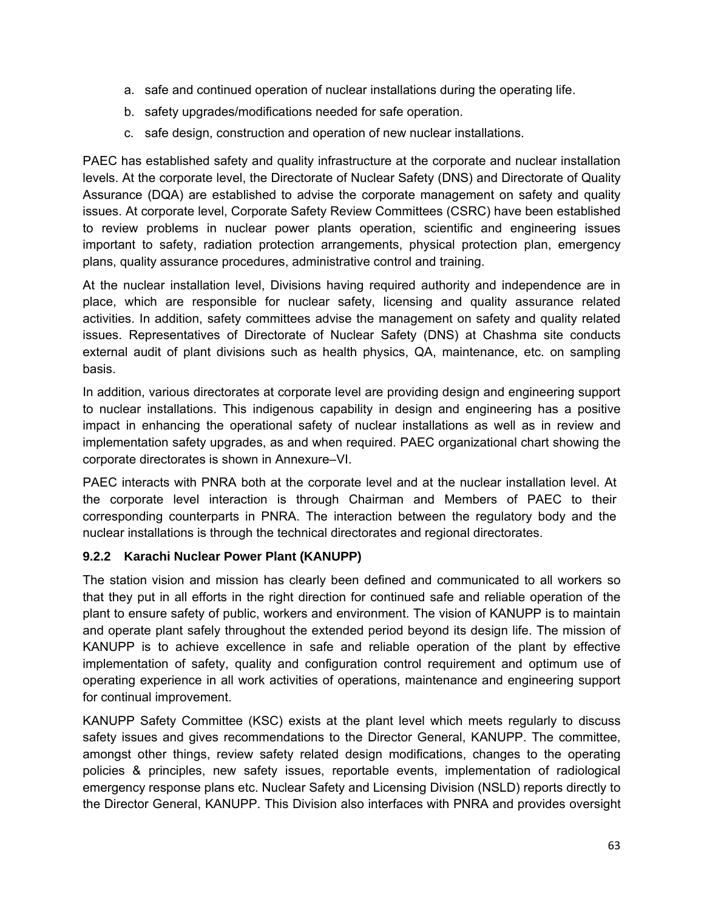a. safe and continued operation of nuclear installations during the operating life.
b. safety upgrades/modifications needed for safe operation.
c. safe design, construction and operation of new nuclear installations.

PAEC has established safety and quality infrastructure at the corporate and nuclear installation levels. At the corporate level, the Directorate of Nuclear Safety (DNS) and Directorate of Quality Assurance (DQA) are established to advise the corporate management on safety and quality issues. At corporate level, Corporate Safety Review Committees (CSRC) have been established to review problems in nuclear power plants operation, scientific and engineering issues important to safety, radiation protection arrangements, physical protection plan, emergency plans, quality assurance procedures, administrative control and training.

At the nuclear installation level, Divisions having required authority and independence are in place, which are responsible for nuclear safety, licensing and quality assurance related activities. In addition, safety committees advise the management on safety and quality related issues. Representatives of Directorate of Nuclear Safety (DNS) at Chashma site conducts external audit of plant divisions such as health physics, QA, maintenance, etc. on sampling basis.

In addition, various directorates at corporate level are providing design and engineering support to nuclear installations. This indigenous capability in design and engineering has a positive impact in enhancing the operational safety of nuclear installations as well as in review and implementation safety upgrades, as and when required. PAEC organizational chart showing the corporate directorates is shown in Annexure–VI.

PAEC interacts with PNRA both at the corporate level and at the nuclear installation level. At the corporate level interaction is through Chairman and Members of PAEC to their corresponding counterparts in PNRA. The interaction between the regulatory body and the nuclear installations is through the technical directorates and regional directorates.

### 9.2.2 Karachi Nuclear Power Plant (KANUPP)

The station vision and mission has clearly been defined and communicated to all workers so that they put in all efforts in the right direction for continued safe and reliable operation of the plant to ensure safety of public, workers and environment. The vision of KANUPP is to maintain and operate plant safely throughout the extended period beyond its design life. The mission of KANUPP is to achieve excellence in safe and reliable operation of the plant by effective implementation of safety, quality and configuration control requirement and optimum use of operating experience in all work activities of operations, maintenance and engineering support for continual improvement.

KANUPP Safety Committee (KSC) exists at the plant level which meets regularly to discuss safety issues and gives recommendations to the Director General, KANUPP. The committee, amongst other things, review safety related design modifications, changes to the operating policies & principles, new safety issues, reportable events, implementation of radiological emergency response plans etc. Nuclear Safety and Licensing Division (NSLD) reports directly to the Director General, KANUPP. This Division also interfaces with PNRA and provides oversight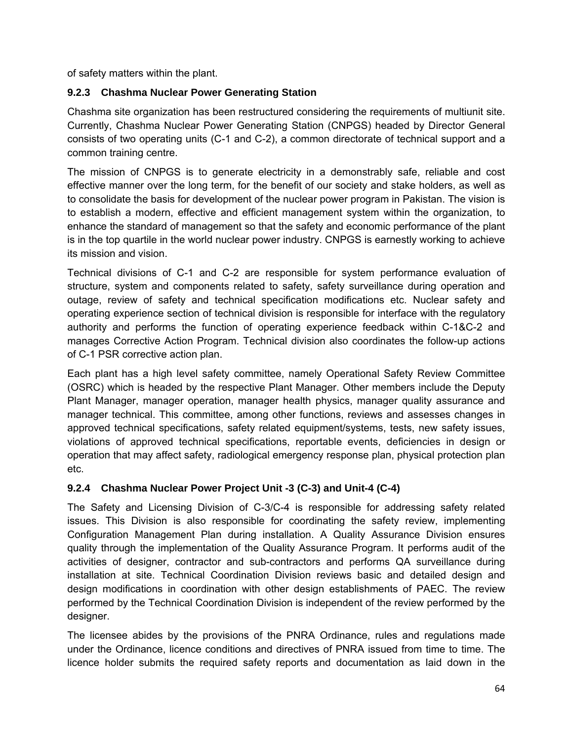of safety matters within the plant.

### 9.2.3 Chashma Nuclear Power Generating Station

Chashma site organization has been restructured considering the requirements of multiunit site. Currently, Chashma Nuclear Power Generating Station (CNPGS) headed by Director General consists of two operating units (C-1 and C-2), a common directorate of technical support and a common training centre.

The mission of CNPGS is to generate electricity in a demonstrably safe, reliable and cost effective manner over the long term, for the benefit of our society and stake holders, as well as to consolidate the basis for development of the nuclear power program in Pakistan. The vision is to establish a modern, effective and efficient management system within the organization, to enhance the standard of management so that the safety and economic performance of the plant is in the top quartile in the world nuclear power industry. CNPGS is earnestly working to achieve its mission and vision.

Technical divisions of C-1 and C-2 are responsible for system performance evaluation of structure, system and components related to safety, safety surveillance during operation and outage, review of safety and technical specification modifications etc. Nuclear safety and operating experience section of technical division is responsible for interface with the regulatory authority and performs the function of operating experience feedback within C-1&C-2 and manages Corrective Action Program. Technical division also coordinates the follow-up actions of C-1 PSR corrective action plan.

Each plant has a high level safety committee, namely Operational Safety Review Committee (OSRC) which is headed by the respective Plant Manager. Other members include the Deputy Plant Manager, manager operation, manager health physics, manager quality assurance and manager technical. This committee, among other functions, reviews and assesses changes in approved technical specifications, safety related equipment/systems, tests, new safety issues, violations of approved technical specifications, reportable events, deficiencies in design or operation that may affect safety, radiological emergency response plan, physical protection plan etc.

### 9.2.4 Chashma Nuclear Power Project Unit -3 (C-3) and Unit-4 (C-4)

The Safety and Licensing Division of C-3/C-4 is responsible for addressing safety related issues. This Division is also responsible for coordinating the safety review, implementing Configuration Management Plan during installation. A Quality Assurance Division ensures quality through the implementation of the Quality Assurance Program. It performs audit of the activities of designer, contractor and sub-contractors and performs QA surveillance during installation at site. Technical Coordination Division reviews basic and detailed design and design modifications in coordination with other design establishments of PAEC. The review performed by the Technical Coordination Division is independent of the review performed by the designer.

The licensee abides by the provisions of the PNRA Ordinance, rules and regulations made under the Ordinance, licence conditions and directives of PNRA issued from time to time. The licence holder submits the required safety reports and documentation as laid down in the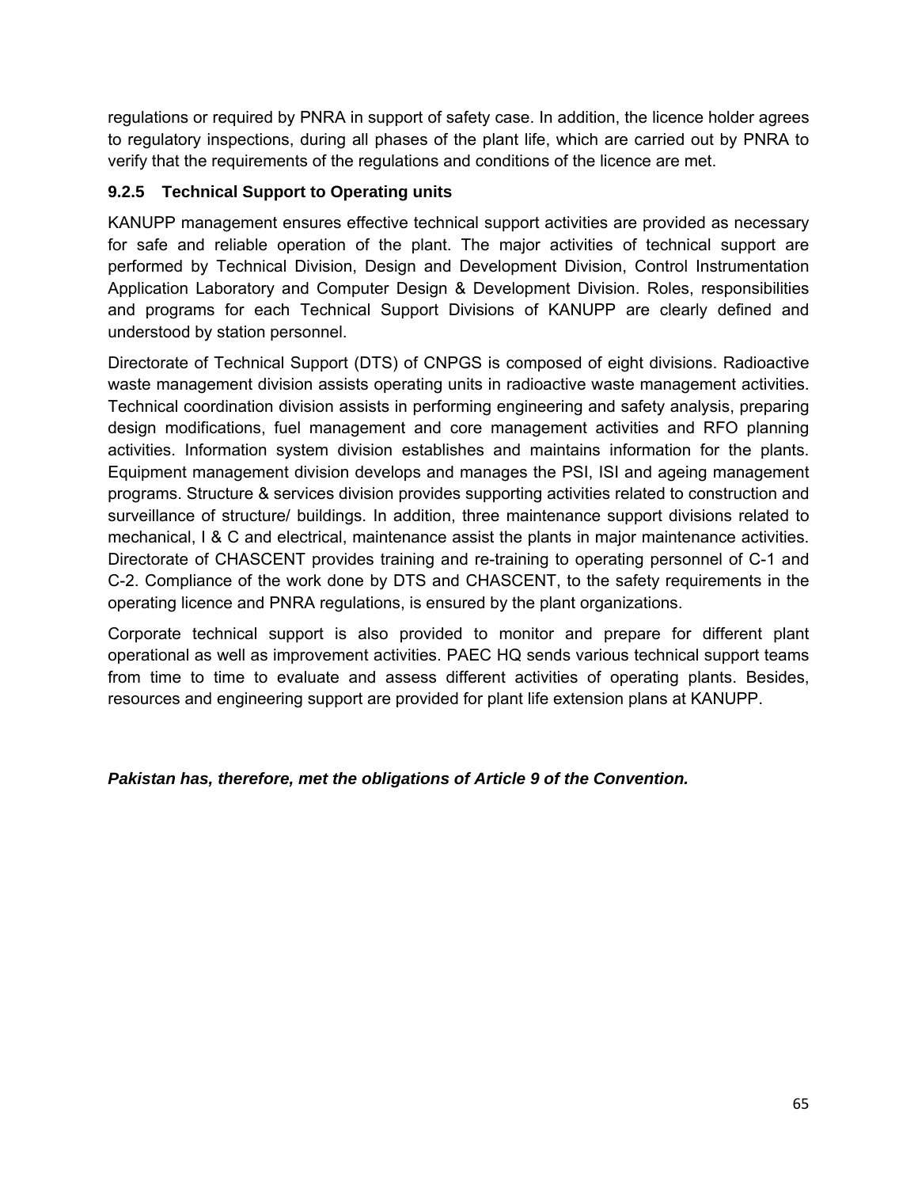regulations or required by PNRA in support of safety case. In addition, the licence holder agrees to regulatory inspections, during all phases of the plant life, which are carried out by PNRA to verify that the requirements of the regulations and conditions of the licence are met.

### 9.2.5 Technical Support to Operating units

KANUPP management ensures effective technical support activities are provided as necessary for safe and reliable operation of the plant. The major activities of technical support are performed by Technical Division, Design and Development Division, Control Instrumentation Application Laboratory and Computer Design & Development Division. Roles, responsibilities and programs for each Technical Support Divisions of KANUPP are clearly defined and understood by station personnel.

Directorate of Technical Support (DTS) of CNPGS is composed of eight divisions. Radioactive waste management division assists operating units in radioactive waste management activities. Technical coordination division assists in performing engineering and safety analysis, preparing design modifications, fuel management and core management activities and RFO planning activities. Information system division establishes and maintains information for the plants. Equipment management division develops and manages the PSI, ISI and ageing management programs. Structure & services division provides supporting activities related to construction and surveillance of structure/ buildings. In addition, three maintenance support divisions related to mechanical, I & C and electrical, maintenance assist the plants in major maintenance activities. Directorate of CHASCENT provides training and re-training to operating personnel of C-1 and C-2. Compliance of the work done by DTS and CHASCENT, to the safety requirements in the operating licence and PNRA regulations, is ensured by the plant organizations.

Corporate technical support is also provided to monitor and prepare for different plant operational as well as improvement activities. PAEC HQ sends various technical support teams from time to time to evaluate and assess different activities of operating plants. Besides, resources and engineering support are provided for plant life extension plans at KANUPP.

***Pakistan has, therefore, met the obligations of Article 9 of the Convention.***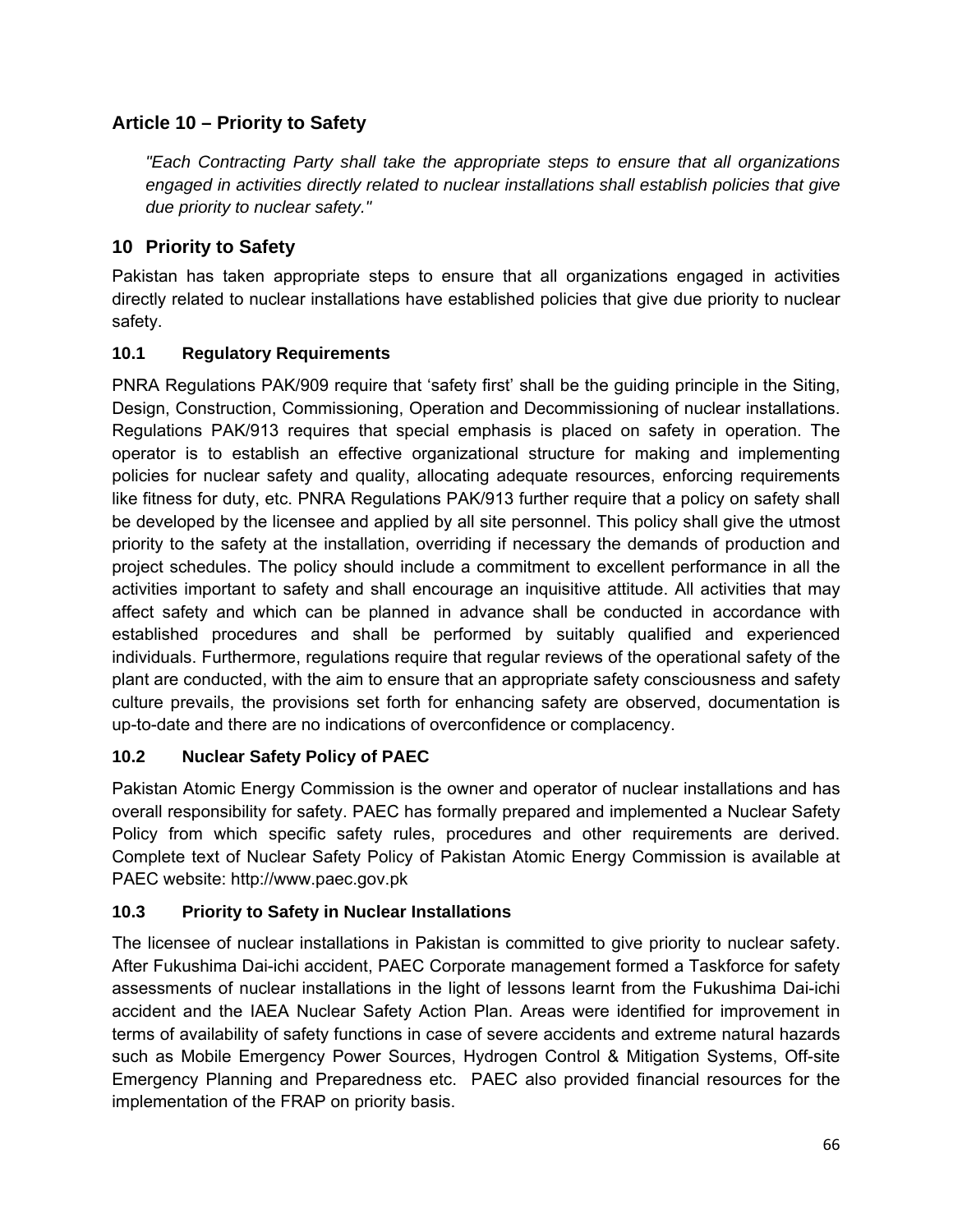## Article 10 – Priority to Safety

*"Each Contracting Party shall take the appropriate steps to ensure that all organizations engaged in activities directly related to nuclear installations shall establish policies that give due priority to nuclear safety."*

## 10 Priority to Safety

Pakistan has taken appropriate steps to ensure that all organizations engaged in activities directly related to nuclear installations have established policies that give due priority to nuclear safety.

### 10.1 Regulatory Requirements

PNRA Regulations PAK/909 require that 'safety first' shall be the guiding principle in the Siting, Design, Construction, Commissioning, Operation and Decommissioning of nuclear installations. Regulations PAK/913 requires that special emphasis is placed on safety in operation. The operator is to establish an effective organizational structure for making and implementing policies for nuclear safety and quality, allocating adequate resources, enforcing requirements like fitness for duty, etc. PNRA Regulations PAK/913 further require that a policy on safety shall be developed by the licensee and applied by all site personnel. This policy shall give the utmost priority to the safety at the installation, overriding if necessary the demands of production and project schedules. The policy should include a commitment to excellent performance in all the activities important to safety and shall encourage an inquisitive attitude. All activities that may affect safety and which can be planned in advance shall be conducted in accordance with established procedures and shall be performed by suitably qualified and experienced individuals. Furthermore, regulations require that regular reviews of the operational safety of the plant are conducted, with the aim to ensure that an appropriate safety consciousness and safety culture prevails, the provisions set forth for enhancing safety are observed, documentation is up-to-date and there are no indications of overconfidence or complacency.

### 10.2 Nuclear Safety Policy of PAEC

Pakistan Atomic Energy Commission is the owner and operator of nuclear installations and has overall responsibility for safety. PAEC has formally prepared and implemented a Nuclear Safety Policy from which specific safety rules, procedures and other requirements are derived. Complete text of Nuclear Safety Policy of Pakistan Atomic Energy Commission is available at PAEC website: http://www.paec.gov.pk

### 10.3 Priority to Safety in Nuclear Installations

The licensee of nuclear installations in Pakistan is committed to give priority to nuclear safety. After Fukushima Dai-ichi accident, PAEC Corporate management formed a Taskforce for safety assessments of nuclear installations in the light of lessons learnt from the Fukushima Dai-ichi accident and the IAEA Nuclear Safety Action Plan. Areas were identified for improvement in terms of availability of safety functions in case of severe accidents and extreme natural hazards such as Mobile Emergency Power Sources, Hydrogen Control & Mitigation Systems, Off-site Emergency Planning and Preparedness etc. PAEC also provided financial resources for the implementation of the FRAP on priority basis.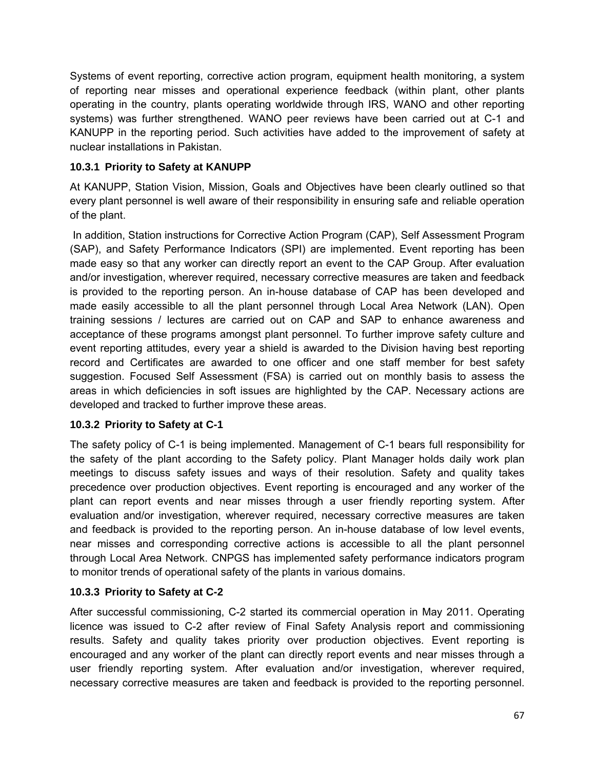Systems of event reporting, corrective action program, equipment health monitoring, a system of reporting near misses and operational experience feedback (within plant, other plants operating in the country, plants operating worldwide through IRS, WANO and other reporting systems) was further strengthened. WANO peer reviews have been carried out at C-1 and KANUPP in the reporting period. Such activities have added to the improvement of safety at nuclear installations in Pakistan.

### 10.3.1 Priority to Safety at KANUPP

At KANUPP, Station Vision, Mission, Goals and Objectives have been clearly outlined so that every plant personnel is well aware of their responsibility in ensuring safe and reliable operation of the plant.

In addition, Station instructions for Corrective Action Program (CAP), Self Assessment Program (SAP), and Safety Performance Indicators (SPI) are implemented. Event reporting has been made easy so that any worker can directly report an event to the CAP Group. After evaluation and/or investigation, wherever required, necessary corrective measures are taken and feedback is provided to the reporting person. An in-house database of CAP has been developed and made easily accessible to all the plant personnel through Local Area Network (LAN). Open training sessions / lectures are carried out on CAP and SAP to enhance awareness and acceptance of these programs amongst plant personnel. To further improve safety culture and event reporting attitudes, every year a shield is awarded to the Division having best reporting record and Certificates are awarded to one officer and one staff member for best safety suggestion. Focused Self Assessment (FSA) is carried out on monthly basis to assess the areas in which deficiencies in soft issues are highlighted by the CAP. Necessary actions are developed and tracked to further improve these areas.

### 10.3.2 Priority to Safety at C-1

The safety policy of C-1 is being implemented. Management of C-1 bears full responsibility for the safety of the plant according to the Safety policy. Plant Manager holds daily work plan meetings to discuss safety issues and ways of their resolution. Safety and quality takes precedence over production objectives. Event reporting is encouraged and any worker of the plant can report events and near misses through a user friendly reporting system. After evaluation and/or investigation, wherever required, necessary corrective measures are taken and feedback is provided to the reporting person. An in-house database of low level events, near misses and corresponding corrective actions is accessible to all the plant personnel through Local Area Network. CNPGS has implemented safety performance indicators program to monitor trends of operational safety of the plants in various domains.

### 10.3.3 Priority to Safety at C-2

After successful commissioning, C-2 started its commercial operation in May 2011. Operating licence was issued to C-2 after review of Final Safety Analysis report and commissioning results. Safety and quality takes priority over production objectives. Event reporting is encouraged and any worker of the plant can directly report events and near misses through a user friendly reporting system. After evaluation and/or investigation, wherever required, necessary corrective measures are taken and feedback is provided to the reporting personnel.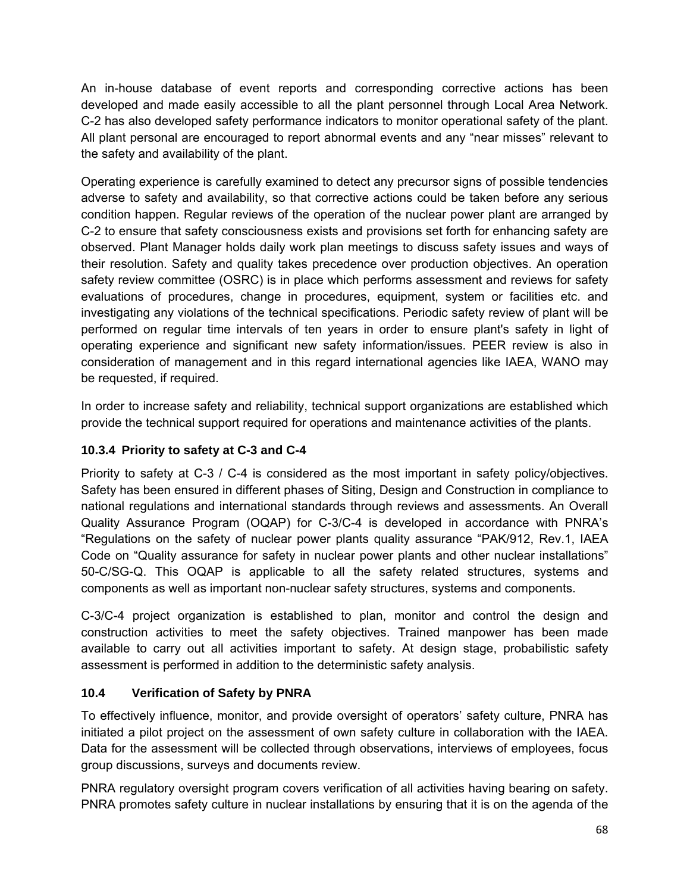An in-house database of event reports and corresponding corrective actions has been developed and made easily accessible to all the plant personnel through Local Area Network. C-2 has also developed safety performance indicators to monitor operational safety of the plant. All plant personal are encouraged to report abnormal events and any "near misses" relevant to the safety and availability of the plant.

Operating experience is carefully examined to detect any precursor signs of possible tendencies adverse to safety and availability, so that corrective actions could be taken before any serious condition happen. Regular reviews of the operation of the nuclear power plant are arranged by C-2 to ensure that safety consciousness exists and provisions set forth for enhancing safety are observed. Plant Manager holds daily work plan meetings to discuss safety issues and ways of their resolution. Safety and quality takes precedence over production objectives. An operation safety review committee (OSRC) is in place which performs assessment and reviews for safety evaluations of procedures, change in procedures, equipment, system or facilities etc. and investigating any violations of the technical specifications. Periodic safety review of plant will be performed on regular time intervals of ten years in order to ensure plant's safety in light of operating experience and significant new safety information/issues. PEER review is also in consideration of management and in this regard international agencies like IAEA, WANO may be requested, if required.

In order to increase safety and reliability, technical support organizations are established which provide the technical support required for operations and maintenance activities of the plants.

#### 10.3.4 Priority to safety at C-3 and C-4

Priority to safety at C-3 / C-4 is considered as the most important in safety policy/objectives. Safety has been ensured in different phases of Siting, Design and Construction in compliance to national regulations and international standards through reviews and assessments. An Overall Quality Assurance Program (OQAP) for C-3/C-4 is developed in accordance with PNRA's "Regulations on the safety of nuclear power plants quality assurance "PAK/912, Rev.1, IAEA Code on "Quality assurance for safety in nuclear power plants and other nuclear installations" 50-C/SG-Q. This OQAP is applicable to all the safety related structures, systems and components as well as important non-nuclear safety structures, systems and components.

C-3/C-4 project organization is established to plan, monitor and control the design and construction activities to meet the safety objectives. Trained manpower has been made available to carry out all activities important to safety. At design stage, probabilistic safety assessment is performed in addition to the deterministic safety analysis.

### 10.4 Verification of Safety by PNRA

To effectively influence, monitor, and provide oversight of operators' safety culture, PNRA has initiated a pilot project on the assessment of own safety culture in collaboration with the IAEA. Data for the assessment will be collected through observations, interviews of employees, focus group discussions, surveys and documents review.

PNRA regulatory oversight program covers verification of all activities having bearing on safety. PNRA promotes safety culture in nuclear installations by ensuring that it is on the agenda of the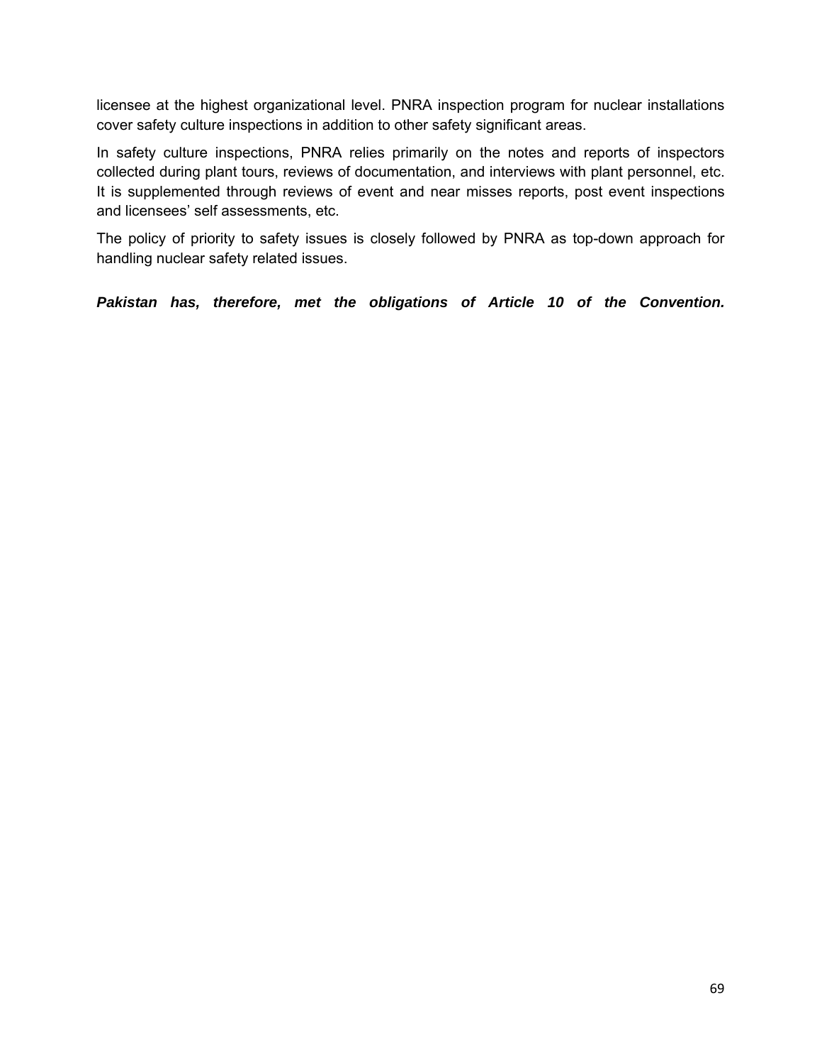licensee at the highest organizational level. PNRA inspection program for nuclear installations cover safety culture inspections in addition to other safety significant areas.

In safety culture inspections, PNRA relies primarily on the notes and reports of inspectors collected during plant tours, reviews of documentation, and interviews with plant personnel, etc. It is supplemented through reviews of event and near misses reports, post event inspections and licensees' self assessments, etc.

The policy of priority to safety issues is closely followed by PNRA as top-down approach for handling nuclear safety related issues.

***Pakistan has, therefore, met the obligations of Article 10 of the Convention.***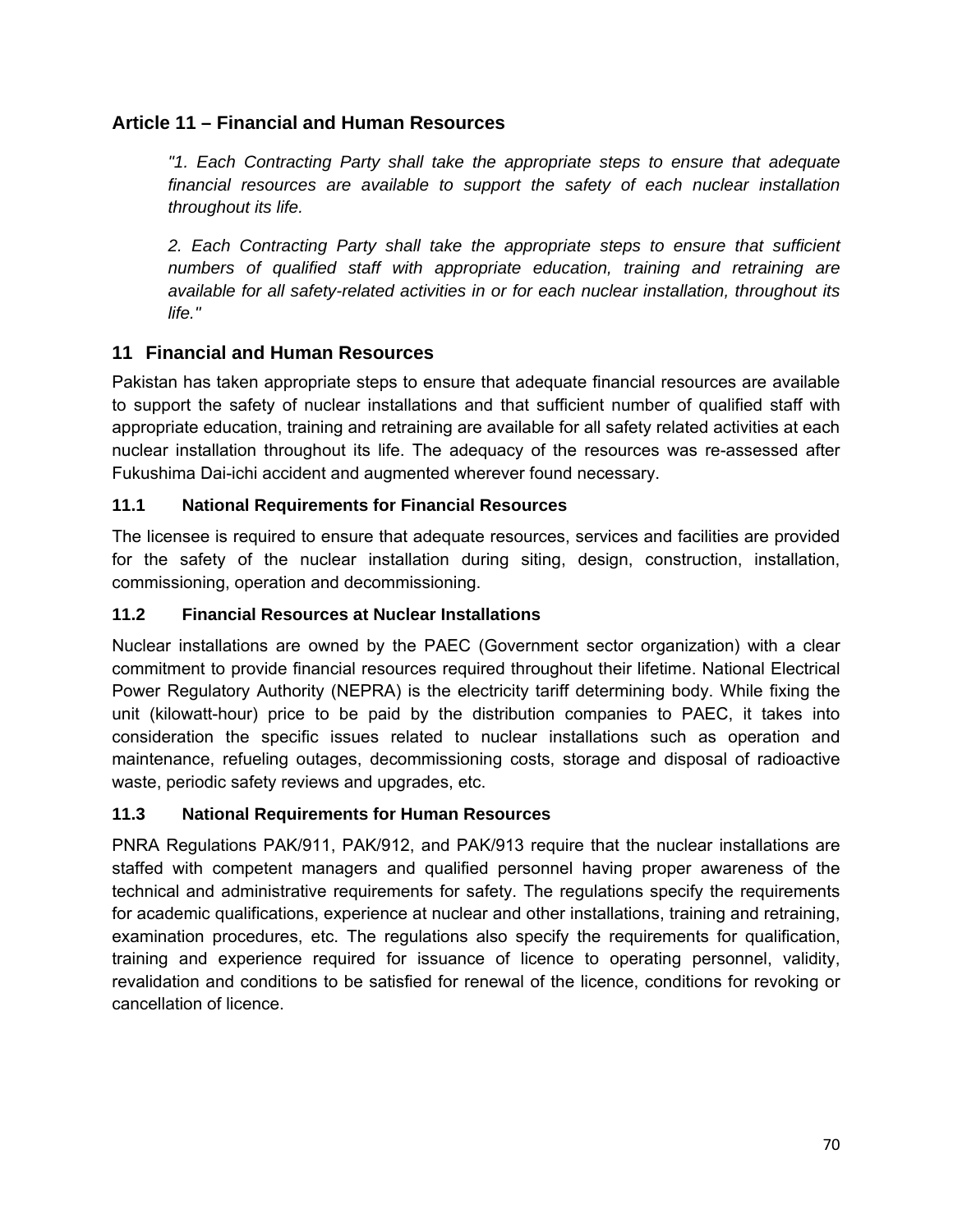## Article 11 – Financial and Human Resources

*"1. Each Contracting Party shall take the appropriate steps to ensure that adequate financial resources are available to support the safety of each nuclear installation throughout its life.*

*2. Each Contracting Party shall take the appropriate steps to ensure that sufficient numbers of qualified staff with appropriate education, training and retraining are available for all safety-related activities in or for each nuclear installation, throughout its life."*

## 11 Financial and Human Resources

Pakistan has taken appropriate steps to ensure that adequate financial resources are available to support the safety of nuclear installations and that sufficient number of qualified staff with appropriate education, training and retraining are available for all safety related activities at each nuclear installation throughout its life. The adequacy of the resources was re-assessed after Fukushima Dai-ichi accident and augmented wherever found necessary.

### 11.1 National Requirements for Financial Resources

The licensee is required to ensure that adequate resources, services and facilities are provided for the safety of the nuclear installation during siting, design, construction, installation, commissioning, operation and decommissioning.

### 11.2 Financial Resources at Nuclear Installations

Nuclear installations are owned by the PAEC (Government sector organization) with a clear commitment to provide financial resources required throughout their lifetime. National Electrical Power Regulatory Authority (NEPRA) is the electricity tariff determining body. While fixing the unit (kilowatt-hour) price to be paid by the distribution companies to PAEC, it takes into consideration the specific issues related to nuclear installations such as operation and maintenance, refueling outages, decommissioning costs, storage and disposal of radioactive waste, periodic safety reviews and upgrades, etc.

### 11.3 National Requirements for Human Resources

PNRA Regulations PAK/911, PAK/912, and PAK/913 require that the nuclear installations are staffed with competent managers and qualified personnel having proper awareness of the technical and administrative requirements for safety. The regulations specify the requirements for academic qualifications, experience at nuclear and other installations, training and retraining, examination procedures, etc. The regulations also specify the requirements for qualification, training and experience required for issuance of licence to operating personnel, validity, revalidation and conditions to be satisfied for renewal of the licence, conditions for revoking or cancellation of licence.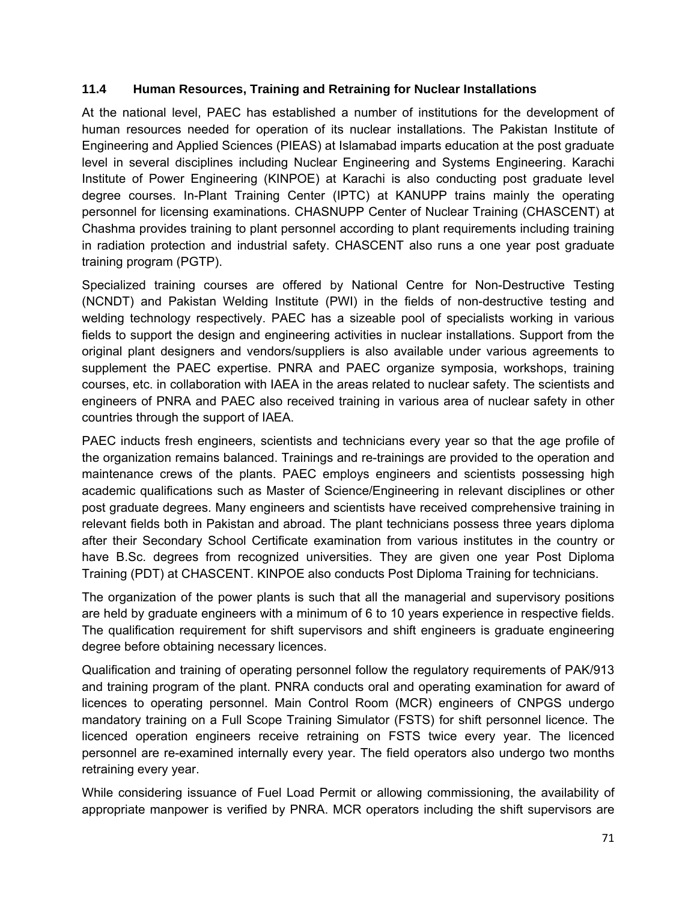### 11.4 Human Resources, Training and Retraining for Nuclear Installations

At the national level, PAEC has established a number of institutions for the development of human resources needed for operation of its nuclear installations. The Pakistan Institute of Engineering and Applied Sciences (PIEAS) at Islamabad imparts education at the post graduate level in several disciplines including Nuclear Engineering and Systems Engineering. Karachi Institute of Power Engineering (KINPOE) at Karachi is also conducting post graduate level degree courses. In-Plant Training Center (IPTC) at KANUPP trains mainly the operating personnel for licensing examinations. CHASNUPP Center of Nuclear Training (CHASCENT) at Chashma provides training to plant personnel according to plant requirements including training in radiation protection and industrial safety. CHASCENT also runs a one year post graduate training program (PGTP).

Specialized training courses are offered by National Centre for Non-Destructive Testing (NCNDT) and Pakistan Welding Institute (PWI) in the fields of non-destructive testing and welding technology respectively. PAEC has a sizeable pool of specialists working in various fields to support the design and engineering activities in nuclear installations. Support from the original plant designers and vendors/suppliers is also available under various agreements to supplement the PAEC expertise. PNRA and PAEC organize symposia, workshops, training courses, etc. in collaboration with IAEA in the areas related to nuclear safety. The scientists and engineers of PNRA and PAEC also received training in various area of nuclear safety in other countries through the support of IAEA.

PAEC inducts fresh engineers, scientists and technicians every year so that the age profile of the organization remains balanced. Trainings and re-trainings are provided to the operation and maintenance crews of the plants. PAEC employs engineers and scientists possessing high academic qualifications such as Master of Science/Engineering in relevant disciplines or other post graduate degrees. Many engineers and scientists have received comprehensive training in relevant fields both in Pakistan and abroad. The plant technicians possess three years diploma after their Secondary School Certificate examination from various institutes in the country or have B.Sc. degrees from recognized universities. They are given one year Post Diploma Training (PDT) at CHASCENT. KINPOE also conducts Post Diploma Training for technicians.

The organization of the power plants is such that all the managerial and supervisory positions are held by graduate engineers with a minimum of 6 to 10 years experience in respective fields. The qualification requirement for shift supervisors and shift engineers is graduate engineering degree before obtaining necessary licences.

Qualification and training of operating personnel follow the regulatory requirements of PAK/913 and training program of the plant. PNRA conducts oral and operating examination for award of licences to operating personnel. Main Control Room (MCR) engineers of CNPGS undergo mandatory training on a Full Scope Training Simulator (FSTS) for shift personnel licence. The licenced operation engineers receive retraining on FSTS twice every year. The licenced personnel are re-examined internally every year. The field operators also undergo two months retraining every year.

While considering issuance of Fuel Load Permit or allowing commissioning, the availability of appropriate manpower is verified by PNRA. MCR operators including the shift supervisors are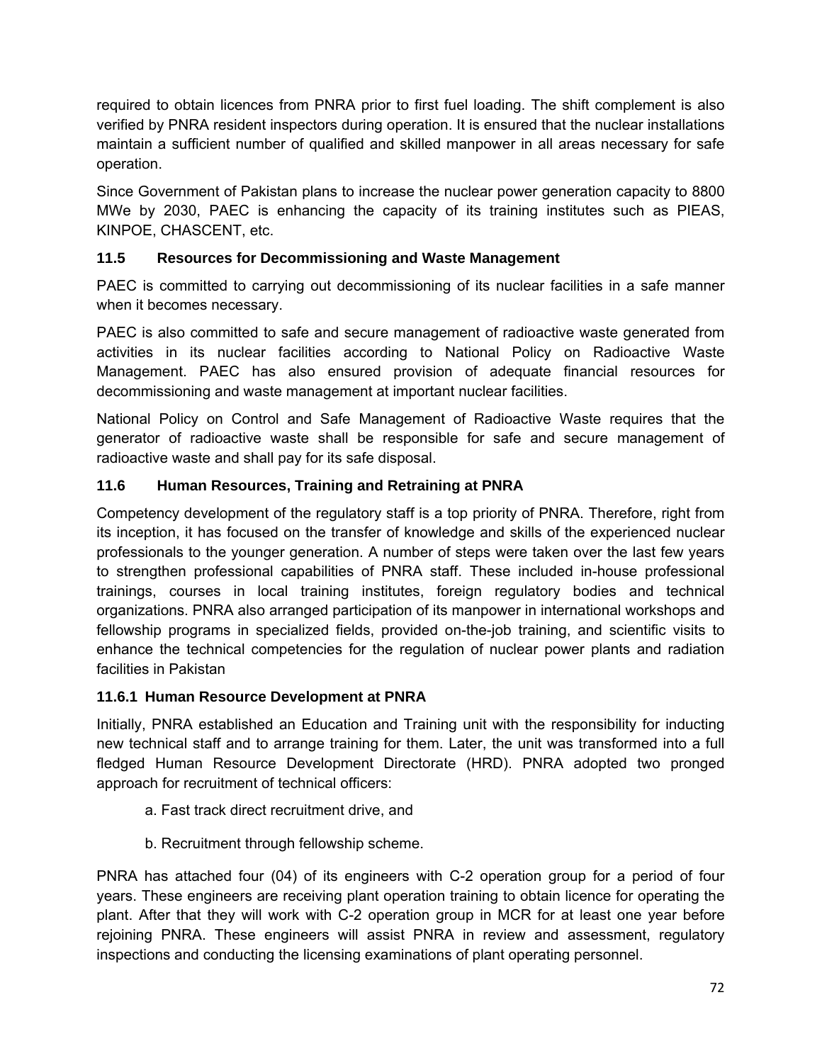required to obtain licences from PNRA prior to first fuel loading. The shift complement is also verified by PNRA resident inspectors during operation. It is ensured that the nuclear installations maintain a sufficient number of qualified and skilled manpower in all areas necessary for safe operation.

Since Government of Pakistan plans to increase the nuclear power generation capacity to 8800 MWe by 2030, PAEC is enhancing the capacity of its training institutes such as PIEAS, KINPOE, CHASCENT, etc.

### 11.5 Resources for Decommissioning and Waste Management

PAEC is committed to carrying out decommissioning of its nuclear facilities in a safe manner when it becomes necessary.

PAEC is also committed to safe and secure management of radioactive waste generated from activities in its nuclear facilities according to National Policy on Radioactive Waste Management. PAEC has also ensured provision of adequate financial resources for decommissioning and waste management at important nuclear facilities.

National Policy on Control and Safe Management of Radioactive Waste requires that the generator of radioactive waste shall be responsible for safe and secure management of radioactive waste and shall pay for its safe disposal.

### 11.6 Human Resources, Training and Retraining at PNRA

Competency development of the regulatory staff is a top priority of PNRA. Therefore, right from its inception, it has focused on the transfer of knowledge and skills of the experienced nuclear professionals to the younger generation. A number of steps were taken over the last few years to strengthen professional capabilities of PNRA staff. These included in-house professional trainings, courses in local training institutes, foreign regulatory bodies and technical organizations. PNRA also arranged participation of its manpower in international workshops and fellowship programs in specialized fields, provided on-the-job training, and scientific visits to enhance the technical competencies for the regulation of nuclear power plants and radiation facilities in Pakistan

#### 11.6.1 Human Resource Development at PNRA

Initially, PNRA established an Education and Training unit with the responsibility for inducting new technical staff and to arrange training for them. Later, the unit was transformed into a full fledged Human Resource Development Directorate (HRD). PNRA adopted two pronged approach for recruitment of technical officers:

a. Fast track direct recruitment drive, and

b. Recruitment through fellowship scheme.

PNRA has attached four (04) of its engineers with C-2 operation group for a period of four years. These engineers are receiving plant operation training to obtain licence for operating the plant. After that they will work with C-2 operation group in MCR for at least one year before rejoining PNRA. These engineers will assist PNRA in review and assessment, regulatory inspections and conducting the licensing examinations of plant operating personnel.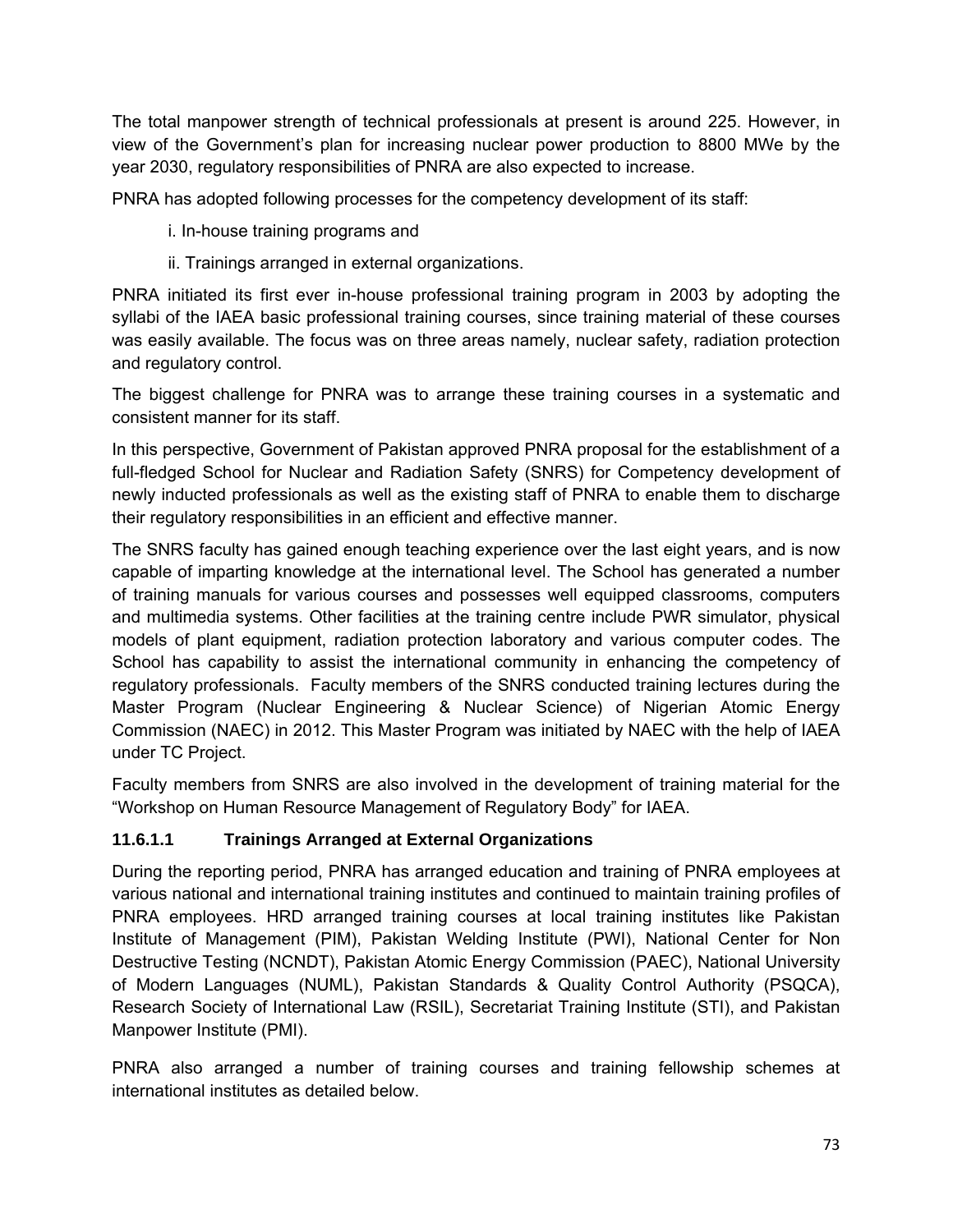The total manpower strength of technical professionals at present is around 225. However, in view of the Government's plan for increasing nuclear power production to 8800 MWe by the year 2030, regulatory responsibilities of PNRA are also expected to increase.

PNRA has adopted following processes for the competency development of its staff:

i. In-house training programs and

ii. Trainings arranged in external organizations.

PNRA initiated its first ever in-house professional training program in 2003 by adopting the syllabi of the IAEA basic professional training courses, since training material of these courses was easily available. The focus was on three areas namely, nuclear safety, radiation protection and regulatory control.

The biggest challenge for PNRA was to arrange these training courses in a systematic and consistent manner for its staff.

In this perspective, Government of Pakistan approved PNRA proposal for the establishment of a full-fledged School for Nuclear and Radiation Safety (SNRS) for Competency development of newly inducted professionals as well as the existing staff of PNRA to enable them to discharge their regulatory responsibilities in an efficient and effective manner.

The SNRS faculty has gained enough teaching experience over the last eight years, and is now capable of imparting knowledge at the international level. The School has generated a number of training manuals for various courses and possesses well equipped classrooms, computers and multimedia systems. Other facilities at the training centre include PWR simulator, physical models of plant equipment, radiation protection laboratory and various computer codes. The School has capability to assist the international community in enhancing the competency of regulatory professionals. Faculty members of the SNRS conducted training lectures during the Master Program (Nuclear Engineering & Nuclear Science) of Nigerian Atomic Energy Commission (NAEC) in 2012. This Master Program was initiated by NAEC with the help of IAEA under TC Project.

Faculty members from SNRS are also involved in the development of training material for the "Workshop on Human Resource Management of Regulatory Body" for IAEA.

#### 11.6.1.1 Trainings Arranged at External Organizations

During the reporting period, PNRA has arranged education and training of PNRA employees at various national and international training institutes and continued to maintain training profiles of PNRA employees. HRD arranged training courses at local training institutes like Pakistan Institute of Management (PIM), Pakistan Welding Institute (PWI), National Center for Non Destructive Testing (NCNDT), Pakistan Atomic Energy Commission (PAEC), National University of Modern Languages (NUML), Pakistan Standards & Quality Control Authority (PSQCA), Research Society of International Law (RSIL), Secretariat Training Institute (STI), and Pakistan Manpower Institute (PMI).

PNRA also arranged a number of training courses and training fellowship schemes at international institutes as detailed below.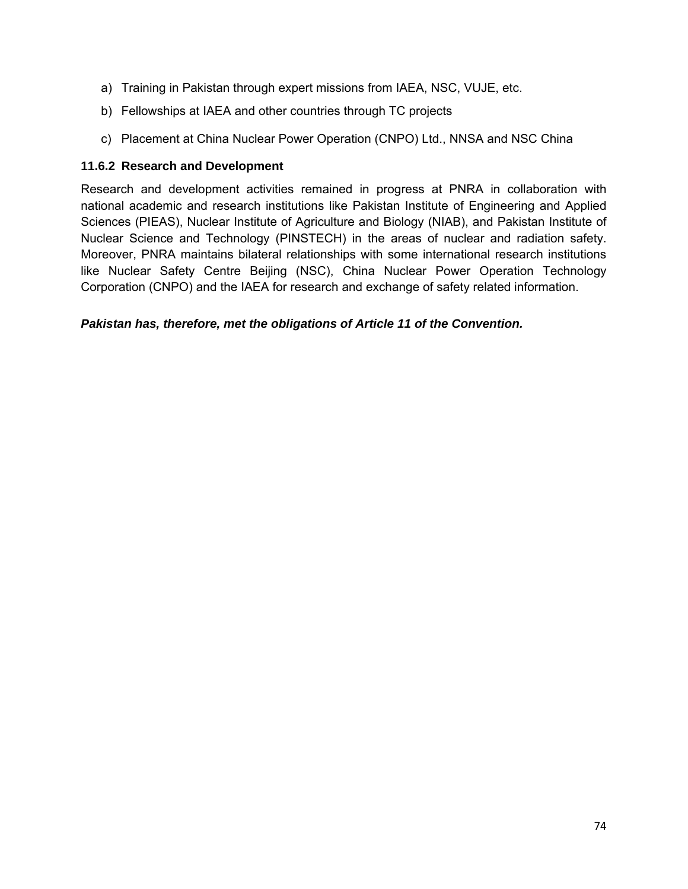a) Training in Pakistan through expert missions from IAEA, NSC, VUJE, etc.

b) Fellowships at IAEA and other countries through TC projects

c) Placement at China Nuclear Power Operation (CNPO) Ltd., NNSA and NSC China

### 11.6.2 Research and Development

Research and development activities remained in progress at PNRA in collaboration with national academic and research institutions like Pakistan Institute of Engineering and Applied Sciences (PIEAS), Nuclear Institute of Agriculture and Biology (NIAB), and Pakistan Institute of Nuclear Science and Technology (PINSTECH) in the areas of nuclear and radiation safety. Moreover, PNRA maintains bilateral relationships with some international research institutions like Nuclear Safety Centre Beijing (NSC), China Nuclear Power Operation Technology Corporation (CNPO) and the IAEA for research and exchange of safety related information.

***Pakistan has, therefore, met the obligations of Article 11 of the Convention.***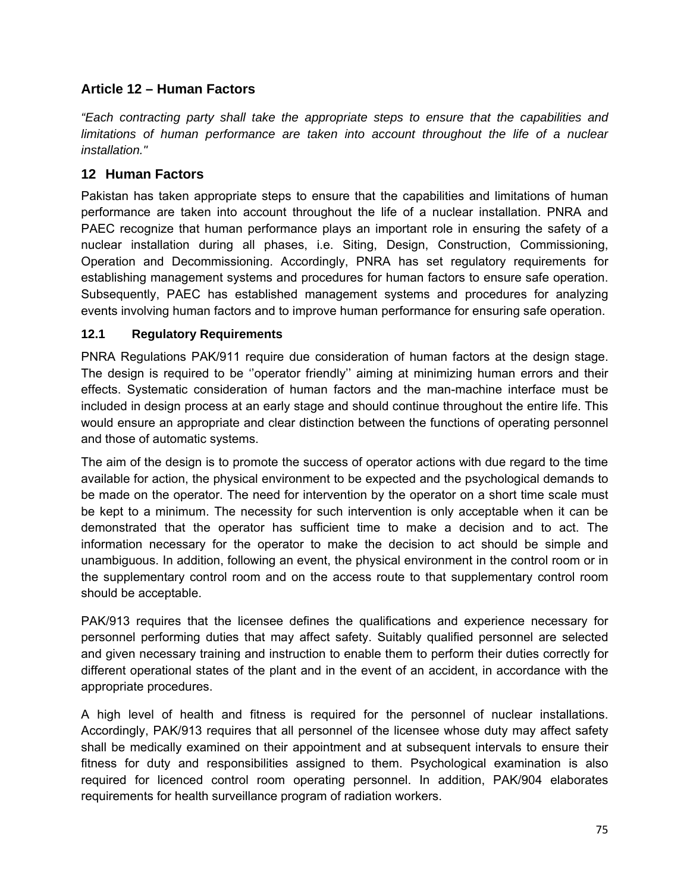## Article 12 – Human Factors

*"Each contracting party shall take the appropriate steps to ensure that the capabilities and limitations of human performance are taken into account throughout the life of a nuclear installation."*

## 12 Human Factors

Pakistan has taken appropriate steps to ensure that the capabilities and limitations of human performance are taken into account throughout the life of a nuclear installation. PNRA and PAEC recognize that human performance plays an important role in ensuring the safety of a nuclear installation during all phases, i.e. Siting, Design, Construction, Commissioning, Operation and Decommissioning. Accordingly, PNRA has set regulatory requirements for establishing management systems and procedures for human factors to ensure safe operation. Subsequently, PAEC has established management systems and procedures for analyzing events involving human factors and to improve human performance for ensuring safe operation.

### 12.1 Regulatory Requirements

PNRA Regulations PAK/911 require due consideration of human factors at the design stage. The design is required to be ''operator friendly'' aiming at minimizing human errors and their effects. Systematic consideration of human factors and the man-machine interface must be included in design process at an early stage and should continue throughout the entire life. This would ensure an appropriate and clear distinction between the functions of operating personnel and those of automatic systems.

The aim of the design is to promote the success of operator actions with due regard to the time available for action, the physical environment to be expected and the psychological demands to be made on the operator. The need for intervention by the operator on a short time scale must be kept to a minimum. The necessity for such intervention is only acceptable when it can be demonstrated that the operator has sufficient time to make a decision and to act. The information necessary for the operator to make the decision to act should be simple and unambiguous. In addition, following an event, the physical environment in the control room or in the supplementary control room and on the access route to that supplementary control room should be acceptable.

PAK/913 requires that the licensee defines the qualifications and experience necessary for personnel performing duties that may affect safety. Suitably qualified personnel are selected and given necessary training and instruction to enable them to perform their duties correctly for different operational states of the plant and in the event of an accident, in accordance with the appropriate procedures.

A high level of health and fitness is required for the personnel of nuclear installations. Accordingly, PAK/913 requires that all personnel of the licensee whose duty may affect safety shall be medically examined on their appointment and at subsequent intervals to ensure their fitness for duty and responsibilities assigned to them. Psychological examination is also required for licenced control room operating personnel. In addition, PAK/904 elaborates requirements for health surveillance program of radiation workers.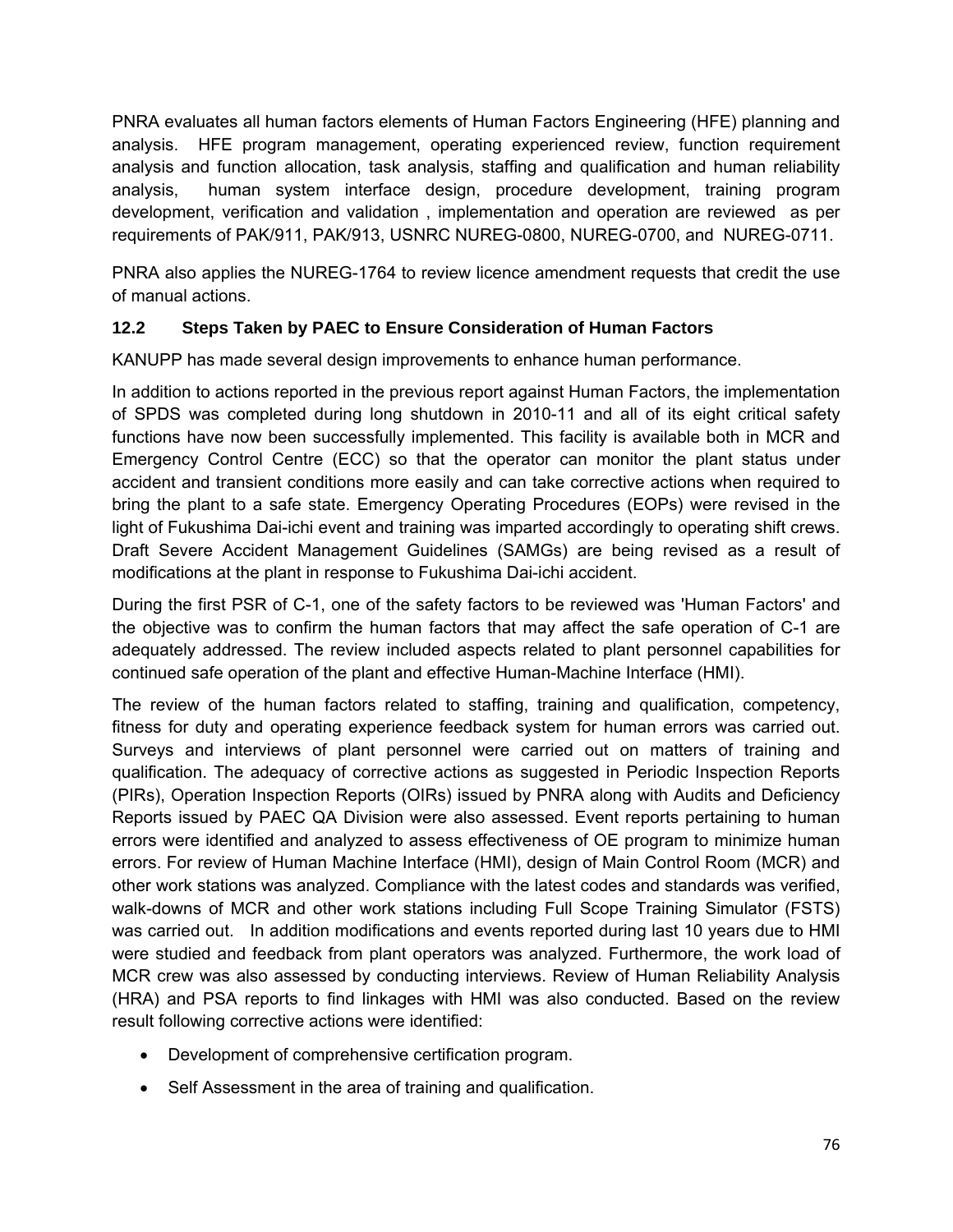PNRA evaluates all human factors elements of Human Factors Engineering (HFE) planning and analysis. HFE program management, operating experienced review, function requirement analysis and function allocation, task analysis, staffing and qualification and human reliability analysis, human system interface design, procedure development, training program development, verification and validation , implementation and operation are reviewed as per requirements of PAK/911, PAK/913, USNRC NUREG-0800, NUREG-0700, and NUREG-0711.

PNRA also applies the NUREG-1764 to review licence amendment requests that credit the use of manual actions.

### 12.2 Steps Taken by PAEC to Ensure Consideration of Human Factors

KANUPP has made several design improvements to enhance human performance.

In addition to actions reported in the previous report against Human Factors, the implementation of SPDS was completed during long shutdown in 2010-11 and all of its eight critical safety functions have now been successfully implemented. This facility is available both in MCR and Emergency Control Centre (ECC) so that the operator can monitor the plant status under accident and transient conditions more easily and can take corrective actions when required to bring the plant to a safe state. Emergency Operating Procedures (EOPs) were revised in the light of Fukushima Dai-ichi event and training was imparted accordingly to operating shift crews. Draft Severe Accident Management Guidelines (SAMGs) are being revised as a result of modifications at the plant in response to Fukushima Dai-ichi accident.

During the first PSR of C-1, one of the safety factors to be reviewed was 'Human Factors' and the objective was to confirm the human factors that may affect the safe operation of C-1 are adequately addressed. The review included aspects related to plant personnel capabilities for continued safe operation of the plant and effective Human-Machine Interface (HMI).

The review of the human factors related to staffing, training and qualification, competency, fitness for duty and operating experience feedback system for human errors was carried out. Surveys and interviews of plant personnel were carried out on matters of training and qualification. The adequacy of corrective actions as suggested in Periodic Inspection Reports (PIRs), Operation Inspection Reports (OIRs) issued by PNRA along with Audits and Deficiency Reports issued by PAEC QA Division were also assessed. Event reports pertaining to human errors were identified and analyzed to assess effectiveness of OE program to minimize human errors. For review of Human Machine Interface (HMI), design of Main Control Room (MCR) and other work stations was analyzed. Compliance with the latest codes and standards was verified, walk-downs of MCR and other work stations including Full Scope Training Simulator (FSTS) was carried out. In addition modifications and events reported during last 10 years due to HMI were studied and feedback from plant operators was analyzed. Furthermore, the work load of MCR crew was also assessed by conducting interviews. Review of Human Reliability Analysis (HRA) and PSA reports to find linkages with HMI was also conducted. Based on the review result following corrective actions were identified:

- Development of comprehensive certification program.
- Self Assessment in the area of training and qualification.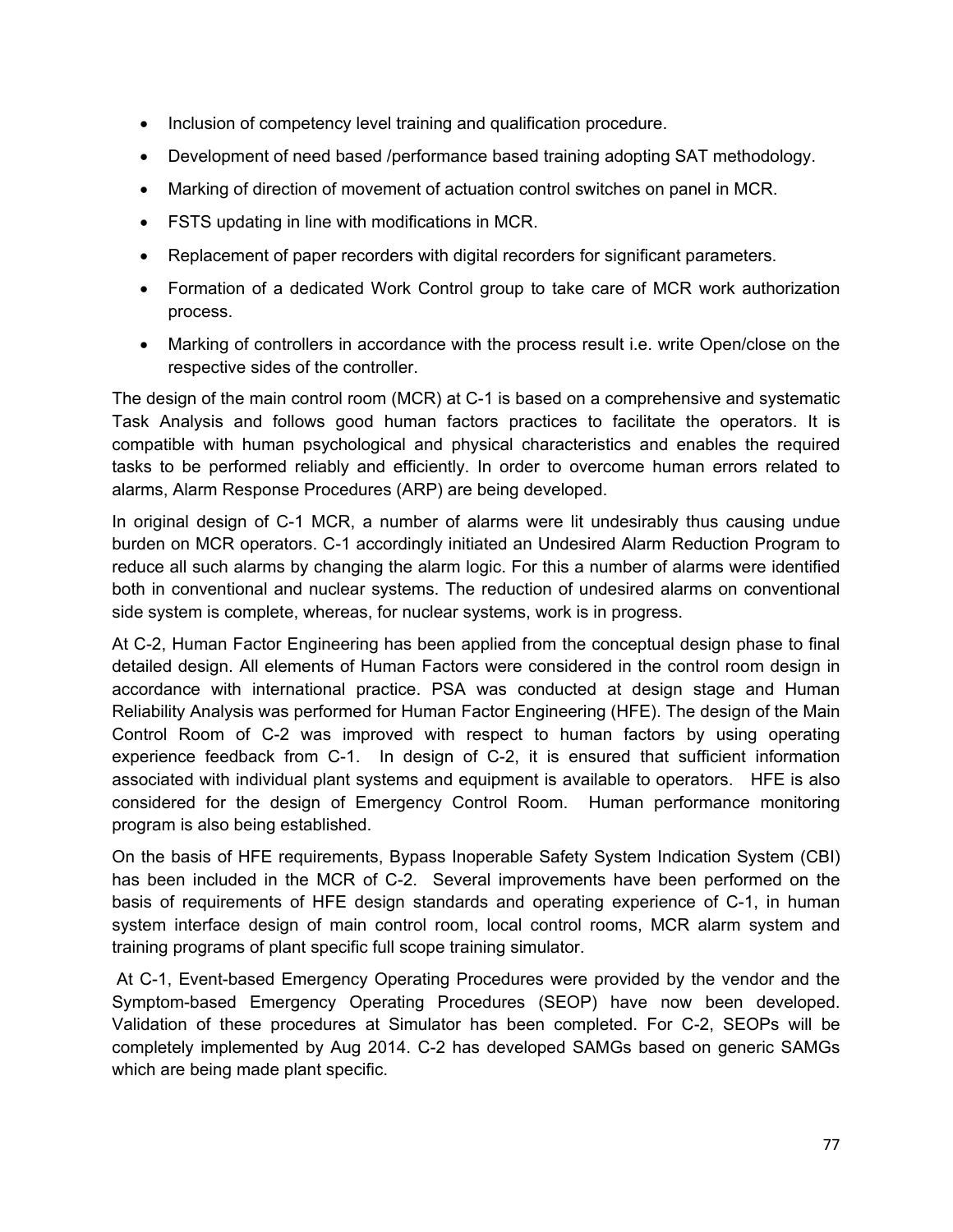- Inclusion of competency level training and qualification procedure.
- Development of need based /performance based training adopting SAT methodology.
- Marking of direction of movement of actuation control switches on panel in MCR.
- FSTS updating in line with modifications in MCR.
- Replacement of paper recorders with digital recorders for significant parameters.
- Formation of a dedicated Work Control group to take care of MCR work authorization process.
- Marking of controllers in accordance with the process result i.e. write Open/close on the respective sides of the controller.

The design of the main control room (MCR) at C-1 is based on a comprehensive and systematic Task Analysis and follows good human factors practices to facilitate the operators. It is compatible with human psychological and physical characteristics and enables the required tasks to be performed reliably and efficiently. In order to overcome human errors related to alarms, Alarm Response Procedures (ARP) are being developed.

In original design of C-1 MCR, a number of alarms were lit undesirably thus causing undue burden on MCR operators. C-1 accordingly initiated an Undesired Alarm Reduction Program to reduce all such alarms by changing the alarm logic. For this a number of alarms were identified both in conventional and nuclear systems. The reduction of undesired alarms on conventional side system is complete, whereas, for nuclear systems, work is in progress.

At C-2, Human Factor Engineering has been applied from the conceptual design phase to final detailed design. All elements of Human Factors were considered in the control room design in accordance with international practice. PSA was conducted at design stage and Human Reliability Analysis was performed for Human Factor Engineering (HFE). The design of the Main Control Room of C-2 was improved with respect to human factors by using operating experience feedback from C-1. In design of C-2, it is ensured that sufficient information associated with individual plant systems and equipment is available to operators. HFE is also considered for the design of Emergency Control Room. Human performance monitoring program is also being established.

On the basis of HFE requirements, Bypass Inoperable Safety System Indication System (CBI) has been included in the MCR of C-2. Several improvements have been performed on the basis of requirements of HFE design standards and operating experience of C-1, in human system interface design of main control room, local control rooms, MCR alarm system and training programs of plant specific full scope training simulator.

At C-1, Event-based Emergency Operating Procedures were provided by the vendor and the Symptom-based Emergency Operating Procedures (SEOP) have now been developed. Validation of these procedures at Simulator has been completed. For C-2, SEOPs will be completely implemented by Aug 2014. C-2 has developed SAMGs based on generic SAMGs which are being made plant specific.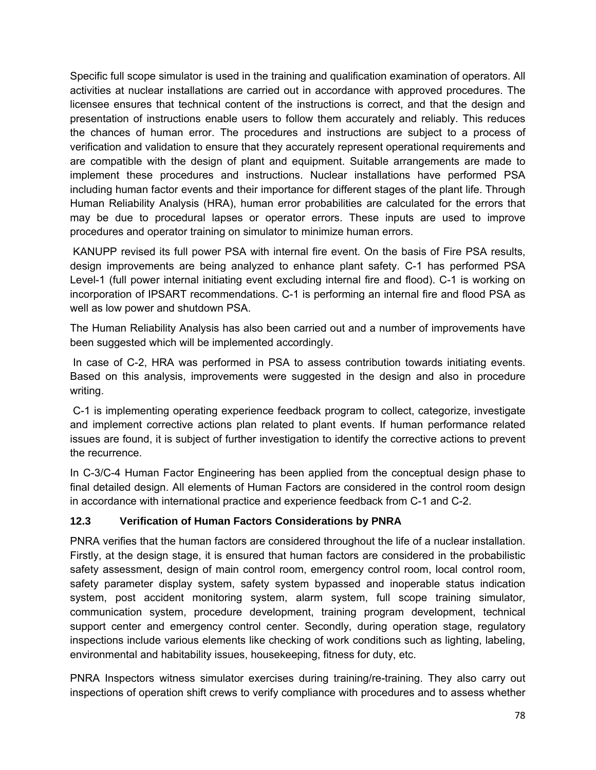Specific full scope simulator is used in the training and qualification examination of operators. All activities at nuclear installations are carried out in accordance with approved procedures. The licensee ensures that technical content of the instructions is correct, and that the design and presentation of instructions enable users to follow them accurately and reliably. This reduces the chances of human error. The procedures and instructions are subject to a process of verification and validation to ensure that they accurately represent operational requirements and are compatible with the design of plant and equipment. Suitable arrangements are made to implement these procedures and instructions. Nuclear installations have performed PSA including human factor events and their importance for different stages of the plant life. Through Human Reliability Analysis (HRA), human error probabilities are calculated for the errors that may be due to procedural lapses or operator errors. These inputs are used to improve procedures and operator training on simulator to minimize human errors.

KANUPP revised its full power PSA with internal fire event. On the basis of Fire PSA results, design improvements are being analyzed to enhance plant safety. C-1 has performed PSA Level-1 (full power internal initiating event excluding internal fire and flood). C-1 is working on incorporation of IPSART recommendations. C-1 is performing an internal fire and flood PSA as well as low power and shutdown PSA.

The Human Reliability Analysis has also been carried out and a number of improvements have been suggested which will be implemented accordingly.

In case of C-2, HRA was performed in PSA to assess contribution towards initiating events. Based on this analysis, improvements were suggested in the design and also in procedure writing.

C-1 is implementing operating experience feedback program to collect, categorize, investigate and implement corrective actions plan related to plant events. If human performance related issues are found, it is subject of further investigation to identify the corrective actions to prevent the recurrence.

In C-3/C-4 Human Factor Engineering has been applied from the conceptual design phase to final detailed design. All elements of Human Factors are considered in the control room design in accordance with international practice and experience feedback from C-1 and C-2.

### 12.3 Verification of Human Factors Considerations by PNRA

PNRA verifies that the human factors are considered throughout the life of a nuclear installation. Firstly, at the design stage, it is ensured that human factors are considered in the probabilistic safety assessment, design of main control room, emergency control room, local control room, safety parameter display system, safety system bypassed and inoperable status indication system, post accident monitoring system, alarm system, full scope training simulator, communication system, procedure development, training program development, technical support center and emergency control center. Secondly, during operation stage, regulatory inspections include various elements like checking of work conditions such as lighting, labeling, environmental and habitability issues, housekeeping, fitness for duty, etc.

PNRA Inspectors witness simulator exercises during training/re-training. They also carry out inspections of operation shift crews to verify compliance with procedures and to assess whether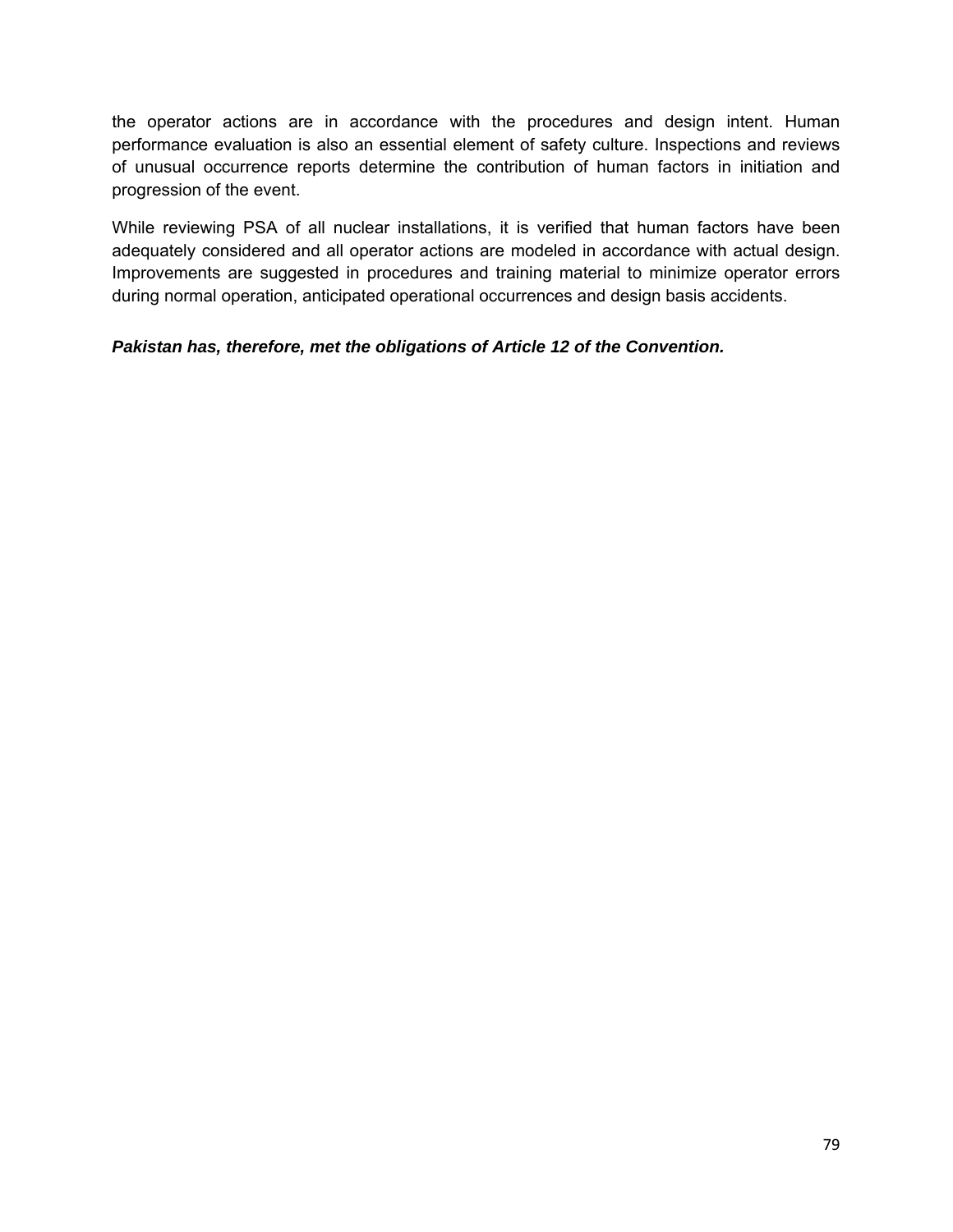the operator actions are in accordance with the procedures and design intent. Human performance evaluation is also an essential element of safety culture. Inspections and reviews of unusual occurrence reports determine the contribution of human factors in initiation and progression of the event.

While reviewing PSA of all nuclear installations, it is verified that human factors have been adequately considered and all operator actions are modeled in accordance with actual design. Improvements are suggested in procedures and training material to minimize operator errors during normal operation, anticipated operational occurrences and design basis accidents.

***Pakistan has, therefore, met the obligations of Article 12 of the Convention.***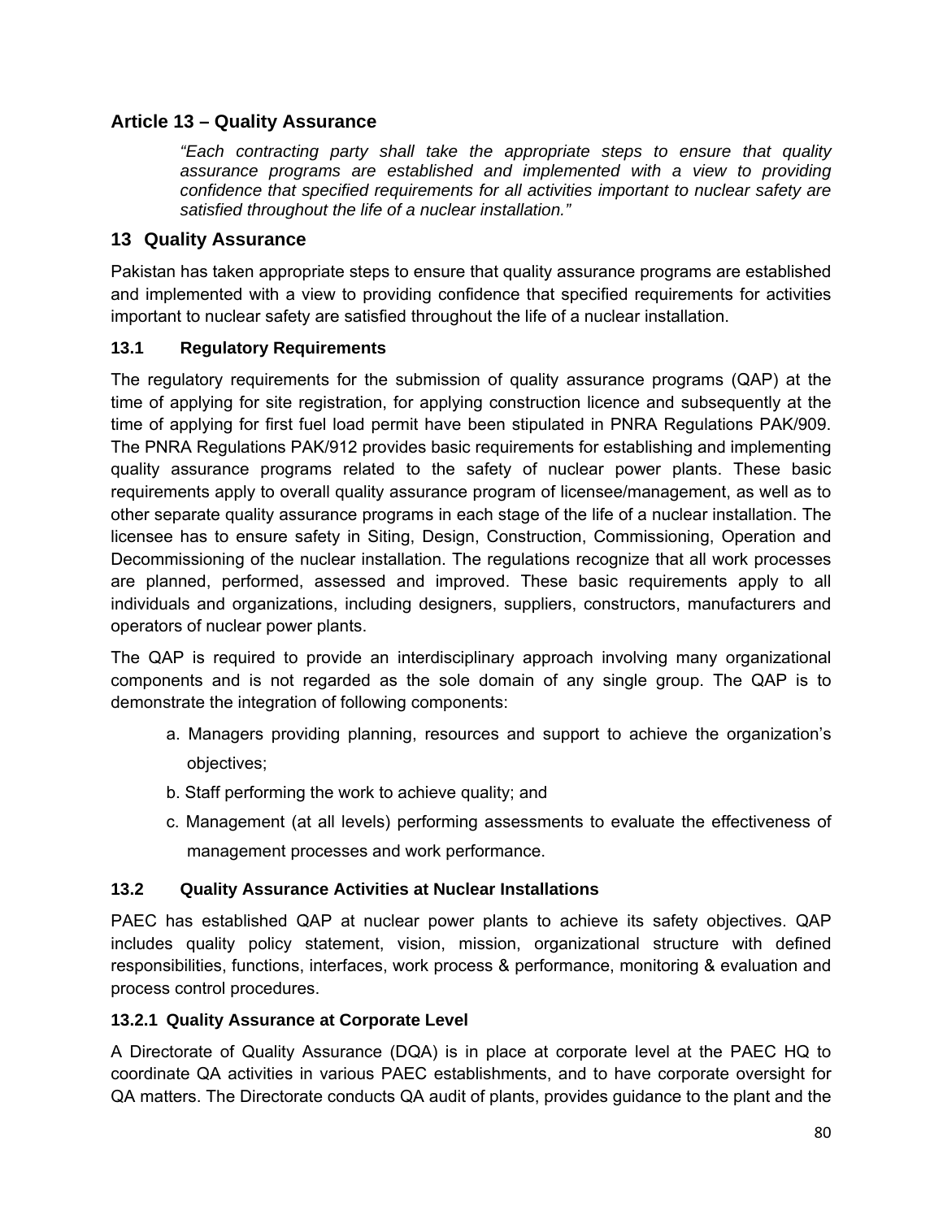## Article 13 – Quality Assurance

> *"Each contracting party shall take the appropriate steps to ensure that quality assurance programs are established and implemented with a view to providing confidence that specified requirements for all activities important to nuclear safety are satisfied throughout the life of a nuclear installation."*

## 13 Quality Assurance

Pakistan has taken appropriate steps to ensure that quality assurance programs are established and implemented with a view to providing confidence that specified requirements for activities important to nuclear safety are satisfied throughout the life of a nuclear installation.

### 13.1 Regulatory Requirements

The regulatory requirements for the submission of quality assurance programs (QAP) at the time of applying for site registration, for applying construction licence and subsequently at the time of applying for first fuel load permit have been stipulated in PNRA Regulations PAK/909. The PNRA Regulations PAK/912 provides basic requirements for establishing and implementing quality assurance programs related to the safety of nuclear power plants. These basic requirements apply to overall quality assurance program of licensee/management, as well as to other separate quality assurance programs in each stage of the life of a nuclear installation. The licensee has to ensure safety in Siting, Design, Construction, Commissioning, Operation and Decommissioning of the nuclear installation. The regulations recognize that all work processes are planned, performed, assessed and improved. These basic requirements apply to all individuals and organizations, including designers, suppliers, constructors, manufacturers and operators of nuclear power plants.

The QAP is required to provide an interdisciplinary approach involving many organizational components and is not regarded as the sole domain of any single group. The QAP is to demonstrate the integration of following components:

a. Managers providing planning, resources and support to achieve the organization's objectives;

b. Staff performing the work to achieve quality; and

c. Management (at all levels) performing assessments to evaluate the effectiveness of management processes and work performance.

### 13.2 Quality Assurance Activities at Nuclear Installations

PAEC has established QAP at nuclear power plants to achieve its safety objectives. QAP includes quality policy statement, vision, mission, organizational structure with defined responsibilities, functions, interfaces, work process & performance, monitoring & evaluation and process control procedures.

#### 13.2.1 Quality Assurance at Corporate Level

A Directorate of Quality Assurance (DQA) is in place at corporate level at the PAEC HQ to coordinate QA activities in various PAEC establishments, and to have corporate oversight for QA matters. The Directorate conducts QA audit of plants, provides guidance to the plant and the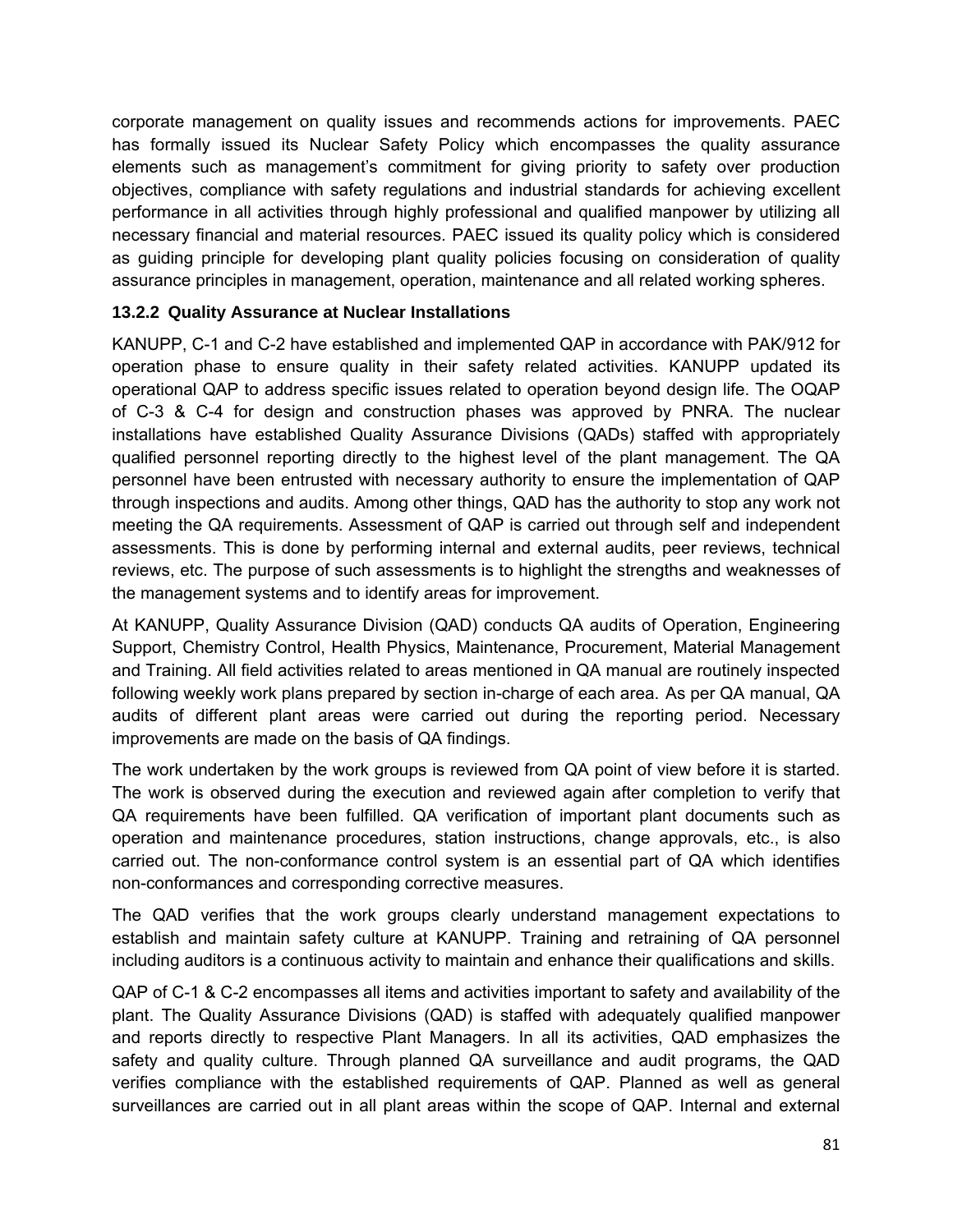corporate management on quality issues and recommends actions for improvements. PAEC has formally issued its Nuclear Safety Policy which encompasses the quality assurance elements such as management's commitment for giving priority to safety over production objectives, compliance with safety regulations and industrial standards for achieving excellent performance in all activities through highly professional and qualified manpower by utilizing all necessary financial and material resources. PAEC issued its quality policy which is considered as guiding principle for developing plant quality policies focusing on consideration of quality assurance principles in management, operation, maintenance and all related working spheres.

### 13.2.2 Quality Assurance at Nuclear Installations

KANUPP, C-1 and C-2 have established and implemented QAP in accordance with PAK/912 for operation phase to ensure quality in their safety related activities. KANUPP updated its operational QAP to address specific issues related to operation beyond design life. The OQAP of C-3 & C-4 for design and construction phases was approved by PNRA. The nuclear installations have established Quality Assurance Divisions (QADs) staffed with appropriately qualified personnel reporting directly to the highest level of the plant management. The QA personnel have been entrusted with necessary authority to ensure the implementation of QAP through inspections and audits. Among other things, QAD has the authority to stop any work not meeting the QA requirements. Assessment of QAP is carried out through self and independent assessments. This is done by performing internal and external audits, peer reviews, technical reviews, etc. The purpose of such assessments is to highlight the strengths and weaknesses of the management systems and to identify areas for improvement.

At KANUPP, Quality Assurance Division (QAD) conducts QA audits of Operation, Engineering Support, Chemistry Control, Health Physics, Maintenance, Procurement, Material Management and Training. All field activities related to areas mentioned in QA manual are routinely inspected following weekly work plans prepared by section in-charge of each area. As per QA manual, QA audits of different plant areas were carried out during the reporting period. Necessary improvements are made on the basis of QA findings.

The work undertaken by the work groups is reviewed from QA point of view before it is started. The work is observed during the execution and reviewed again after completion to verify that QA requirements have been fulfilled. QA verification of important plant documents such as operation and maintenance procedures, station instructions, change approvals, etc., is also carried out. The non-conformance control system is an essential part of QA which identifies non-conformances and corresponding corrective measures.

The QAD verifies that the work groups clearly understand management expectations to establish and maintain safety culture at KANUPP. Training and retraining of QA personnel including auditors is a continuous activity to maintain and enhance their qualifications and skills.

QAP of C-1 & C-2 encompasses all items and activities important to safety and availability of the plant. The Quality Assurance Divisions (QAD) is staffed with adequately qualified manpower and reports directly to respective Plant Managers. In all its activities, QAD emphasizes the safety and quality culture. Through planned QA surveillance and audit programs, the QAD verifies compliance with the established requirements of QAP. Planned as well as general surveillances are carried out in all plant areas within the scope of QAP. Internal and external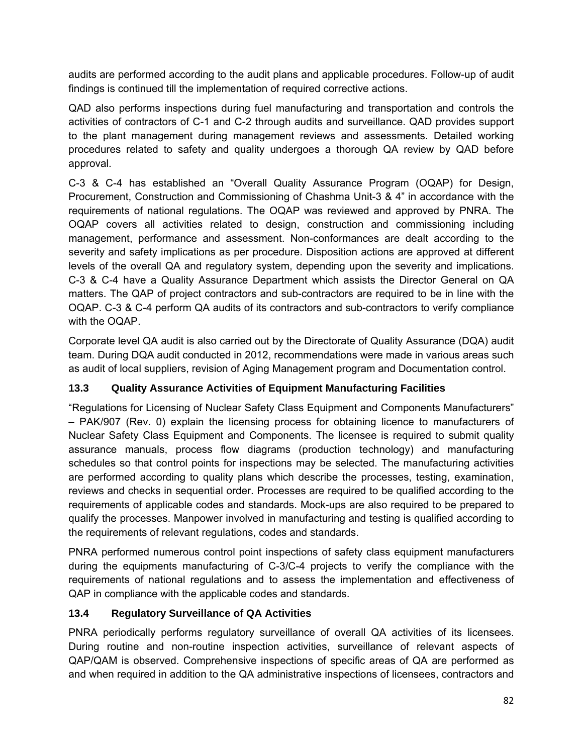audits are performed according to the audit plans and applicable procedures. Follow-up of audit findings is continued till the implementation of required corrective actions.

QAD also performs inspections during fuel manufacturing and transportation and controls the activities of contractors of C-1 and C-2 through audits and surveillance. QAD provides support to the plant management during management reviews and assessments. Detailed working procedures related to safety and quality undergoes a thorough QA review by QAD before approval.

C-3 & C-4 has established an "Overall Quality Assurance Program (OQAP) for Design, Procurement, Construction and Commissioning of Chashma Unit-3 & 4" in accordance with the requirements of national regulations. The OQAP was reviewed and approved by PNRA. The OQAP covers all activities related to design, construction and commissioning including management, performance and assessment. Non-conformances are dealt according to the severity and safety implications as per procedure. Disposition actions are approved at different levels of the overall QA and regulatory system, depending upon the severity and implications. C-3 & C-4 have a Quality Assurance Department which assists the Director General on QA matters. The QAP of project contractors and sub-contractors are required to be in line with the OQAP. C-3 & C-4 perform QA audits of its contractors and sub-contractors to verify compliance with the OQAP.

Corporate level QA audit is also carried out by the Directorate of Quality Assurance (DQA) audit team. During DQA audit conducted in 2012, recommendations were made in various areas such as audit of local suppliers, revision of Aging Management program and Documentation control.

### 13.3 Quality Assurance Activities of Equipment Manufacturing Facilities

"Regulations for Licensing of Nuclear Safety Class Equipment and Components Manufacturers" – PAK/907 (Rev. 0) explain the licensing process for obtaining licence to manufacturers of Nuclear Safety Class Equipment and Components. The licensee is required to submit quality assurance manuals, process flow diagrams (production technology) and manufacturing schedules so that control points for inspections may be selected. The manufacturing activities are performed according to quality plans which describe the processes, testing, examination, reviews and checks in sequential order. Processes are required to be qualified according to the requirements of applicable codes and standards. Mock-ups are also required to be prepared to qualify the processes. Manpower involved in manufacturing and testing is qualified according to the requirements of relevant regulations, codes and standards.

PNRA performed numerous control point inspections of safety class equipment manufacturers during the equipments manufacturing of C-3/C-4 projects to verify the compliance with the requirements of national regulations and to assess the implementation and effectiveness of QAP in compliance with the applicable codes and standards.

### 13.4 Regulatory Surveillance of QA Activities

PNRA periodically performs regulatory surveillance of overall QA activities of its licensees. During routine and non-routine inspection activities, surveillance of relevant aspects of QAP/QAM is observed. Comprehensive inspections of specific areas of QA are performed as and when required in addition to the QA administrative inspections of licensees, contractors and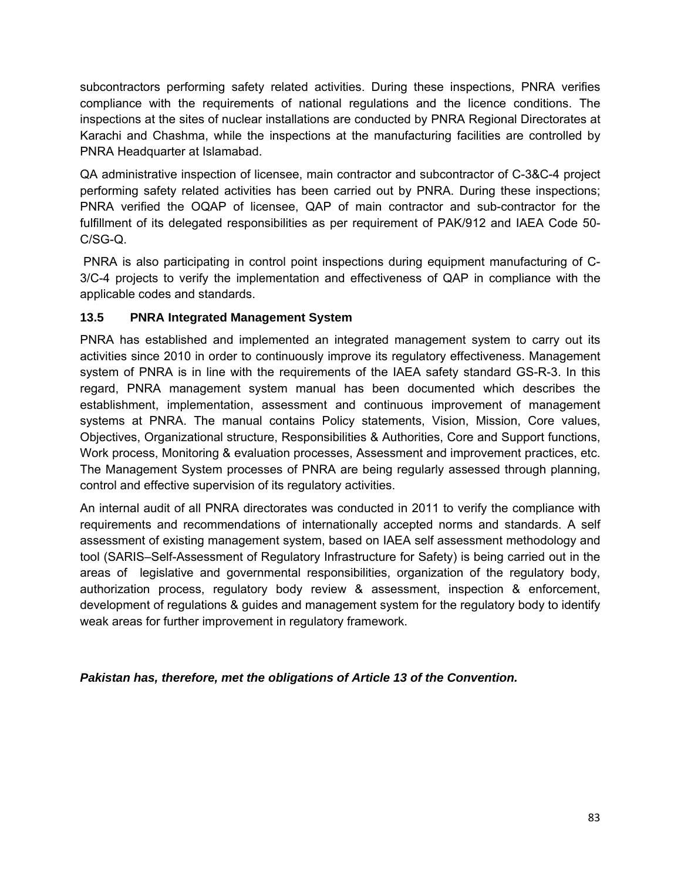subcontractors performing safety related activities. During these inspections, PNRA verifies compliance with the requirements of national regulations and the licence conditions. The inspections at the sites of nuclear installations are conducted by PNRA Regional Directorates at Karachi and Chashma, while the inspections at the manufacturing facilities are controlled by PNRA Headquarter at Islamabad.

QA administrative inspection of licensee, main contractor and subcontractor of C-3&C-4 project performing safety related activities has been carried out by PNRA. During these inspections; PNRA verified the OQAP of licensee, QAP of main contractor and sub-contractor for the fulfillment of its delegated responsibilities as per requirement of PAK/912 and IAEA Code 50-C/SG-Q.

PNRA is also participating in control point inspections during equipment manufacturing of C-3/C-4 projects to verify the implementation and effectiveness of QAP in compliance with the applicable codes and standards.

### 13.5 PNRA Integrated Management System

PNRA has established and implemented an integrated management system to carry out its activities since 2010 in order to continuously improve its regulatory effectiveness. Management system of PNRA is in line with the requirements of the IAEA safety standard GS-R-3. In this regard, PNRA management system manual has been documented which describes the establishment, implementation, assessment and continuous improvement of management systems at PNRA. The manual contains Policy statements, Vision, Mission, Core values, Objectives, Organizational structure, Responsibilities & Authorities, Core and Support functions, Work process, Monitoring & evaluation processes, Assessment and improvement practices, etc. The Management System processes of PNRA are being regularly assessed through planning, control and effective supervision of its regulatory activities.

An internal audit of all PNRA directorates was conducted in 2011 to verify the compliance with requirements and recommendations of internationally accepted norms and standards. A self assessment of existing management system, based on IAEA self assessment methodology and tool (SARIS–Self-Assessment of Regulatory Infrastructure for Safety) is being carried out in the areas of legislative and governmental responsibilities, organization of the regulatory body, authorization process, regulatory body review & assessment, inspection & enforcement, development of regulations & guides and management system for the regulatory body to identify weak areas for further improvement in regulatory framework.

***Pakistan has, therefore, met the obligations of Article 13 of the Convention.***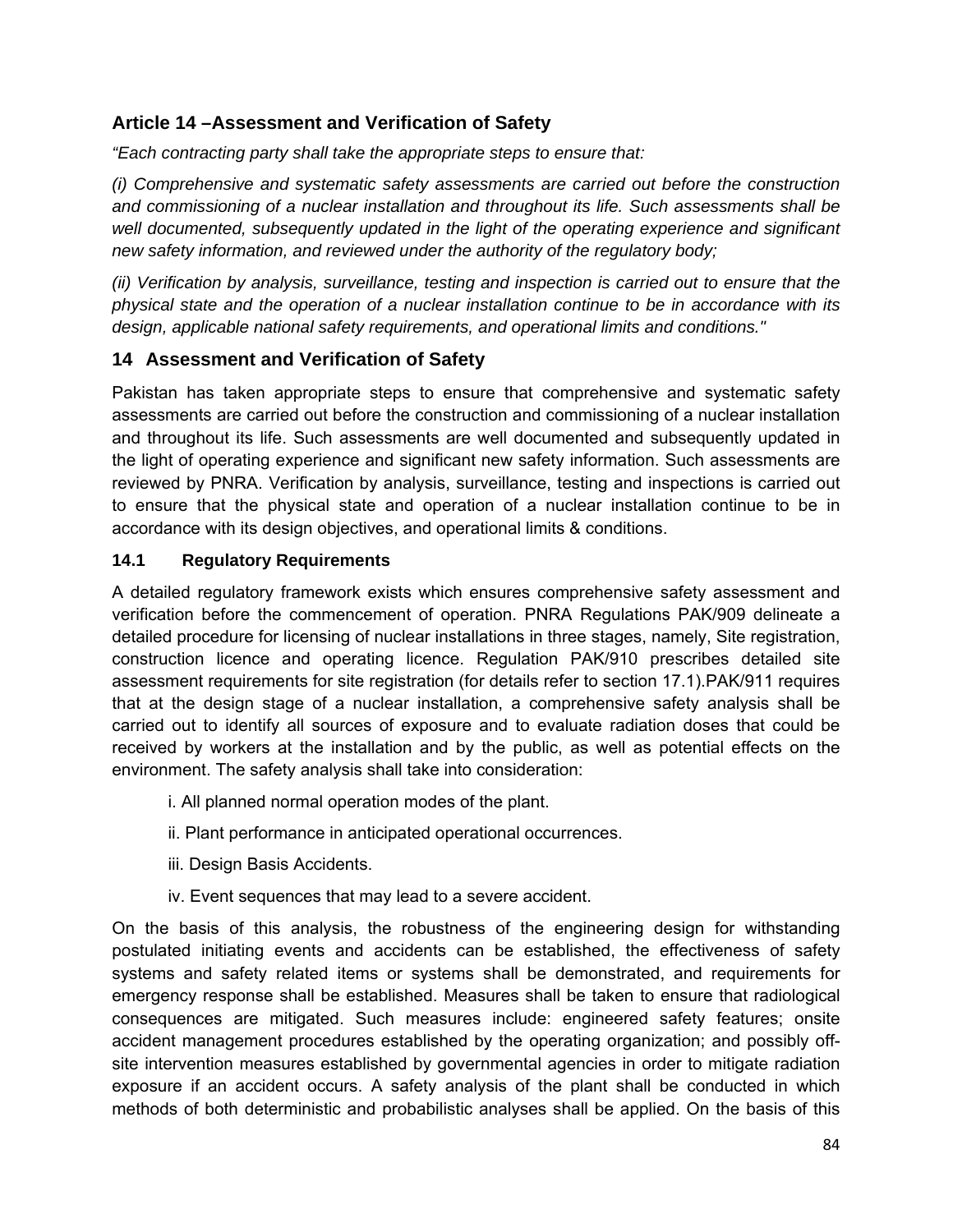## Article 14 –Assessment and Verification of Safety

*"Each contracting party shall take the appropriate steps to ensure that:*

*(i) Comprehensive and systematic safety assessments are carried out before the construction and commissioning of a nuclear installation and throughout its life. Such assessments shall be well documented, subsequently updated in the light of the operating experience and significant new safety information, and reviewed under the authority of the regulatory body;*

*(ii) Verification by analysis, surveillance, testing and inspection is carried out to ensure that the physical state and the operation of a nuclear installation continue to be in accordance with its design, applicable national safety requirements, and operational limits and conditions."*

## 14 Assessment and Verification of Safety

Pakistan has taken appropriate steps to ensure that comprehensive and systematic safety assessments are carried out before the construction and commissioning of a nuclear installation and throughout its life. Such assessments are well documented and subsequently updated in the light of operating experience and significant new safety information. Such assessments are reviewed by PNRA. Verification by analysis, surveillance, testing and inspections is carried out to ensure that the physical state and operation of a nuclear installation continue to be in accordance with its design objectives, and operational limits & conditions.

### 14.1 Regulatory Requirements

A detailed regulatory framework exists which ensures comprehensive safety assessment and verification before the commencement of operation. PNRA Regulations PAK/909 delineate a detailed procedure for licensing of nuclear installations in three stages, namely, Site registration, construction licence and operating licence. Regulation PAK/910 prescribes detailed site assessment requirements for site registration (for details refer to section 17.1).PAK/911 requires that at the design stage of a nuclear installation, a comprehensive safety analysis shall be carried out to identify all sources of exposure and to evaluate radiation doses that could be received by workers at the installation and by the public, as well as potential effects on the environment. The safety analysis shall take into consideration:

i. All planned normal operation modes of the plant.

ii. Plant performance in anticipated operational occurrences.

iii. Design Basis Accidents.

iv. Event sequences that may lead to a severe accident.

On the basis of this analysis, the robustness of the engineering design for withstanding postulated initiating events and accidents can be established, the effectiveness of safety systems and safety related items or systems shall be demonstrated, and requirements for emergency response shall be established. Measures shall be taken to ensure that radiological consequences are mitigated. Such measures include: engineered safety features; onsite accident management procedures established by the operating organization; and possibly off-site intervention measures established by governmental agencies in order to mitigate radiation exposure if an accident occurs. A safety analysis of the plant shall be conducted in which methods of both deterministic and probabilistic analyses shall be applied. On the basis of this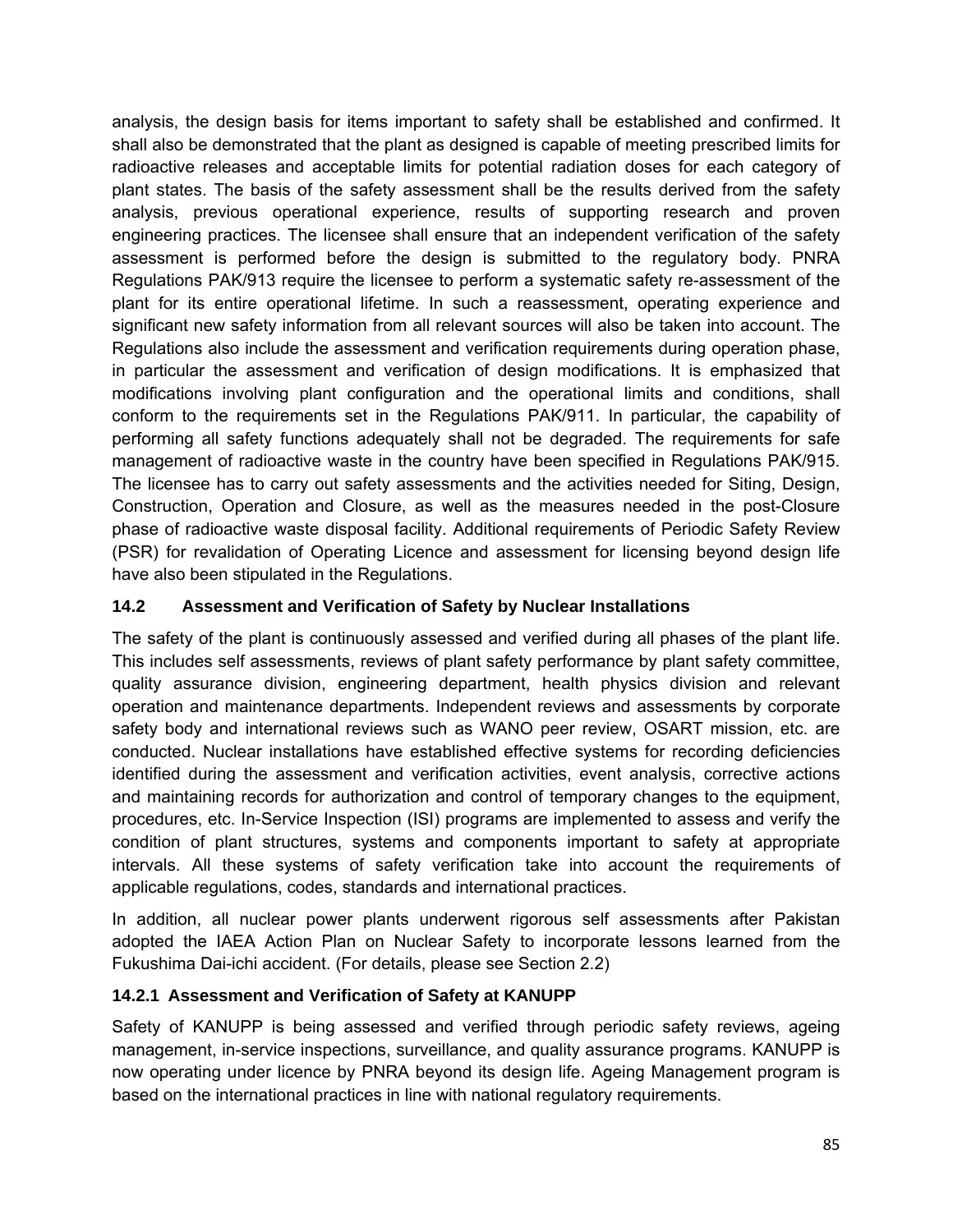analysis, the design basis for items important to safety shall be established and confirmed. It shall also be demonstrated that the plant as designed is capable of meeting prescribed limits for radioactive releases and acceptable limits for potential radiation doses for each category of plant states. The basis of the safety assessment shall be the results derived from the safety analysis, previous operational experience, results of supporting research and proven engineering practices. The licensee shall ensure that an independent verification of the safety assessment is performed before the design is submitted to the regulatory body. PNRA Regulations PAK/913 require the licensee to perform a systematic safety re-assessment of the plant for its entire operational lifetime. In such a reassessment, operating experience and significant new safety information from all relevant sources will also be taken into account. The Regulations also include the assessment and verification requirements during operation phase, in particular the assessment and verification of design modifications. It is emphasized that modifications involving plant configuration and the operational limits and conditions, shall conform to the requirements set in the Regulations PAK/911. In particular, the capability of performing all safety functions adequately shall not be degraded. The requirements for safe management of radioactive waste in the country have been specified in Regulations PAK/915. The licensee has to carry out safety assessments and the activities needed for Siting, Design, Construction, Operation and Closure, as well as the measures needed in the post-Closure phase of radioactive waste disposal facility. Additional requirements of Periodic Safety Review (PSR) for revalidation of Operating Licence and assessment for licensing beyond design life have also been stipulated in the Regulations.

### 14.2 Assessment and Verification of Safety by Nuclear Installations

The safety of the plant is continuously assessed and verified during all phases of the plant life. This includes self assessments, reviews of plant safety performance by plant safety committee, quality assurance division, engineering department, health physics division and relevant operation and maintenance departments. Independent reviews and assessments by corporate safety body and international reviews such as WANO peer review, OSART mission, etc. are conducted. Nuclear installations have established effective systems for recording deficiencies identified during the assessment and verification activities, event analysis, corrective actions and maintaining records for authorization and control of temporary changes to the equipment, procedures, etc. In-Service Inspection (ISI) programs are implemented to assess and verify the condition of plant structures, systems and components important to safety at appropriate intervals. All these systems of safety verification take into account the requirements of applicable regulations, codes, standards and international practices.

In addition, all nuclear power plants underwent rigorous self assessments after Pakistan adopted the IAEA Action Plan on Nuclear Safety to incorporate lessons learned from the Fukushima Dai-ichi accident. (For details, please see Section 2.2)

#### 14.2.1 Assessment and Verification of Safety at KANUPP

Safety of KANUPP is being assessed and verified through periodic safety reviews, ageing management, in-service inspections, surveillance, and quality assurance programs. KANUPP is now operating under licence by PNRA beyond its design life. Ageing Management program is based on the international practices in line with national regulatory requirements.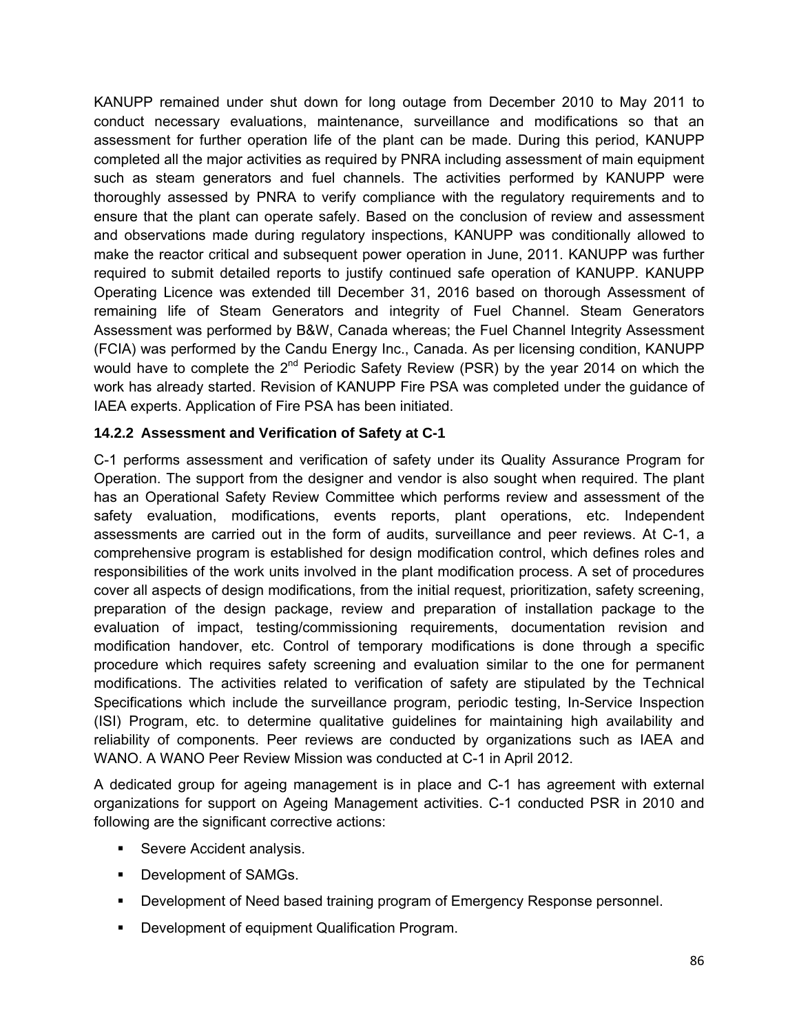KANUPP remained under shut down for long outage from December 2010 to May 2011 to conduct necessary evaluations, maintenance, surveillance and modifications so that an assessment for further operation life of the plant can be made. During this period, KANUPP completed all the major activities as required by PNRA including assessment of main equipment such as steam generators and fuel channels. The activities performed by KANUPP were thoroughly assessed by PNRA to verify compliance with the regulatory requirements and to ensure that the plant can operate safely. Based on the conclusion of review and assessment and observations made during regulatory inspections, KANUPP was conditionally allowed to make the reactor critical and subsequent power operation in June, 2011. KANUPP was further required to submit detailed reports to justify continued safe operation of KANUPP. KANUPP Operating Licence was extended till December 31, 2016 based on thorough Assessment of remaining life of Steam Generators and integrity of Fuel Channel. Steam Generators Assessment was performed by B&W, Canada whereas; the Fuel Channel Integrity Assessment (FCIA) was performed by the Candu Energy Inc., Canada. As per licensing condition, KANUPP would have to complete the 2nd Periodic Safety Review (PSR) by the year 2014 on which the work has already started. Revision of KANUPP Fire PSA was completed under the guidance of IAEA experts. Application of Fire PSA has been initiated.

### 14.2.2 Assessment and Verification of Safety at C-1

C-1 performs assessment and verification of safety under its Quality Assurance Program for Operation. The support from the designer and vendor is also sought when required. The plant has an Operational Safety Review Committee which performs review and assessment of the safety evaluation, modifications, events reports, plant operations, etc. Independent assessments are carried out in the form of audits, surveillance and peer reviews. At C-1, a comprehensive program is established for design modification control, which defines roles and responsibilities of the work units involved in the plant modification process. A set of procedures cover all aspects of design modifications, from the initial request, prioritization, safety screening, preparation of the design package, review and preparation of installation package to the evaluation of impact, testing/commissioning requirements, documentation revision and modification handover, etc. Control of temporary modifications is done through a specific procedure which requires safety screening and evaluation similar to the one for permanent modifications. The activities related to verification of safety are stipulated by the Technical Specifications which include the surveillance program, periodic testing, In-Service Inspection (ISI) Program, etc. to determine qualitative guidelines for maintaining high availability and reliability of components. Peer reviews are conducted by organizations such as IAEA and WANO. A WANO Peer Review Mission was conducted at C-1 in April 2012.

A dedicated group for ageing management is in place and C-1 has agreement with external organizations for support on Ageing Management activities. C-1 conducted PSR in 2010 and following are the significant corrective actions:

- Severe Accident analysis.
- Development of SAMGs.
- Development of Need based training program of Emergency Response personnel.
- Development of equipment Qualification Program.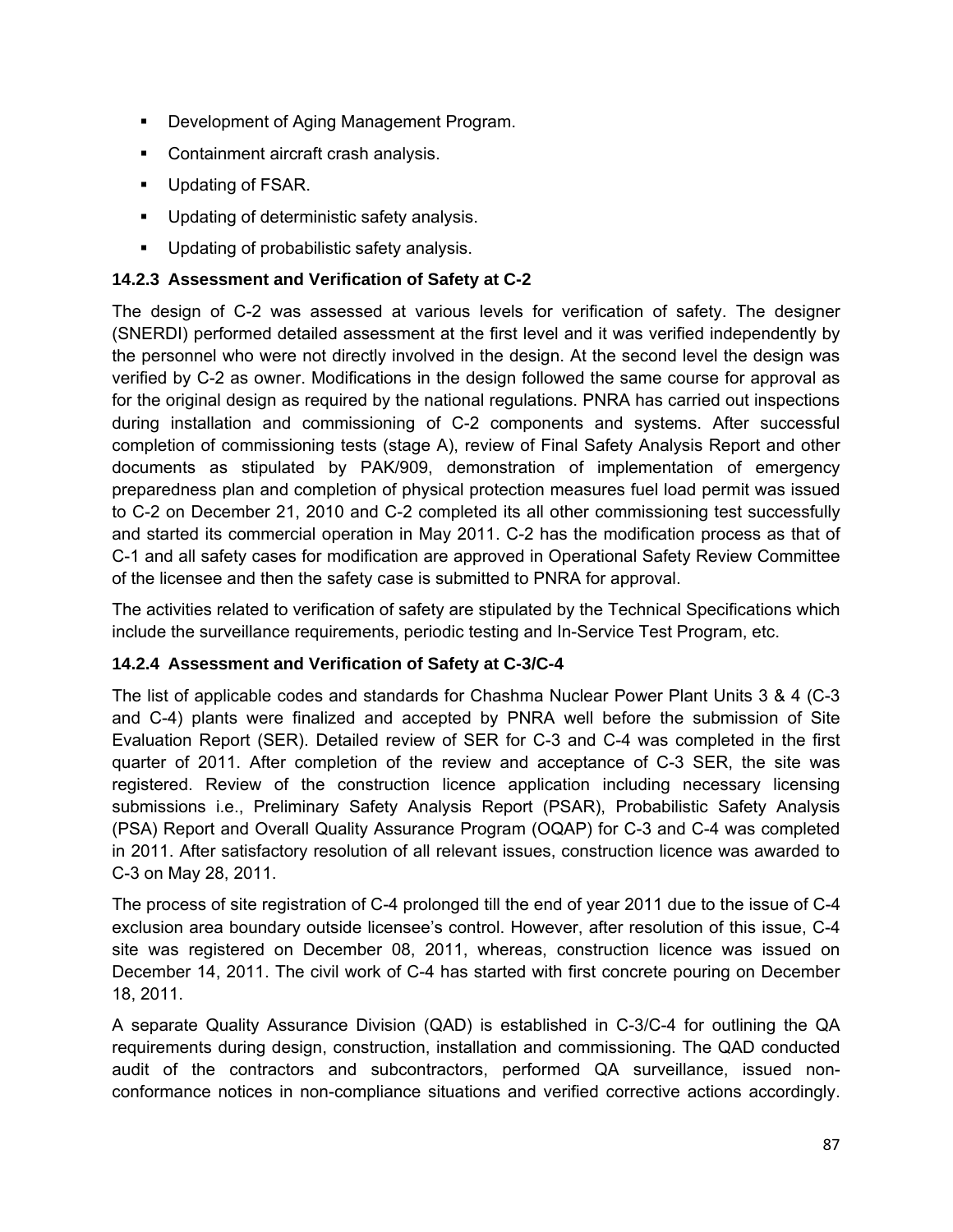- Development of Aging Management Program.
- Containment aircraft crash analysis.
- Updating of FSAR.
- Updating of deterministic safety analysis.
- Updating of probabilistic safety analysis.

### 14.2.3 Assessment and Verification of Safety at C-2

The design of C-2 was assessed at various levels for verification of safety. The designer (SNERDI) performed detailed assessment at the first level and it was verified independently by the personnel who were not directly involved in the design. At the second level the design was verified by C-2 as owner. Modifications in the design followed the same course for approval as for the original design as required by the national regulations. PNRA has carried out inspections during installation and commissioning of C-2 components and systems. After successful completion of commissioning tests (stage A), review of Final Safety Analysis Report and other documents as stipulated by PAK/909, demonstration of implementation of emergency preparedness plan and completion of physical protection measures fuel load permit was issued to C-2 on December 21, 2010 and C-2 completed its all other commissioning test successfully and started its commercial operation in May 2011. C-2 has the modification process as that of C-1 and all safety cases for modification are approved in Operational Safety Review Committee of the licensee and then the safety case is submitted to PNRA for approval.

The activities related to verification of safety are stipulated by the Technical Specifications which include the surveillance requirements, periodic testing and In-Service Test Program, etc.

### 14.2.4 Assessment and Verification of Safety at C-3/C-4

The list of applicable codes and standards for Chashma Nuclear Power Plant Units 3 & 4 (C-3 and C-4) plants were finalized and accepted by PNRA well before the submission of Site Evaluation Report (SER). Detailed review of SER for C-3 and C-4 was completed in the first quarter of 2011. After completion of the review and acceptance of C-3 SER, the site was registered. Review of the construction licence application including necessary licensing submissions i.e., Preliminary Safety Analysis Report (PSAR), Probabilistic Safety Analysis (PSA) Report and Overall Quality Assurance Program (OQAP) for C-3 and C-4 was completed in 2011. After satisfactory resolution of all relevant issues, construction licence was awarded to C-3 on May 28, 2011.

The process of site registration of C-4 prolonged till the end of year 2011 due to the issue of C-4 exclusion area boundary outside licensee's control. However, after resolution of this issue, C-4 site was registered on December 08, 2011, whereas, construction licence was issued on December 14, 2011. The civil work of C-4 has started with first concrete pouring on December 18, 2011.

A separate Quality Assurance Division (QAD) is established in C-3/C-4 for outlining the QA requirements during design, construction, installation and commissioning. The QAD conducted audit of the contractors and subcontractors, performed QA surveillance, issued non-conformance notices in non-compliance situations and verified corrective actions accordingly.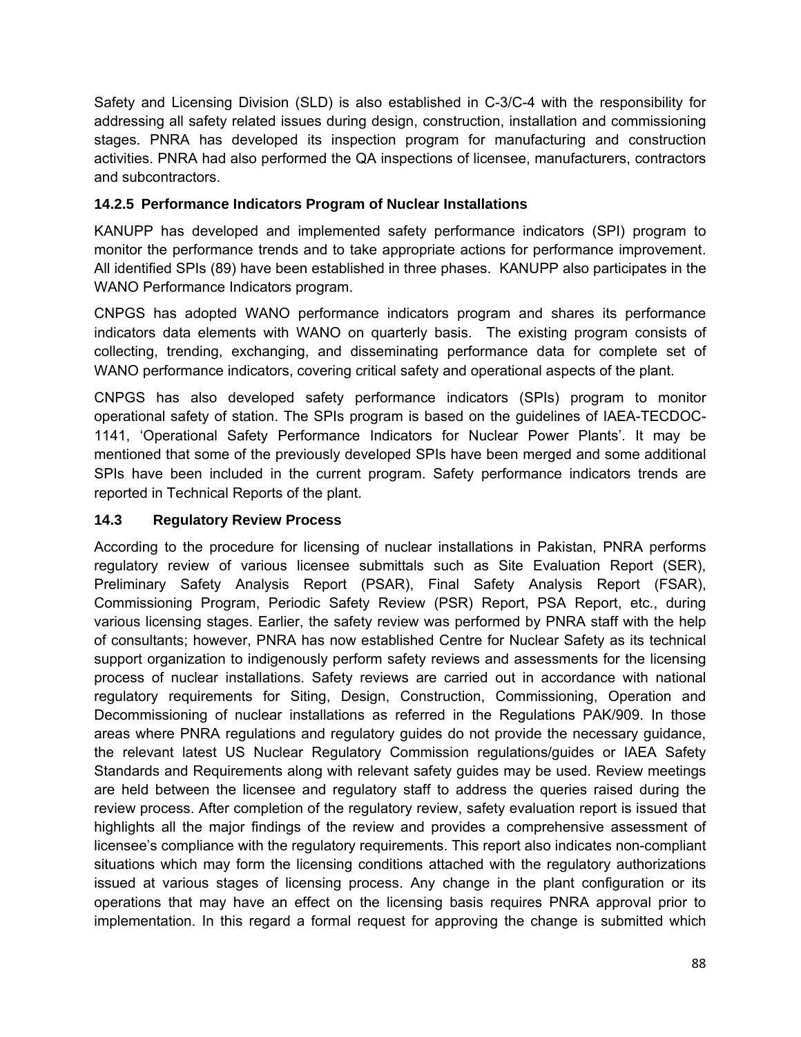Safety and Licensing Division (SLD) is also established in C-3/C-4 with the responsibility for addressing all safety related issues during design, construction, installation and commissioning stages. PNRA has developed its inspection program for manufacturing and construction activities. PNRA had also performed the QA inspections of licensee, manufacturers, contractors and subcontractors.

### 14.2.5 Performance Indicators Program of Nuclear Installations

KANUPP has developed and implemented safety performance indicators (SPI) program to monitor the performance trends and to take appropriate actions for performance improvement. All identified SPIs (89) have been established in three phases. KANUPP also participates in the WANO Performance Indicators program.

CNPGS has adopted WANO performance indicators program and shares its performance indicators data elements with WANO on quarterly basis. The existing program consists of collecting, trending, exchanging, and disseminating performance data for complete set of WANO performance indicators, covering critical safety and operational aspects of the plant.

CNPGS has also developed safety performance indicators (SPIs) program to monitor operational safety of station. The SPIs program is based on the guidelines of IAEA-TECDOC-1141, 'Operational Safety Performance Indicators for Nuclear Power Plants'. It may be mentioned that some of the previously developed SPIs have been merged and some additional SPIs have been included in the current program. Safety performance indicators trends are reported in Technical Reports of the plant.

## 14.3 Regulatory Review Process

According to the procedure for licensing of nuclear installations in Pakistan, PNRA performs regulatory review of various licensee submittals such as Site Evaluation Report (SER), Preliminary Safety Analysis Report (PSAR), Final Safety Analysis Report (FSAR), Commissioning Program, Periodic Safety Review (PSR) Report, PSA Report, etc., during various licensing stages. Earlier, the safety review was performed by PNRA staff with the help of consultants; however, PNRA has now established Centre for Nuclear Safety as its technical support organization to indigenously perform safety reviews and assessments for the licensing process of nuclear installations. Safety reviews are carried out in accordance with national regulatory requirements for Siting, Design, Construction, Commissioning, Operation and Decommissioning of nuclear installations as referred in the Regulations PAK/909. In those areas where PNRA regulations and regulatory guides do not provide the necessary guidance, the relevant latest US Nuclear Regulatory Commission regulations/guides or IAEA Safety Standards and Requirements along with relevant safety guides may be used. Review meetings are held between the licensee and regulatory staff to address the queries raised during the review process. After completion of the regulatory review, safety evaluation report is issued that highlights all the major findings of the review and provides a comprehensive assessment of licensee's compliance with the regulatory requirements. This report also indicates non-compliant situations which may form the licensing conditions attached with the regulatory authorizations issued at various stages of licensing process. Any change in the plant configuration or its operations that may have an effect on the licensing basis requires PNRA approval prior to implementation. In this regard a formal request for approving the change is submitted which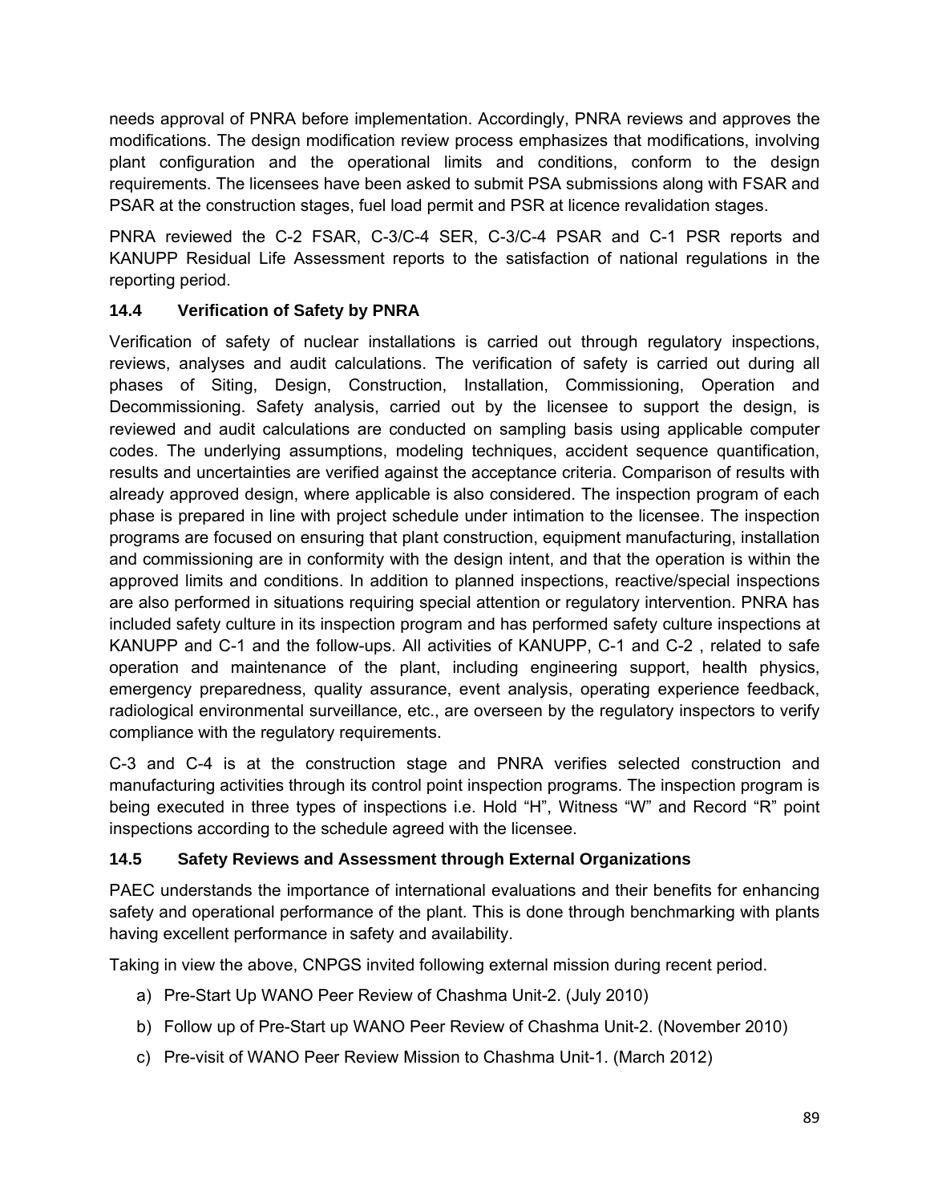needs approval of PNRA before implementation. Accordingly, PNRA reviews and approves the modifications. The design modification review process emphasizes that modifications, involving plant configuration and the operational limits and conditions, conform to the design requirements. The licensees have been asked to submit PSA submissions along with FSAR and PSAR at the construction stages, fuel load permit and PSR at licence revalidation stages.

PNRA reviewed the C-2 FSAR, C-3/C-4 SER, C-3/C-4 PSAR and C-1 PSR reports and KANUPP Residual Life Assessment reports to the satisfaction of national regulations in the reporting period.

### 14.4 Verification of Safety by PNRA

Verification of safety of nuclear installations is carried out through regulatory inspections, reviews, analyses and audit calculations. The verification of safety is carried out during all phases of Siting, Design, Construction, Installation, Commissioning, Operation and Decommissioning. Safety analysis, carried out by the licensee to support the design, is reviewed and audit calculations are conducted on sampling basis using applicable computer codes. The underlying assumptions, modeling techniques, accident sequence quantification, results and uncertainties are verified against the acceptance criteria. Comparison of results with already approved design, where applicable is also considered. The inspection program of each phase is prepared in line with project schedule under intimation to the licensee. The inspection programs are focused on ensuring that plant construction, equipment manufacturing, installation and commissioning are in conformity with the design intent, and that the operation is within the approved limits and conditions. In addition to planned inspections, reactive/special inspections are also performed in situations requiring special attention or regulatory intervention. PNRA has included safety culture in its inspection program and has performed safety culture inspections at KANUPP and C-1 and the follow-ups. All activities of KANUPP, C-1 and C-2 , related to safe operation and maintenance of the plant, including engineering support, health physics, emergency preparedness, quality assurance, event analysis, operating experience feedback, radiological environmental surveillance, etc., are overseen by the regulatory inspectors to verify compliance with the regulatory requirements.

C-3 and C-4 is at the construction stage and PNRA verifies selected construction and manufacturing activities through its control point inspection programs. The inspection program is being executed in three types of inspections i.e. Hold "H", Witness "W" and Record "R" point inspections according to the schedule agreed with the licensee.

### 14.5 Safety Reviews and Assessment through External Organizations

PAEC understands the importance of international evaluations and their benefits for enhancing safety and operational performance of the plant. This is done through benchmarking with plants having excellent performance in safety and availability.

Taking in view the above, CNPGS invited following external mission during recent period.

a) Pre-Start Up WANO Peer Review of Chashma Unit-2. (July 2010)

b) Follow up of Pre-Start up WANO Peer Review of Chashma Unit-2. (November 2010)

c) Pre-visit of WANO Peer Review Mission to Chashma Unit-1. (March 2012)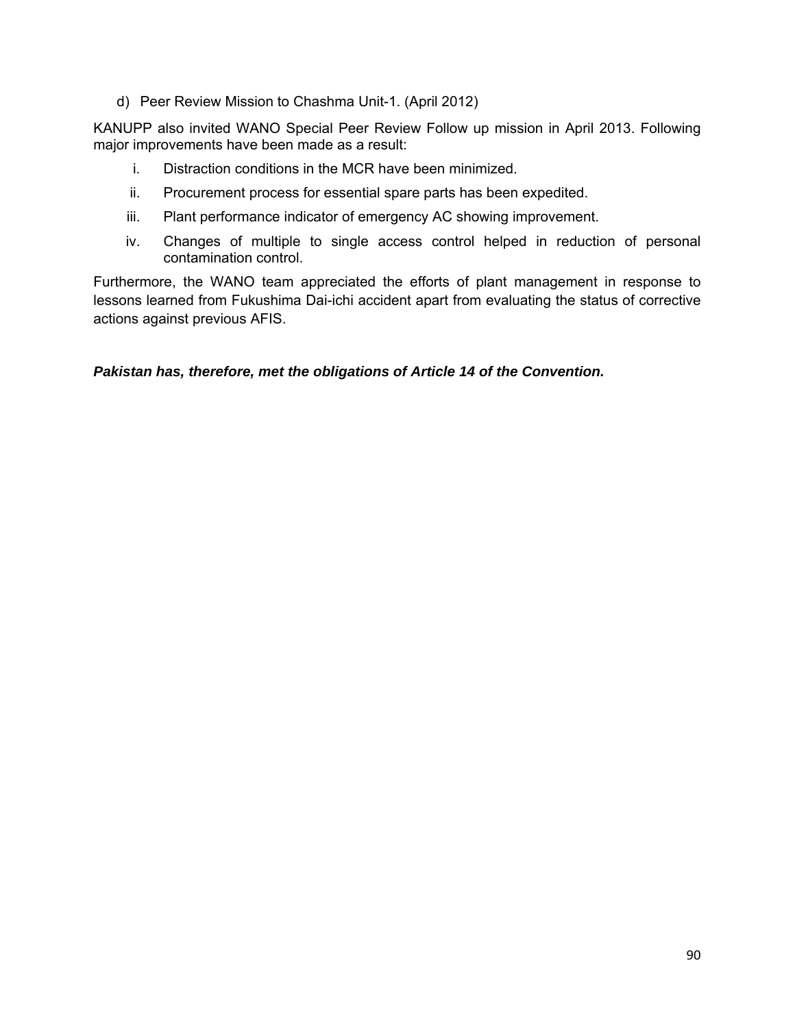d) Peer Review Mission to Chashma Unit-1. (April 2012)

KANUPP also invited WANO Special Peer Review Follow up mission in April 2013. Following major improvements have been made as a result:

i. Distraction conditions in the MCR have been minimized.
ii. Procurement process for essential spare parts has been expedited.
iii. Plant performance indicator of emergency AC showing improvement.
iv. Changes of multiple to single access control helped in reduction of personal contamination control.

Furthermore, the WANO team appreciated the efforts of plant management in response to lessons learned from Fukushima Dai-ichi accident apart from evaluating the status of corrective actions against previous AFIS.

***Pakistan has, therefore, met the obligations of Article 14 of the Convention.***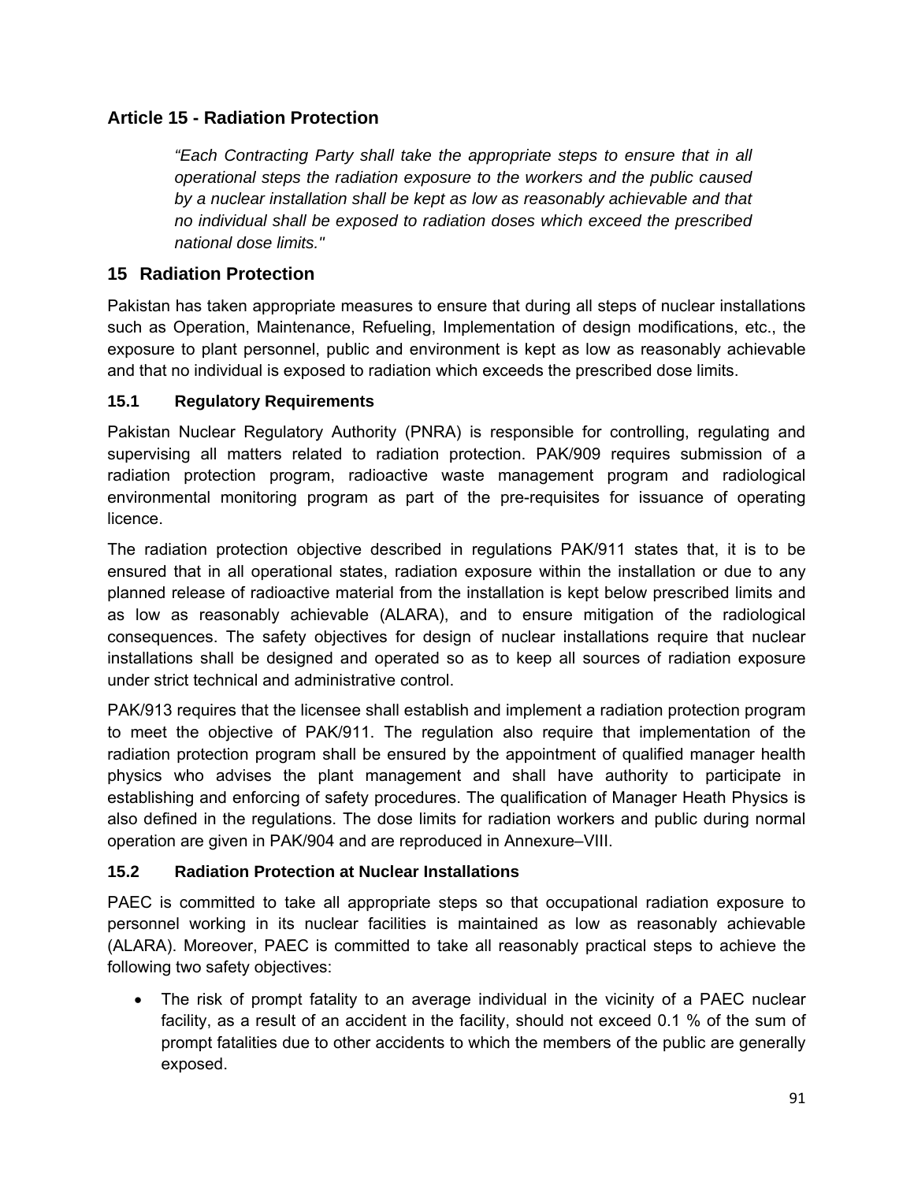## Article 15 - Radiation Protection

> *"Each Contracting Party shall take the appropriate steps to ensure that in all operational steps the radiation exposure to the workers and the public caused by a nuclear installation shall be kept as low as reasonably achievable and that no individual shall be exposed to radiation doses which exceed the prescribed national dose limits."*

## 15 Radiation Protection

Pakistan has taken appropriate measures to ensure that during all steps of nuclear installations such as Operation, Maintenance, Refueling, Implementation of design modifications, etc., the exposure to plant personnel, public and environment is kept as low as reasonably achievable and that no individual is exposed to radiation which exceeds the prescribed dose limits.

### 15.1 Regulatory Requirements

Pakistan Nuclear Regulatory Authority (PNRA) is responsible for controlling, regulating and supervising all matters related to radiation protection. PAK/909 requires submission of a radiation protection program, radioactive waste management program and radiological environmental monitoring program as part of the pre-requisites for issuance of operating licence.

The radiation protection objective described in regulations PAK/911 states that, it is to be ensured that in all operational states, radiation exposure within the installation or due to any planned release of radioactive material from the installation is kept below prescribed limits and as low as reasonably achievable (ALARA), and to ensure mitigation of the radiological consequences. The safety objectives for design of nuclear installations require that nuclear installations shall be designed and operated so as to keep all sources of radiation exposure under strict technical and administrative control.

PAK/913 requires that the licensee shall establish and implement a radiation protection program to meet the objective of PAK/911. The regulation also require that implementation of the radiation protection program shall be ensured by the appointment of qualified manager health physics who advises the plant management and shall have authority to participate in establishing and enforcing of safety procedures. The qualification of Manager Heath Physics is also defined in the regulations. The dose limits for radiation workers and public during normal operation are given in PAK/904 and are reproduced in Annexure–VIII.

### 15.2 Radiation Protection at Nuclear Installations

PAEC is committed to take all appropriate steps so that occupational radiation exposure to personnel working in its nuclear facilities is maintained as low as reasonably achievable (ALARA). Moreover, PAEC is committed to take all reasonably practical steps to achieve the following two safety objectives:

- The risk of prompt fatality to an average individual in the vicinity of a PAEC nuclear facility, as a result of an accident in the facility, should not exceed 0.1 % of the sum of prompt fatalities due to other accidents to which the members of the public are generally exposed.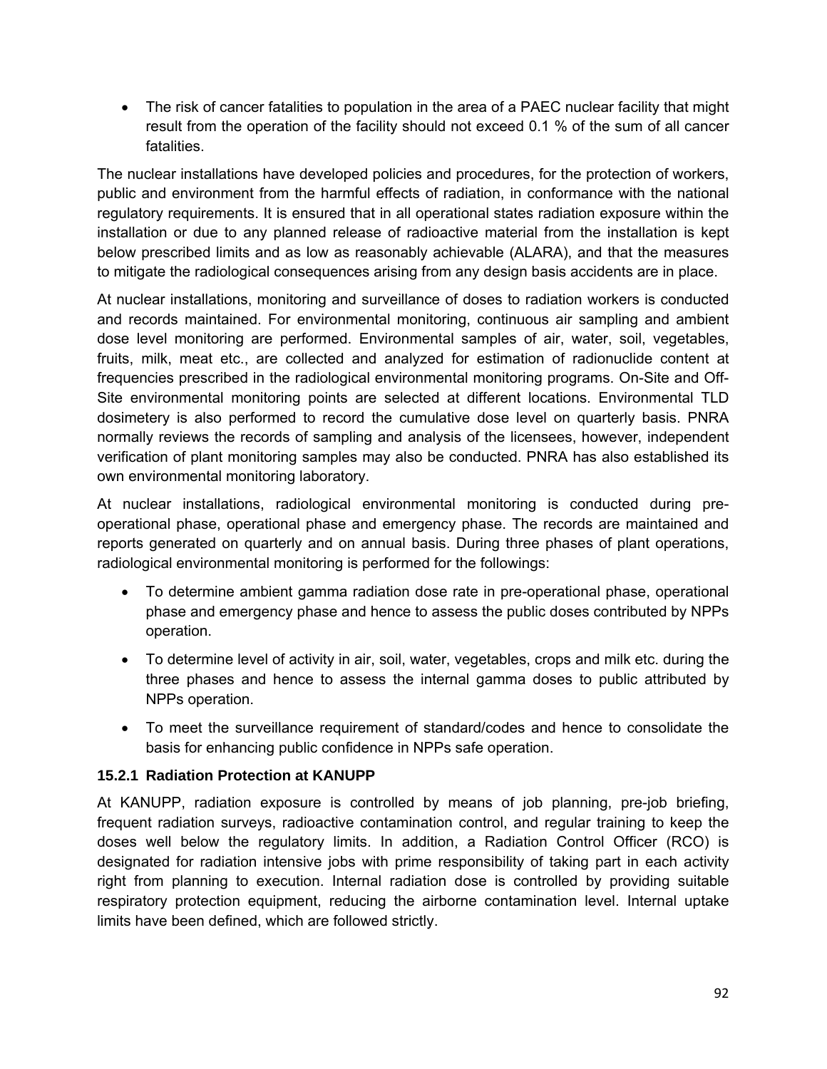- The risk of cancer fatalities to population in the area of a PAEC nuclear facility that might result from the operation of the facility should not exceed 0.1 % of the sum of all cancer fatalities.

The nuclear installations have developed policies and procedures, for the protection of workers, public and environment from the harmful effects of radiation, in conformance with the national regulatory requirements. It is ensured that in all operational states radiation exposure within the installation or due to any planned release of radioactive material from the installation is kept below prescribed limits and as low as reasonably achievable (ALARA), and that the measures to mitigate the radiological consequences arising from any design basis accidents are in place.

At nuclear installations, monitoring and surveillance of doses to radiation workers is conducted and records maintained. For environmental monitoring, continuous air sampling and ambient dose level monitoring are performed. Environmental samples of air, water, soil, vegetables, fruits, milk, meat etc., are collected and analyzed for estimation of radionuclide content at frequencies prescribed in the radiological environmental monitoring programs. On-Site and Off-Site environmental monitoring points are selected at different locations. Environmental TLD dosimetery is also performed to record the cumulative dose level on quarterly basis. PNRA normally reviews the records of sampling and analysis of the licensees, however, independent verification of plant monitoring samples may also be conducted. PNRA has also established its own environmental monitoring laboratory.

At nuclear installations, radiological environmental monitoring is conducted during pre-operational phase, operational phase and emergency phase. The records are maintained and reports generated on quarterly and on annual basis. During three phases of plant operations, radiological environmental monitoring is performed for the followings:

- To determine ambient gamma radiation dose rate in pre-operational phase, operational phase and emergency phase and hence to assess the public doses contributed by NPPs operation.
- To determine level of activity in air, soil, water, vegetables, crops and milk etc. during the three phases and hence to assess the internal gamma doses to public attributed by NPPs operation.
- To meet the surveillance requirement of standard/codes and hence to consolidate the basis for enhancing public confidence in NPPs safe operation.

### 15.2.1 Radiation Protection at KANUPP

At KANUPP, radiation exposure is controlled by means of job planning, pre-job briefing, frequent radiation surveys, radioactive contamination control, and regular training to keep the doses well below the regulatory limits. In addition, a Radiation Control Officer (RCO) is designated for radiation intensive jobs with prime responsibility of taking part in each activity right from planning to execution. Internal radiation dose is controlled by providing suitable respiratory protection equipment, reducing the airborne contamination level. Internal uptake limits have been defined, which are followed strictly.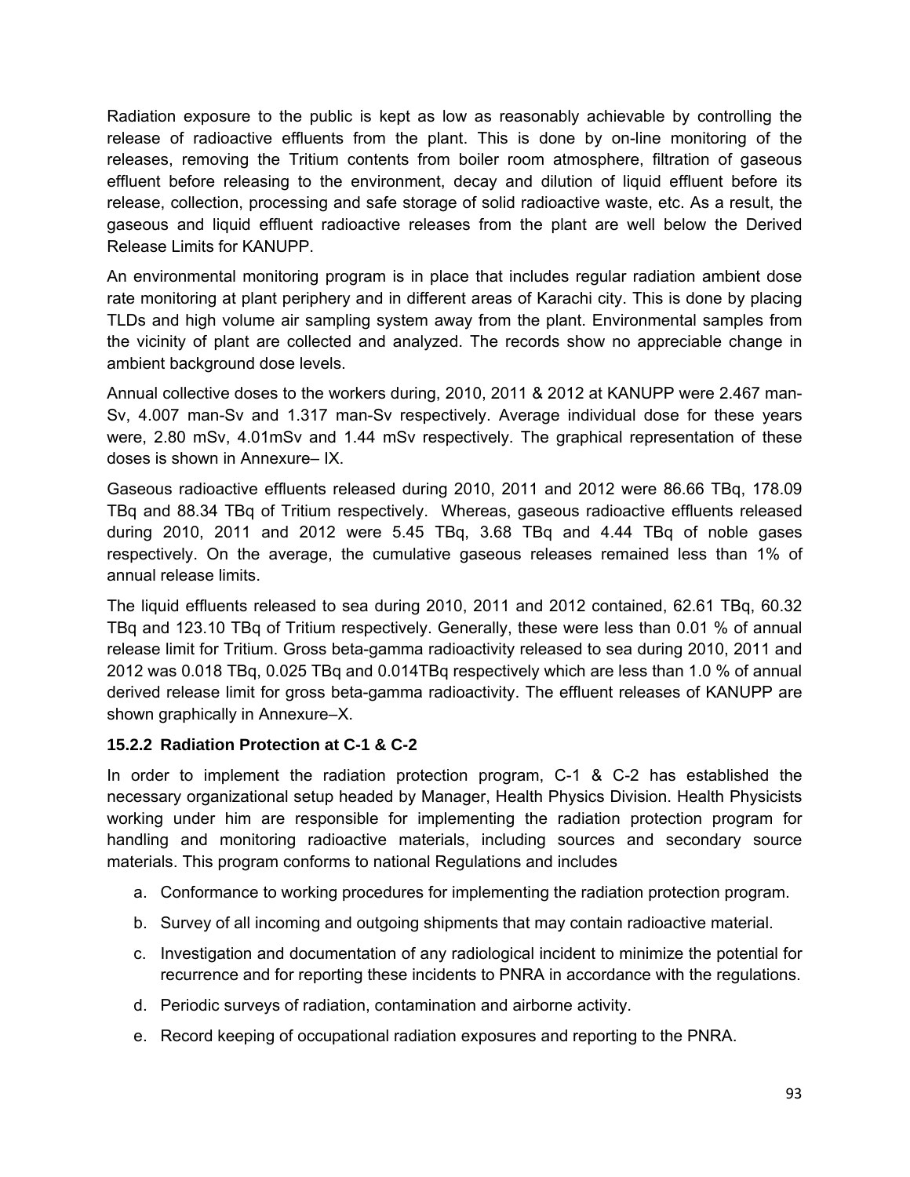Radiation exposure to the public is kept as low as reasonably achievable by controlling the release of radioactive effluents from the plant. This is done by on-line monitoring of the releases, removing the Tritium contents from boiler room atmosphere, filtration of gaseous effluent before releasing to the environment, decay and dilution of liquid effluent before its release, collection, processing and safe storage of solid radioactive waste, etc. As a result, the gaseous and liquid effluent radioactive releases from the plant are well below the Derived Release Limits for KANUPP.

An environmental monitoring program is in place that includes regular radiation ambient dose rate monitoring at plant periphery and in different areas of Karachi city. This is done by placing TLDs and high volume air sampling system away from the plant. Environmental samples from the vicinity of plant are collected and analyzed. The records show no appreciable change in ambient background dose levels.

Annual collective doses to the workers during, 2010, 2011 & 2012 at KANUPP were 2.467 man-Sv, 4.007 man-Sv and 1.317 man-Sv respectively. Average individual dose for these years were, 2.80 mSv, 4.01mSv and 1.44 mSv respectively. The graphical representation of these doses is shown in Annexure– IX.

Gaseous radioactive effluents released during 2010, 2011 and 2012 were 86.66 TBq, 178.09 TBq and 88.34 TBq of Tritium respectively. Whereas, gaseous radioactive effluents released during 2010, 2011 and 2012 were 5.45 TBq, 3.68 TBq and 4.44 TBq of noble gases respectively. On the average, the cumulative gaseous releases remained less than 1% of annual release limits.

The liquid effluents released to sea during 2010, 2011 and 2012 contained, 62.61 TBq, 60.32 TBq and 123.10 TBq of Tritium respectively. Generally, these were less than 0.01 % of annual release limit for Tritium. Gross beta-gamma radioactivity released to sea during 2010, 2011 and 2012 was 0.018 TBq, 0.025 TBq and 0.014TBq respectively which are less than 1.0 % of annual derived release limit for gross beta-gamma radioactivity. The effluent releases of KANUPP are shown graphically in Annexure–X.

### 15.2.2 Radiation Protection at C-1 & C-2

In order to implement the radiation protection program, C-1 & C-2 has established the necessary organizational setup headed by Manager, Health Physics Division. Health Physicists working under him are responsible for implementing the radiation protection program for handling and monitoring radioactive materials, including sources and secondary source materials. This program conforms to national Regulations and includes

a. Conformance to working procedures for implementing the radiation protection program.

b. Survey of all incoming and outgoing shipments that may contain radioactive material.

c. Investigation and documentation of any radiological incident to minimize the potential for recurrence and for reporting these incidents to PNRA in accordance with the regulations.

d. Periodic surveys of radiation, contamination and airborne activity.

e. Record keeping of occupational radiation exposures and reporting to the PNRA.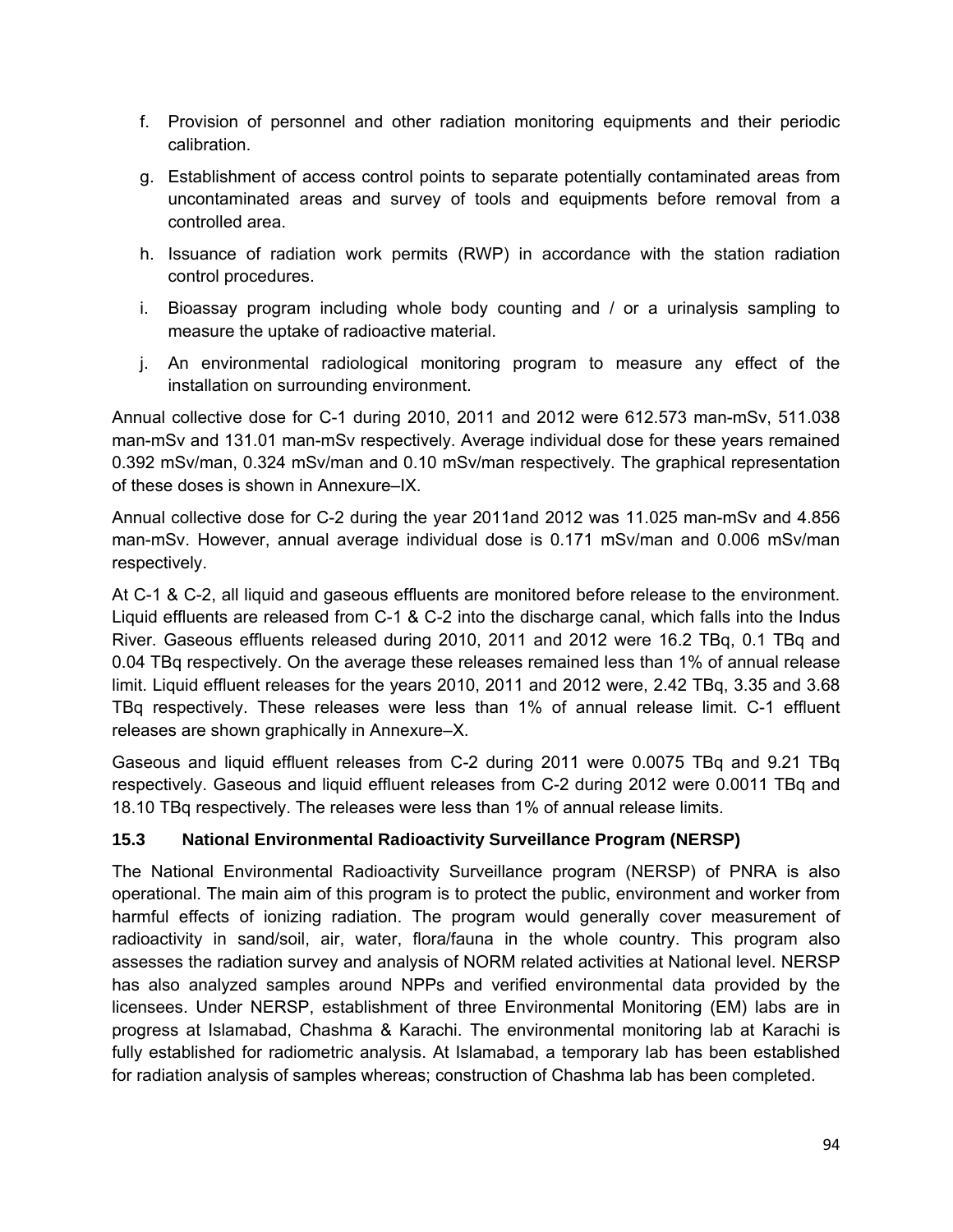f. Provision of personnel and other radiation monitoring equipments and their periodic calibration.

g. Establishment of access control points to separate potentially contaminated areas from uncontaminated areas and survey of tools and equipments before removal from a controlled area.

h. Issuance of radiation work permits (RWP) in accordance with the station radiation control procedures.

i. Bioassay program including whole body counting and / or a urinalysis sampling to measure the uptake of radioactive material.

j. An environmental radiological monitoring program to measure any effect of the installation on surrounding environment.

Annual collective dose for C-1 during 2010, 2011 and 2012 were 612.573 man-mSv, 511.038 man-mSv and 131.01 man-mSv respectively. Average individual dose for these years remained 0.392 mSv/man, 0.324 mSv/man and 0.10 mSv/man respectively. The graphical representation of these doses is shown in Annexure–IX.

Annual collective dose for C-2 during the year 2011and 2012 was 11.025 man-mSv and 4.856 man-mSv. However, annual average individual dose is 0.171 mSv/man and 0.006 mSv/man respectively.

At C-1 & C-2, all liquid and gaseous effluents are monitored before release to the environment. Liquid effluents are released from C-1 & C-2 into the discharge canal, which falls into the Indus River. Gaseous effluents released during 2010, 2011 and 2012 were 16.2 TBq, 0.1 TBq and 0.04 TBq respectively. On the average these releases remained less than 1% of annual release limit. Liquid effluent releases for the years 2010, 2011 and 2012 were, 2.42 TBq, 3.35 and 3.68 TBq respectively. These releases were less than 1% of annual release limit. C-1 effluent releases are shown graphically in Annexure–X.

Gaseous and liquid effluent releases from C-2 during 2011 were 0.0075 TBq and 9.21 TBq respectively. Gaseous and liquid effluent releases from C-2 during 2012 were 0.0011 TBq and 18.10 TBq respectively. The releases were less than 1% of annual release limits.

### 15.3 National Environmental Radioactivity Surveillance Program (NERSP)

The National Environmental Radioactivity Surveillance program (NERSP) of PNRA is also operational. The main aim of this program is to protect the public, environment and worker from harmful effects of ionizing radiation. The program would generally cover measurement of radioactivity in sand/soil, air, water, flora/fauna in the whole country. This program also assesses the radiation survey and analysis of NORM related activities at National level. NERSP has also analyzed samples around NPPs and verified environmental data provided by the licensees. Under NERSP, establishment of three Environmental Monitoring (EM) labs are in progress at Islamabad, Chashma & Karachi. The environmental monitoring lab at Karachi is fully established for radiometric analysis. At Islamabad, a temporary lab has been established for radiation analysis of samples whereas; construction of Chashma lab has been completed.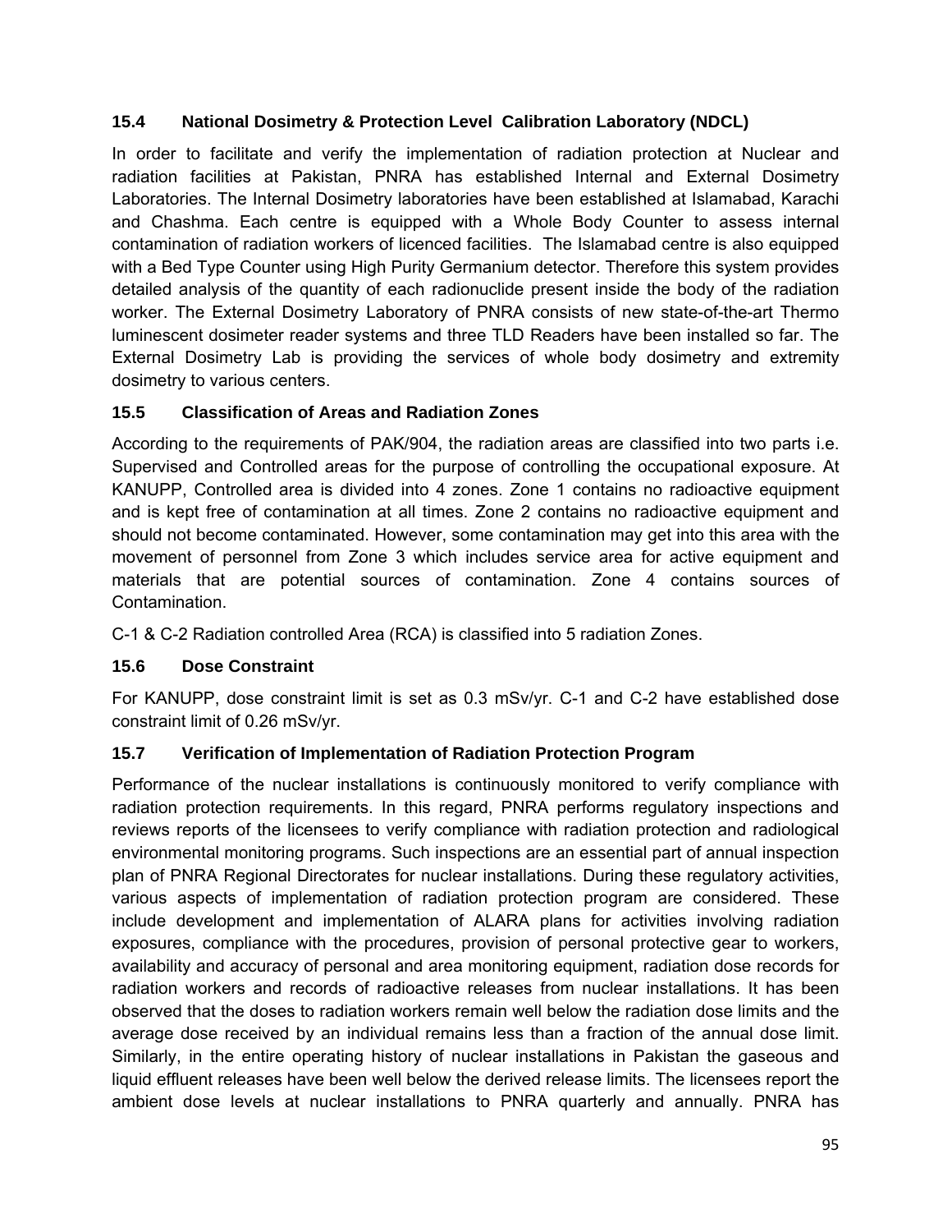### 15.4 National Dosimetry & Protection Level Calibration Laboratory (NDCL)

In order to facilitate and verify the implementation of radiation protection at Nuclear and radiation facilities at Pakistan, PNRA has established Internal and External Dosimetry Laboratories. The Internal Dosimetry laboratories have been established at Islamabad, Karachi and Chashma. Each centre is equipped with a Whole Body Counter to assess internal contamination of radiation workers of licenced facilities. The Islamabad centre is also equipped with a Bed Type Counter using High Purity Germanium detector. Therefore this system provides detailed analysis of the quantity of each radionuclide present inside the body of the radiation worker. The External Dosimetry Laboratory of PNRA consists of new state-of-the-art Thermo luminescent dosimeter reader systems and three TLD Readers have been installed so far. The External Dosimetry Lab is providing the services of whole body dosimetry and extremity dosimetry to various centers.

### 15.5 Classification of Areas and Radiation Zones

According to the requirements of PAK/904, the radiation areas are classified into two parts i.e. Supervised and Controlled areas for the purpose of controlling the occupational exposure. At KANUPP, Controlled area is divided into 4 zones. Zone 1 contains no radioactive equipment and is kept free of contamination at all times. Zone 2 contains no radioactive equipment and should not become contaminated. However, some contamination may get into this area with the movement of personnel from Zone 3 which includes service area for active equipment and materials that are potential sources of contamination. Zone 4 contains sources of Contamination.

C-1 & C-2 Radiation controlled Area (RCA) is classified into 5 radiation Zones.

### 15.6 Dose Constraint

For KANUPP, dose constraint limit is set as 0.3 mSv/yr. C-1 and C-2 have established dose constraint limit of 0.26 mSv/yr.

### 15.7 Verification of Implementation of Radiation Protection Program

Performance of the nuclear installations is continuously monitored to verify compliance with radiation protection requirements. In this regard, PNRA performs regulatory inspections and reviews reports of the licensees to verify compliance with radiation protection and radiological environmental monitoring programs. Such inspections are an essential part of annual inspection plan of PNRA Regional Directorates for nuclear installations. During these regulatory activities, various aspects of implementation of radiation protection program are considered. These include development and implementation of ALARA plans for activities involving radiation exposures, compliance with the procedures, provision of personal protective gear to workers, availability and accuracy of personal and area monitoring equipment, radiation dose records for radiation workers and records of radioactive releases from nuclear installations. It has been observed that the doses to radiation workers remain well below the radiation dose limits and the average dose received by an individual remains less than a fraction of the annual dose limit. Similarly, in the entire operating history of nuclear installations in Pakistan the gaseous and liquid effluent releases have been well below the derived release limits. The licensees report the ambient dose levels at nuclear installations to PNRA quarterly and annually. PNRA has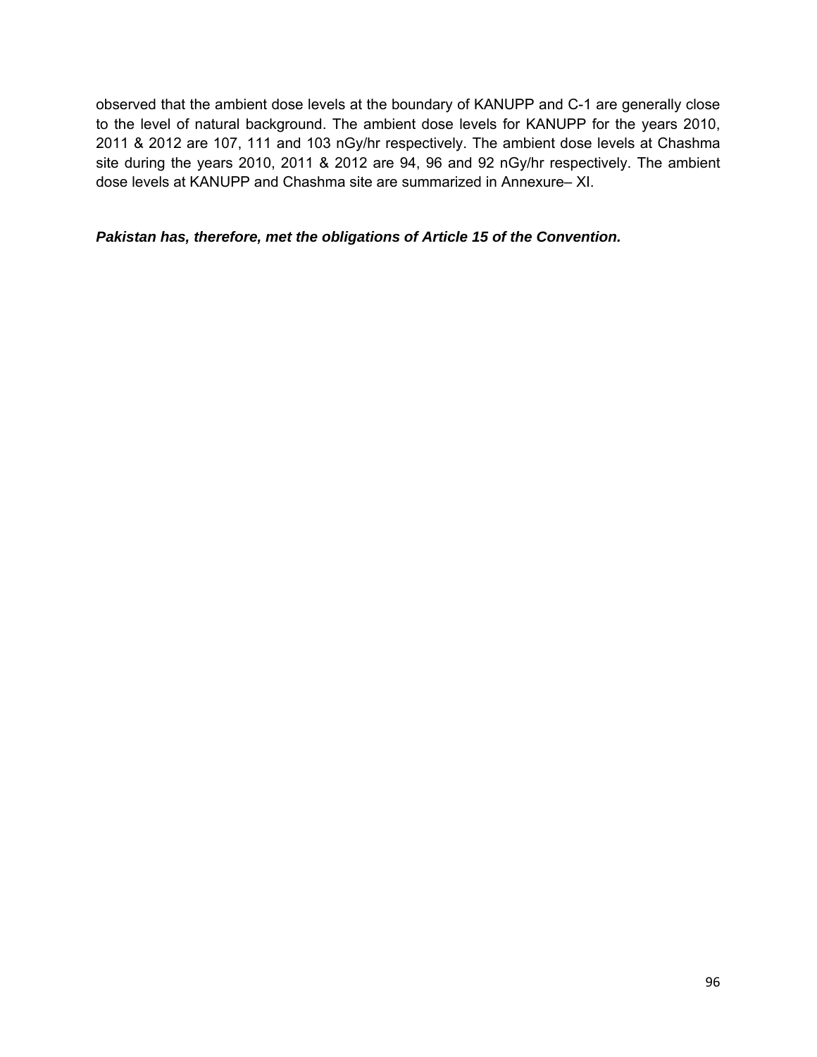observed that the ambient dose levels at the boundary of KANUPP and C-1 are generally close to the level of natural background. The ambient dose levels for KANUPP for the years 2010, 2011 & 2012 are 107, 111 and 103 nGy/hr respectively. The ambient dose levels at Chashma site during the years 2010, 2011 & 2012 are 94, 96 and 92 nGy/hr respectively. The ambient dose levels at KANUPP and Chashma site are summarized in Annexure– XI.

***Pakistan has, therefore, met the obligations of Article 15 of the Convention.***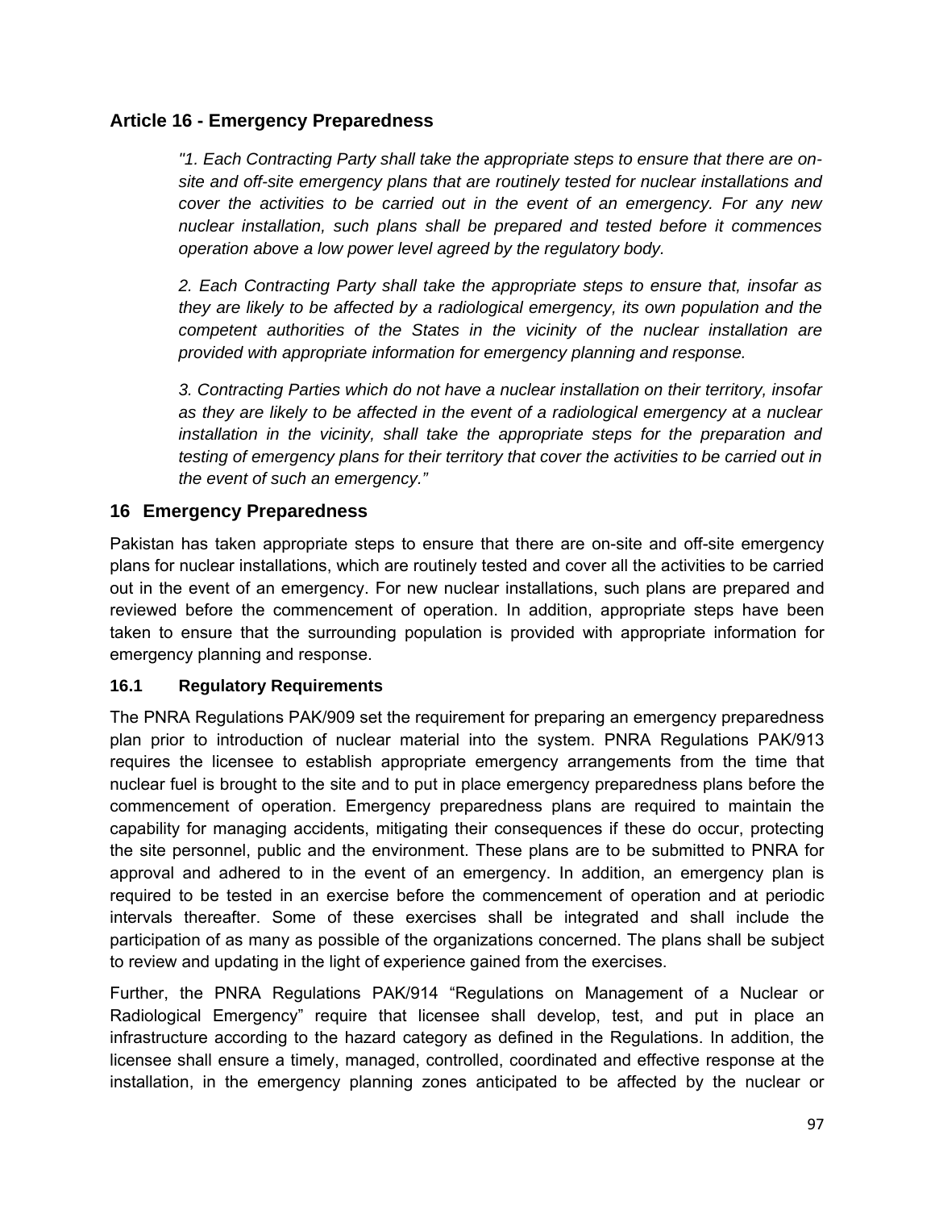## Article 16 - Emergency Preparedness

*"1. Each Contracting Party shall take the appropriate steps to ensure that there are on-site and off-site emergency plans that are routinely tested for nuclear installations and cover the activities to be carried out in the event of an emergency. For any new nuclear installation, such plans shall be prepared and tested before it commences operation above a low power level agreed by the regulatory body.*

*2. Each Contracting Party shall take the appropriate steps to ensure that, insofar as they are likely to be affected by a radiological emergency, its own population and the competent authorities of the States in the vicinity of the nuclear installation are provided with appropriate information for emergency planning and response.*

*3. Contracting Parties which do not have a nuclear installation on their territory, insofar as they are likely to be affected in the event of a radiological emergency at a nuclear installation in the vicinity, shall take the appropriate steps for the preparation and testing of emergency plans for their territory that cover the activities to be carried out in the event of such an emergency."*

## 16 Emergency Preparedness

Pakistan has taken appropriate steps to ensure that there are on-site and off-site emergency plans for nuclear installations, which are routinely tested and cover all the activities to be carried out in the event of an emergency. For new nuclear installations, such plans are prepared and reviewed before the commencement of operation. In addition, appropriate steps have been taken to ensure that the surrounding population is provided with appropriate information for emergency planning and response.

### 16.1 Regulatory Requirements

The PNRA Regulations PAK/909 set the requirement for preparing an emergency preparedness plan prior to introduction of nuclear material into the system. PNRA Regulations PAK/913 requires the licensee to establish appropriate emergency arrangements from the time that nuclear fuel is brought to the site and to put in place emergency preparedness plans before the commencement of operation. Emergency preparedness plans are required to maintain the capability for managing accidents, mitigating their consequences if these do occur, protecting the site personnel, public and the environment. These plans are to be submitted to PNRA for approval and adhered to in the event of an emergency. In addition, an emergency plan is required to be tested in an exercise before the commencement of operation and at periodic intervals thereafter. Some of these exercises shall be integrated and shall include the participation of as many as possible of the organizations concerned. The plans shall be subject to review and updating in the light of experience gained from the exercises.

Further, the PNRA Regulations PAK/914 "Regulations on Management of a Nuclear or Radiological Emergency" require that licensee shall develop, test, and put in place an infrastructure according to the hazard category as defined in the Regulations. In addition, the licensee shall ensure a timely, managed, controlled, coordinated and effective response at the installation, in the emergency planning zones anticipated to be affected by the nuclear or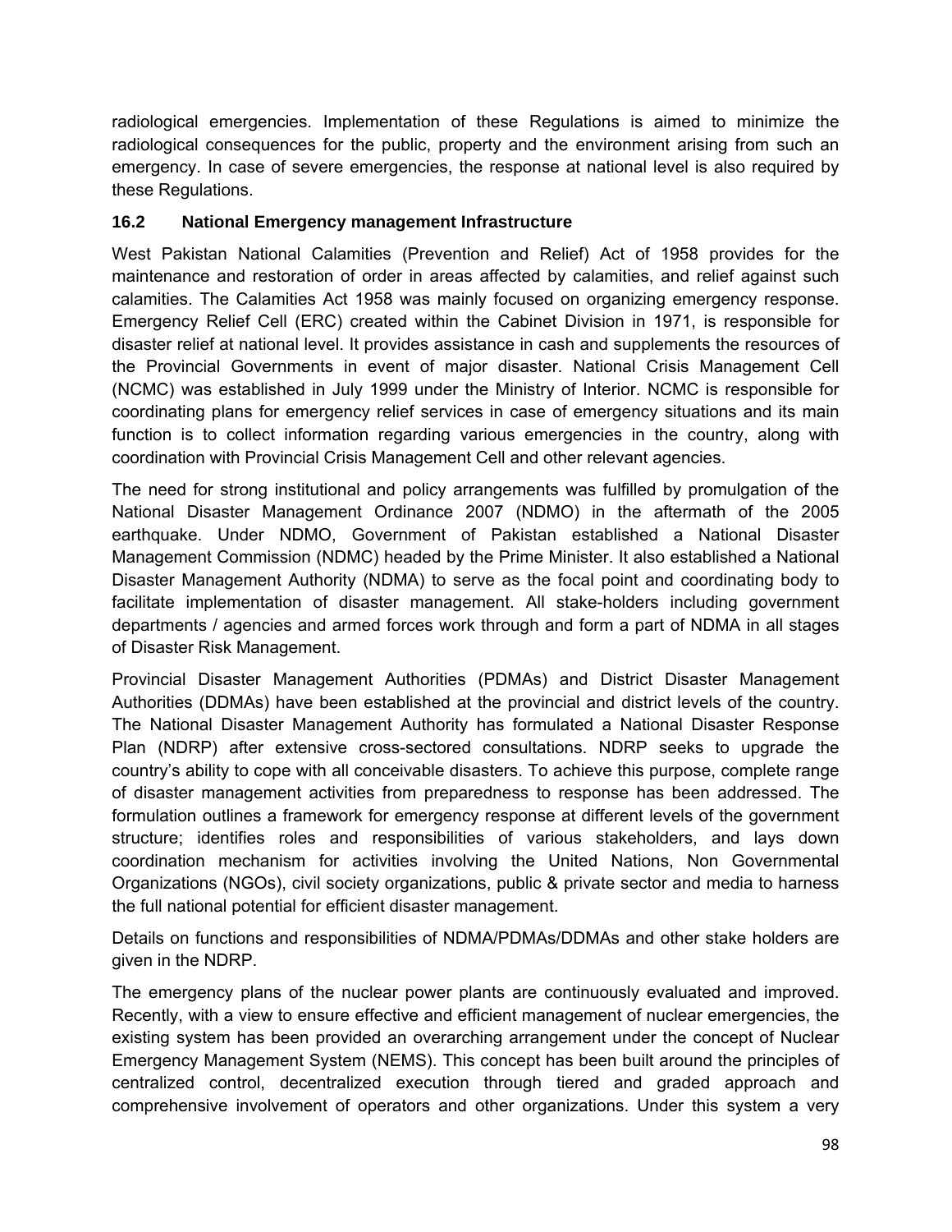radiological emergencies. Implementation of these Regulations is aimed to minimize the radiological consequences for the public, property and the environment arising from such an emergency. In case of severe emergencies, the response at national level is also required by these Regulations.

### 16.2 National Emergency management Infrastructure

West Pakistan National Calamities (Prevention and Relief) Act of 1958 provides for the maintenance and restoration of order in areas affected by calamities, and relief against such calamities. The Calamities Act 1958 was mainly focused on organizing emergency response. Emergency Relief Cell (ERC) created within the Cabinet Division in 1971, is responsible for disaster relief at national level. It provides assistance in cash and supplements the resources of the Provincial Governments in event of major disaster. National Crisis Management Cell (NCMC) was established in July 1999 under the Ministry of Interior. NCMC is responsible for coordinating plans for emergency relief services in case of emergency situations and its main function is to collect information regarding various emergencies in the country, along with coordination with Provincial Crisis Management Cell and other relevant agencies.

The need for strong institutional and policy arrangements was fulfilled by promulgation of the National Disaster Management Ordinance 2007 (NDMO) in the aftermath of the 2005 earthquake. Under NDMO, Government of Pakistan established a National Disaster Management Commission (NDMC) headed by the Prime Minister. It also established a National Disaster Management Authority (NDMA) to serve as the focal point and coordinating body to facilitate implementation of disaster management. All stake-holders including government departments / agencies and armed forces work through and form a part of NDMA in all stages of Disaster Risk Management.

Provincial Disaster Management Authorities (PDMAs) and District Disaster Management Authorities (DDMAs) have been established at the provincial and district levels of the country. The National Disaster Management Authority has formulated a National Disaster Response Plan (NDRP) after extensive cross-sectored consultations. NDRP seeks to upgrade the country's ability to cope with all conceivable disasters. To achieve this purpose, complete range of disaster management activities from preparedness to response has been addressed. The formulation outlines a framework for emergency response at different levels of the government structure; identifies roles and responsibilities of various stakeholders, and lays down coordination mechanism for activities involving the United Nations, Non Governmental Organizations (NGOs), civil society organizations, public & private sector and media to harness the full national potential for efficient disaster management.

Details on functions and responsibilities of NDMA/PDMAs/DDMAs and other stake holders are given in the NDRP.

The emergency plans of the nuclear power plants are continuously evaluated and improved. Recently, with a view to ensure effective and efficient management of nuclear emergencies, the existing system has been provided an overarching arrangement under the concept of Nuclear Emergency Management System (NEMS). This concept has been built around the principles of centralized control, decentralized execution through tiered and graded approach and comprehensive involvement of operators and other organizations. Under this system a very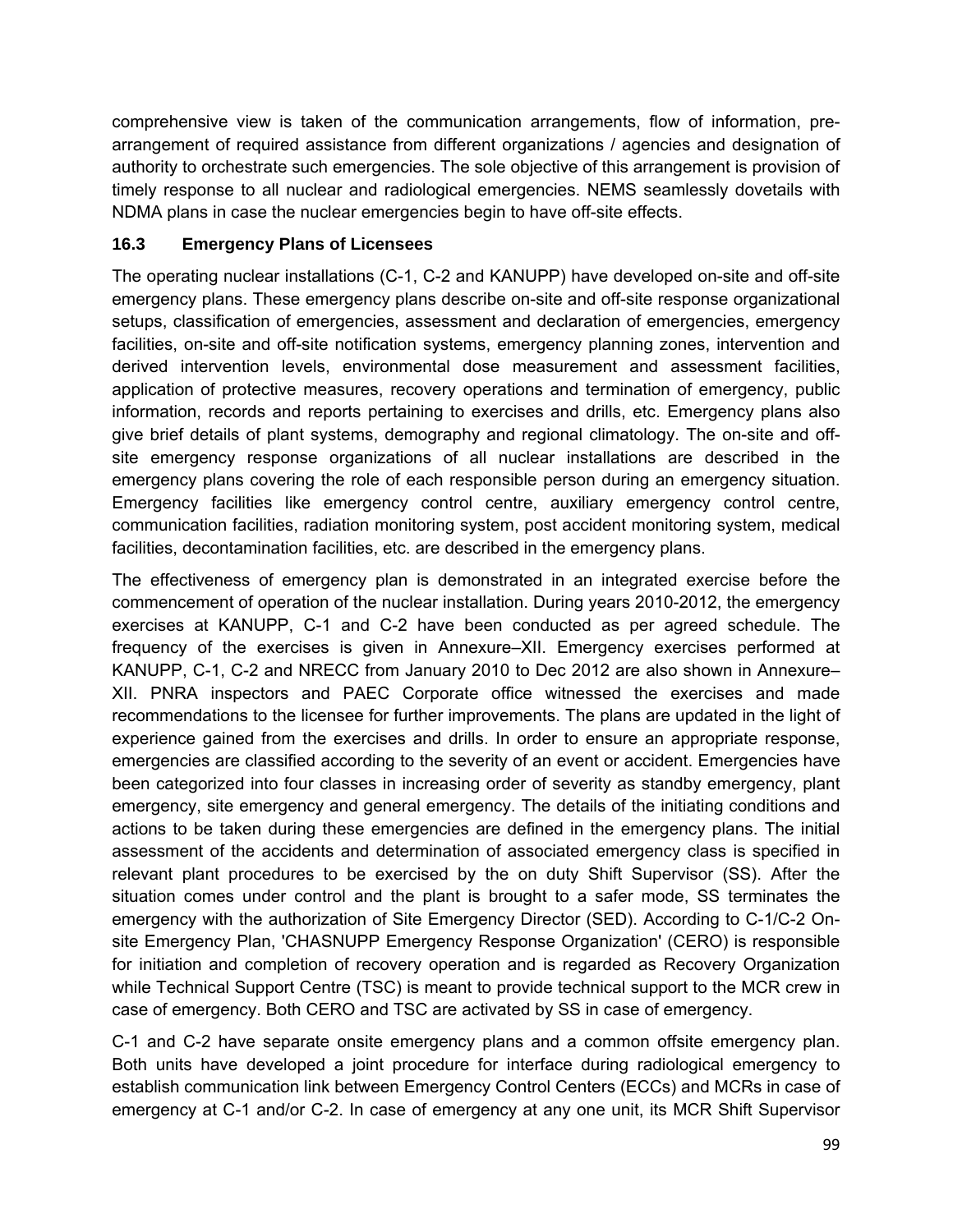comprehensive view is taken of the communication arrangements, flow of information, pre-arrangement of required assistance from different organizations / agencies and designation of authority to orchestrate such emergencies. The sole objective of this arrangement is provision of timely response to all nuclear and radiological emergencies. NEMS seamlessly dovetails with NDMA plans in case the nuclear emergencies begin to have off-site effects.

### 16.3 Emergency Plans of Licensees

The operating nuclear installations (C-1, C-2 and KANUPP) have developed on-site and off-site emergency plans. These emergency plans describe on-site and off-site response organizational setups, classification of emergencies, assessment and declaration of emergencies, emergency facilities, on-site and off-site notification systems, emergency planning zones, intervention and derived intervention levels, environmental dose measurement and assessment facilities, application of protective measures, recovery operations and termination of emergency, public information, records and reports pertaining to exercises and drills, etc. Emergency plans also give brief details of plant systems, demography and regional climatology. The on-site and off-site emergency response organizations of all nuclear installations are described in the emergency plans covering the role of each responsible person during an emergency situation. Emergency facilities like emergency control centre, auxiliary emergency control centre, communication facilities, radiation monitoring system, post accident monitoring system, medical facilities, decontamination facilities, etc. are described in the emergency plans.

The effectiveness of emergency plan is demonstrated in an integrated exercise before the commencement of operation of the nuclear installation. During years 2010-2012, the emergency exercises at KANUPP, C-1 and C-2 have been conducted as per agreed schedule. The frequency of the exercises is given in Annexure–XII. Emergency exercises performed at KANUPP, C-1, C-2 and NRECC from January 2010 to Dec 2012 are also shown in Annexure–XII. PNRA inspectors and PAEC Corporate office witnessed the exercises and made recommendations to the licensee for further improvements. The plans are updated in the light of experience gained from the exercises and drills. In order to ensure an appropriate response, emergencies are classified according to the severity of an event or accident. Emergencies have been categorized into four classes in increasing order of severity as standby emergency, plant emergency, site emergency and general emergency. The details of the initiating conditions and actions to be taken during these emergencies are defined in the emergency plans. The initial assessment of the accidents and determination of associated emergency class is specified in relevant plant procedures to be exercised by the on duty Shift Supervisor (SS). After the situation comes under control and the plant is brought to a safer mode, SS terminates the emergency with the authorization of Site Emergency Director (SED). According to C-1/C-2 On-site Emergency Plan, 'CHASNUPP Emergency Response Organization' (CERO) is responsible for initiation and completion of recovery operation and is regarded as Recovery Organization while Technical Support Centre (TSC) is meant to provide technical support to the MCR crew in case of emergency. Both CERO and TSC are activated by SS in case of emergency.

C-1 and C-2 have separate onsite emergency plans and a common offsite emergency plan. Both units have developed a joint procedure for interface during radiological emergency to establish communication link between Emergency Control Centers (ECCs) and MCRs in case of emergency at C-1 and/or C-2. In case of emergency at any one unit, its MCR Shift Supervisor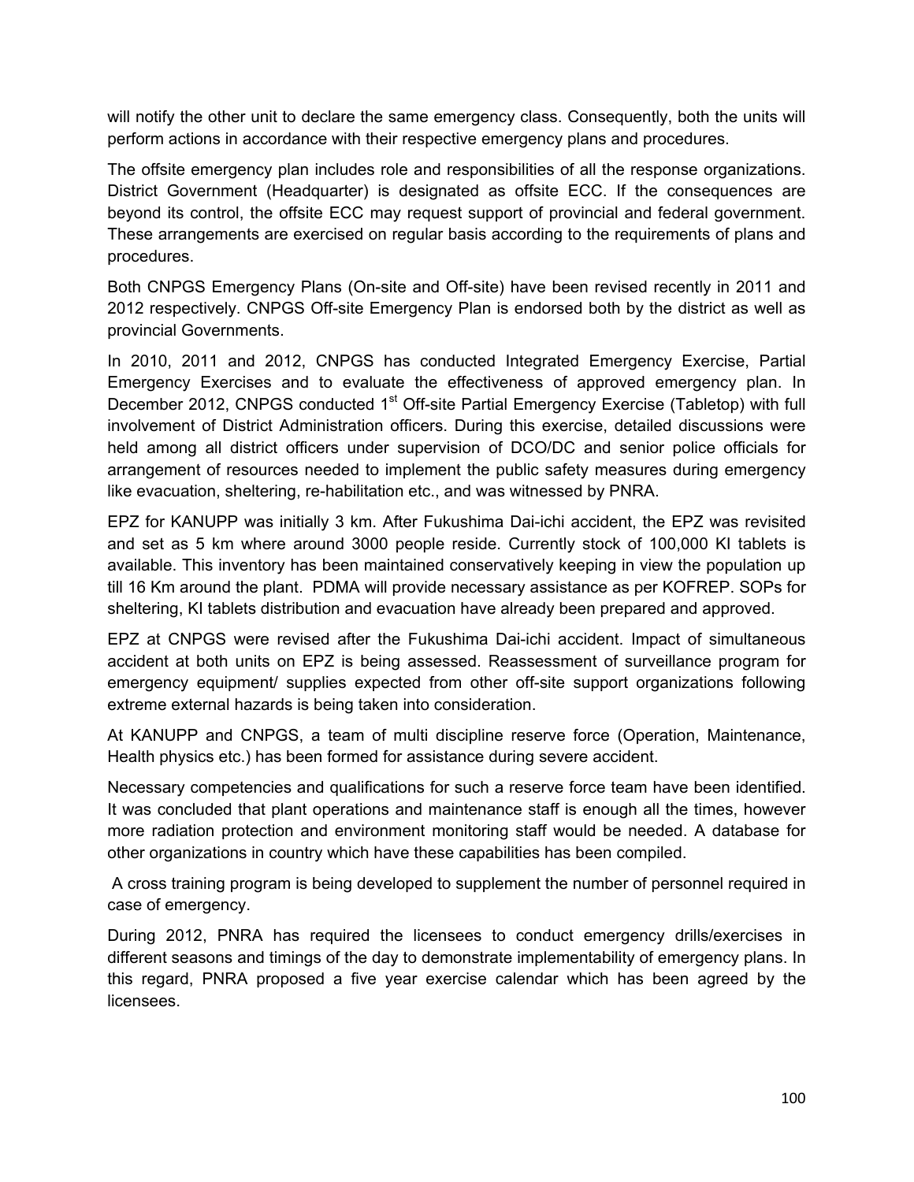will notify the other unit to declare the same emergency class. Consequently, both the units will perform actions in accordance with their respective emergency plans and procedures.

The offsite emergency plan includes role and responsibilities of all the response organizations. District Government (Headquarter) is designated as offsite ECC. If the consequences are beyond its control, the offsite ECC may request support of provincial and federal government. These arrangements are exercised on regular basis according to the requirements of plans and procedures.

Both CNPGS Emergency Plans (On-site and Off-site) have been revised recently in 2011 and 2012 respectively. CNPGS Off-site Emergency Plan is endorsed both by the district as well as provincial Governments.

In 2010, 2011 and 2012, CNPGS has conducted Integrated Emergency Exercise, Partial Emergency Exercises and to evaluate the effectiveness of approved emergency plan. In December 2012, CNPGS conducted 1st Off-site Partial Emergency Exercise (Tabletop) with full involvement of District Administration officers. During this exercise, detailed discussions were held among all district officers under supervision of DCO/DC and senior police officials for arrangement of resources needed to implement the public safety measures during emergency like evacuation, sheltering, re-habilitation etc., and was witnessed by PNRA.

EPZ for KANUPP was initially 3 km. After Fukushima Dai-ichi accident, the EPZ was revisited and set as 5 km where around 3000 people reside. Currently stock of 100,000 KI tablets is available. This inventory has been maintained conservatively keeping in view the population up till 16 Km around the plant. PDMA will provide necessary assistance as per KOFREP. SOPs for sheltering, KI tablets distribution and evacuation have already been prepared and approved.

EPZ at CNPGS were revised after the Fukushima Dai-ichi accident. Impact of simultaneous accident at both units on EPZ is being assessed. Reassessment of surveillance program for emergency equipment/ supplies expected from other off-site support organizations following extreme external hazards is being taken into consideration.

At KANUPP and CNPGS, a team of multi discipline reserve force (Operation, Maintenance, Health physics etc.) has been formed for assistance during severe accident.

Necessary competencies and qualifications for such a reserve force team have been identified. It was concluded that plant operations and maintenance staff is enough all the times, however more radiation protection and environment monitoring staff would be needed. A database for other organizations in country which have these capabilities has been compiled.

A cross training program is being developed to supplement the number of personnel required in case of emergency.

During 2012, PNRA has required the licensees to conduct emergency drills/exercises in different seasons and timings of the day to demonstrate implementability of emergency plans. In this regard, PNRA proposed a five year exercise calendar which has been agreed by the licensees.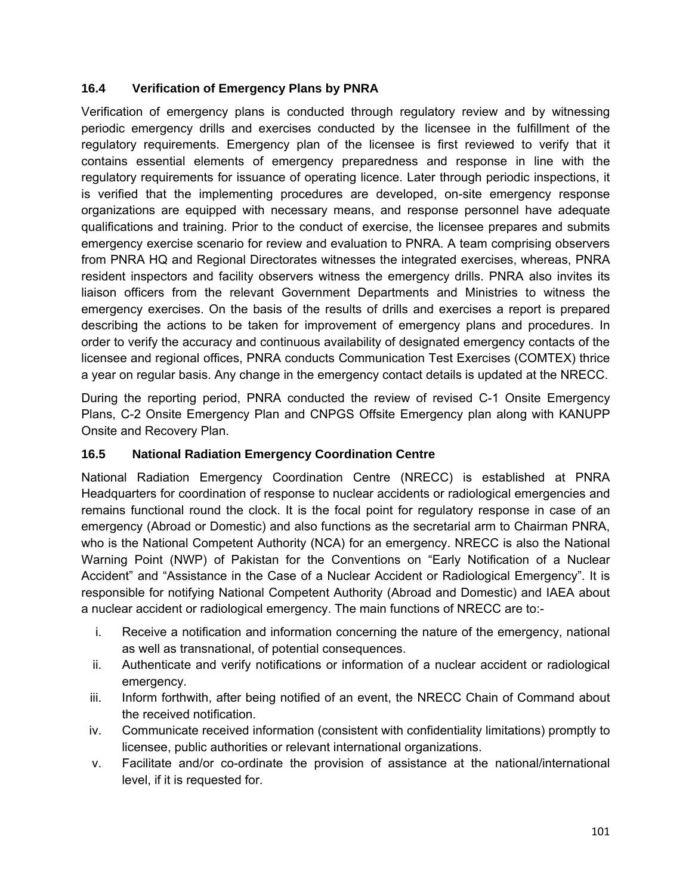### 16.4 Verification of Emergency Plans by PNRA

Verification of emergency plans is conducted through regulatory review and by witnessing periodic emergency drills and exercises conducted by the licensee in the fulfillment of the regulatory requirements. Emergency plan of the licensee is first reviewed to verify that it contains essential elements of emergency preparedness and response in line with the regulatory requirements for issuance of operating licence. Later through periodic inspections, it is verified that the implementing procedures are developed, on-site emergency response organizations are equipped with necessary means, and response personnel have adequate qualifications and training. Prior to the conduct of exercise, the licensee prepares and submits emergency exercise scenario for review and evaluation to PNRA. A team comprising observers from PNRA HQ and Regional Directorates witnesses the integrated exercises, whereas, PNRA resident inspectors and facility observers witness the emergency drills. PNRA also invites its liaison officers from the relevant Government Departments and Ministries to witness the emergency exercises. On the basis of the results of drills and exercises a report is prepared describing the actions to be taken for improvement of emergency plans and procedures. In order to verify the accuracy and continuous availability of designated emergency contacts of the licensee and regional offices, PNRA conducts Communication Test Exercises (COMTEX) thrice a year on regular basis. Any change in the emergency contact details is updated at the NRECC.

During the reporting period, PNRA conducted the review of revised C-1 Onsite Emergency Plans, C-2 Onsite Emergency Plan and CNPGS Offsite Emergency plan along with KANUPP Onsite and Recovery Plan.

### 16.5 National Radiation Emergency Coordination Centre

National Radiation Emergency Coordination Centre (NRECC) is established at PNRA Headquarters for coordination of response to nuclear accidents or radiological emergencies and remains functional round the clock. It is the focal point for regulatory response in case of an emergency (Abroad or Domestic) and also functions as the secretarial arm to Chairman PNRA, who is the National Competent Authority (NCA) for an emergency. NRECC is also the National Warning Point (NWP) of Pakistan for the Conventions on "Early Notification of a Nuclear Accident" and "Assistance in the Case of a Nuclear Accident or Radiological Emergency". It is responsible for notifying National Competent Authority (Abroad and Domestic) and IAEA about a nuclear accident or radiological emergency. The main functions of NRECC are to:-

i. Receive a notification and information concerning the nature of the emergency, national as well as transnational, of potential consequences.
ii. Authenticate and verify notifications or information of a nuclear accident or radiological emergency.
iii. Inform forthwith, after being notified of an event, the NRECC Chain of Command about the received notification.
iv. Communicate received information (consistent with confidentiality limitations) promptly to licensee, public authorities or relevant international organizations.
v. Facilitate and/or co-ordinate the provision of assistance at the national/international level, if it is requested for.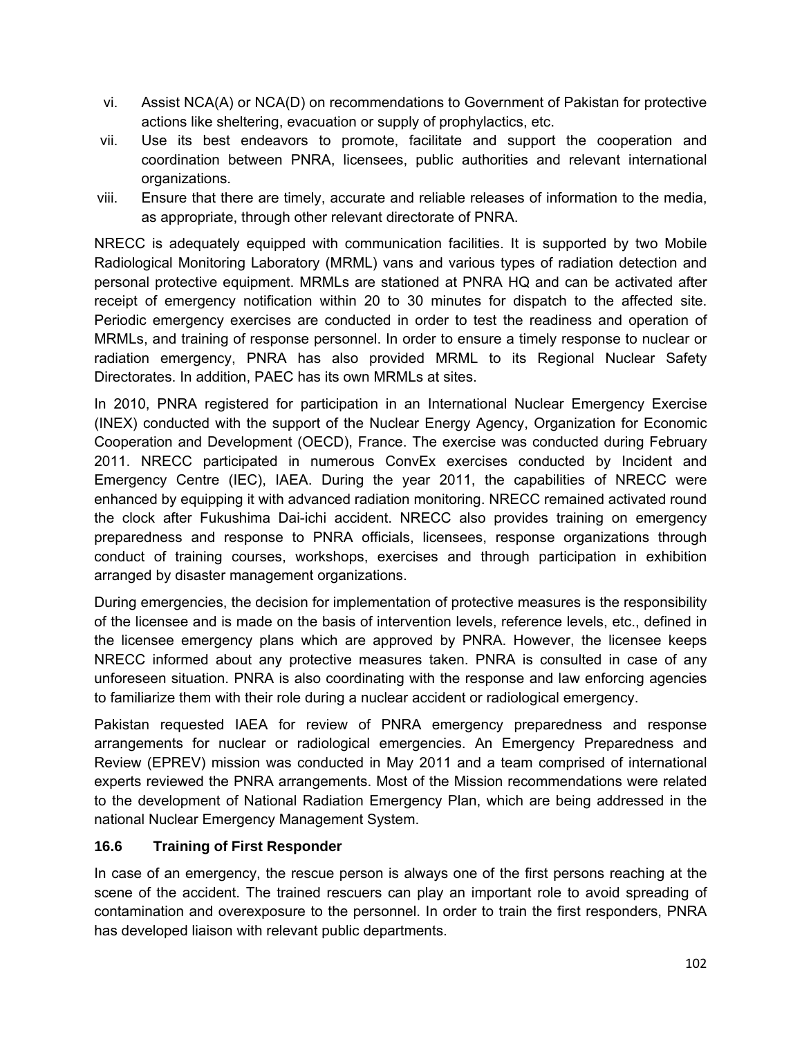vi. Assist NCA(A) or NCA(D) on recommendations to Government of Pakistan for protective actions like sheltering, evacuation or supply of prophylactics, etc.

vii. Use its best endeavors to promote, facilitate and support the cooperation and coordination between PNRA, licensees, public authorities and relevant international organizations.

viii. Ensure that there are timely, accurate and reliable releases of information to the media, as appropriate, through other relevant directorate of PNRA.

NRECC is adequately equipped with communication facilities. It is supported by two Mobile Radiological Monitoring Laboratory (MRML) vans and various types of radiation detection and personal protective equipment. MRMLs are stationed at PNRA HQ and can be activated after receipt of emergency notification within 20 to 30 minutes for dispatch to the affected site. Periodic emergency exercises are conducted in order to test the readiness and operation of MRMLs, and training of response personnel. In order to ensure a timely response to nuclear or radiation emergency, PNRA has also provided MRML to its Regional Nuclear Safety Directorates. In addition, PAEC has its own MRMLs at sites.

In 2010, PNRA registered for participation in an International Nuclear Emergency Exercise (INEX) conducted with the support of the Nuclear Energy Agency, Organization for Economic Cooperation and Development (OECD), France. The exercise was conducted during February 2011. NRECC participated in numerous ConvEx exercises conducted by Incident and Emergency Centre (IEC), IAEA. During the year 2011, the capabilities of NRECC were enhanced by equipping it with advanced radiation monitoring. NRECC remained activated round the clock after Fukushima Dai-ichi accident. NRECC also provides training on emergency preparedness and response to PNRA officials, licensees, response organizations through conduct of training courses, workshops, exercises and through participation in exhibition arranged by disaster management organizations.

During emergencies, the decision for implementation of protective measures is the responsibility of the licensee and is made on the basis of intervention levels, reference levels, etc., defined in the licensee emergency plans which are approved by PNRA. However, the licensee keeps NRECC informed about any protective measures taken. PNRA is consulted in case of any unforeseen situation. PNRA is also coordinating with the response and law enforcing agencies to familiarize them with their role during a nuclear accident or radiological emergency.

Pakistan requested IAEA for review of PNRA emergency preparedness and response arrangements for nuclear or radiological emergencies. An Emergency Preparedness and Review (EPREV) mission was conducted in May 2011 and a team comprised of international experts reviewed the PNRA arrangements. Most of the Mission recommendations were related to the development of National Radiation Emergency Plan, which are being addressed in the national Nuclear Emergency Management System.

### 16.6 Training of First Responder

In case of an emergency, the rescue person is always one of the first persons reaching at the scene of the accident. The trained rescuers can play an important role to avoid spreading of contamination and overexposure to the personnel. In order to train the first responders, PNRA has developed liaison with relevant public departments.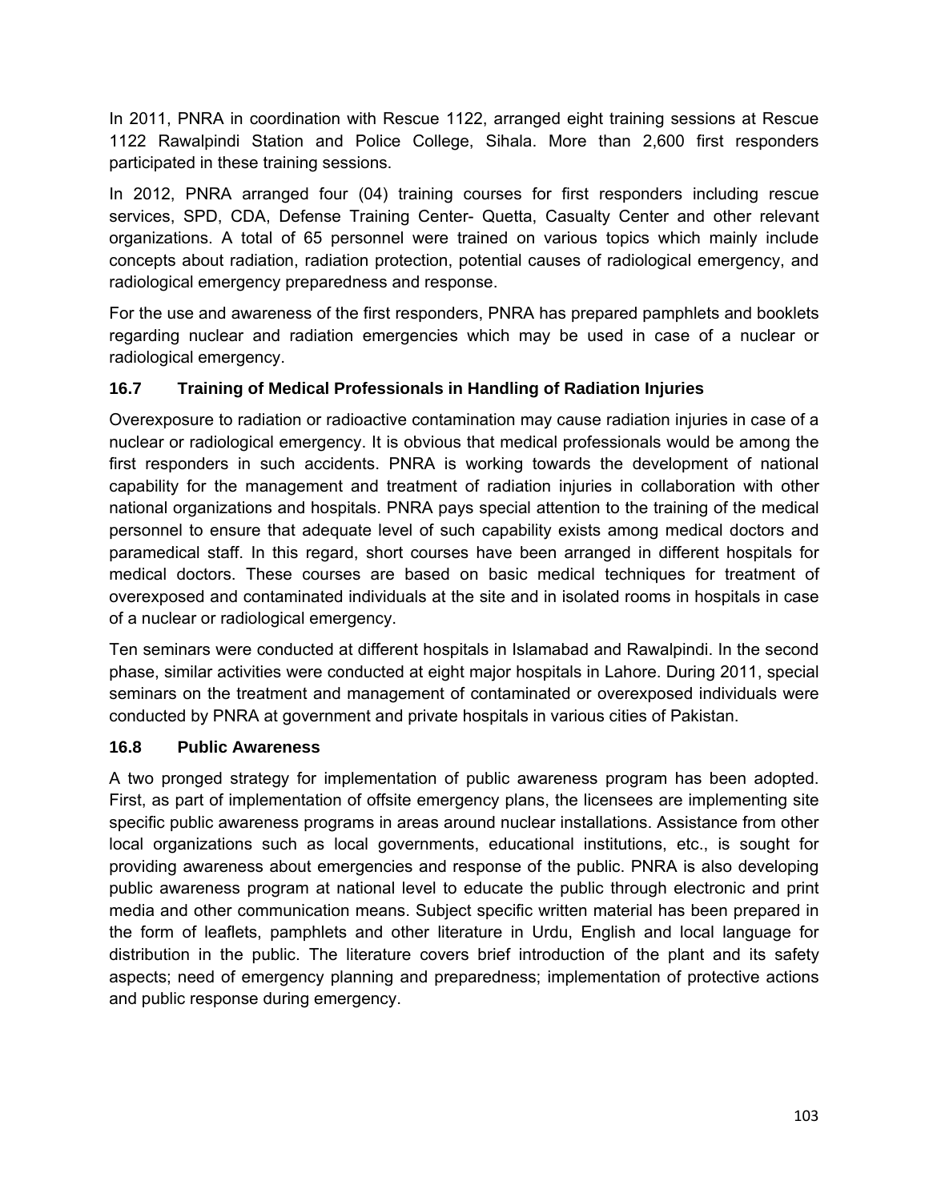In 2011, PNRA in coordination with Rescue 1122, arranged eight training sessions at Rescue 1122 Rawalpindi Station and Police College, Sihala. More than 2,600 first responders participated in these training sessions.

In 2012, PNRA arranged four (04) training courses for first responders including rescue services, SPD, CDA, Defense Training Center- Quetta, Casualty Center and other relevant organizations. A total of 65 personnel were trained on various topics which mainly include concepts about radiation, radiation protection, potential causes of radiological emergency, and radiological emergency preparedness and response.

For the use and awareness of the first responders, PNRA has prepared pamphlets and booklets regarding nuclear and radiation emergencies which may be used in case of a nuclear or radiological emergency.

### 16.7 Training of Medical Professionals in Handling of Radiation Injuries

Overexposure to radiation or radioactive contamination may cause radiation injuries in case of a nuclear or radiological emergency. It is obvious that medical professionals would be among the first responders in such accidents. PNRA is working towards the development of national capability for the management and treatment of radiation injuries in collaboration with other national organizations and hospitals. PNRA pays special attention to the training of the medical personnel to ensure that adequate level of such capability exists among medical doctors and paramedical staff. In this regard, short courses have been arranged in different hospitals for medical doctors. These courses are based on basic medical techniques for treatment of overexposed and contaminated individuals at the site and in isolated rooms in hospitals in case of a nuclear or radiological emergency.

Ten seminars were conducted at different hospitals in Islamabad and Rawalpindi. In the second phase, similar activities were conducted at eight major hospitals in Lahore. During 2011, special seminars on the treatment and management of contaminated or overexposed individuals were conducted by PNRA at government and private hospitals in various cities of Pakistan.

### 16.8 Public Awareness

A two pronged strategy for implementation of public awareness program has been adopted. First, as part of implementation of offsite emergency plans, the licensees are implementing site specific public awareness programs in areas around nuclear installations. Assistance from other local organizations such as local governments, educational institutions, etc., is sought for providing awareness about emergencies and response of the public. PNRA is also developing public awareness program at national level to educate the public through electronic and print media and other communication means. Subject specific written material has been prepared in the form of leaflets, pamphlets and other literature in Urdu, English and local language for distribution in the public. The literature covers brief introduction of the plant and its safety aspects; need of emergency planning and preparedness; implementation of protective actions and public response during emergency.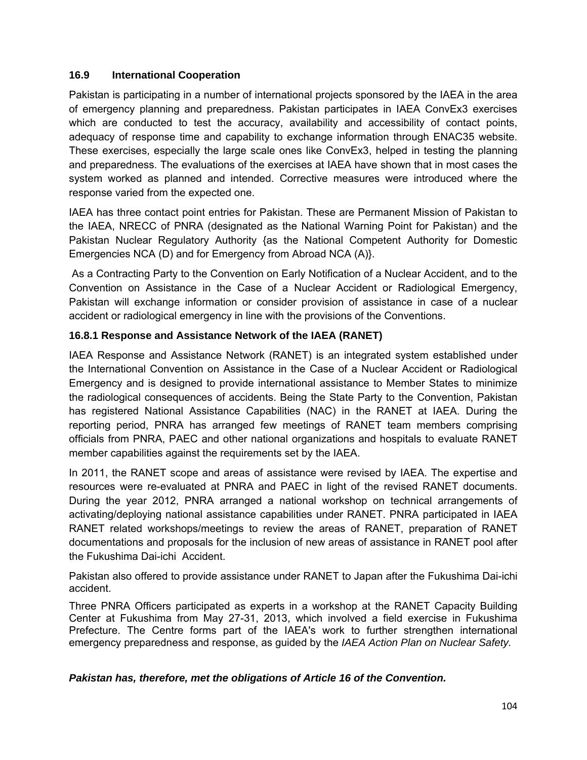### 16.9 International Cooperation

Pakistan is participating in a number of international projects sponsored by the IAEA in the area of emergency planning and preparedness. Pakistan participates in IAEA ConvEx3 exercises which are conducted to test the accuracy, availability and accessibility of contact points, adequacy of response time and capability to exchange information through ENAC35 website. These exercises, especially the large scale ones like ConvEx3, helped in testing the planning and preparedness. The evaluations of the exercises at IAEA have shown that in most cases the system worked as planned and intended. Corrective measures were introduced where the response varied from the expected one.

IAEA has three contact point entries for Pakistan. These are Permanent Mission of Pakistan to the IAEA, NRECC of PNRA (designated as the National Warning Point for Pakistan) and the Pakistan Nuclear Regulatory Authority {as the National Competent Authority for Domestic Emergencies NCA (D) and for Emergency from Abroad NCA (A)}.

As a Contracting Party to the Convention on Early Notification of a Nuclear Accident, and to the Convention on Assistance in the Case of a Nuclear Accident or Radiological Emergency, Pakistan will exchange information or consider provision of assistance in case of a nuclear accident or radiological emergency in line with the provisions of the Conventions.

#### 16.8.1 Response and Assistance Network of the IAEA (RANET)

IAEA Response and Assistance Network (RANET) is an integrated system established under the International Convention on Assistance in the Case of a Nuclear Accident or Radiological Emergency and is designed to provide international assistance to Member States to minimize the radiological consequences of accidents. Being the State Party to the Convention, Pakistan has registered National Assistance Capabilities (NAC) in the RANET at IAEA. During the reporting period, PNRA has arranged few meetings of RANET team members comprising officials from PNRA, PAEC and other national organizations and hospitals to evaluate RANET member capabilities against the requirements set by the IAEA.

In 2011, the RANET scope and areas of assistance were revised by IAEA. The expertise and resources were re-evaluated at PNRA and PAEC in light of the revised RANET documents. During the year 2012, PNRA arranged a national workshop on technical arrangements of activating/deploying national assistance capabilities under RANET. PNRA participated in IAEA RANET related workshops/meetings to review the areas of RANET, preparation of RANET documentations and proposals for the inclusion of new areas of assistance in RANET pool after the Fukushima Dai-ichi Accident.

Pakistan also offered to provide assistance under RANET to Japan after the Fukushima Dai-ichi accident.

Three PNRA Officers participated as experts in a workshop at the RANET Capacity Building Center at Fukushima from May 27-31, 2013, which involved a field exercise in Fukushima Prefecture. The Centre forms part of the IAEA's work to further strengthen international emergency preparedness and response, as guided by the *IAEA Action Plan on Nuclear Safety.*

***Pakistan has, therefore, met the obligations of Article 16 of the Convention.***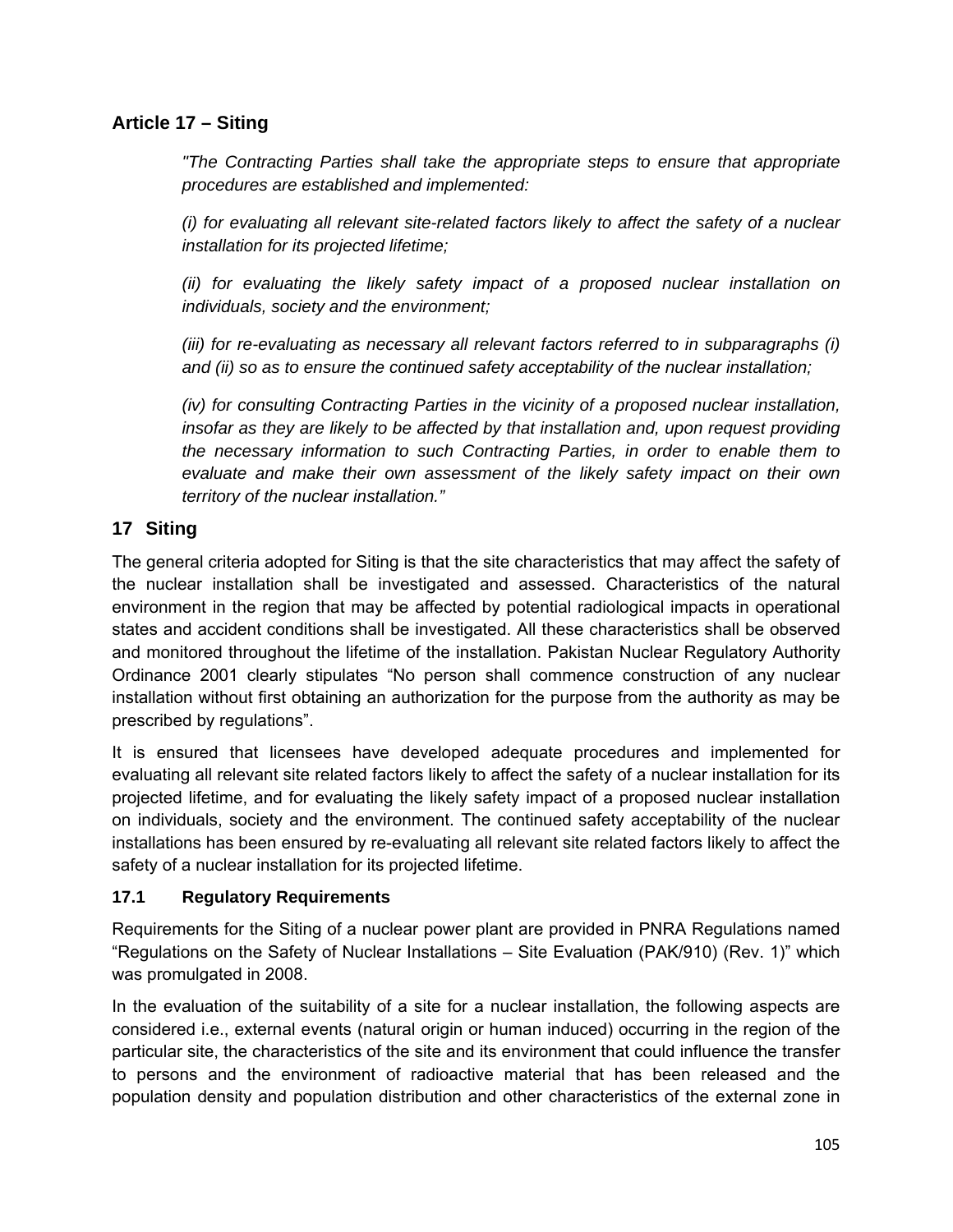## Article 17 – Siting

*"The Contracting Parties shall take the appropriate steps to ensure that appropriate procedures are established and implemented:*

*(i) for evaluating all relevant site-related factors likely to affect the safety of a nuclear installation for its projected lifetime;*

*(ii) for evaluating the likely safety impact of a proposed nuclear installation on individuals, society and the environment;*

*(iii) for re-evaluating as necessary all relevant factors referred to in subparagraphs (i) and (ii) so as to ensure the continued safety acceptability of the nuclear installation;*

*(iv) for consulting Contracting Parties in the vicinity of a proposed nuclear installation, insofar as they are likely to be affected by that installation and, upon request providing the necessary information to such Contracting Parties, in order to enable them to evaluate and make their own assessment of the likely safety impact on their own territory of the nuclear installation."*

## 17 Siting

The general criteria adopted for Siting is that the site characteristics that may affect the safety of the nuclear installation shall be investigated and assessed. Characteristics of the natural environment in the region that may be affected by potential radiological impacts in operational states and accident conditions shall be investigated. All these characteristics shall be observed and monitored throughout the lifetime of the installation. Pakistan Nuclear Regulatory Authority Ordinance 2001 clearly stipulates "No person shall commence construction of any nuclear installation without first obtaining an authorization for the purpose from the authority as may be prescribed by regulations".

It is ensured that licensees have developed adequate procedures and implemented for evaluating all relevant site related factors likely to affect the safety of a nuclear installation for its projected lifetime, and for evaluating the likely safety impact of a proposed nuclear installation on individuals, society and the environment. The continued safety acceptability of the nuclear installations has been ensured by re-evaluating all relevant site related factors likely to affect the safety of a nuclear installation for its projected lifetime.

### 17.1 Regulatory Requirements

Requirements for the Siting of a nuclear power plant are provided in PNRA Regulations named "Regulations on the Safety of Nuclear Installations – Site Evaluation (PAK/910) (Rev. 1)" which was promulgated in 2008.

In the evaluation of the suitability of a site for a nuclear installation, the following aspects are considered i.e., external events (natural origin or human induced) occurring in the region of the particular site, the characteristics of the site and its environment that could influence the transfer to persons and the environment of radioactive material that has been released and the population density and population distribution and other characteristics of the external zone in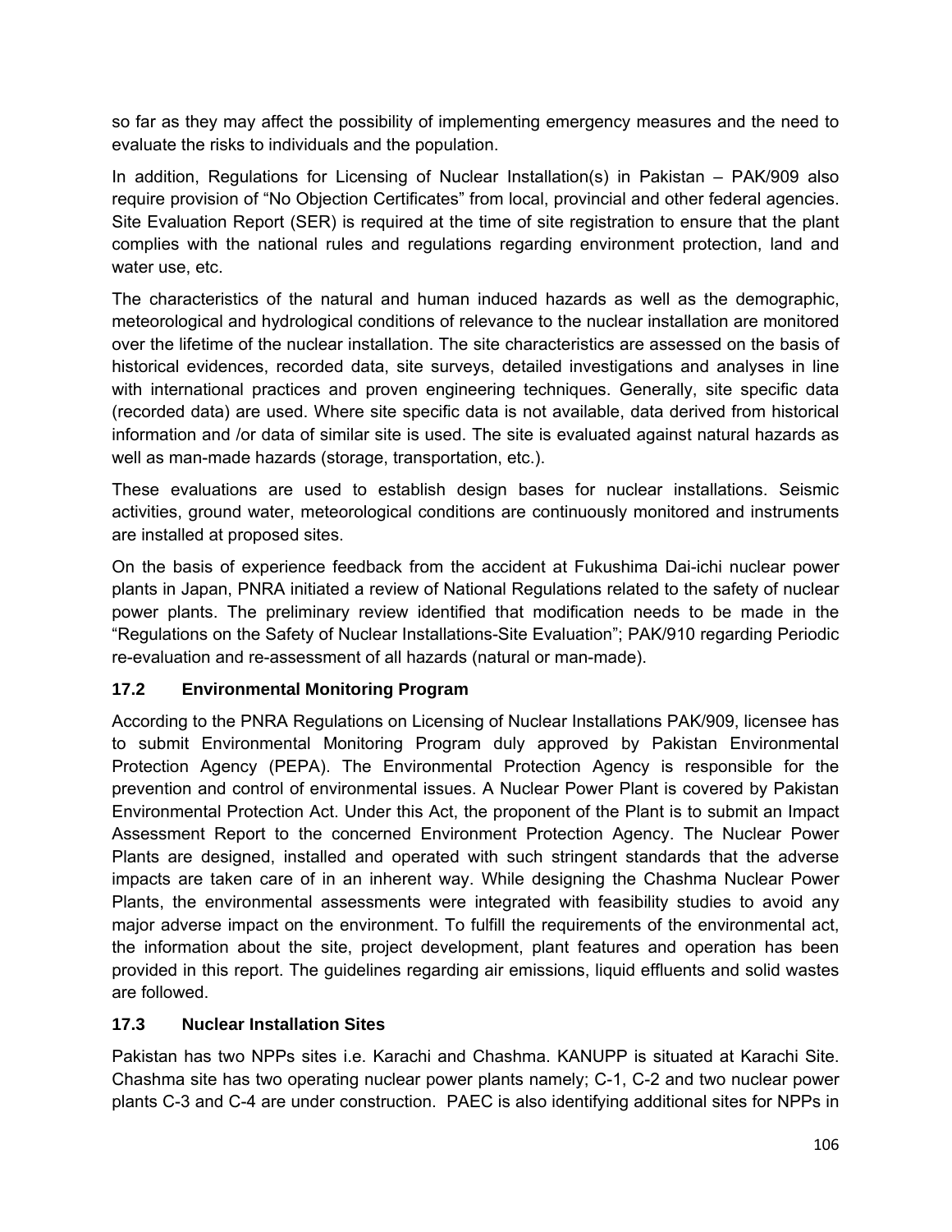so far as they may affect the possibility of implementing emergency measures and the need to evaluate the risks to individuals and the population.

In addition, Regulations for Licensing of Nuclear Installation(s) in Pakistan – PAK/909 also require provision of "No Objection Certificates" from local, provincial and other federal agencies. Site Evaluation Report (SER) is required at the time of site registration to ensure that the plant complies with the national rules and regulations regarding environment protection, land and water use, etc.

The characteristics of the natural and human induced hazards as well as the demographic, meteorological and hydrological conditions of relevance to the nuclear installation are monitored over the lifetime of the nuclear installation. The site characteristics are assessed on the basis of historical evidences, recorded data, site surveys, detailed investigations and analyses in line with international practices and proven engineering techniques. Generally, site specific data (recorded data) are used. Where site specific data is not available, data derived from historical information and /or data of similar site is used. The site is evaluated against natural hazards as well as man-made hazards (storage, transportation, etc.).

These evaluations are used to establish design bases for nuclear installations. Seismic activities, ground water, meteorological conditions are continuously monitored and instruments are installed at proposed sites.

On the basis of experience feedback from the accident at Fukushima Dai-ichi nuclear power plants in Japan, PNRA initiated a review of National Regulations related to the safety of nuclear power plants. The preliminary review identified that modification needs to be made in the "Regulations on the Safety of Nuclear Installations-Site Evaluation"; PAK/910 regarding Periodic re-evaluation and re-assessment of all hazards (natural or man-made).

### 17.2 Environmental Monitoring Program

According to the PNRA Regulations on Licensing of Nuclear Installations PAK/909, licensee has to submit Environmental Monitoring Program duly approved by Pakistan Environmental Protection Agency (PEPA). The Environmental Protection Agency is responsible for the prevention and control of environmental issues. A Nuclear Power Plant is covered by Pakistan Environmental Protection Act. Under this Act, the proponent of the Plant is to submit an Impact Assessment Report to the concerned Environment Protection Agency. The Nuclear Power Plants are designed, installed and operated with such stringent standards that the adverse impacts are taken care of in an inherent way. While designing the Chashma Nuclear Power Plants, the environmental assessments were integrated with feasibility studies to avoid any major adverse impact on the environment. To fulfill the requirements of the environmental act, the information about the site, project development, plant features and operation has been provided in this report. The guidelines regarding air emissions, liquid effluents and solid wastes are followed.

### 17.3 Nuclear Installation Sites

Pakistan has two NPPs sites i.e. Karachi and Chashma. KANUPP is situated at Karachi Site. Chashma site has two operating nuclear power plants namely; C-1, C-2 and two nuclear power plants C-3 and C-4 are under construction. PAEC is also identifying additional sites for NPPs in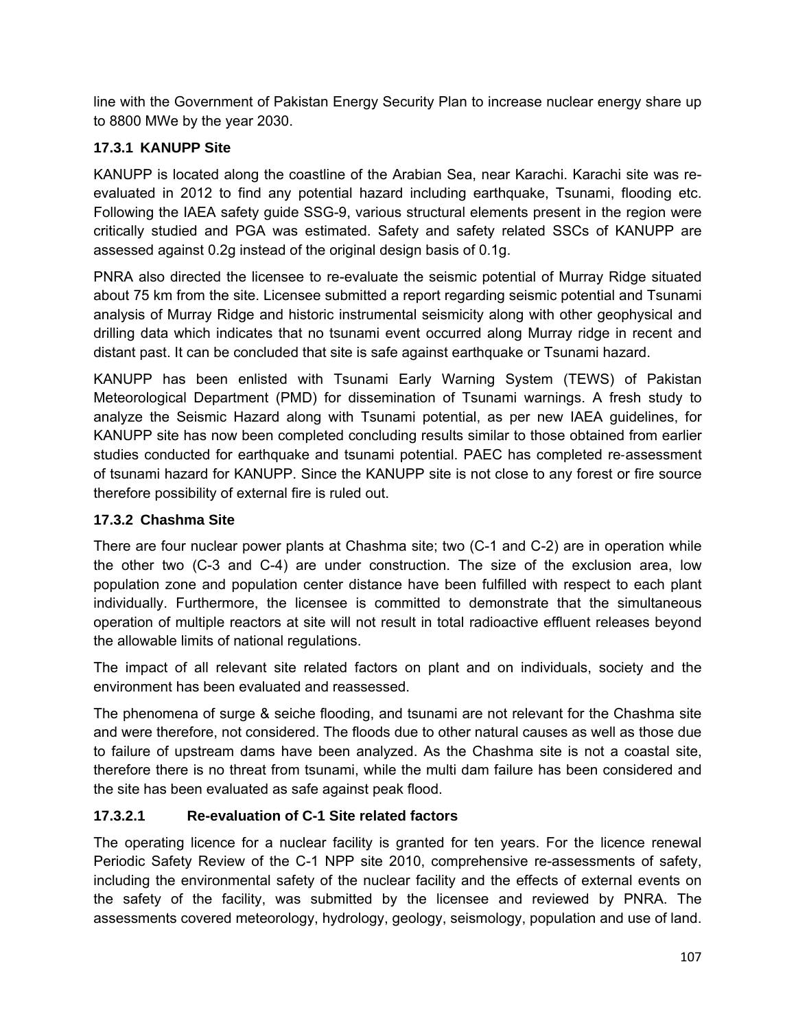line with the Government of Pakistan Energy Security Plan to increase nuclear energy share up to 8800 MWe by the year 2030.

### 17.3.1 KANUPP Site

KANUPP is located along the coastline of the Arabian Sea, near Karachi. Karachi site was re-evaluated in 2012 to find any potential hazard including earthquake, Tsunami, flooding etc. Following the IAEA safety guide SSG-9, various structural elements present in the region were critically studied and PGA was estimated. Safety and safety related SSCs of KANUPP are assessed against 0.2g instead of the original design basis of 0.1g.

PNRA also directed the licensee to re-evaluate the seismic potential of Murray Ridge situated about 75 km from the site. Licensee submitted a report regarding seismic potential and Tsunami analysis of Murray Ridge and historic instrumental seismicity along with other geophysical and drilling data which indicates that no tsunami event occurred along Murray ridge in recent and distant past. It can be concluded that site is safe against earthquake or Tsunami hazard.

KANUPP has been enlisted with Tsunami Early Warning System (TEWS) of Pakistan Meteorological Department (PMD) for dissemination of Tsunami warnings. A fresh study to analyze the Seismic Hazard along with Tsunami potential, as per new IAEA guidelines, for KANUPP site has now been completed concluding results similar to those obtained from earlier studies conducted for earthquake and tsunami potential. PAEC has completed re-assessment of tsunami hazard for KANUPP. Since the KANUPP site is not close to any forest or fire source therefore possibility of external fire is ruled out.

### 17.3.2 Chashma Site

There are four nuclear power plants at Chashma site; two (C-1 and C-2) are in operation while the other two (C-3 and C-4) are under construction. The size of the exclusion area, low population zone and population center distance have been fulfilled with respect to each plant individually. Furthermore, the licensee is committed to demonstrate that the simultaneous operation of multiple reactors at site will not result in total radioactive effluent releases beyond the allowable limits of national regulations.

The impact of all relevant site related factors on plant and on individuals, society and the environment has been evaluated and reassessed.

The phenomena of surge & seiche flooding, and tsunami are not relevant for the Chashma site and were therefore, not considered. The floods due to other natural causes as well as those due to failure of upstream dams have been analyzed. As the Chashma site is not a coastal site, therefore there is no threat from tsunami, while the multi dam failure has been considered and the site has been evaluated as safe against peak flood.

#### 17.3.2.1 Re-evaluation of C-1 Site related factors

The operating licence for a nuclear facility is granted for ten years. For the licence renewal Periodic Safety Review of the C-1 NPP site 2010, comprehensive re-assessments of safety, including the environmental safety of the nuclear facility and the effects of external events on the safety of the facility, was submitted by the licensee and reviewed by PNRA. The assessments covered meteorology, hydrology, geology, seismology, population and use of land.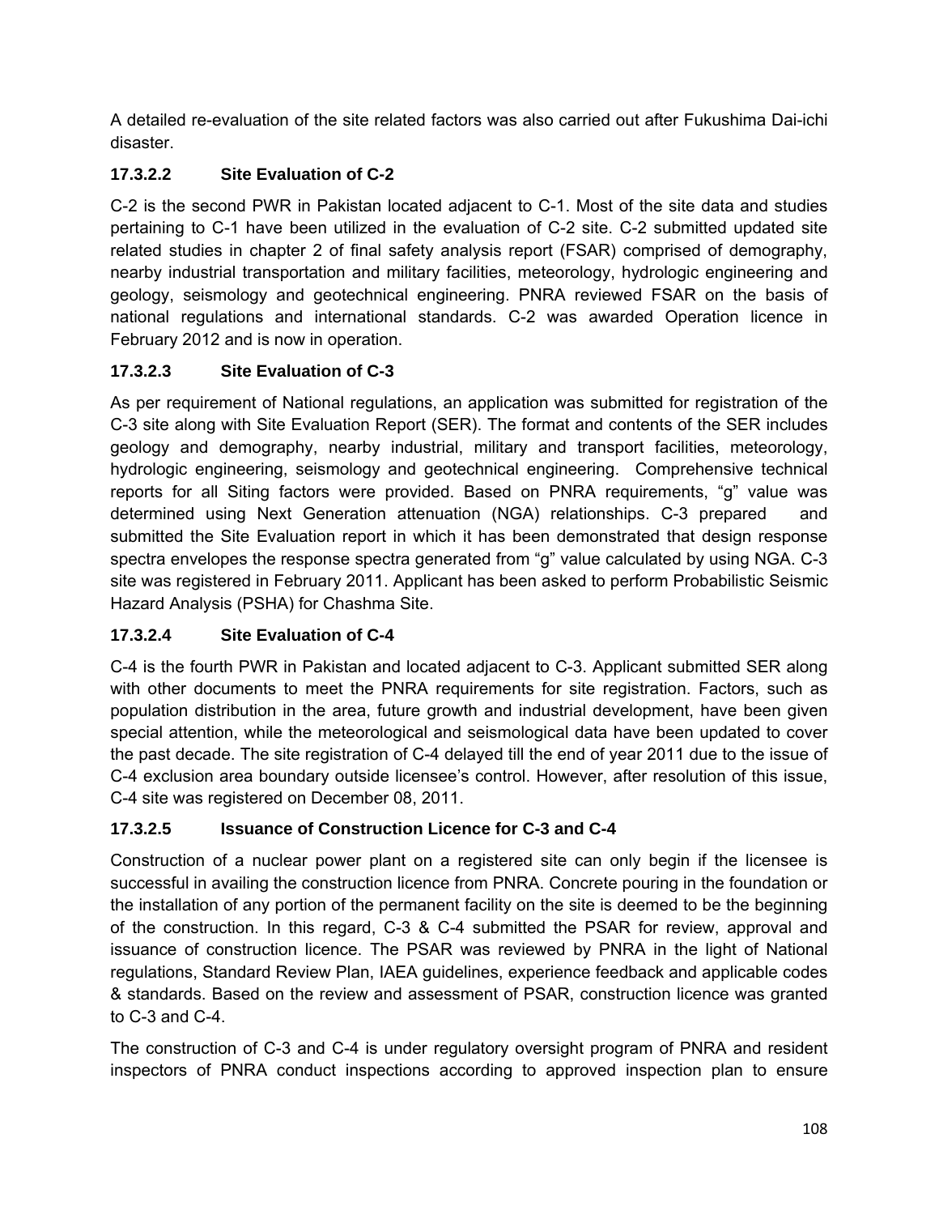A detailed re-evaluation of the site related factors was also carried out after Fukushima Dai-ichi disaster.

#### 17.3.2.2 Site Evaluation of C-2

C-2 is the second PWR in Pakistan located adjacent to C-1. Most of the site data and studies pertaining to C-1 have been utilized in the evaluation of C-2 site. C-2 submitted updated site related studies in chapter 2 of final safety analysis report (FSAR) comprised of demography, nearby industrial transportation and military facilities, meteorology, hydrologic engineering and geology, seismology and geotechnical engineering. PNRA reviewed FSAR on the basis of national regulations and international standards. C-2 was awarded Operation licence in February 2012 and is now in operation.

#### 17.3.2.3 Site Evaluation of C-3

As per requirement of National regulations, an application was submitted for registration of the C-3 site along with Site Evaluation Report (SER). The format and contents of the SER includes geology and demography, nearby industrial, military and transport facilities, meteorology, hydrologic engineering, seismology and geotechnical engineering. Comprehensive technical reports for all Siting factors were provided. Based on PNRA requirements, "g" value was determined using Next Generation attenuation (NGA) relationships. C-3 prepared and submitted the Site Evaluation report in which it has been demonstrated that design response spectra envelopes the response spectra generated from "g" value calculated by using NGA. C-3 site was registered in February 2011. Applicant has been asked to perform Probabilistic Seismic Hazard Analysis (PSHA) for Chashma Site.

#### 17.3.2.4 Site Evaluation of C-4

C-4 is the fourth PWR in Pakistan and located adjacent to C-3. Applicant submitted SER along with other documents to meet the PNRA requirements for site registration. Factors, such as population distribution in the area, future growth and industrial development, have been given special attention, while the meteorological and seismological data have been updated to cover the past decade. The site registration of C-4 delayed till the end of year 2011 due to the issue of C-4 exclusion area boundary outside licensee's control. However, after resolution of this issue, C-4 site was registered on December 08, 2011.

#### 17.3.2.5 Issuance of Construction Licence for C-3 and C-4

Construction of a nuclear power plant on a registered site can only begin if the licensee is successful in availing the construction licence from PNRA. Concrete pouring in the foundation or the installation of any portion of the permanent facility on the site is deemed to be the beginning of the construction. In this regard, C-3 & C-4 submitted the PSAR for review, approval and issuance of construction licence. The PSAR was reviewed by PNRA in the light of National regulations, Standard Review Plan, IAEA guidelines, experience feedback and applicable codes & standards. Based on the review and assessment of PSAR, construction licence was granted to C-3 and C-4.

The construction of C-3 and C-4 is under regulatory oversight program of PNRA and resident inspectors of PNRA conduct inspections according to approved inspection plan to ensure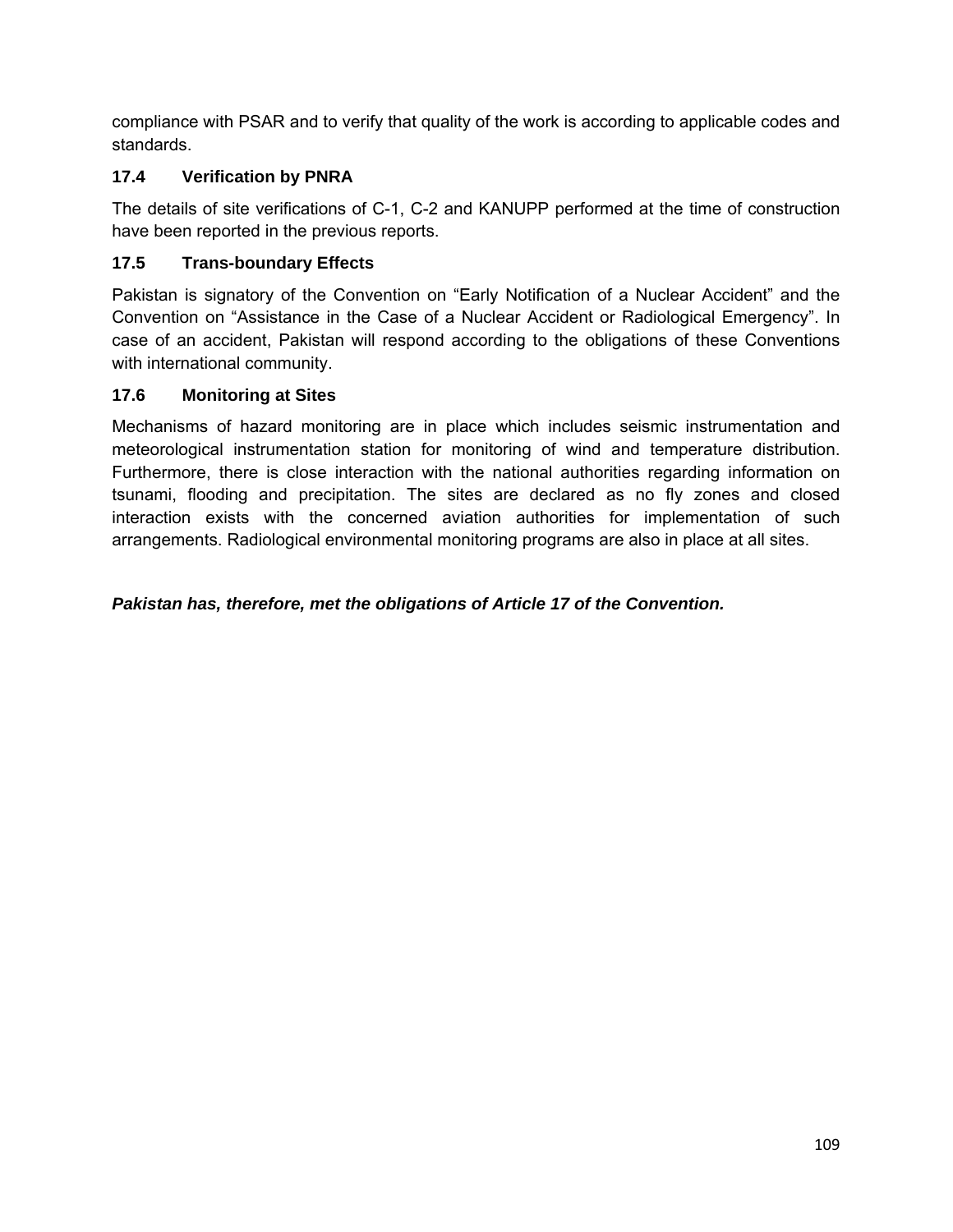compliance with PSAR and to verify that quality of the work is according to applicable codes and standards.

### 17.4 Verification by PNRA

The details of site verifications of C-1, C-2 and KANUPP performed at the time of construction have been reported in the previous reports.

### 17.5 Trans-boundary Effects

Pakistan is signatory of the Convention on "Early Notification of a Nuclear Accident" and the Convention on "Assistance in the Case of a Nuclear Accident or Radiological Emergency". In case of an accident, Pakistan will respond according to the obligations of these Conventions with international community.

### 17.6 Monitoring at Sites

Mechanisms of hazard monitoring are in place which includes seismic instrumentation and meteorological instrumentation station for monitoring of wind and temperature distribution. Furthermore, there is close interaction with the national authorities regarding information on tsunami, flooding and precipitation. The sites are declared as no fly zones and closed interaction exists with the concerned aviation authorities for implementation of such arrangements. Radiological environmental monitoring programs are also in place at all sites.

***Pakistan has, therefore, met the obligations of Article 17 of the Convention.***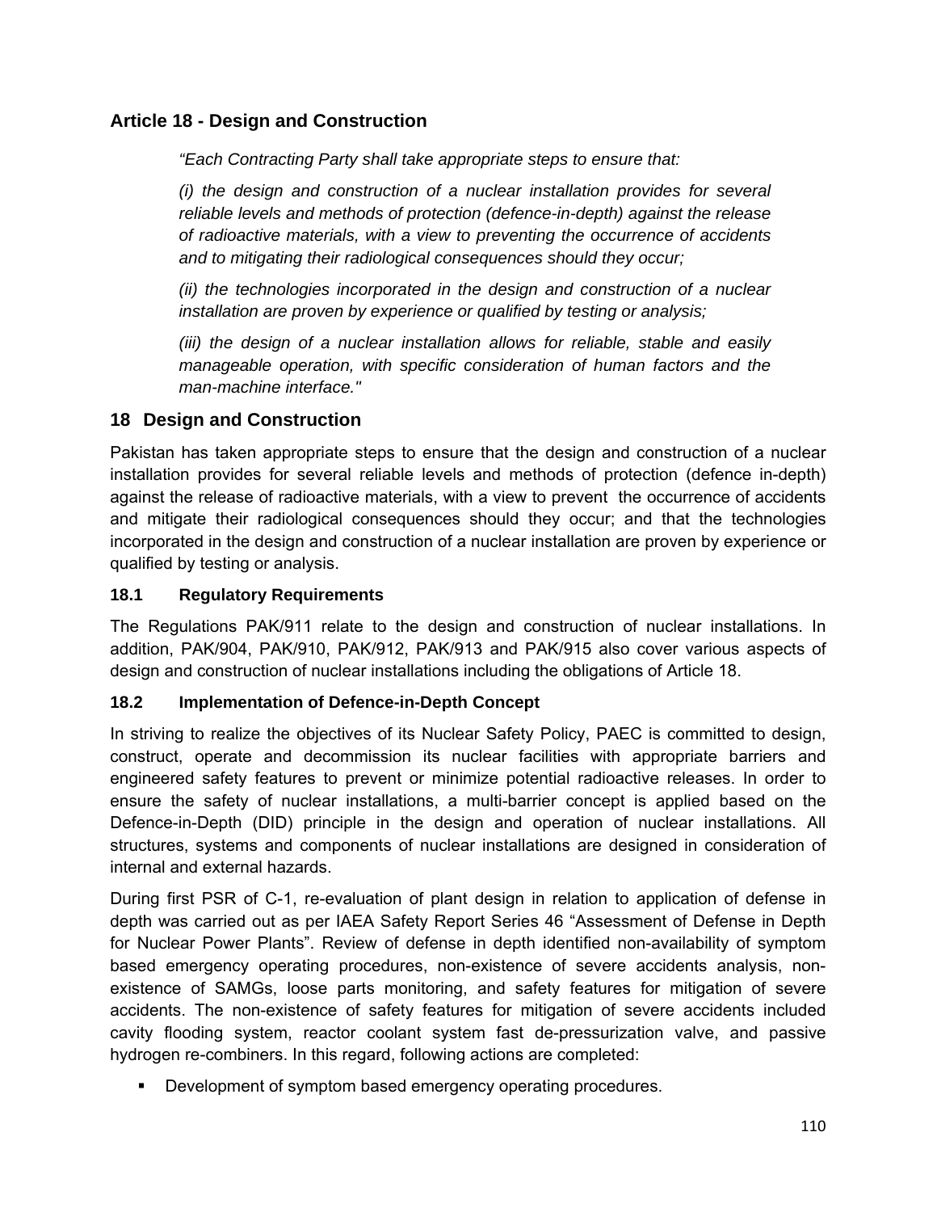## Article 18 - Design and Construction

*"Each Contracting Party shall take appropriate steps to ensure that:*

*(i) the design and construction of a nuclear installation provides for several reliable levels and methods of protection (defence-in-depth) against the release of radioactive materials, with a view to preventing the occurrence of accidents and to mitigating their radiological consequences should they occur;*

*(ii) the technologies incorporated in the design and construction of a nuclear installation are proven by experience or qualified by testing or analysis;*

*(iii) the design of a nuclear installation allows for reliable, stable and easily manageable operation, with specific consideration of human factors and the man-machine interface."*

## 18 Design and Construction

Pakistan has taken appropriate steps to ensure that the design and construction of a nuclear installation provides for several reliable levels and methods of protection (defence in-depth) against the release of radioactive materials, with a view to prevent the occurrence of accidents and mitigate their radiological consequences should they occur; and that the technologies incorporated in the design and construction of a nuclear installation are proven by experience or qualified by testing or analysis.

### 18.1 Regulatory Requirements

The Regulations PAK/911 relate to the design and construction of nuclear installations. In addition, PAK/904, PAK/910, PAK/912, PAK/913 and PAK/915 also cover various aspects of design and construction of nuclear installations including the obligations of Article 18.

### 18.2 Implementation of Defence-in-Depth Concept

In striving to realize the objectives of its Nuclear Safety Policy, PAEC is committed to design, construct, operate and decommission its nuclear facilities with appropriate barriers and engineered safety features to prevent or minimize potential radioactive releases. In order to ensure the safety of nuclear installations, a multi-barrier concept is applied based on the Defence-in-Depth (DID) principle in the design and operation of nuclear installations. All structures, systems and components of nuclear installations are designed in consideration of internal and external hazards.

During first PSR of C-1, re-evaluation of plant design in relation to application of defense in depth was carried out as per IAEA Safety Report Series 46 "Assessment of Defense in Depth for Nuclear Power Plants". Review of defense in depth identified non-availability of symptom based emergency operating procedures, non-existence of severe accidents analysis, non-existence of SAMGs, loose parts monitoring, and safety features for mitigation of severe accidents. The non-existence of safety features for mitigation of severe accidents included cavity flooding system, reactor coolant system fast de-pressurization valve, and passive hydrogen re-combiners. In this regard, following actions are completed:

- Development of symptom based emergency operating procedures.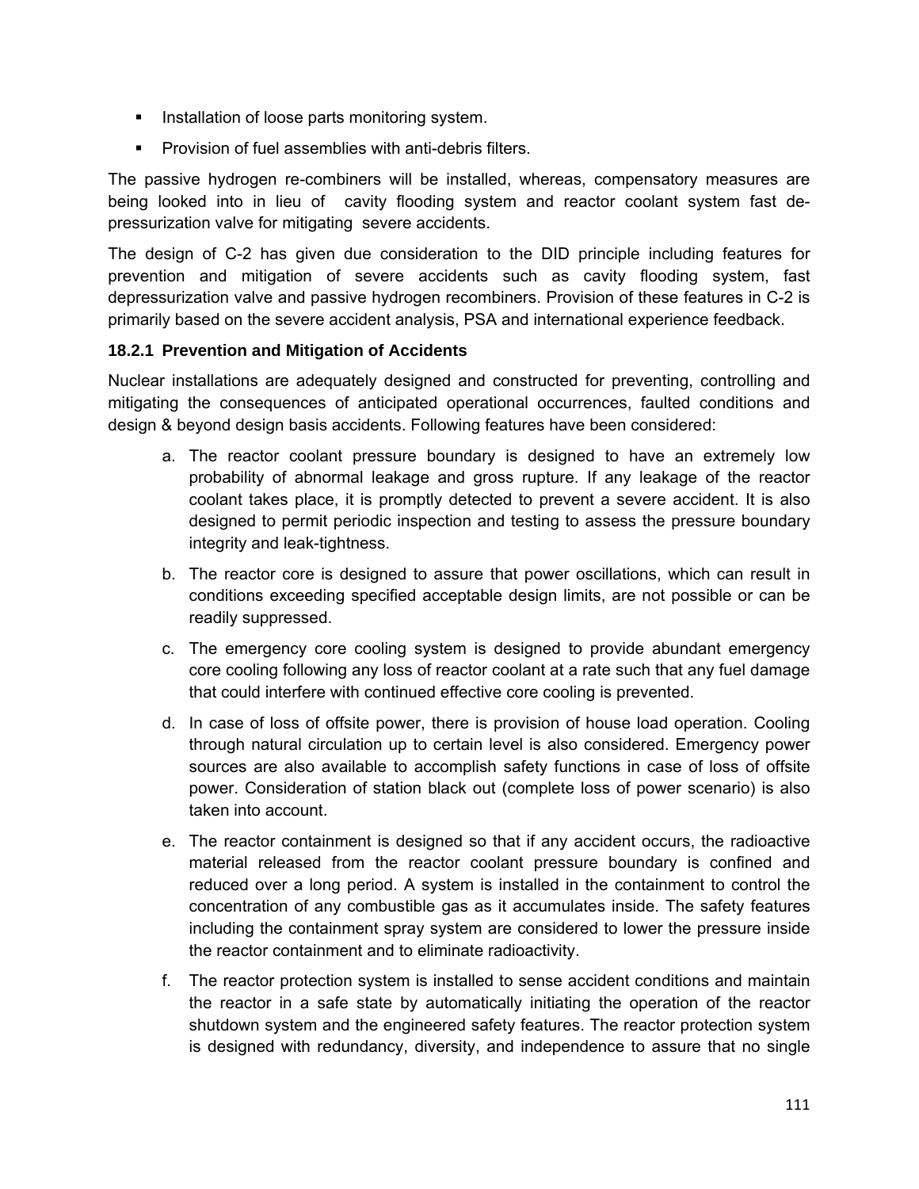- Installation of loose parts monitoring system.
- Provision of fuel assemblies with anti-debris filters.

The passive hydrogen re-combiners will be installed, whereas, compensatory measures are being looked into in lieu of cavity flooding system and reactor coolant system fast de-pressurization valve for mitigating severe accidents.

The design of C-2 has given due consideration to the DID principle including features for prevention and mitigation of severe accidents such as cavity flooding system, fast depressurization valve and passive hydrogen recombiners. Provision of these features in C-2 is primarily based on the severe accident analysis, PSA and international experience feedback.

### 18.2.1 Prevention and Mitigation of Accidents

Nuclear installations are adequately designed and constructed for preventing, controlling and mitigating the consequences of anticipated operational occurrences, faulted conditions and design & beyond design basis accidents. Following features have been considered:

a. The reactor coolant pressure boundary is designed to have an extremely low probability of abnormal leakage and gross rupture. If any leakage of the reactor coolant takes place, it is promptly detected to prevent a severe accident. It is also designed to permit periodic inspection and testing to assess the pressure boundary integrity and leak-tightness.

b. The reactor core is designed to assure that power oscillations, which can result in conditions exceeding specified acceptable design limits, are not possible or can be readily suppressed.

c. The emergency core cooling system is designed to provide abundant emergency core cooling following any loss of reactor coolant at a rate such that any fuel damage that could interfere with continued effective core cooling is prevented.

d. In case of loss of offsite power, there is provision of house load operation. Cooling through natural circulation up to certain level is also considered. Emergency power sources are also available to accomplish safety functions in case of loss of offsite power. Consideration of station black out (complete loss of power scenario) is also taken into account.

e. The reactor containment is designed so that if any accident occurs, the radioactive material released from the reactor coolant pressure boundary is confined and reduced over a long period. A system is installed in the containment to control the concentration of any combustible gas as it accumulates inside. The safety features including the containment spray system are considered to lower the pressure inside the reactor containment and to eliminate radioactivity.

f. The reactor protection system is installed to sense accident conditions and maintain the reactor in a safe state by automatically initiating the operation of the reactor shutdown system and the engineered safety features. The reactor protection system is designed with redundancy, diversity, and independence to assure that no single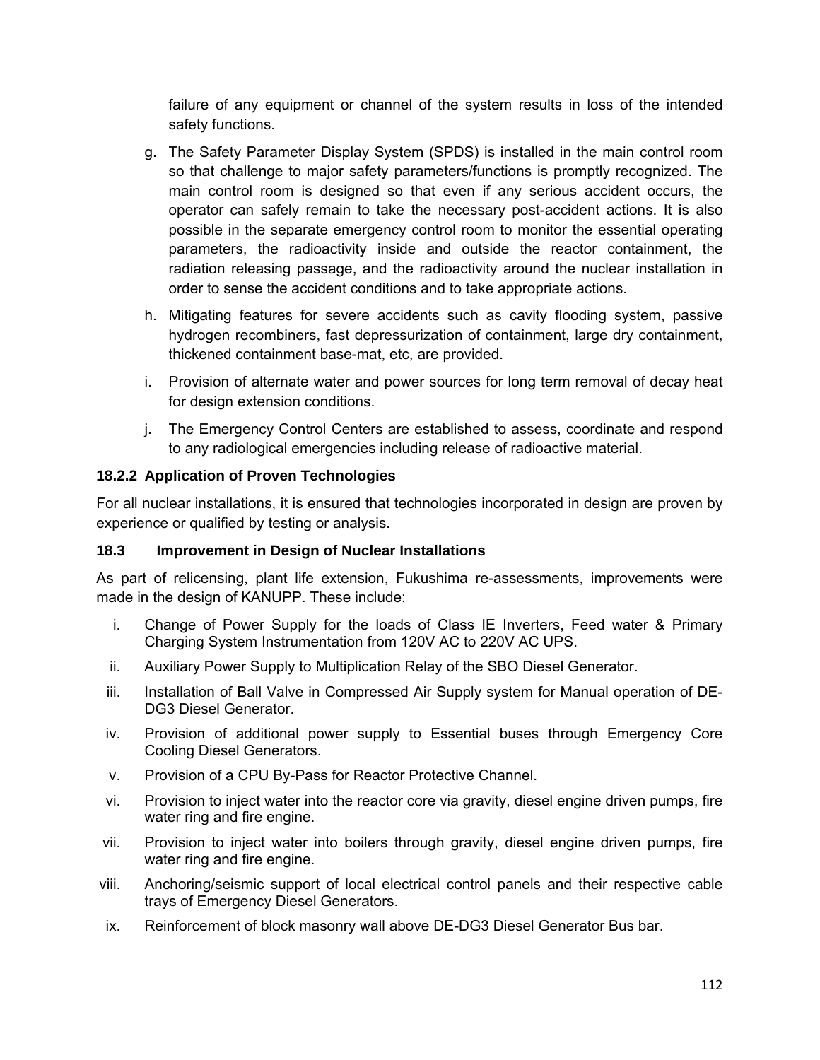failure of any equipment or channel of the system results in loss of the intended safety functions.

g. The Safety Parameter Display System (SPDS) is installed in the main control room so that challenge to major safety parameters/functions is promptly recognized. The main control room is designed so that even if any serious accident occurs, the operator can safely remain to take the necessary post-accident actions. It is also possible in the separate emergency control room to monitor the essential operating parameters, the radioactivity inside and outside the reactor containment, the radiation releasing passage, and the radioactivity around the nuclear installation in order to sense the accident conditions and to take appropriate actions.

h. Mitigating features for severe accidents such as cavity flooding system, passive hydrogen recombiners, fast depressurization of containment, large dry containment, thickened containment base-mat, etc, are provided.

i. Provision of alternate water and power sources for long term removal of decay heat for design extension conditions.

j. The Emergency Control Centers are established to assess, coordinate and respond to any radiological emergencies including release of radioactive material.

### 18.2.2 Application of Proven Technologies

For all nuclear installations, it is ensured that technologies incorporated in design are proven by experience or qualified by testing or analysis.

## 18.3 Improvement in Design of Nuclear Installations

As part of relicensing, plant life extension, Fukushima re-assessments, improvements were made in the design of KANUPP. These include:

i. Change of Power Supply for the loads of Class IE Inverters, Feed water & Primary Charging System Instrumentation from 120V AC to 220V AC UPS.

ii. Auxiliary Power Supply to Multiplication Relay of the SBO Diesel Generator.

iii. Installation of Ball Valve in Compressed Air Supply system for Manual operation of DE-DG3 Diesel Generator.

iv. Provision of additional power supply to Essential buses through Emergency Core Cooling Diesel Generators.

v. Provision of a CPU By-Pass for Reactor Protective Channel.

vi. Provision to inject water into the reactor core via gravity, diesel engine driven pumps, fire water ring and fire engine.

vii. Provision to inject water into boilers through gravity, diesel engine driven pumps, fire water ring and fire engine.

viii. Anchoring/seismic support of local electrical control panels and their respective cable trays of Emergency Diesel Generators.

ix. Reinforcement of block masonry wall above DE-DG3 Diesel Generator Bus bar.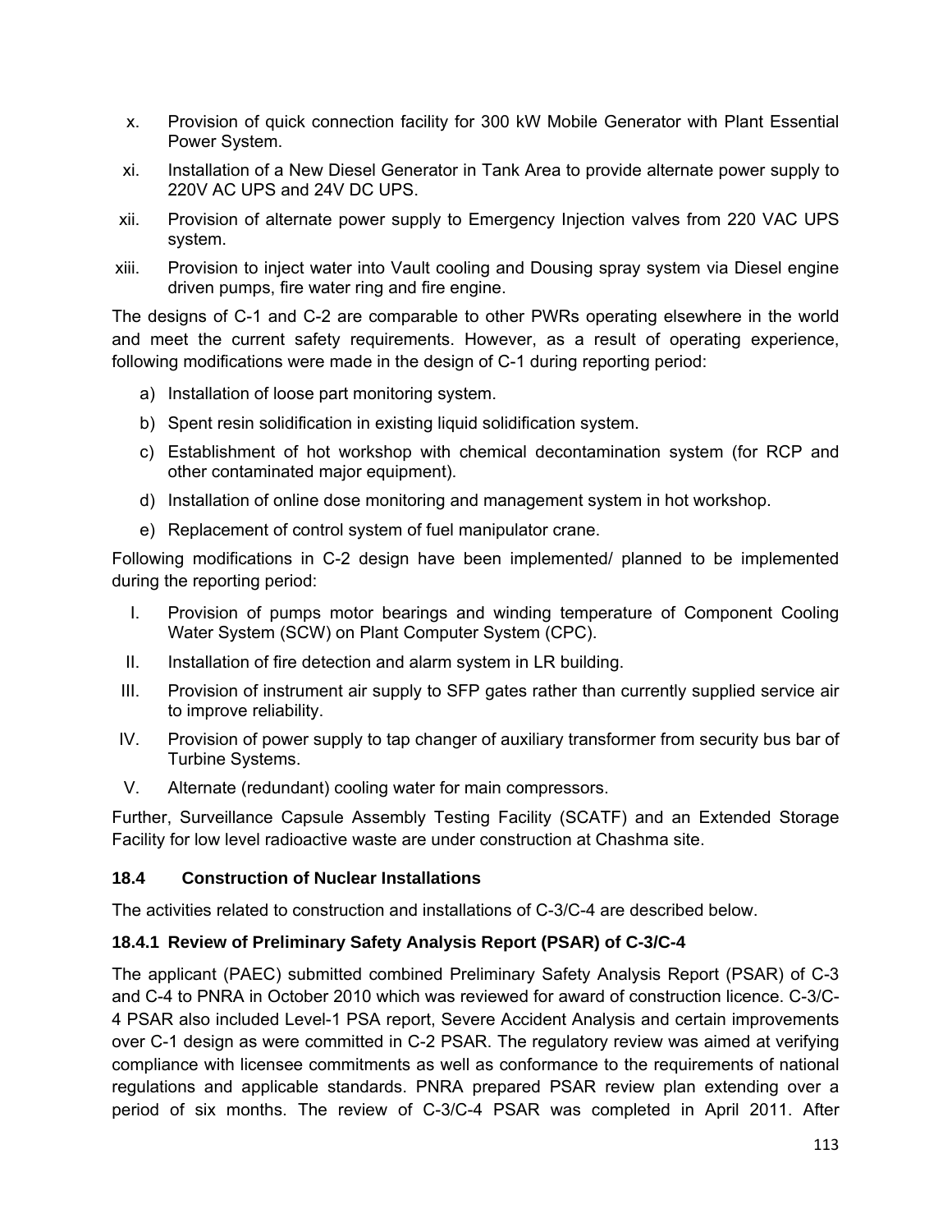x. Provision of quick connection facility for 300 kW Mobile Generator with Plant Essential Power System.

xi. Installation of a New Diesel Generator in Tank Area to provide alternate power supply to 220V AC UPS and 24V DC UPS.

xii. Provision of alternate power supply to Emergency Injection valves from 220 VAC UPS system.

xiii. Provision to inject water into Vault cooling and Dousing spray system via Diesel engine driven pumps, fire water ring and fire engine.

The designs of C-1 and C-2 are comparable to other PWRs operating elsewhere in the world and meet the current safety requirements. However, as a result of operating experience, following modifications were made in the design of C-1 during reporting period:

a) Installation of loose part monitoring system.
b) Spent resin solidification in existing liquid solidification system.
c) Establishment of hot workshop with chemical decontamination system (for RCP and other contaminated major equipment).
d) Installation of online dose monitoring and management system in hot workshop.
e) Replacement of control system of fuel manipulator crane.

Following modifications in C-2 design have been implemented/ planned to be implemented during the reporting period:

I. Provision of pumps motor bearings and winding temperature of Component Cooling Water System (SCW) on Plant Computer System (CPC).

II. Installation of fire detection and alarm system in LR building.

III. Provision of instrument air supply to SFP gates rather than currently supplied service air to improve reliability.

IV. Provision of power supply to tap changer of auxiliary transformer from security bus bar of Turbine Systems.

V. Alternate (redundant) cooling water for main compressors.

Further, Surveillance Capsule Assembly Testing Facility (SCATF) and an Extended Storage Facility for low level radioactive waste are under construction at Chashma site.

### 18.4 Construction of Nuclear Installations

The activities related to construction and installations of C-3/C-4 are described below.

#### 18.4.1 Review of Preliminary Safety Analysis Report (PSAR) of C-3/C-4

The applicant (PAEC) submitted combined Preliminary Safety Analysis Report (PSAR) of C-3 and C-4 to PNRA in October 2010 which was reviewed for award of construction licence. C-3/C-4 PSAR also included Level-1 PSA report, Severe Accident Analysis and certain improvements over C-1 design as were committed in C-2 PSAR. The regulatory review was aimed at verifying compliance with licensee commitments as well as conformance to the requirements of national regulations and applicable standards. PNRA prepared PSAR review plan extending over a period of six months. The review of C-3/C-4 PSAR was completed in April 2011. After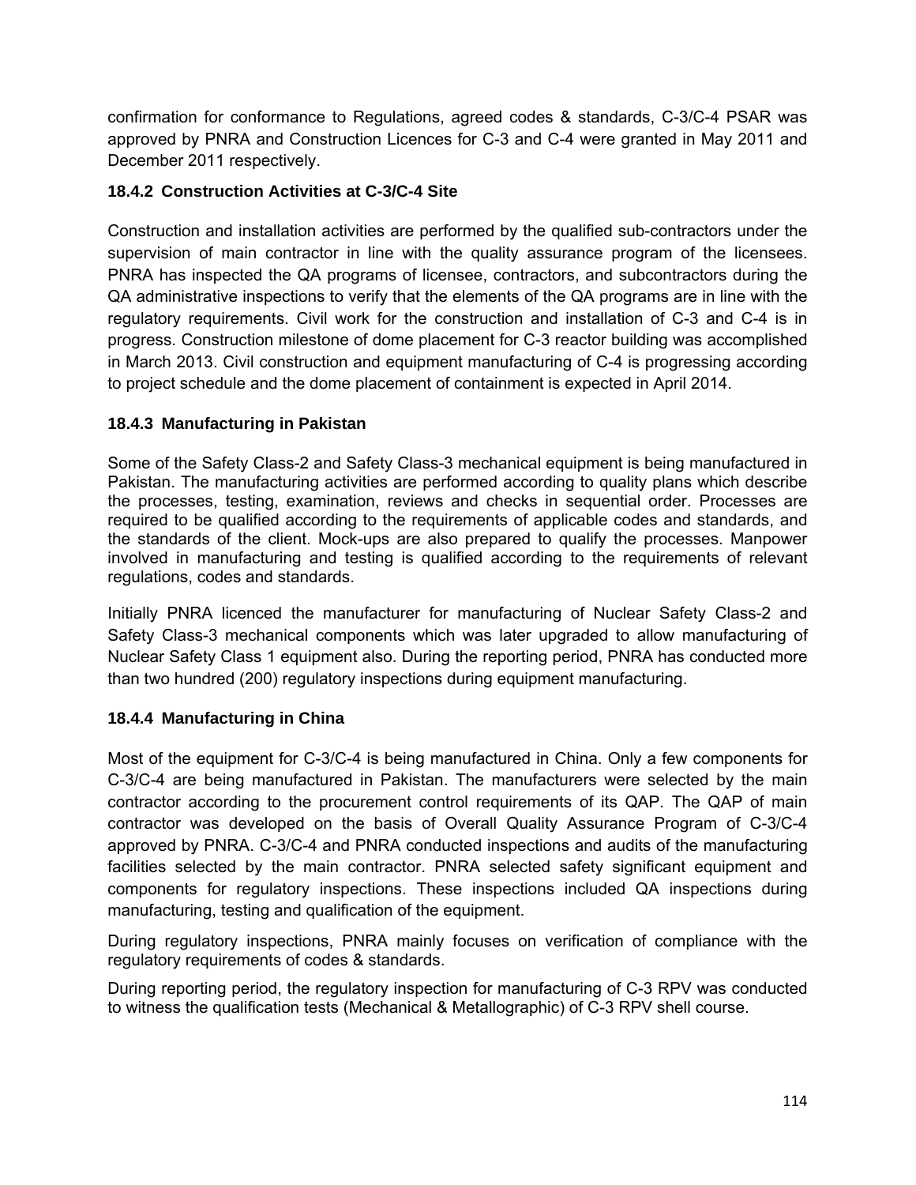confirmation for conformance to Regulations, agreed codes & standards, C-3/C-4 PSAR was approved by PNRA and Construction Licences for C-3 and C-4 were granted in May 2011 and December 2011 respectively.

### 18.4.2 Construction Activities at C-3/C-4 Site

Construction and installation activities are performed by the qualified sub-contractors under the supervision of main contractor in line with the quality assurance program of the licensees. PNRA has inspected the QA programs of licensee, contractors, and subcontractors during the QA administrative inspections to verify that the elements of the QA programs are in line with the regulatory requirements. Civil work for the construction and installation of C-3 and C-4 is in progress. Construction milestone of dome placement for C-3 reactor building was accomplished in March 2013. Civil construction and equipment manufacturing of C-4 is progressing according to project schedule and the dome placement of containment is expected in April 2014.

### 18.4.3 Manufacturing in Pakistan

Some of the Safety Class-2 and Safety Class-3 mechanical equipment is being manufactured in Pakistan. The manufacturing activities are performed according to quality plans which describe the processes, testing, examination, reviews and checks in sequential order. Processes are required to be qualified according to the requirements of applicable codes and standards, and the standards of the client. Mock-ups are also prepared to qualify the processes. Manpower involved in manufacturing and testing is qualified according to the requirements of relevant regulations, codes and standards.

Initially PNRA licenced the manufacturer for manufacturing of Nuclear Safety Class-2 and Safety Class-3 mechanical components which was later upgraded to allow manufacturing of Nuclear Safety Class 1 equipment also. During the reporting period, PNRA has conducted more than two hundred (200) regulatory inspections during equipment manufacturing.

### 18.4.4 Manufacturing in China

Most of the equipment for C-3/C-4 is being manufactured in China. Only a few components for C-3/C-4 are being manufactured in Pakistan. The manufacturers were selected by the main contractor according to the procurement control requirements of its QAP. The QAP of main contractor was developed on the basis of Overall Quality Assurance Program of C-3/C-4 approved by PNRA. C-3/C-4 and PNRA conducted inspections and audits of the manufacturing facilities selected by the main contractor. PNRA selected safety significant equipment and components for regulatory inspections. These inspections included QA inspections during manufacturing, testing and qualification of the equipment.

During regulatory inspections, PNRA mainly focuses on verification of compliance with the regulatory requirements of codes & standards.

During reporting period, the regulatory inspection for manufacturing of C-3 RPV was conducted to witness the qualification tests (Mechanical & Metallographic) of C-3 RPV shell course.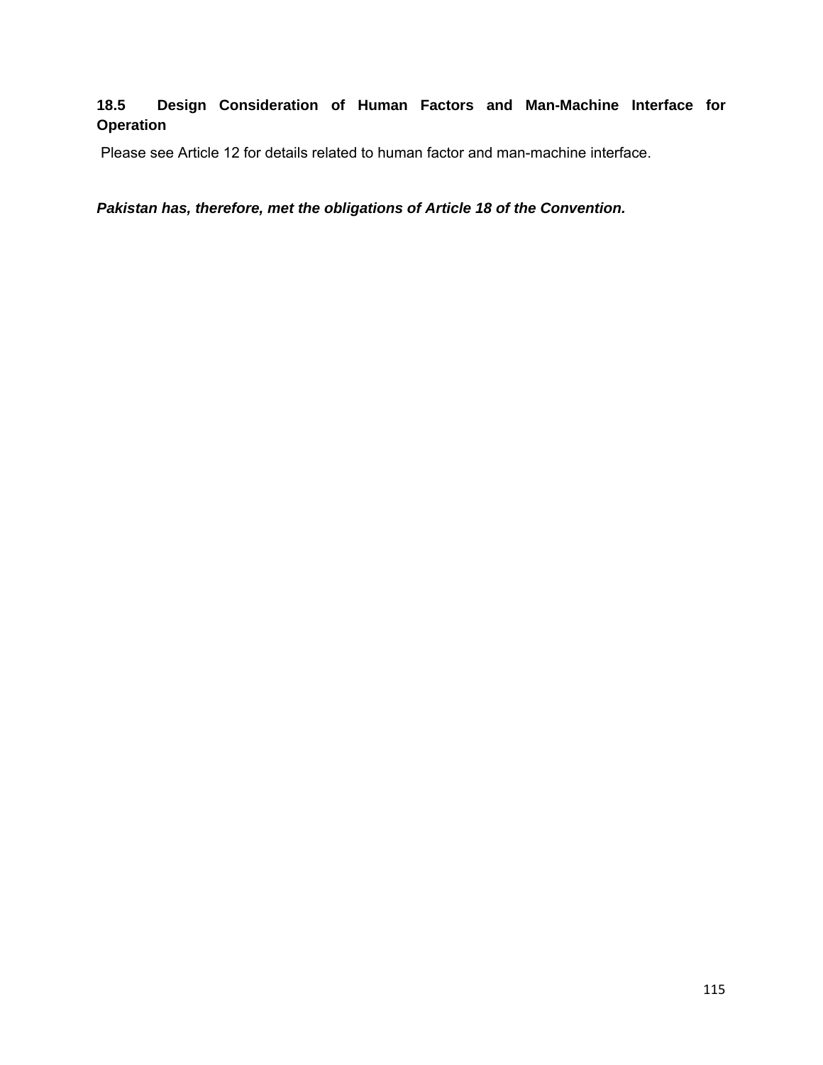### 18.5 Design Consideration of Human Factors and Man-Machine Interface for Operation

Please see Article 12 for details related to human factor and man-machine interface.

***Pakistan has, therefore, met the obligations of Article 18 of the Convention.***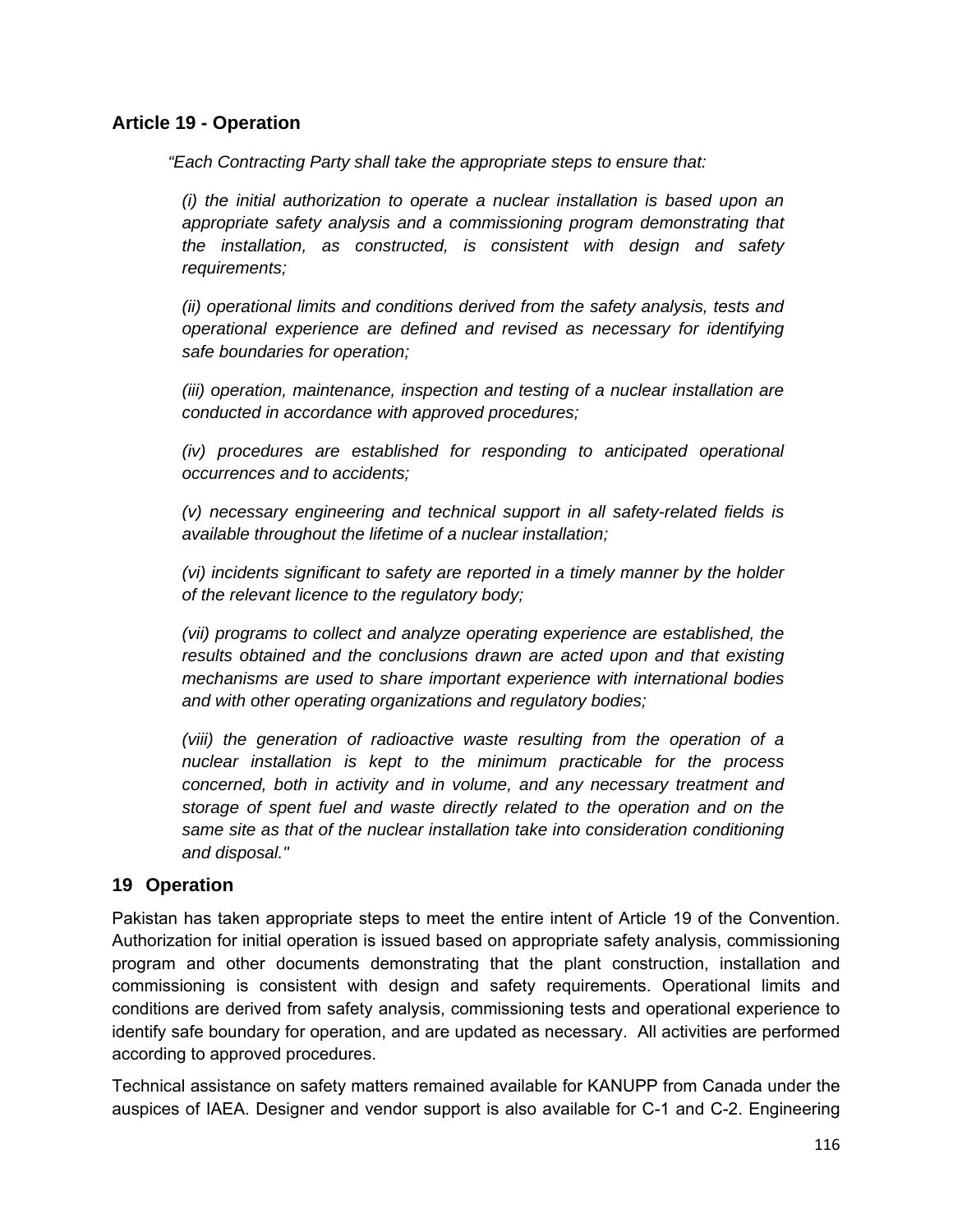### Article 19 - Operation

*"Each Contracting Party shall take the appropriate steps to ensure that:*

*(i) the initial authorization to operate a nuclear installation is based upon an appropriate safety analysis and a commissioning program demonstrating that the installation, as constructed, is consistent with design and safety requirements;*

*(ii) operational limits and conditions derived from the safety analysis, tests and operational experience are defined and revised as necessary for identifying safe boundaries for operation;*

*(iii) operation, maintenance, inspection and testing of a nuclear installation are conducted in accordance with approved procedures;*

*(iv) procedures are established for responding to anticipated operational occurrences and to accidents;*

*(v) necessary engineering and technical support in all safety-related fields is available throughout the lifetime of a nuclear installation;*

*(vi) incidents significant to safety are reported in a timely manner by the holder of the relevant licence to the regulatory body;*

*(vii) programs to collect and analyze operating experience are established, the results obtained and the conclusions drawn are acted upon and that existing mechanisms are used to share important experience with international bodies and with other operating organizations and regulatory bodies;*

*(viii) the generation of radioactive waste resulting from the operation of a nuclear installation is kept to the minimum practicable for the process concerned, both in activity and in volume, and any necessary treatment and storage of spent fuel and waste directly related to the operation and on the same site as that of the nuclear installation take into consideration conditioning and disposal."*

## 19 Operation

Pakistan has taken appropriate steps to meet the entire intent of Article 19 of the Convention. Authorization for initial operation is issued based on appropriate safety analysis, commissioning program and other documents demonstrating that the plant construction, installation and commissioning is consistent with design and safety requirements. Operational limits and conditions are derived from safety analysis, commissioning tests and operational experience to identify safe boundary for operation, and are updated as necessary. All activities are performed according to approved procedures.

Technical assistance on safety matters remained available for KANUPP from Canada under the auspices of IAEA. Designer and vendor support is also available for C-1 and C-2. Engineering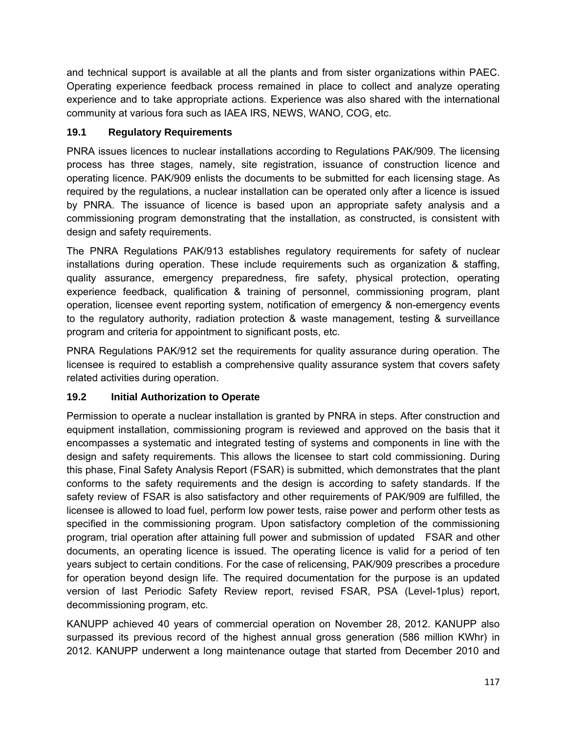and technical support is available at all the plants and from sister organizations within PAEC. Operating experience feedback process remained in place to collect and analyze operating experience and to take appropriate actions. Experience was also shared with the international community at various fora such as IAEA IRS, NEWS, WANO, COG, etc.

### 19.1 Regulatory Requirements

PNRA issues licences to nuclear installations according to Regulations PAK/909. The licensing process has three stages, namely, site registration, issuance of construction licence and operating licence. PAK/909 enlists the documents to be submitted for each licensing stage. As required by the regulations, a nuclear installation can be operated only after a licence is issued by PNRA. The issuance of licence is based upon an appropriate safety analysis and a commissioning program demonstrating that the installation, as constructed, is consistent with design and safety requirements.

The PNRA Regulations PAK/913 establishes regulatory requirements for safety of nuclear installations during operation. These include requirements such as organization & staffing, quality assurance, emergency preparedness, fire safety, physical protection, operating experience feedback, qualification & training of personnel, commissioning program, plant operation, licensee event reporting system, notification of emergency & non-emergency events to the regulatory authority, radiation protection & waste management, testing & surveillance program and criteria for appointment to significant posts, etc.

PNRA Regulations PAK/912 set the requirements for quality assurance during operation. The licensee is required to establish a comprehensive quality assurance system that covers safety related activities during operation.

### 19.2 Initial Authorization to Operate

Permission to operate a nuclear installation is granted by PNRA in steps. After construction and equipment installation, commissioning program is reviewed and approved on the basis that it encompasses a systematic and integrated testing of systems and components in line with the design and safety requirements. This allows the licensee to start cold commissioning. During this phase, Final Safety Analysis Report (FSAR) is submitted, which demonstrates that the plant conforms to the safety requirements and the design is according to safety standards. If the safety review of FSAR is also satisfactory and other requirements of PAK/909 are fulfilled, the licensee is allowed to load fuel, perform low power tests, raise power and perform other tests as specified in the commissioning program. Upon satisfactory completion of the commissioning program, trial operation after attaining full power and submission of updated FSAR and other documents, an operating licence is issued. The operating licence is valid for a period of ten years subject to certain conditions. For the case of relicensing, PAK/909 prescribes a procedure for operation beyond design life. The required documentation for the purpose is an updated version of last Periodic Safety Review report, revised FSAR, PSA (Level-1plus) report, decommissioning program, etc.

KANUPP achieved 40 years of commercial operation on November 28, 2012. KANUPP also surpassed its previous record of the highest annual gross generation (586 million KWhr) in 2012. KANUPP underwent a long maintenance outage that started from December 2010 and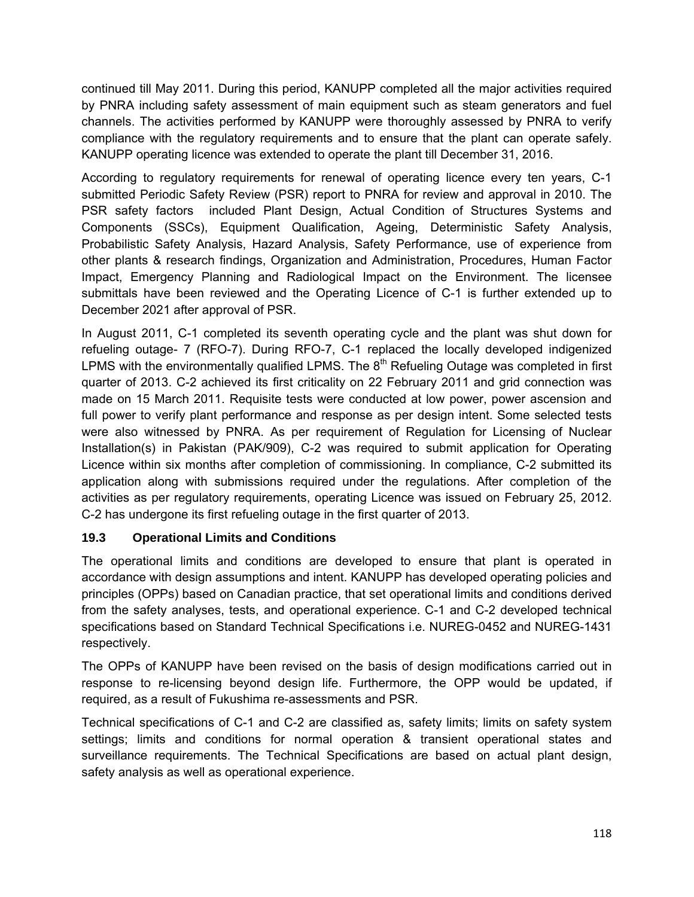continued till May 2011. During this period, KANUPP completed all the major activities required by PNRA including safety assessment of main equipment such as steam generators and fuel channels. The activities performed by KANUPP were thoroughly assessed by PNRA to verify compliance with the regulatory requirements and to ensure that the plant can operate safely. KANUPP operating licence was extended to operate the plant till December 31, 2016.

According to regulatory requirements for renewal of operating licence every ten years, C-1 submitted Periodic Safety Review (PSR) report to PNRA for review and approval in 2010. The PSR safety factors included Plant Design, Actual Condition of Structures Systems and Components (SSCs), Equipment Qualification, Ageing, Deterministic Safety Analysis, Probabilistic Safety Analysis, Hazard Analysis, Safety Performance, use of experience from other plants & research findings, Organization and Administration, Procedures, Human Factor Impact, Emergency Planning and Radiological Impact on the Environment. The licensee submittals have been reviewed and the Operating Licence of C-1 is further extended up to December 2021 after approval of PSR.

In August 2011, C-1 completed its seventh operating cycle and the plant was shut down for refueling outage- 7 (RFO-7). During RFO-7, C-1 replaced the locally developed indigenized LPMS with the environmentally qualified LPMS. The 8th Refueling Outage was completed in first quarter of 2013. C-2 achieved its first criticality on 22 February 2011 and grid connection was made on 15 March 2011. Requisite tests were conducted at low power, power ascension and full power to verify plant performance and response as per design intent. Some selected tests were also witnessed by PNRA. As per requirement of Regulation for Licensing of Nuclear Installation(s) in Pakistan (PAK/909), C-2 was required to submit application for Operating Licence within six months after completion of commissioning. In compliance, C-2 submitted its application along with submissions required under the regulations. After completion of the activities as per regulatory requirements, operating Licence was issued on February 25, 2012. C-2 has undergone its first refueling outage in the first quarter of 2013.

### 19.3 Operational Limits and Conditions

The operational limits and conditions are developed to ensure that plant is operated in accordance with design assumptions and intent. KANUPP has developed operating policies and principles (OPPs) based on Canadian practice, that set operational limits and conditions derived from the safety analyses, tests, and operational experience. C-1 and C-2 developed technical specifications based on Standard Technical Specifications i.e. NUREG-0452 and NUREG-1431 respectively.

The OPPs of KANUPP have been revised on the basis of design modifications carried out in response to re-licensing beyond design life. Furthermore, the OPP would be updated, if required, as a result of Fukushima re-assessments and PSR.

Technical specifications of C-1 and C-2 are classified as, safety limits; limits on safety system settings; limits and conditions for normal operation & transient operational states and surveillance requirements. The Technical Specifications are based on actual plant design, safety analysis as well as operational experience.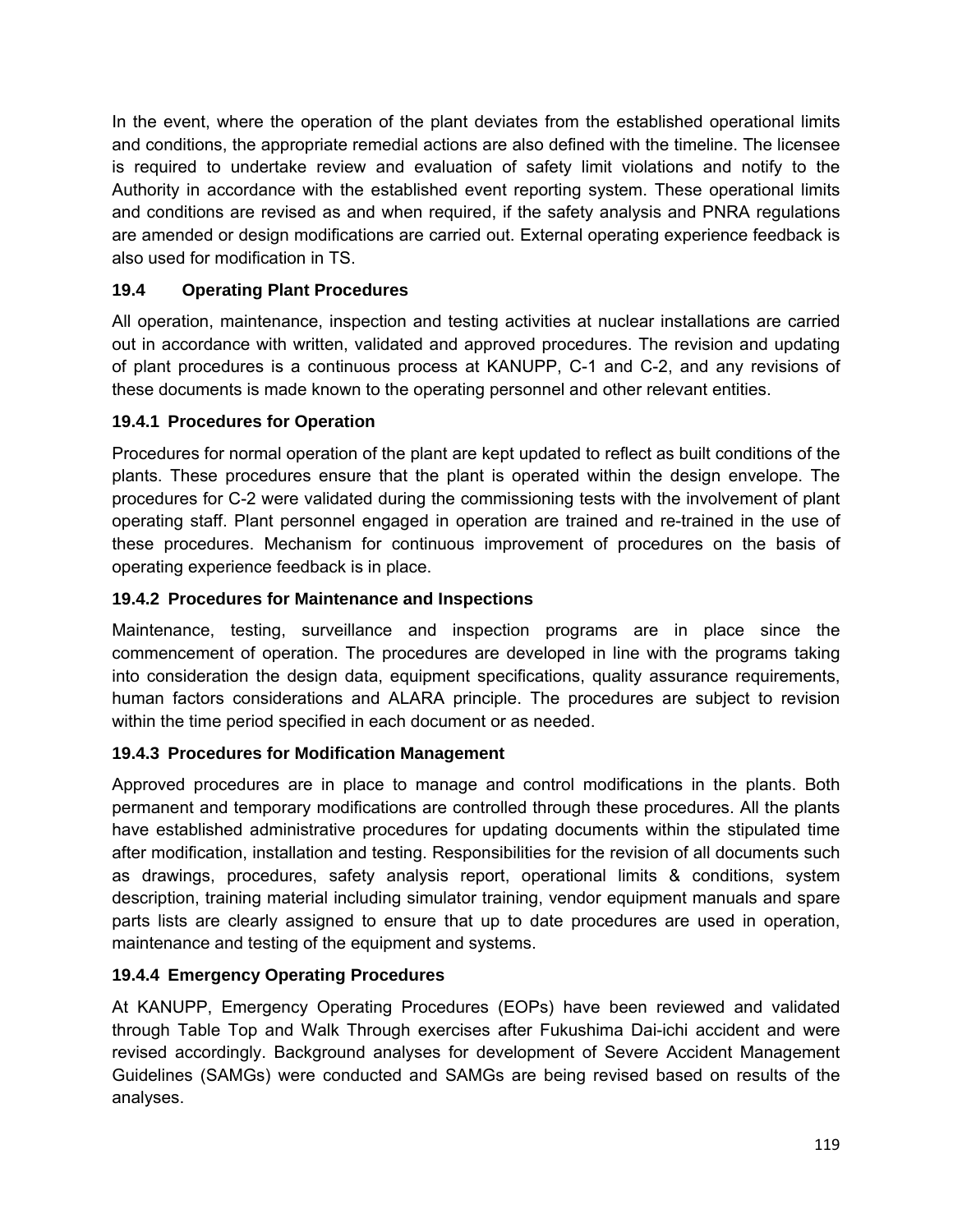In the event, where the operation of the plant deviates from the established operational limits and conditions, the appropriate remedial actions are also defined with the timeline. The licensee is required to undertake review and evaluation of safety limit violations and notify to the Authority in accordance with the established event reporting system. These operational limits and conditions are revised as and when required, if the safety analysis and PNRA regulations are amended or design modifications are carried out. External operating experience feedback is also used for modification in TS.

### 19.4 Operating Plant Procedures

All operation, maintenance, inspection and testing activities at nuclear installations are carried out in accordance with written, validated and approved procedures. The revision and updating of plant procedures is a continuous process at KANUPP, C-1 and C-2, and any revisions of these documents is made known to the operating personnel and other relevant entities.

#### 19.4.1 Procedures for Operation

Procedures for normal operation of the plant are kept updated to reflect as built conditions of the plants. These procedures ensure that the plant is operated within the design envelope. The procedures for C-2 were validated during the commissioning tests with the involvement of plant operating staff. Plant personnel engaged in operation are trained and re-trained in the use of these procedures. Mechanism for continuous improvement of procedures on the basis of operating experience feedback is in place.

#### 19.4.2 Procedures for Maintenance and Inspections

Maintenance, testing, surveillance and inspection programs are in place since the commencement of operation. The procedures are developed in line with the programs taking into consideration the design data, equipment specifications, quality assurance requirements, human factors considerations and ALARA principle. The procedures are subject to revision within the time period specified in each document or as needed.

#### 19.4.3 Procedures for Modification Management

Approved procedures are in place to manage and control modifications in the plants. Both permanent and temporary modifications are controlled through these procedures. All the plants have established administrative procedures for updating documents within the stipulated time after modification, installation and testing. Responsibilities for the revision of all documents such as drawings, procedures, safety analysis report, operational limits & conditions, system description, training material including simulator training, vendor equipment manuals and spare parts lists are clearly assigned to ensure that up to date procedures are used in operation, maintenance and testing of the equipment and systems.

#### 19.4.4 Emergency Operating Procedures

At KANUPP, Emergency Operating Procedures (EOPs) have been reviewed and validated through Table Top and Walk Through exercises after Fukushima Dai-ichi accident and were revised accordingly. Background analyses for development of Severe Accident Management Guidelines (SAMGs) were conducted and SAMGs are being revised based on results of the analyses.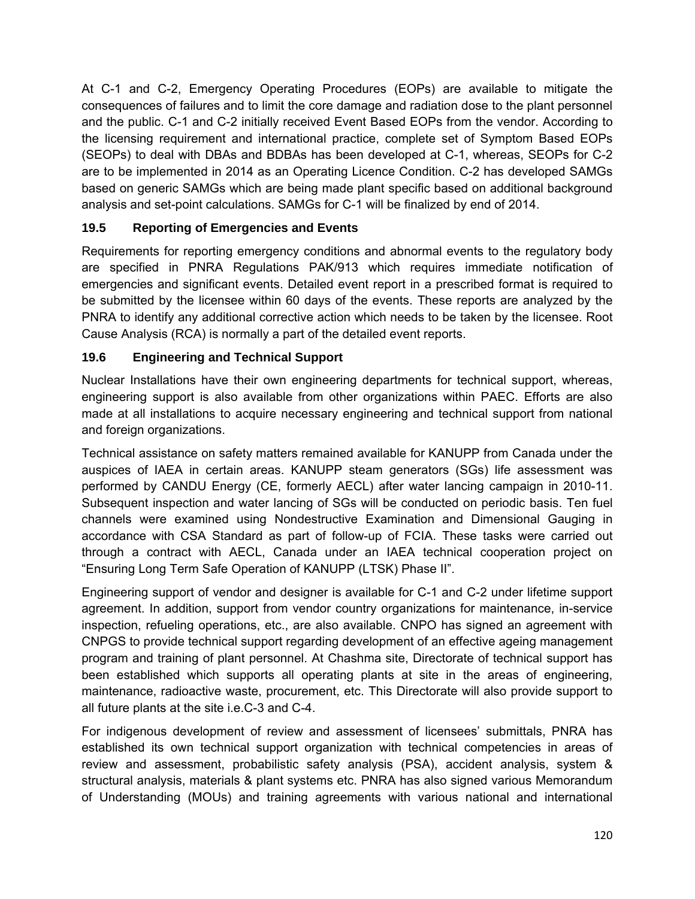At C-1 and C-2, Emergency Operating Procedures (EOPs) are available to mitigate the consequences of failures and to limit the core damage and radiation dose to the plant personnel and the public. C-1 and C-2 initially received Event Based EOPs from the vendor. According to the licensing requirement and international practice, complete set of Symptom Based EOPs (SEOPs) to deal with DBAs and BDBAs has been developed at C-1, whereas, SEOPs for C-2 are to be implemented in 2014 as an Operating Licence Condition. C-2 has developed SAMGs based on generic SAMGs which are being made plant specific based on additional background analysis and set-point calculations. SAMGs for C-1 will be finalized by end of 2014.

### 19.5 Reporting of Emergencies and Events

Requirements for reporting emergency conditions and abnormal events to the regulatory body are specified in PNRA Regulations PAK/913 which requires immediate notification of emergencies and significant events. Detailed event report in a prescribed format is required to be submitted by the licensee within 60 days of the events. These reports are analyzed by the PNRA to identify any additional corrective action which needs to be taken by the licensee. Root Cause Analysis (RCA) is normally a part of the detailed event reports.

### 19.6 Engineering and Technical Support

Nuclear Installations have their own engineering departments for technical support, whereas, engineering support is also available from other organizations within PAEC. Efforts are also made at all installations to acquire necessary engineering and technical support from national and foreign organizations.

Technical assistance on safety matters remained available for KANUPP from Canada under the auspices of IAEA in certain areas. KANUPP steam generators (SGs) life assessment was performed by CANDU Energy (CE, formerly AECL) after water lancing campaign in 2010-11. Subsequent inspection and water lancing of SGs will be conducted on periodic basis. Ten fuel channels were examined using Nondestructive Examination and Dimensional Gauging in accordance with CSA Standard as part of follow-up of FCIA. These tasks were carried out through a contract with AECL, Canada under an IAEA technical cooperation project on “Ensuring Long Term Safe Operation of KANUPP (LTSK) Phase II”.

Engineering support of vendor and designer is available for C-1 and C-2 under lifetime support agreement. In addition, support from vendor country organizations for maintenance, in-service inspection, refueling operations, etc., are also available. CNPO has signed an agreement with CNPGS to provide technical support regarding development of an effective ageing management program and training of plant personnel. At Chashma site, Directorate of technical support has been established which supports all operating plants at site in the areas of engineering, maintenance, radioactive waste, procurement, etc. This Directorate will also provide support to all future plants at the site i.e.C-3 and C-4.

For indigenous development of review and assessment of licensees’ submittals, PNRA has established its own technical support organization with technical competencies in areas of review and assessment, probabilistic safety analysis (PSA), accident analysis, system & structural analysis, materials & plant systems etc. PNRA has also signed various Memorandum of Understanding (MOUs) and training agreements with various national and international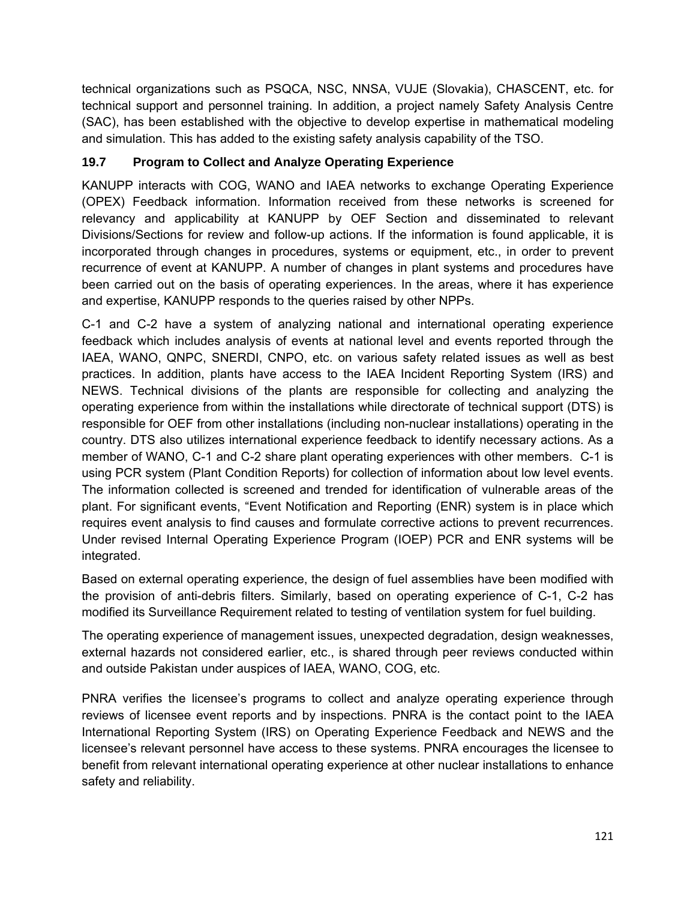technical organizations such as PSQCA, NSC, NNSA, VUJE (Slovakia), CHASCENT, etc. for technical support and personnel training. In addition, a project namely Safety Analysis Centre (SAC), has been established with the objective to develop expertise in mathematical modeling and simulation. This has added to the existing safety analysis capability of the TSO.

### 19.7 Program to Collect and Analyze Operating Experience

KANUPP interacts with COG, WANO and IAEA networks to exchange Operating Experience (OPEX) Feedback information. Information received from these networks is screened for relevancy and applicability at KANUPP by OEF Section and disseminated to relevant Divisions/Sections for review and follow-up actions. If the information is found applicable, it is incorporated through changes in procedures, systems or equipment, etc., in order to prevent recurrence of event at KANUPP. A number of changes in plant systems and procedures have been carried out on the basis of operating experiences. In the areas, where it has experience and expertise, KANUPP responds to the queries raised by other NPPs.

C-1 and C-2 have a system of analyzing national and international operating experience feedback which includes analysis of events at national level and events reported through the IAEA, WANO, QNPC, SNERDI, CNPO, etc. on various safety related issues as well as best practices. In addition, plants have access to the IAEA Incident Reporting System (IRS) and NEWS. Technical divisions of the plants are responsible for collecting and analyzing the operating experience from within the installations while directorate of technical support (DTS) is responsible for OEF from other installations (including non-nuclear installations) operating in the country. DTS also utilizes international experience feedback to identify necessary actions. As a member of WANO, C-1 and C-2 share plant operating experiences with other members. C-1 is using PCR system (Plant Condition Reports) for collection of information about low level events. The information collected is screened and trended for identification of vulnerable areas of the plant. For significant events, "Event Notification and Reporting (ENR) system is in place which requires event analysis to find causes and formulate corrective actions to prevent recurrences. Under revised Internal Operating Experience Program (IOEP) PCR and ENR systems will be integrated.

Based on external operating experience, the design of fuel assemblies have been modified with the provision of anti-debris filters. Similarly, based on operating experience of C-1, C-2 has modified its Surveillance Requirement related to testing of ventilation system for fuel building.

The operating experience of management issues, unexpected degradation, design weaknesses, external hazards not considered earlier, etc., is shared through peer reviews conducted within and outside Pakistan under auspices of IAEA, WANO, COG, etc.

PNRA verifies the licensee's programs to collect and analyze operating experience through reviews of licensee event reports and by inspections. PNRA is the contact point to the IAEA International Reporting System (IRS) on Operating Experience Feedback and NEWS and the licensee's relevant personnel have access to these systems. PNRA encourages the licensee to benefit from relevant international operating experience at other nuclear installations to enhance safety and reliability.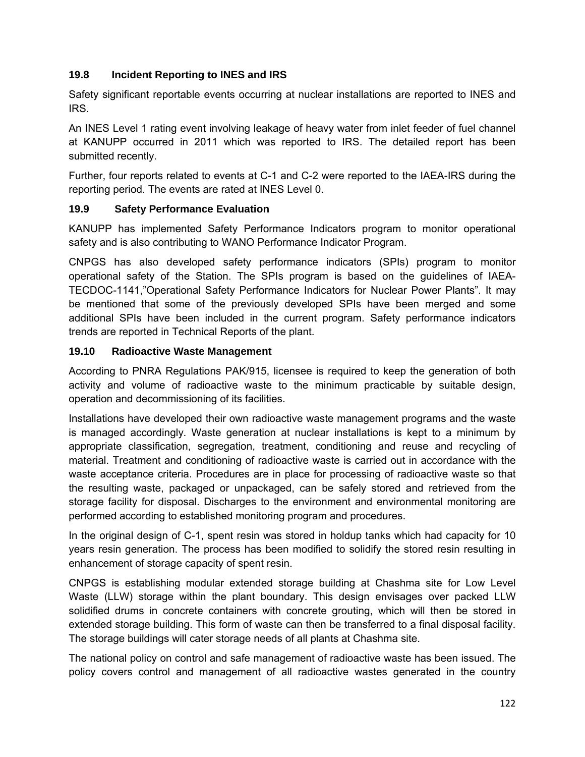### 19.8 Incident Reporting to INES and IRS

Safety significant reportable events occurring at nuclear installations are reported to INES and IRS.

An INES Level 1 rating event involving leakage of heavy water from inlet feeder of fuel channel at KANUPP occurred in 2011 which was reported to IRS. The detailed report has been submitted recently.

Further, four reports related to events at C-1 and C-2 were reported to the IAEA-IRS during the reporting period. The events are rated at INES Level 0.

### 19.9 Safety Performance Evaluation

KANUPP has implemented Safety Performance Indicators program to monitor operational safety and is also contributing to WANO Performance Indicator Program.

CNPGS has also developed safety performance indicators (SPIs) program to monitor operational safety of the Station. The SPIs program is based on the guidelines of IAEA-TECDOC-1141,"Operational Safety Performance Indicators for Nuclear Power Plants". It may be mentioned that some of the previously developed SPIs have been merged and some additional SPIs have been included in the current program. Safety performance indicators trends are reported in Technical Reports of the plant.

### 19.10 Radioactive Waste Management

According to PNRA Regulations PAK/915, licensee is required to keep the generation of both activity and volume of radioactive waste to the minimum practicable by suitable design, operation and decommissioning of its facilities.

Installations have developed their own radioactive waste management programs and the waste is managed accordingly. Waste generation at nuclear installations is kept to a minimum by appropriate classification, segregation, treatment, conditioning and reuse and recycling of material. Treatment and conditioning of radioactive waste is carried out in accordance with the waste acceptance criteria. Procedures are in place for processing of radioactive waste so that the resulting waste, packaged or unpackaged, can be safely stored and retrieved from the storage facility for disposal. Discharges to the environment and environmental monitoring are performed according to established monitoring program and procedures.

In the original design of C-1, spent resin was stored in holdup tanks which had capacity for 10 years resin generation. The process has been modified to solidify the stored resin resulting in enhancement of storage capacity of spent resin.

CNPGS is establishing modular extended storage building at Chashma site for Low Level Waste (LLW) storage within the plant boundary. This design envisages over packed LLW solidified drums in concrete containers with concrete grouting, which will then be stored in extended storage building. This form of waste can then be transferred to a final disposal facility. The storage buildings will cater storage needs of all plants at Chashma site.

The national policy on control and safe management of radioactive waste has been issued. The policy covers control and management of all radioactive wastes generated in the country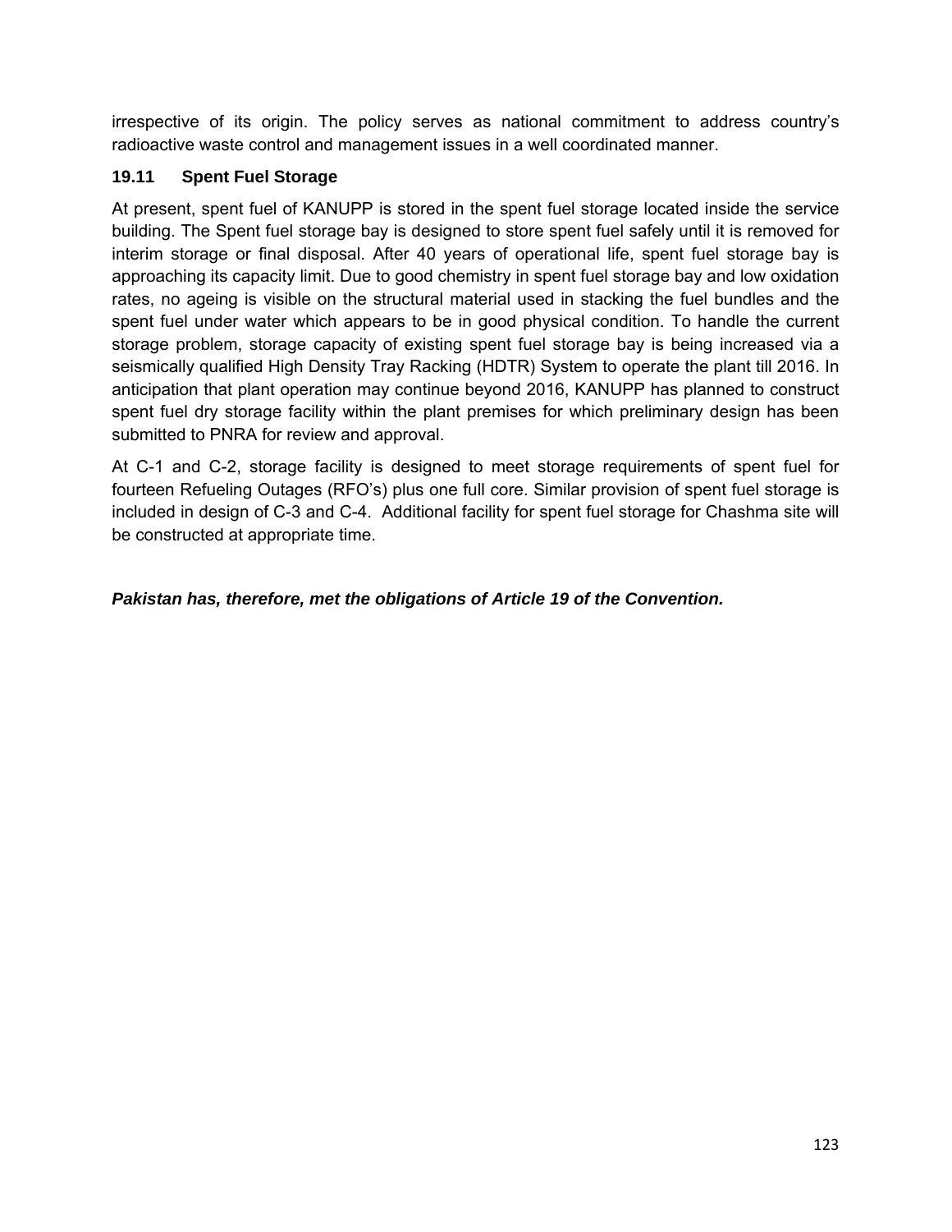irrespective of its origin. The policy serves as national commitment to address country's radioactive waste control and management issues in a well coordinated manner.

### 19.11 Spent Fuel Storage

At present, spent fuel of KANUPP is stored in the spent fuel storage located inside the service building. The Spent fuel storage bay is designed to store spent fuel safely until it is removed for interim storage or final disposal. After 40 years of operational life, spent fuel storage bay is approaching its capacity limit. Due to good chemistry in spent fuel storage bay and low oxidation rates, no ageing is visible on the structural material used in stacking the fuel bundles and the spent fuel under water which appears to be in good physical condition. To handle the current storage problem, storage capacity of existing spent fuel storage bay is being increased via a seismically qualified High Density Tray Racking (HDTR) System to operate the plant till 2016. In anticipation that plant operation may continue beyond 2016, KANUPP has planned to construct spent fuel dry storage facility within the plant premises for which preliminary design has been submitted to PNRA for review and approval.

At C-1 and C-2, storage facility is designed to meet storage requirements of spent fuel for fourteen Refueling Outages (RFO's) plus one full core. Similar provision of spent fuel storage is included in design of C-3 and C-4. Additional facility for spent fuel storage for Chashma site will be constructed at appropriate time.

***Pakistan has, therefore, met the obligations of Article 19 of the Convention.***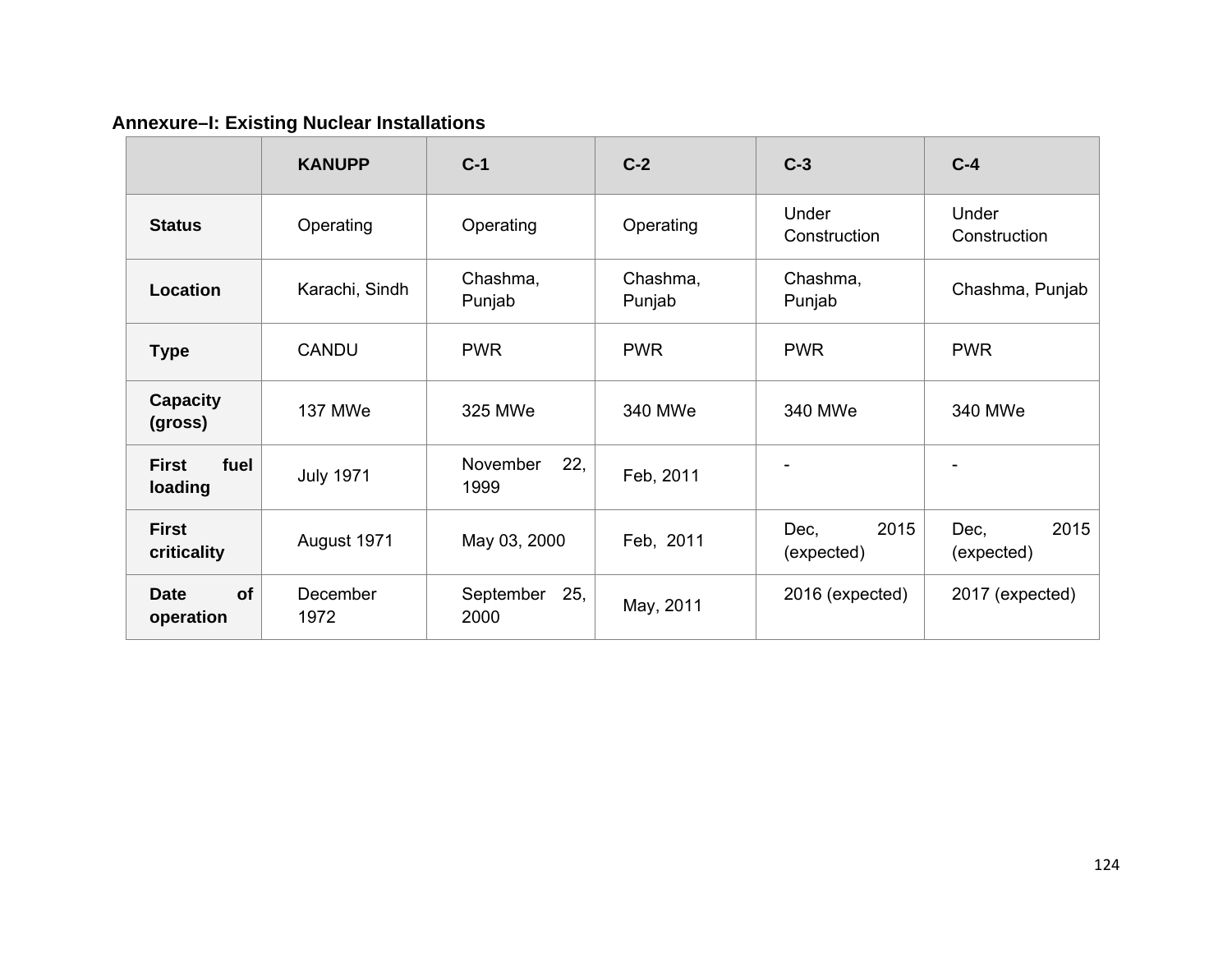**Annexure–I: Existing Nuclear Installations**

| | KANUPP | C-1 | C-2 | C-3 | C-4 |
|---|---|---|---|---|---|
| **Status** | Operating | Operating | Operating | Under Construction | Under Construction |
| **Location** | Karachi, Sindh | Chashma, Punjab | Chashma, Punjab | Chashma, Punjab | Chashma, Punjab |
| **Type** | CANDU | PWR | PWR | PWR | PWR |
| **Capacity (gross)** | 137 MWe | 325 MWe | 340 MWe | 340 MWe | 340 MWe |
| **First fuel loading** | July 1971 | November 22, 1999 | Feb, 2011 | - | - |
| **First criticality** | August 1971 | May 03, 2000 | Feb, 2011 | Dec, 2015 (expected) | Dec, 2015 (expected) |
| **Date of operation** | December 1972 | September 25, 2000 | May, 2011 | 2016 (expected) | 2017 (expected) |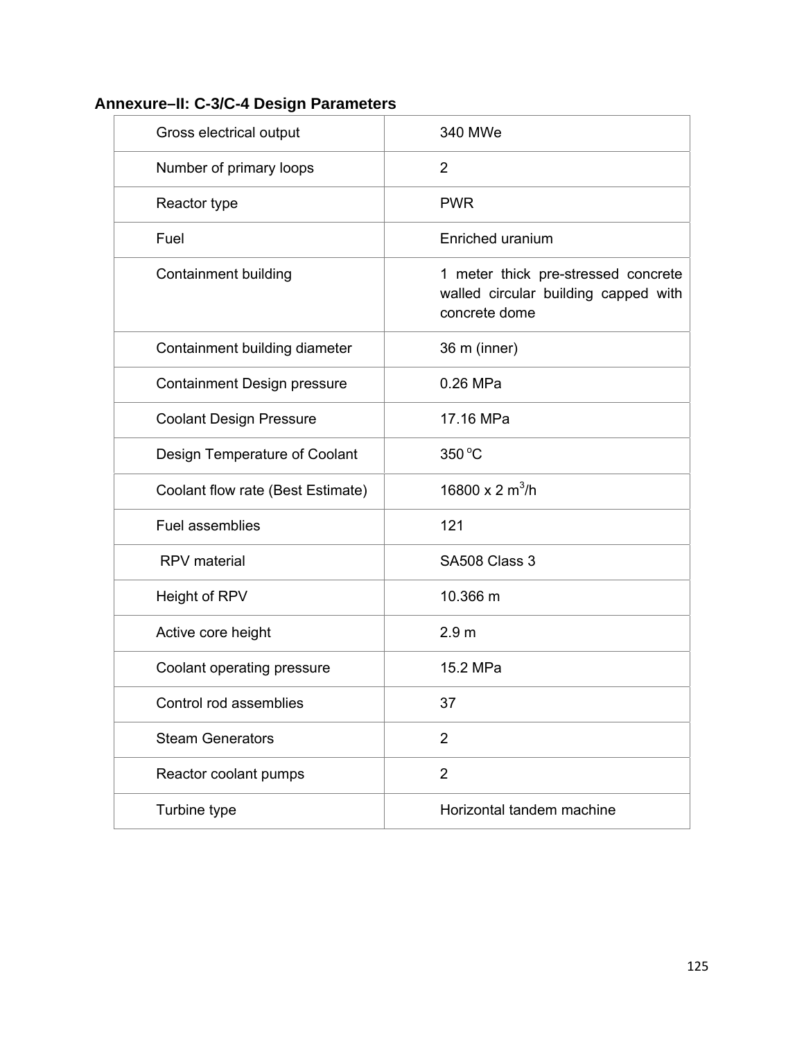## Annexure–II: C-3/C-4 Design Parameters

| | |
|---|---|
| Gross electrical output | 340 MWe |
| Number of primary loops | 2 |
| Reactor type | PWR |
| Fuel | Enriched uranium |
| Containment building | 1 meter thick pre-stressed concrete walled circular building capped with concrete dome |
| Containment building diameter | 36 m (inner) |
| Containment Design pressure | 0.26 MPa |
| Coolant Design Pressure | 17.16 MPa |
| Design Temperature of Coolant | 350 °C |
| Coolant flow rate (Best Estimate) | 16800 x 2 $m^3/h$ |
| Fuel assemblies | 121 |
| RPV material | SA508 Class 3 |
| Height of RPV | 10.366 m |
| Active core height | 2.9 m |
| Coolant operating pressure | 15.2 MPa |
| Control rod assemblies | 37 |
| Steam Generators | 2 |
| Reactor coolant pumps | 2 |
| Turbine type | Horizontal tandem machine |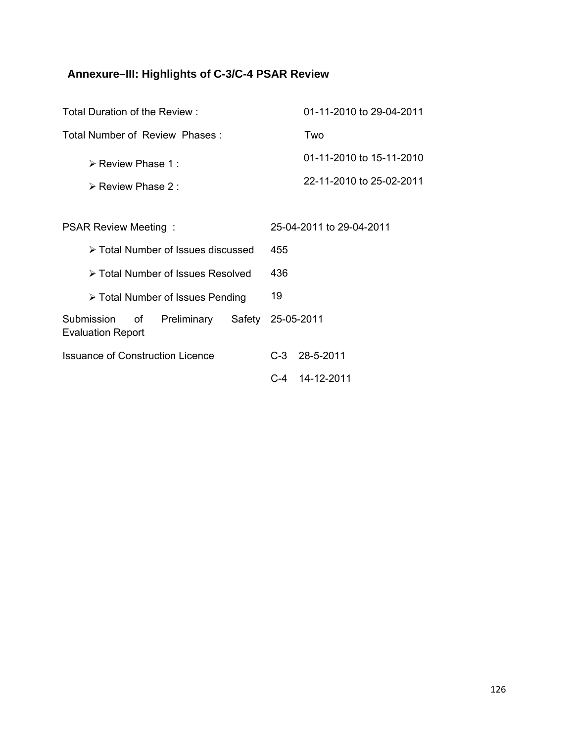## Annexure–III: Highlights of C-3/C-4 PSAR Review

Total Duration of the Review : 01-11-2010 to 29-04-2011

Total Number of Review Phases : Two

- Review Phase 1 : 01-11-2010 to 15-11-2010
- Review Phase 2 : 22-11-2010 to 25-02-2011

PSAR Review Meeting : 25-04-2011 to 29-04-2011

- Total Number of Issues discussed 455
- Total Number of Issues Resolved 436
- Total Number of Issues Pending 19

Submission of Preliminary Safety Evaluation Report 25-05-2011

Issuance of Construction Licence C-3 28-5-2011

C-4 14-12-2011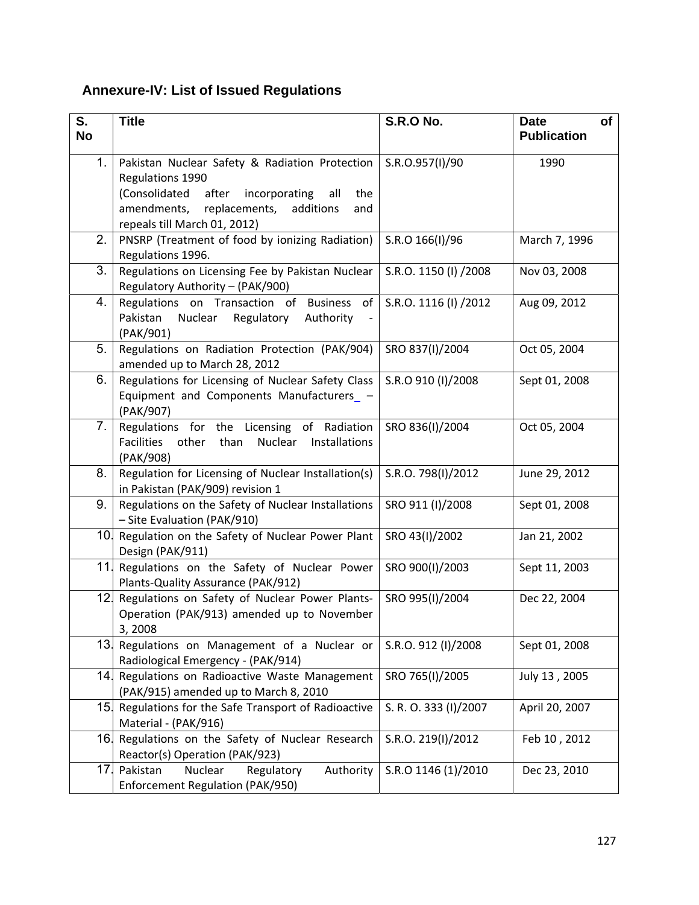## Annexure-IV: List of Issued Regulations

| S. No | Title | S.R.O No. | Date of Publication |
|---|---|---|---|
| 1. | Pakistan Nuclear Safety & Radiation Protection Regulations 1990 (Consolidated after incorporating all the amendments, replacements, additions and repeals till March 01, 2012) | S.R.O.957(I)/90 | 1990 |
| 2. | PNSRP (Treatment of food by ionizing Radiation) Regulations 1996. | S.R.O 166(I)/96 | March 7, 1996 |
| 3. | Regulations on Licensing Fee by Pakistan Nuclear Regulatory Authority – (PAK/900) | S.R.O. 1150 (I) /2008 | Nov 03, 2008 |
| 4. | Regulations on Transaction of Business of Pakistan Nuclear Regulatory Authority - (PAK/901) | S.R.O. 1116 (I) /2012 | Aug 09, 2012 |
| 5. | Regulations on Radiation Protection (PAK/904) amended up to March 28, 2012 | SRO 837(I)/2004 | Oct 05, 2004 |
| 6. | Regulations for Licensing of Nuclear Safety Class Equipment and Components Manufacturers_ – (PAK/907) | S.R.O 910 (I)/2008 | Sept 01, 2008 |
| 7. | Regulations for the Licensing of Radiation Facilities other than Nuclear Installations (PAK/908) | SRO 836(I)/2004 | Oct 05, 2004 |
| 8. | Regulation for Licensing of Nuclear Installation(s) in Pakistan (PAK/909) revision 1 | S.R.O. 798(I)/2012 | June 29, 2012 |
| 9. | Regulations on the Safety of Nuclear Installations – Site Evaluation (PAK/910) | SRO 911 (I)/2008 | Sept 01, 2008 |
| 10. | Regulation on the Safety of Nuclear Power Plant Design (PAK/911) | SRO 43(I)/2002 | Jan 21, 2002 |
| 11. | Regulations on the Safety of Nuclear Power Plants-Quality Assurance (PAK/912) | SRO 900(I)/2003 | Sept 11, 2003 |
| 12. | Regulations on Safety of Nuclear Power Plants-Operation (PAK/913) amended up to November 3, 2008 | SRO 995(I)/2004 | Dec 22, 2004 |
| 13. | Regulations on Management of a Nuclear or Radiological Emergency - (PAK/914) | S.R.O. 912 (I)/2008 | Sept 01, 2008 |
| 14. | Regulations on Radioactive Waste Management (PAK/915) amended up to March 8, 2010 | SRO 765(I)/2005 | July 13 , 2005 |
| 15. | Regulations for the Safe Transport of Radioactive Material - (PAK/916) | S. R. O. 333 (I)/2007 | April 20, 2007 |
| 16. | Regulations on the Safety of Nuclear Research Reactor(s) Operation (PAK/923) | S.R.O. 219(I)/2012 | Feb 10 , 2012 |
| 17. | Pakistan Nuclear Regulatory Authority Enforcement Regulation (PAK/950) | S.R.O 1146 (1)/2010 | Dec 23, 2010 |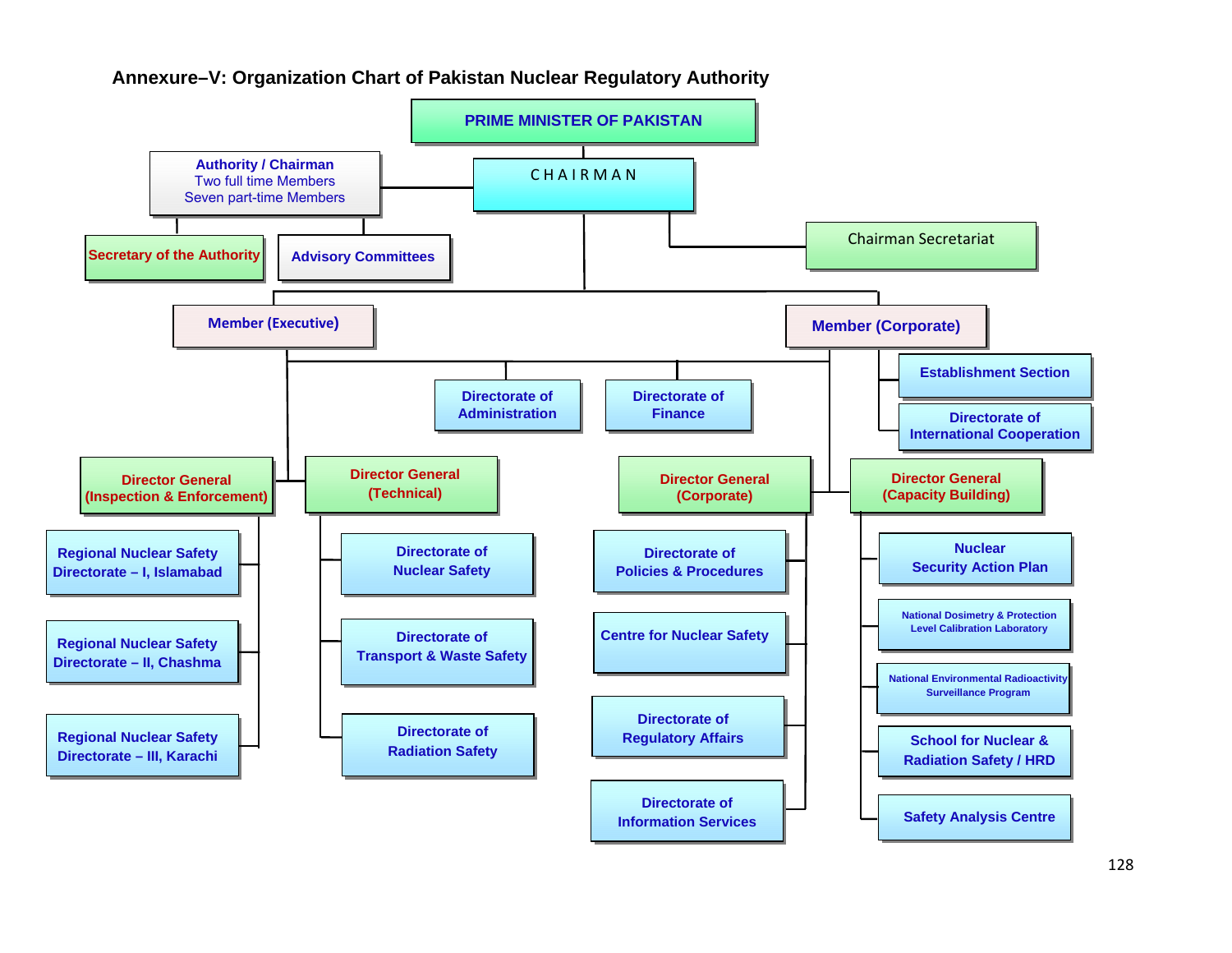## Annexure–V: Organization Chart of Pakistan Nuclear Regulatory Authority

- **PRIME MINISTER OF PAKISTAN**
  - **CHAIRMAN**
    - **Authority / Chairman**
      - Two full time Members
      - Seven part-time Members
      - Secretary of the Authority
      - Advisory Committees
    - Chairman Secretariat
    - **Member (Executive)**
      - Directorate of Administration
      - Directorate of Finance
      - **Director General (Inspection & Enforcement)**
        - Regional Nuclear Safety Directorate – I, Islamabad
        - Regional Nuclear Safety Directorate – II, Chashma
        - Regional Nuclear Safety Directorate – III, Karachi
      - **Director General (Technical)**
        - Directorate of Nuclear Safety
        - Directorate of Transport & Waste Safety
        - Directorate of Radiation Safety
    - **Member (Corporate)**
      - Establishment Section
      - Directorate of International Cooperation
      - **Director General (Corporate)**
        - Directorate of Policies & Procedures
        - Centre for Nuclear Safety
        - Directorate of Regulatory Affairs
        - Directorate of Information Services
      - **Director General (Capacity Building)**
        - Nuclear Security Action Plan
        - National Dosimetry & Protection Level Calibration Laboratory
        - National Environmental Radioactivity Surveillance Program
        - School for Nuclear & Radiation Safety / HRD
        - Safety Analysis Centre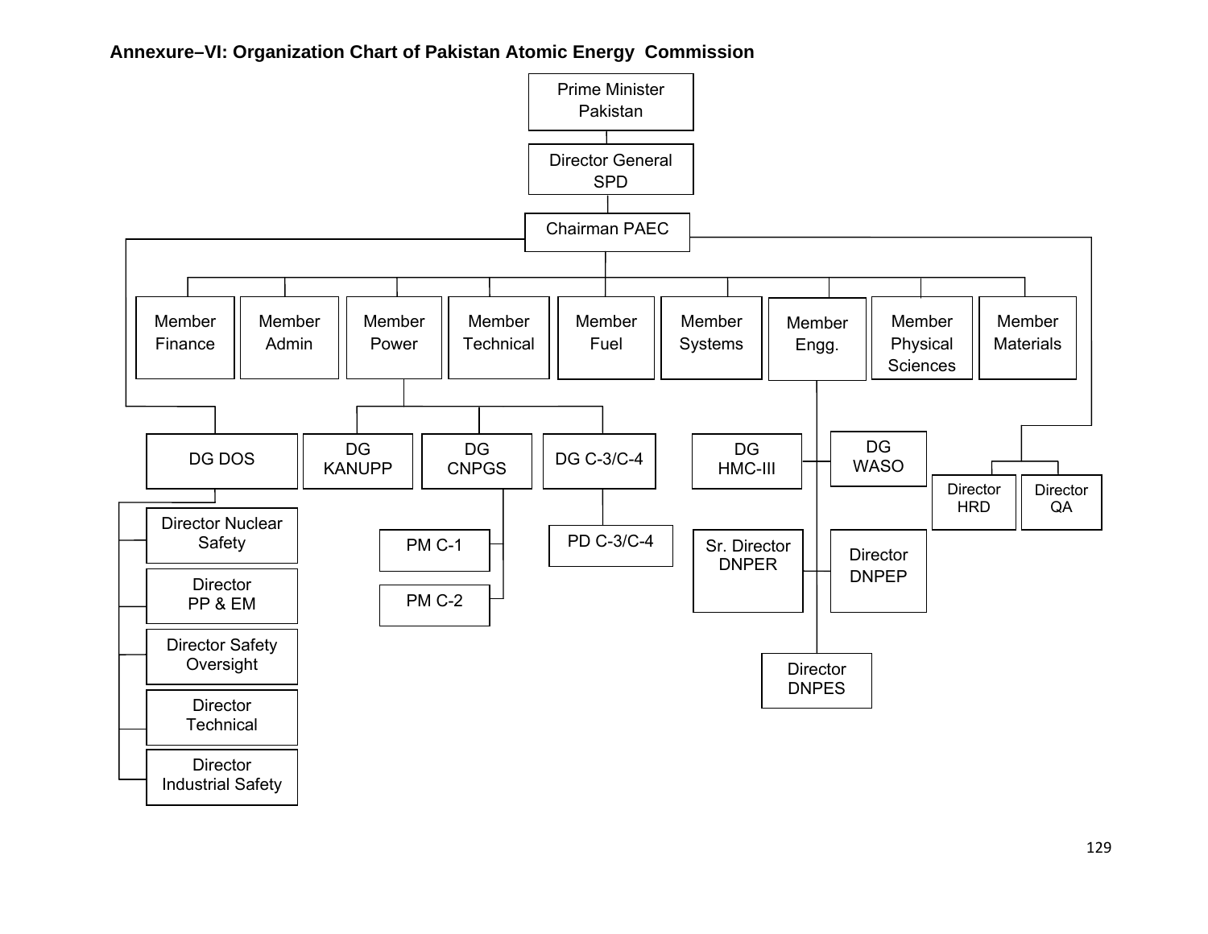**Annexure–VI: Organization Chart of Pakistan Atomic Energy Commission**

- Prime Minister Pakistan
  - Director General SPD
    - Chairman PAEC
      - Member Finance
      - Member Admin
      - Member Power
        - DG KANUPP
        - DG CNPGS
          - PM C-1
          - PM C-2
        - DG C-3/C-4
          - PD C-3/C-4
      - Member Technical
      - Member Fuel
      - Member Systems
      - Member Engg.
        - DG HMC-III
        - DG WASO
        - Sr. Director DNPER
        - Director DNPEP
        - Director DNPES
      - Member Physical Sciences
      - Member Materials
      - DG DOS
        - Director Nuclear Safety
        - Director PP & EM
        - Director Safety Oversight
        - Director Technical
        - Director Industrial Safety
      - Director HRD
      - Director QA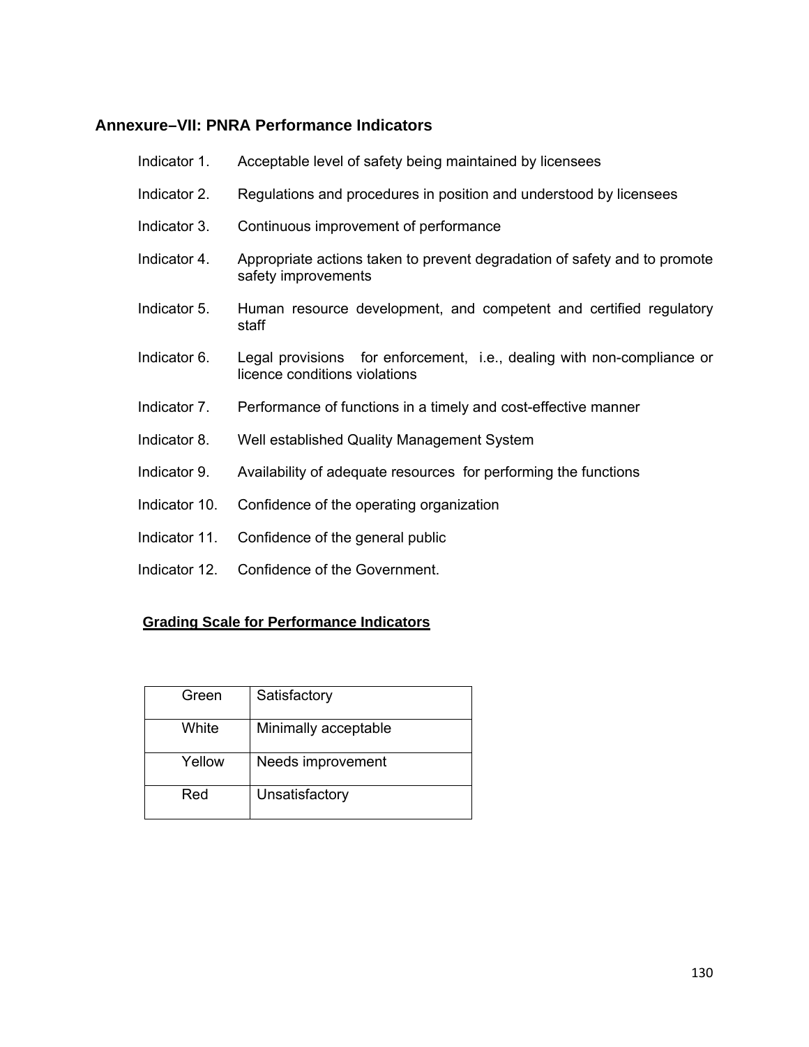## Annexure–VII: PNRA Performance Indicators

Indicator 1. Acceptable level of safety being maintained by licensees

Indicator 2. Regulations and procedures in position and understood by licensees

Indicator 3. Continuous improvement of performance

Indicator 4. Appropriate actions taken to prevent degradation of safety and to promote safety improvements

Indicator 5. Human resource development, and competent and certified regulatory staff

Indicator 6. Legal provisions for enforcement, i.e., dealing with non-compliance or licence conditions violations

Indicator 7. Performance of functions in a timely and cost-effective manner

Indicator 8. Well established Quality Management System

Indicator 9. Availability of adequate resources for performing the functions

Indicator 10. Confidence of the operating organization

Indicator 11. Confidence of the general public

Indicator 12. Confidence of the Government.

**Grading Scale for Performance Indicators**

| Green | Satisfactory |
|---|---|
| White | Minimally acceptable |
| Yellow | Needs improvement |
| Red | Unsatisfactory |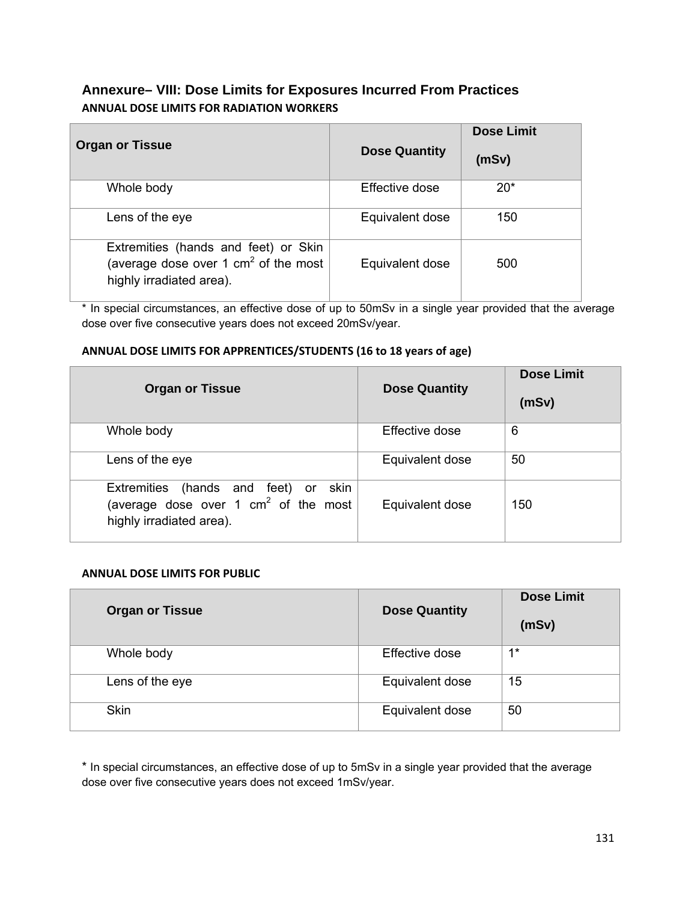## Annexure– VIII: Dose Limits for Exposures Incurred From Practices

**ANNUAL DOSE LIMITS FOR RADIATION WORKERS**

| Organ or Tissue | Dose Quantity | Dose Limit (mSv) |
|---|---|---|
| Whole body | Effective dose | 20* |
| Lens of the eye | Equivalent dose | 150 |
| Extremities (hands and feet) or Skin (average dose over 1 $cm^2$ of the most highly irradiated area). | Equivalent dose | 500 |

* In special circumstances, an effective dose of up to 50mSv in a single year provided that the average dose over five consecutive years does not exceed 20mSv/year.

**ANNUAL DOSE LIMITS FOR APPRENTICES/STUDENTS (16 to 18 years of age)**

| Organ or Tissue | Dose Quantity | Dose Limit (mSv) |
|---|---|---|
| Whole body | Effective dose | 6 |
| Lens of the eye | Equivalent dose | 50 |
| Extremities (hands and feet) or skin (average dose over 1 $cm^2$ of the most highly irradiated area). | Equivalent dose | 150 |

**ANNUAL DOSE LIMITS FOR PUBLIC**

| Organ or Tissue | Dose Quantity | Dose Limit (mSv) |
|---|---|---|
| Whole body | Effective dose | 1* |
| Lens of the eye | Equivalent dose | 15 |
| Skin | Equivalent dose | 50 |

* In special circumstances, an effective dose of up to 5mSv in a single year provided that the average dose over five consecutive years does not exceed 1mSv/year.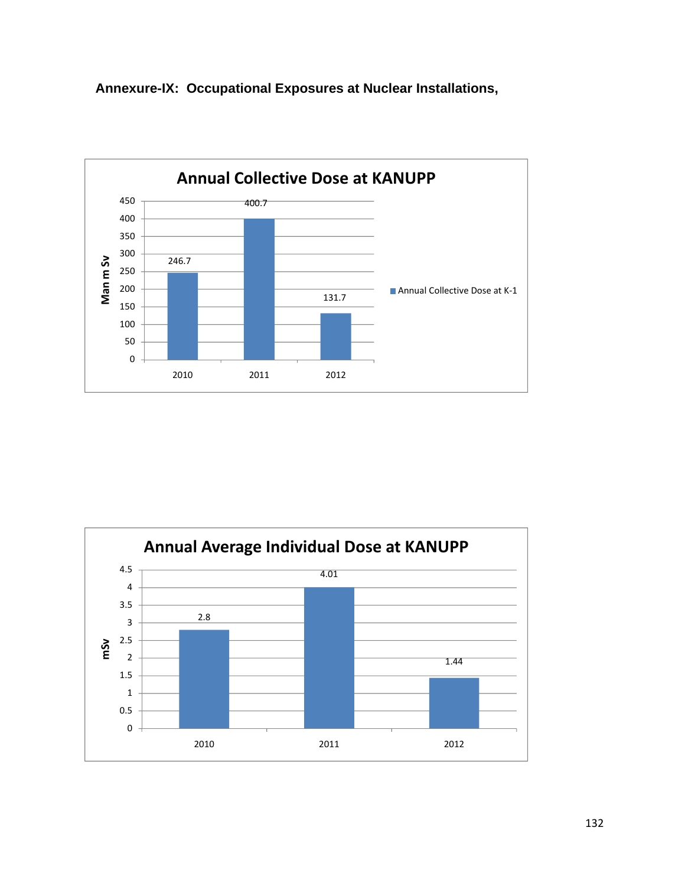**Annexure-IX: Occupational Exposures at Nuclear Installations,**

**Annual Collective Dose at KANUPP**

| Year | Annual Collective Dose at K-1 (Man m Sv) |
|---|---|
| 2010 | 246.7 |
| 2011 | 400.7 |
| 2012 | 131.7 |

**Annual Average Individual Dose at KANUPP**

| Year | mSv |
|---|---|
| 2010 | 2.8 |
| 2011 | 4.01 |
| 2012 | 1.44 |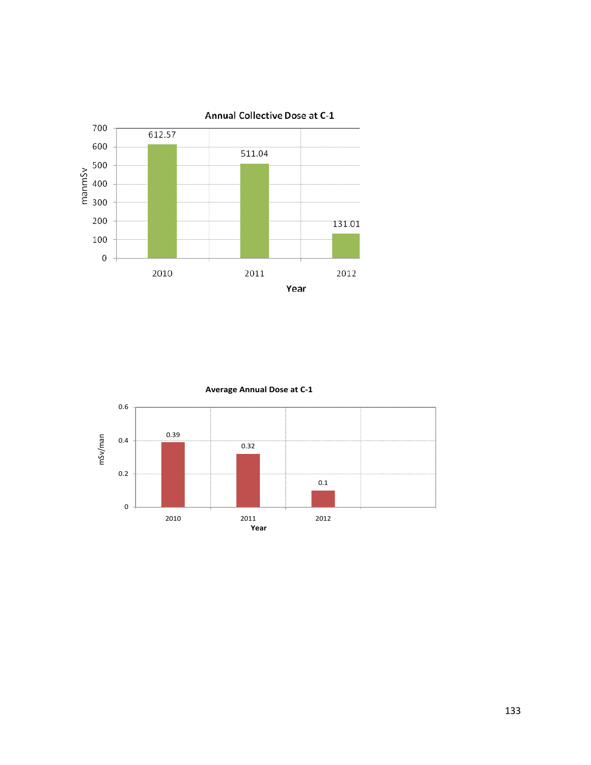**Annual Collective Dose at C-1**

| Year | manmSv |
| --- | --- |
| 2010 | 612.57 |
| 2011 | 511.04 |
| 2012 | 131.01 |

**Average Annual Dose at C-1**

| Year | mSv/man |
| --- | --- |
| 2010 | 0.39 |
| 2011 | 0.32 |
| 2012 | 0.1 |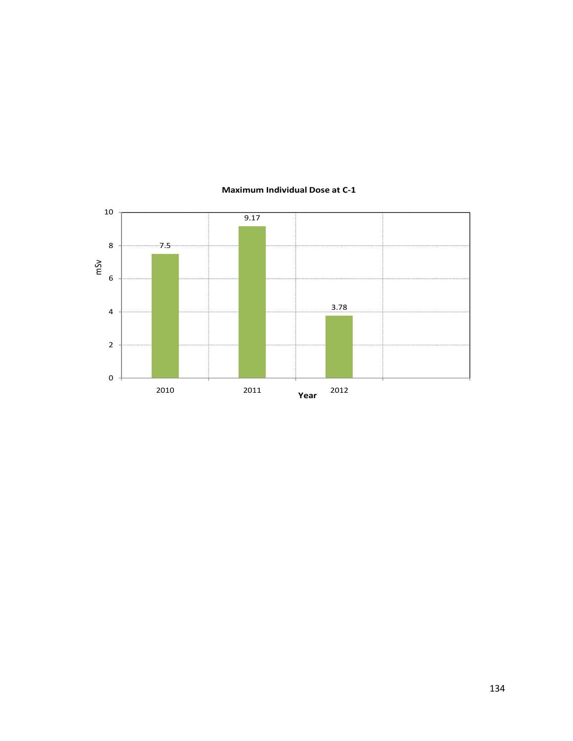**Maximum Individual Dose at C-1**

| Year | mSv |
|---|---|
| 2010 | 7.5 |
| 2011 | 9.17 |
| 2012 | 3.78 |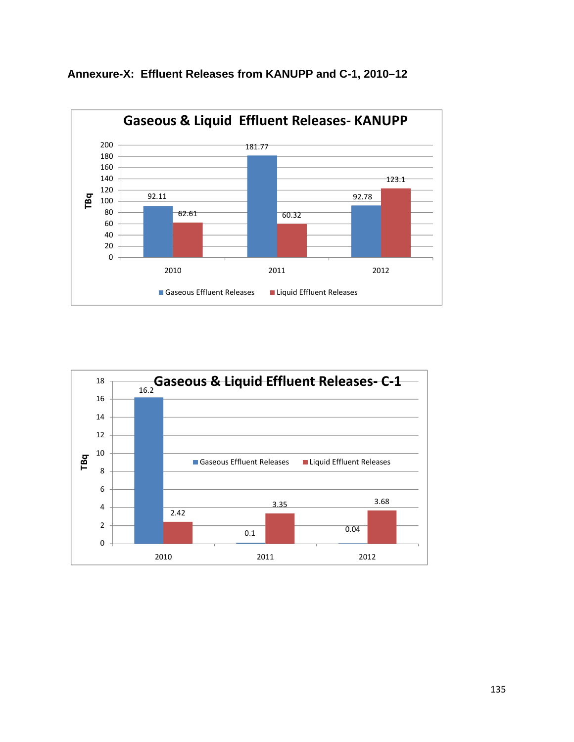## Annexure-X: Effluent Releases from KANUPP and C-1, 2010–12

**Gaseous & Liquid Effluent Releases- KANUPP**

| Year | Gaseous Effluent Releases (TBq) | Liquid Effluent Releases (TBq) |
|---|---|---|
| 2010 | 92.11 | 62.61 |
| 2011 | 181.77 | 60.32 |
| 2012 | 92.78 | 123.1 |

**Gaseous & Liquid Effluent Releases- C-1**

| Year | Gaseous Effluent Releases (TBq) | Liquid Effluent Releases (TBq) |
|---|---|---|
| 2010 | 16.2 | 2.42 |
| 2011 | 0.1 | 3.35 |
| 2012 | 0.04 | 3.68 |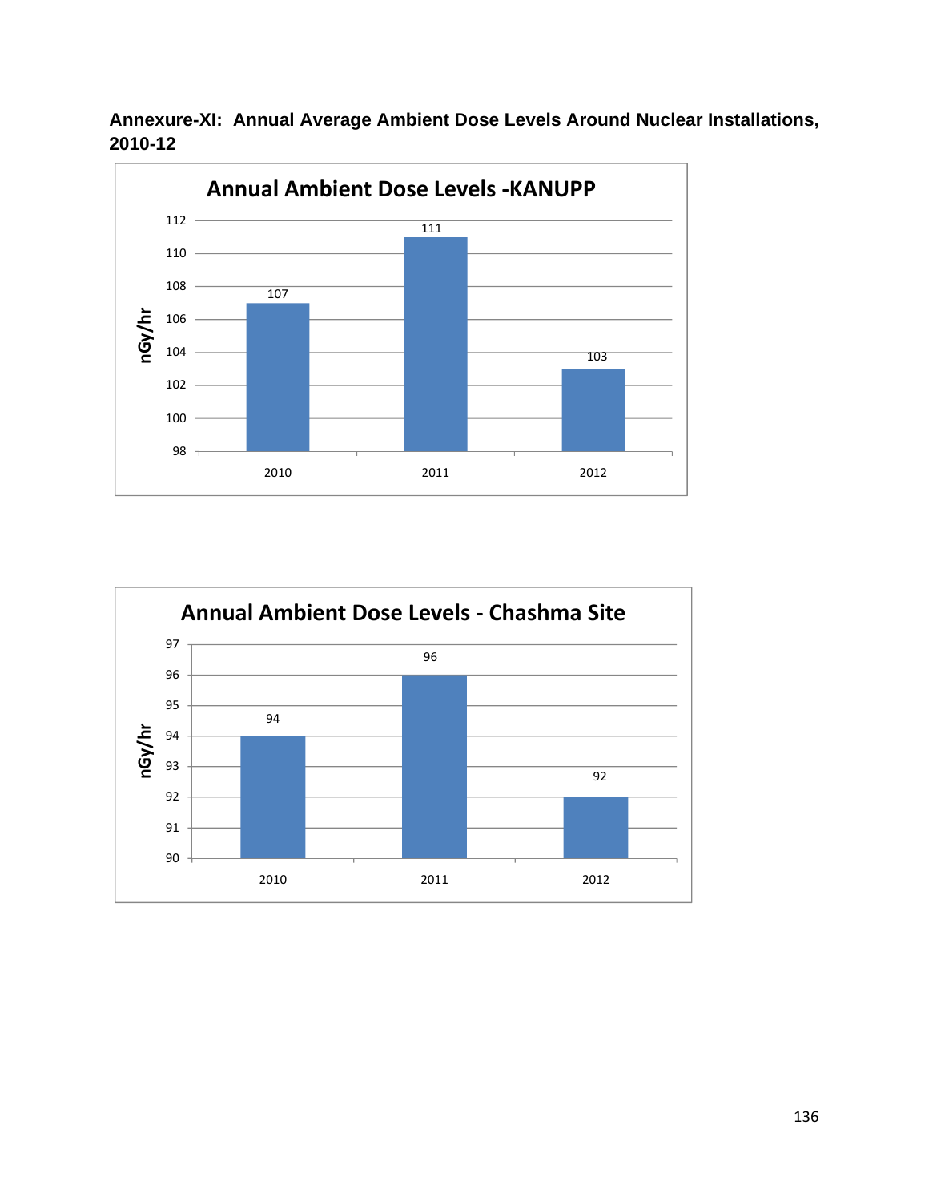**Annexure-XI: Annual Average Ambient Dose Levels Around Nuclear Installations, 2010-12**

**Annual Ambient Dose Levels -KANUPP**

| Year | nGy/hr |
|---|---|
| 2010 | 107 |
| 2011 | 111 |
| 2012 | 103 |

**Annual Ambient Dose Levels - Chashma Site**

| Year | nGy/hr |
|---|---|
| 2010 | 94 |
| 2011 | 96 |
| 2012 | 92 |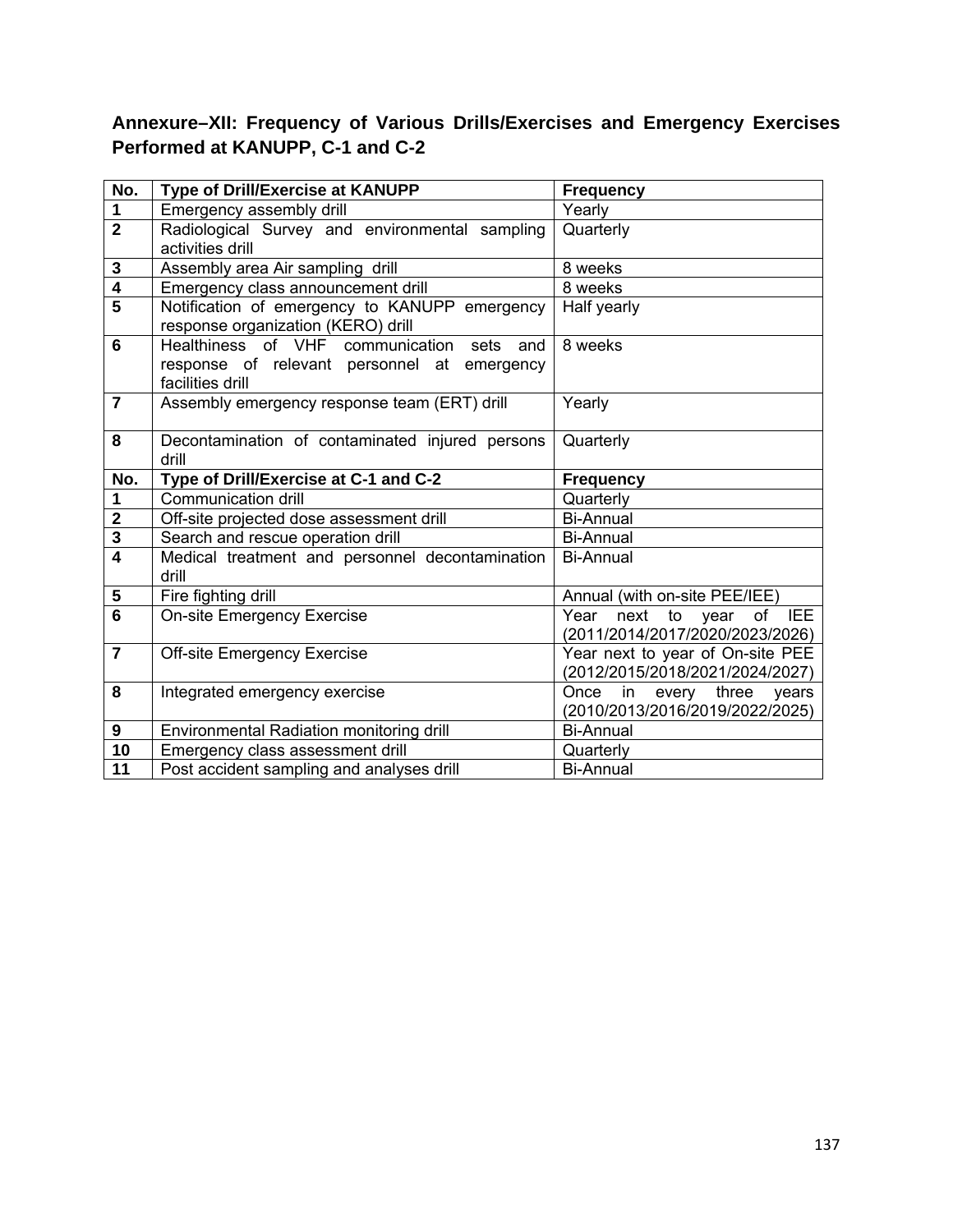## Annexure–XII: Frequency of Various Drills/Exercises and Emergency Exercises Performed at KANUPP, C-1 and C-2

| No. | Type of Drill/Exercise at KANUPP | Frequency |
|---|---|---|
| 1 | Emergency assembly drill | Yearly |
| 2 | Radiological Survey and environmental sampling activities drill | Quarterly |
| 3 | Assembly area Air sampling drill | 8 weeks |
| 4 | Emergency class announcement drill | 8 weeks |
| 5 | Notification of emergency to KANUPP emergency response organization (KERO) drill | Half yearly |
| 6 | Healthiness of VHF communication sets and response of relevant personnel at emergency facilities drill | 8 weeks |
| 7 | Assembly emergency response team (ERT) drill | Yearly |
| 8 | Decontamination of contaminated injured persons drill | Quarterly |
| **No.** | **Type of Drill/Exercise at C-1 and C-2** | **Frequency** |
| 1 | Communication drill | Quarterly |
| 2 | Off-site projected dose assessment drill | Bi-Annual |
| 3 | Search and rescue operation drill | Bi-Annual |
| 4 | Medical treatment and personnel decontamination drill | Bi-Annual |
| 5 | Fire fighting drill | Annual (with on-site PEE/IEE) |
| 6 | On-site Emergency Exercise | Year next to year of IEE (2011/2014/2017/2020/2023/2026) |
| 7 | Off-site Emergency Exercise | Year next to year of On-site PEE (2012/2015/2018/2021/2024/2027) |
| 8 | Integrated emergency exercise | Once in every three years (2010/2013/2016/2019/2022/2025) |
| 9 | Environmental Radiation monitoring drill | Bi-Annual |
| 10 | Emergency class assessment drill | Quarterly |
| 11 | Post accident sampling and analyses drill | Bi-Annual |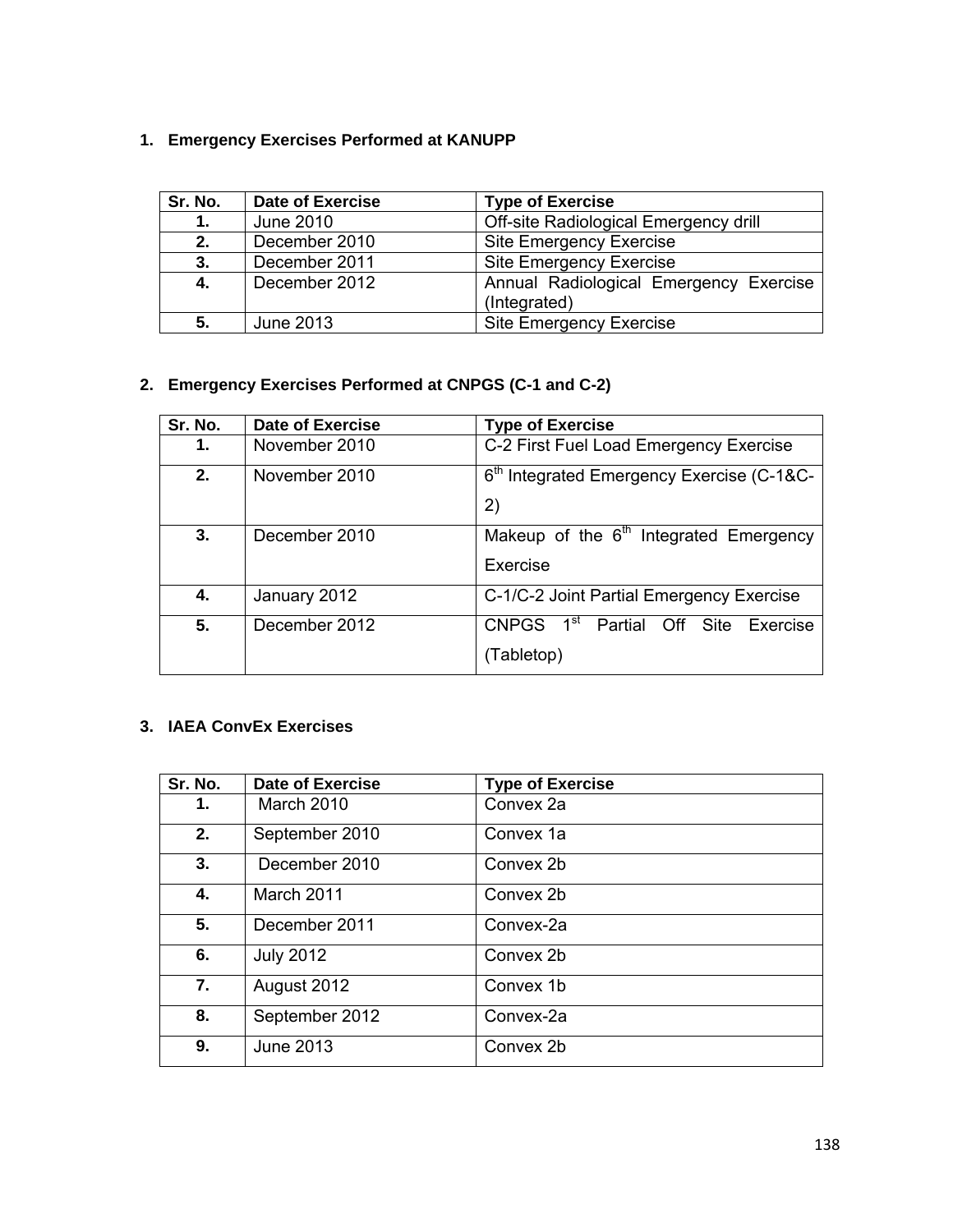1. **Emergency Exercises Performed at KANUPP**

| Sr. No. | Date of Exercise | Type of Exercise |
|---|---|---|
| **1.** | June 2010 | Off-site Radiological Emergency drill |
| **2.** | December 2010 | Site Emergency Exercise |
| **3.** | December 2011 | Site Emergency Exercise |
| **4.** | December 2012 | Annual Radiological Emergency Exercise (Integrated) |
| **5.** | June 2013 | Site Emergency Exercise |

2. **Emergency Exercises Performed at CNPGS (C-1 and C-2)**

| Sr. No. | Date of Exercise | Type of Exercise |
|---|---|---|
| **1.** | November 2010 | C-2 First Fuel Load Emergency Exercise |
| **2.** | November 2010 | 6th Integrated Emergency Exercise (C-1&C-2) |
| **3.** | December 2010 | Makeup of the 6th Integrated Emergency Exercise |
| **4.** | January 2012 | C-1/C-2 Joint Partial Emergency Exercise |
| **5.** | December 2012 | CNPGS 1st Partial Off Site Exercise (Tabletop) |

3. **IAEA ConvEx Exercises**

| Sr. No. | Date of Exercise | Type of Exercise |
|---|---|---|
| **1.** | March 2010 | Convex 2a |
| **2.** | September 2010 | Convex 1a |
| **3.** | December 2010 | Convex 2b |
| **4.** | March 2011 | Convex 2b |
| **5.** | December 2011 | Convex-2a |
| **6.** | July 2012 | Convex 2b |
| **7.** | August 2012 | Convex 1b |
| **8.** | September 2012 | Convex-2a |
| **9.** | June 2013 | Convex 2b |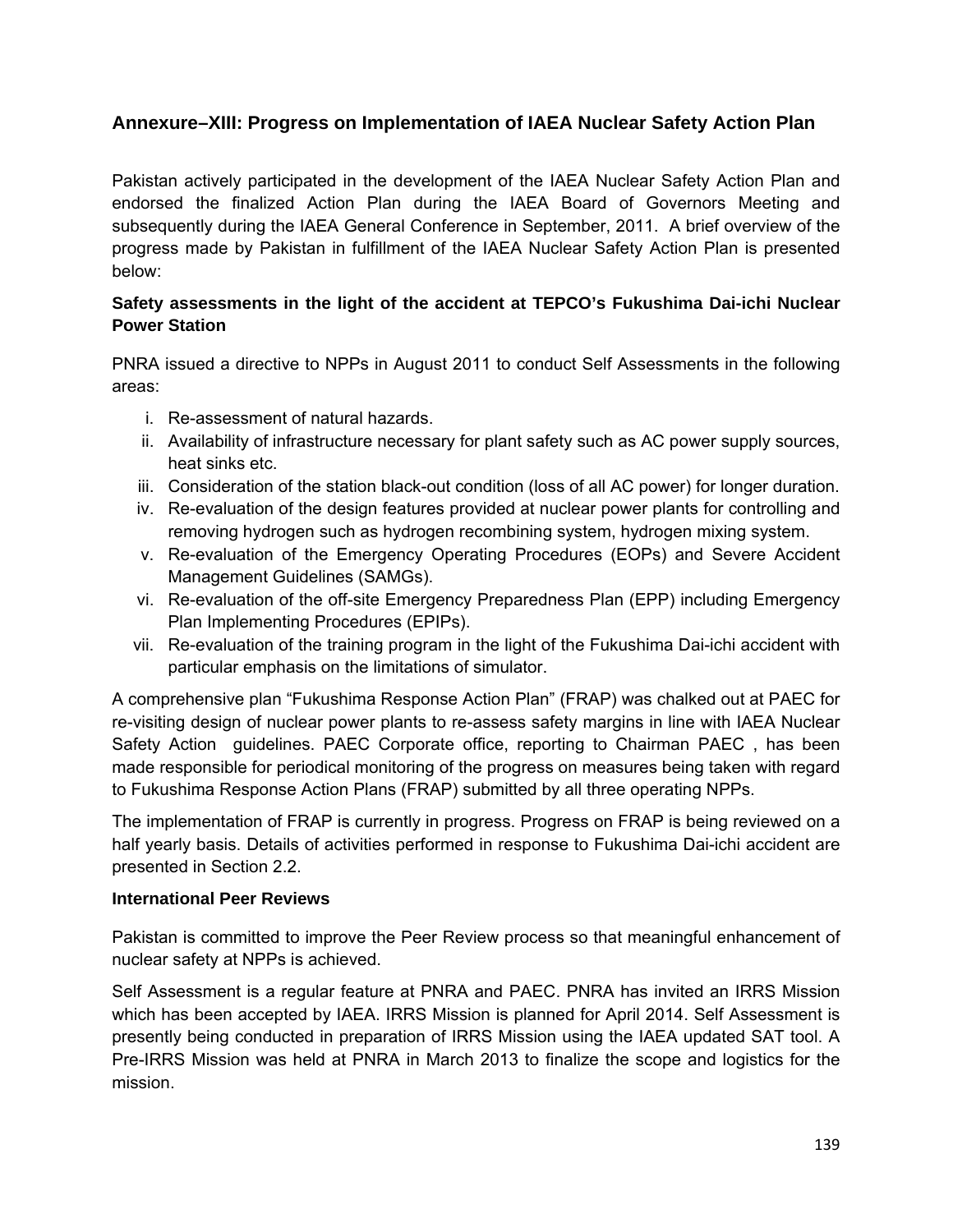## Annexure–XIII: Progress on Implementation of IAEA Nuclear Safety Action Plan

Pakistan actively participated in the development of the IAEA Nuclear Safety Action Plan and endorsed the finalized Action Plan during the IAEA Board of Governors Meeting and subsequently during the IAEA General Conference in September, 2011. A brief overview of the progress made by Pakistan in fulfillment of the IAEA Nuclear Safety Action Plan is presented below:

**Safety assessments in the light of the accident at TEPCO's Fukushima Dai-ichi Nuclear Power Station**

PNRA issued a directive to NPPs in August 2011 to conduct Self Assessments in the following areas:

i. Re-assessment of natural hazards.
ii. Availability of infrastructure necessary for plant safety such as AC power supply sources, heat sinks etc.
iii. Consideration of the station black-out condition (loss of all AC power) for longer duration.
iv. Re-evaluation of the design features provided at nuclear power plants for controlling and removing hydrogen such as hydrogen recombining system, hydrogen mixing system.
v. Re-evaluation of the Emergency Operating Procedures (EOPs) and Severe Accident Management Guidelines (SAMGs).
vi. Re-evaluation of the off-site Emergency Preparedness Plan (EPP) including Emergency Plan Implementing Procedures (EPIPs).
vii. Re-evaluation of the training program in the light of the Fukushima Dai-ichi accident with particular emphasis on the limitations of simulator.

A comprehensive plan "Fukushima Response Action Plan" (FRAP) was chalked out at PAEC for re-visiting design of nuclear power plants to re-assess safety margins in line with IAEA Nuclear Safety Action guidelines. PAEC Corporate office, reporting to Chairman PAEC , has been made responsible for periodical monitoring of the progress on measures being taken with regard to Fukushima Response Action Plans (FRAP) submitted by all three operating NPPs.

The implementation of FRAP is currently in progress. Progress on FRAP is being reviewed on a half yearly basis. Details of activities performed in response to Fukushima Dai-ichi accident are presented in Section 2.2.

**International Peer Reviews**

Pakistan is committed to improve the Peer Review process so that meaningful enhancement of nuclear safety at NPPs is achieved.

Self Assessment is a regular feature at PNRA and PAEC. PNRA has invited an IRRS Mission which has been accepted by IAEA. IRRS Mission is planned for April 2014. Self Assessment is presently being conducted in preparation of IRRS Mission using the IAEA updated SAT tool. A Pre-IRRS Mission was held at PNRA in March 2013 to finalize the scope and logistics for the mission.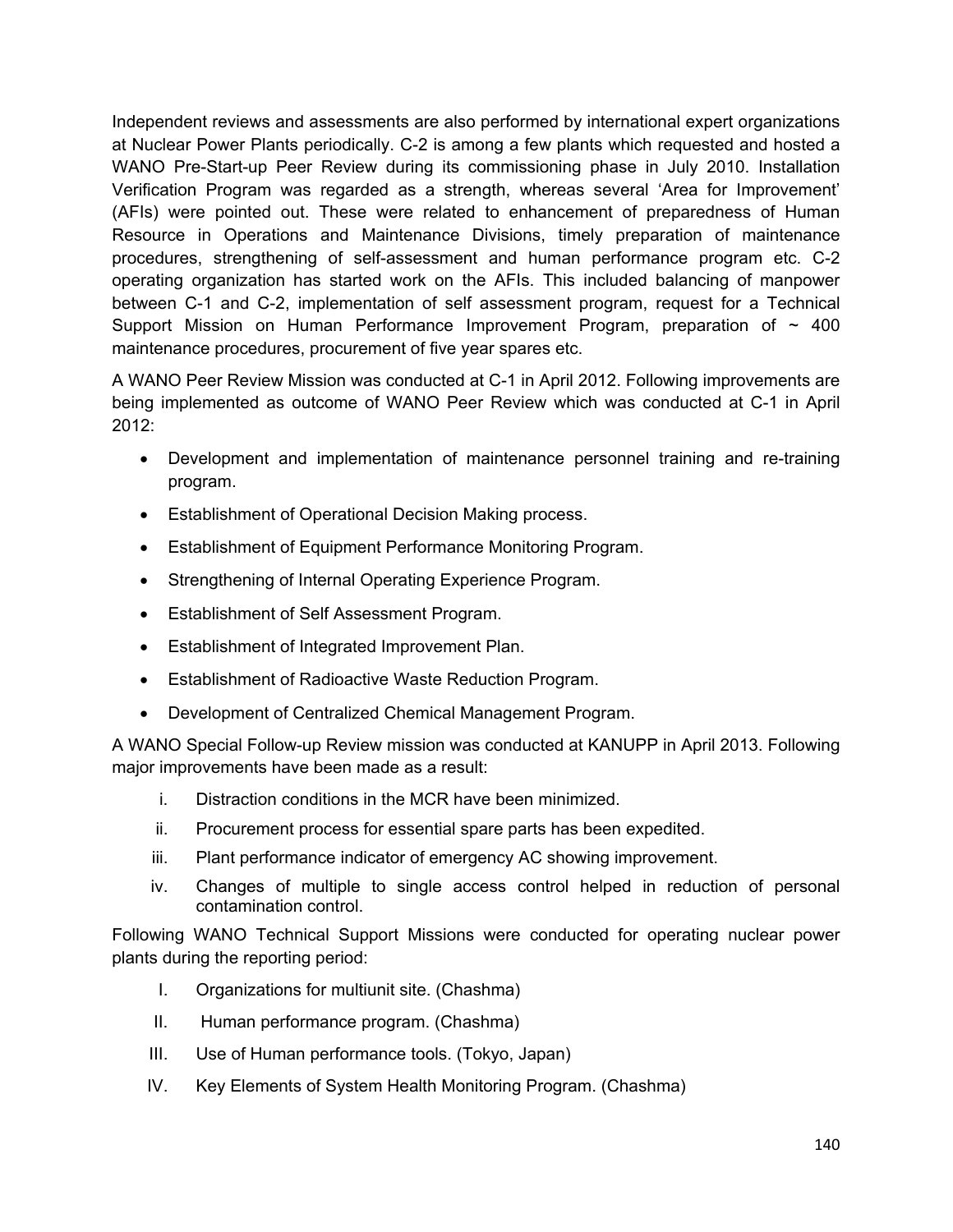Independent reviews and assessments are also performed by international expert organizations at Nuclear Power Plants periodically. C-2 is among a few plants which requested and hosted a WANO Pre-Start-up Peer Review during its commissioning phase in July 2010. Installation Verification Program was regarded as a strength, whereas several 'Area for Improvement' (AFIs) were pointed out. These were related to enhancement of preparedness of Human Resource in Operations and Maintenance Divisions, timely preparation of maintenance procedures, strengthening of self-assessment and human performance program etc. C-2 operating organization has started work on the AFIs. This included balancing of manpower between C-1 and C-2, implementation of self assessment program, request for a Technical Support Mission on Human Performance Improvement Program, preparation of ~ 400 maintenance procedures, procurement of five year spares etc.

A WANO Peer Review Mission was conducted at C-1 in April 2012. Following improvements are being implemented as outcome of WANO Peer Review which was conducted at C-1 in April 2012:

- Development and implementation of maintenance personnel training and re-training program.
- Establishment of Operational Decision Making process.
- Establishment of Equipment Performance Monitoring Program.
- Strengthening of Internal Operating Experience Program.
- Establishment of Self Assessment Program.
- Establishment of Integrated Improvement Plan.
- Establishment of Radioactive Waste Reduction Program.
- Development of Centralized Chemical Management Program.

A WANO Special Follow-up Review mission was conducted at KANUPP in April 2013. Following major improvements have been made as a result:

i. Distraction conditions in the MCR have been minimized.
ii. Procurement process for essential spare parts has been expedited.
iii. Plant performance indicator of emergency AC showing improvement.
iv. Changes of multiple to single access control helped in reduction of personal contamination control.

Following WANO Technical Support Missions were conducted for operating nuclear power plants during the reporting period:

I. Organizations for multiunit site. (Chashma)
II. Human performance program. (Chashma)
III. Use of Human performance tools. (Tokyo, Japan)
IV. Key Elements of System Health Monitoring Program. (Chashma)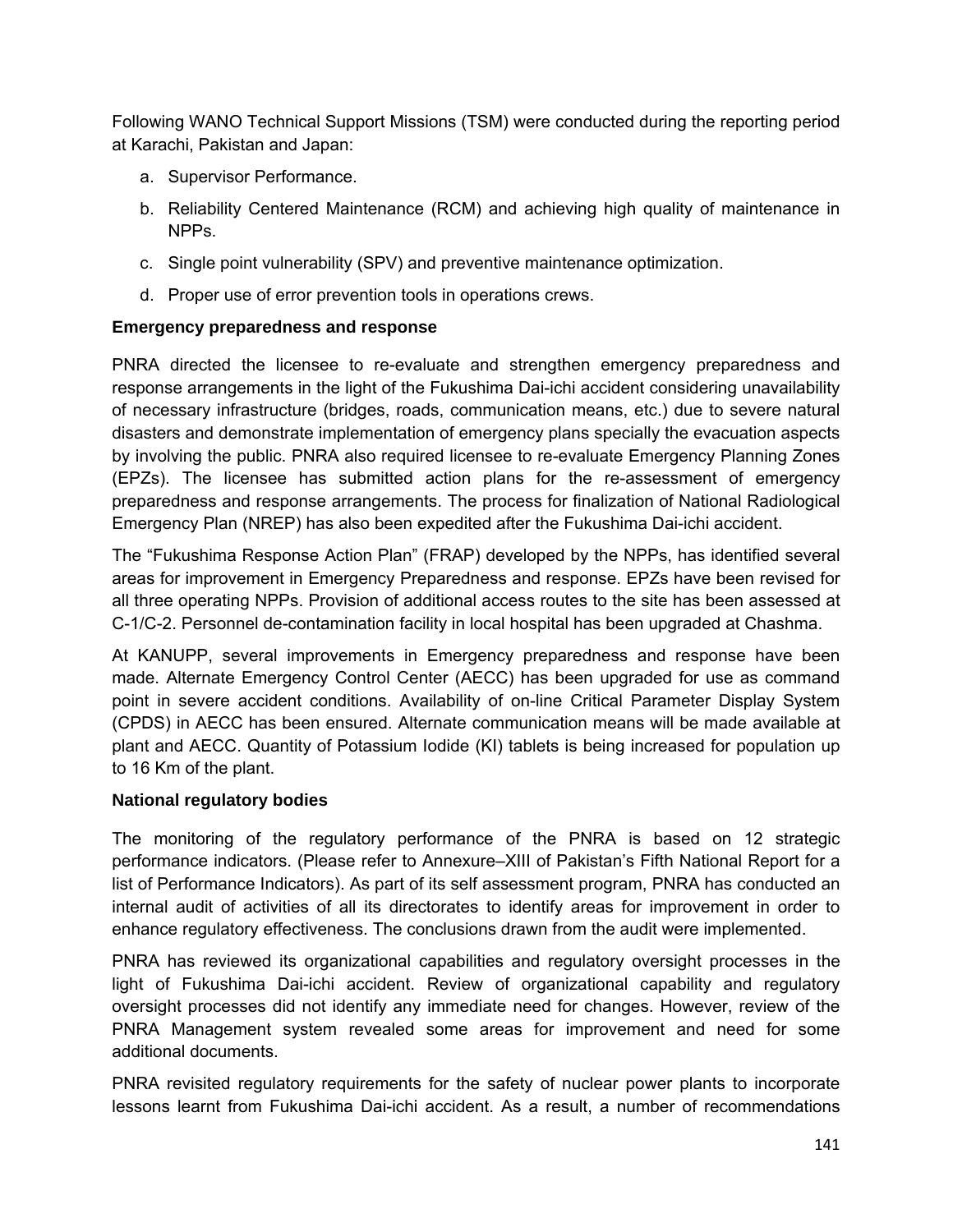Following WANO Technical Support Missions (TSM) were conducted during the reporting period at Karachi, Pakistan and Japan:

a. Supervisor Performance.
b. Reliability Centered Maintenance (RCM) and achieving high quality of maintenance in NPPs.
c. Single point vulnerability (SPV) and preventive maintenance optimization.
d. Proper use of error prevention tools in operations crews.

**Emergency preparedness and response**

PNRA directed the licensee to re-evaluate and strengthen emergency preparedness and response arrangements in the light of the Fukushima Dai-ichi accident considering unavailability of necessary infrastructure (bridges, roads, communication means, etc.) due to severe natural disasters and demonstrate implementation of emergency plans specially the evacuation aspects by involving the public. PNRA also required licensee to re-evaluate Emergency Planning Zones (EPZs). The licensee has submitted action plans for the re-assessment of emergency preparedness and response arrangements. The process for finalization of National Radiological Emergency Plan (NREP) has also been expedited after the Fukushima Dai-ichi accident.

The "Fukushima Response Action Plan" (FRAP) developed by the NPPs, has identified several areas for improvement in Emergency Preparedness and response. EPZs have been revised for all three operating NPPs. Provision of additional access routes to the site has been assessed at C-1/C-2. Personnel de-contamination facility in local hospital has been upgraded at Chashma.

At KANUPP, several improvements in Emergency preparedness and response have been made. Alternate Emergency Control Center (AECC) has been upgraded for use as command point in severe accident conditions. Availability of on-line Critical Parameter Display System (CPDS) in AECC has been ensured. Alternate communication means will be made available at plant and AECC. Quantity of Potassium Iodide (KI) tablets is being increased for population up to 16 Km of the plant.

**National regulatory bodies**

The monitoring of the regulatory performance of the PNRA is based on 12 strategic performance indicators. (Please refer to Annexure–XIII of Pakistan's Fifth National Report for a list of Performance Indicators). As part of its self assessment program, PNRA has conducted an internal audit of activities of all its directorates to identify areas for improvement in order to enhance regulatory effectiveness. The conclusions drawn from the audit were implemented.

PNRA has reviewed its organizational capabilities and regulatory oversight processes in the light of Fukushima Dai-ichi accident. Review of organizational capability and regulatory oversight processes did not identify any immediate need for changes. However, review of the PNRA Management system revealed some areas for improvement and need for some additional documents.

PNRA revisited regulatory requirements for the safety of nuclear power plants to incorporate lessons learnt from Fukushima Dai-ichi accident. As a result, a number of recommendations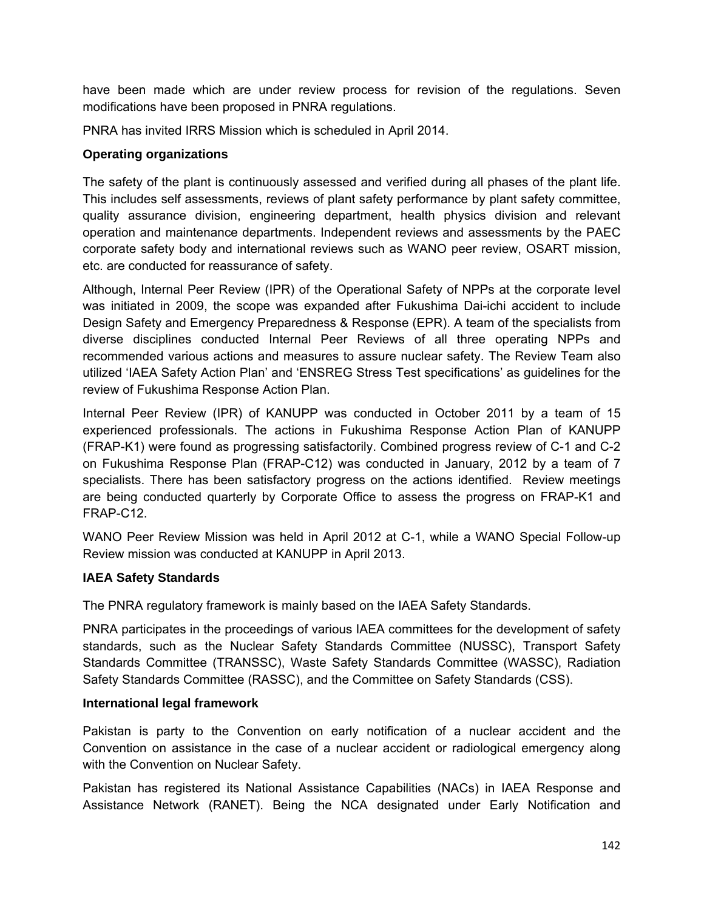have been made which are under review process for revision of the regulations. Seven modifications have been proposed in PNRA regulations.

PNRA has invited IRRS Mission which is scheduled in April 2014.

**Operating organizations**

The safety of the plant is continuously assessed and verified during all phases of the plant life. This includes self assessments, reviews of plant safety performance by plant safety committee, quality assurance division, engineering department, health physics division and relevant operation and maintenance departments. Independent reviews and assessments by the PAEC corporate safety body and international reviews such as WANO peer review, OSART mission, etc. are conducted for reassurance of safety.

Although, Internal Peer Review (IPR) of the Operational Safety of NPPs at the corporate level was initiated in 2009, the scope was expanded after Fukushima Dai-ichi accident to include Design Safety and Emergency Preparedness & Response (EPR). A team of the specialists from diverse disciplines conducted Internal Peer Reviews of all three operating NPPs and recommended various actions and measures to assure nuclear safety. The Review Team also utilized 'IAEA Safety Action Plan' and 'ENSREG Stress Test specifications' as guidelines for the review of Fukushima Response Action Plan.

Internal Peer Review (IPR) of KANUPP was conducted in October 2011 by a team of 15 experienced professionals. The actions in Fukushima Response Action Plan of KANUPP (FRAP-K1) were found as progressing satisfactorily. Combined progress review of C-1 and C-2 on Fukushima Response Plan (FRAP-C12) was conducted in January, 2012 by a team of 7 specialists. There has been satisfactory progress on the actions identified. Review meetings are being conducted quarterly by Corporate Office to assess the progress on FRAP-K1 and FRAP-C12.

WANO Peer Review Mission was held in April 2012 at C-1, while a WANO Special Follow-up Review mission was conducted at KANUPP in April 2013.

**IAEA Safety Standards**

The PNRA regulatory framework is mainly based on the IAEA Safety Standards.

PNRA participates in the proceedings of various IAEA committees for the development of safety standards, such as the Nuclear Safety Standards Committee (NUSSC), Transport Safety Standards Committee (TRANSSC), Waste Safety Standards Committee (WASSC), Radiation Safety Standards Committee (RASSC), and the Committee on Safety Standards (CSS).

**International legal framework**

Pakistan is party to the Convention on early notification of a nuclear accident and the Convention on assistance in the case of a nuclear accident or radiological emergency along with the Convention on Nuclear Safety.

Pakistan has registered its National Assistance Capabilities (NACs) in IAEA Response and Assistance Network (RANET). Being the NCA designated under Early Notification and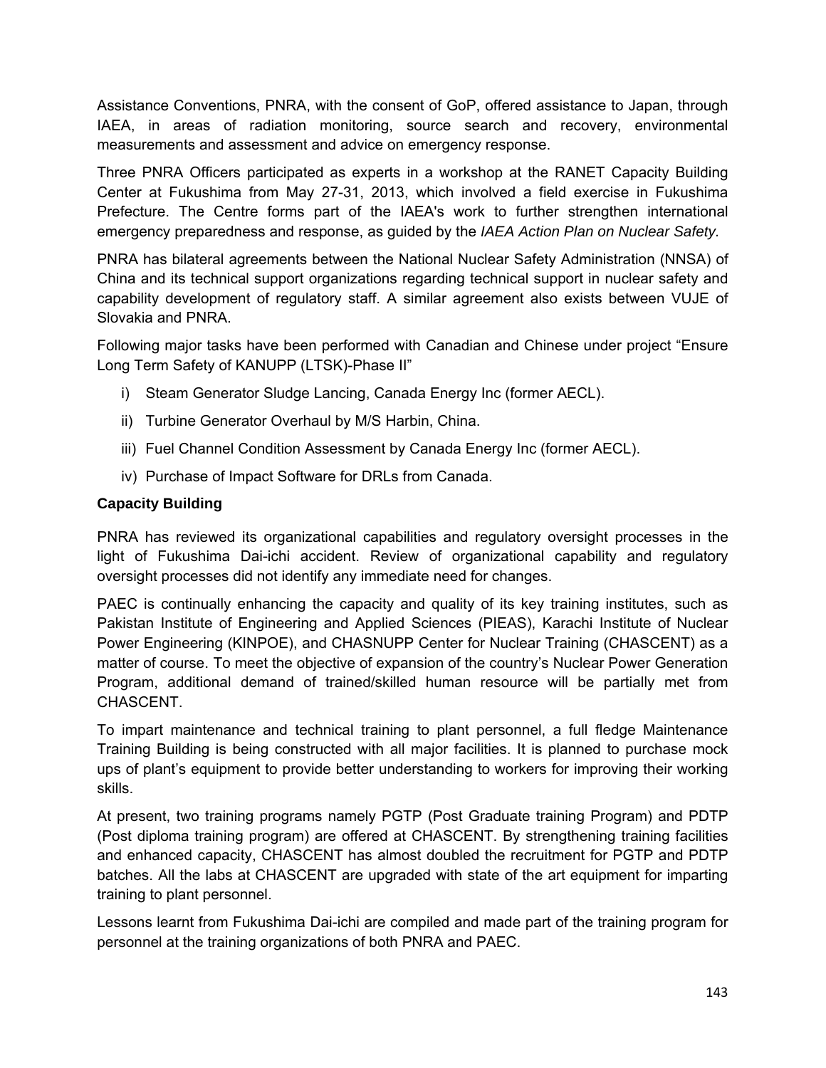Assistance Conventions, PNRA, with the consent of GoP, offered assistance to Japan, through IAEA, in areas of radiation monitoring, source search and recovery, environmental measurements and assessment and advice on emergency response.

Three PNRA Officers participated as experts in a workshop at the RANET Capacity Building Center at Fukushima from May 27-31, 2013, which involved a field exercise in Fukushima Prefecture. The Centre forms part of the IAEA's work to further strengthen international emergency preparedness and response, as guided by the *IAEA Action Plan on Nuclear Safety.*

PNRA has bilateral agreements between the National Nuclear Safety Administration (NNSA) of China and its technical support organizations regarding technical support in nuclear safety and capability development of regulatory staff. A similar agreement also exists between VUJE of Slovakia and PNRA.

Following major tasks have been performed with Canadian and Chinese under project "Ensure Long Term Safety of KANUPP (LTSK)-Phase II"

i) Steam Generator Sludge Lancing, Canada Energy Inc (former AECL).

ii) Turbine Generator Overhaul by M/S Harbin, China.

iii) Fuel Channel Condition Assessment by Canada Energy Inc (former AECL).

iv) Purchase of Impact Software for DRLs from Canada.

**Capacity Building**

PNRA has reviewed its organizational capabilities and regulatory oversight processes in the light of Fukushima Dai-ichi accident. Review of organizational capability and regulatory oversight processes did not identify any immediate need for changes.

PAEC is continually enhancing the capacity and quality of its key training institutes, such as Pakistan Institute of Engineering and Applied Sciences (PIEAS), Karachi Institute of Nuclear Power Engineering (KINPOE), and CHASNUPP Center for Nuclear Training (CHASCENT) as a matter of course. To meet the objective of expansion of the country's Nuclear Power Generation Program, additional demand of trained/skilled human resource will be partially met from CHASCENT.

To impart maintenance and technical training to plant personnel, a full fledge Maintenance Training Building is being constructed with all major facilities. It is planned to purchase mock ups of plant's equipment to provide better understanding to workers for improving their working skills.

At present, two training programs namely PGTP (Post Graduate training Program) and PDTP (Post diploma training program) are offered at CHASCENT. By strengthening training facilities and enhanced capacity, CHASCENT has almost doubled the recruitment for PGTP and PDTP batches. All the labs at CHASCENT are upgraded with state of the art equipment for imparting training to plant personnel.

Lessons learnt from Fukushima Dai-ichi are compiled and made part of the training program for personnel at the training organizations of both PNRA and PAEC.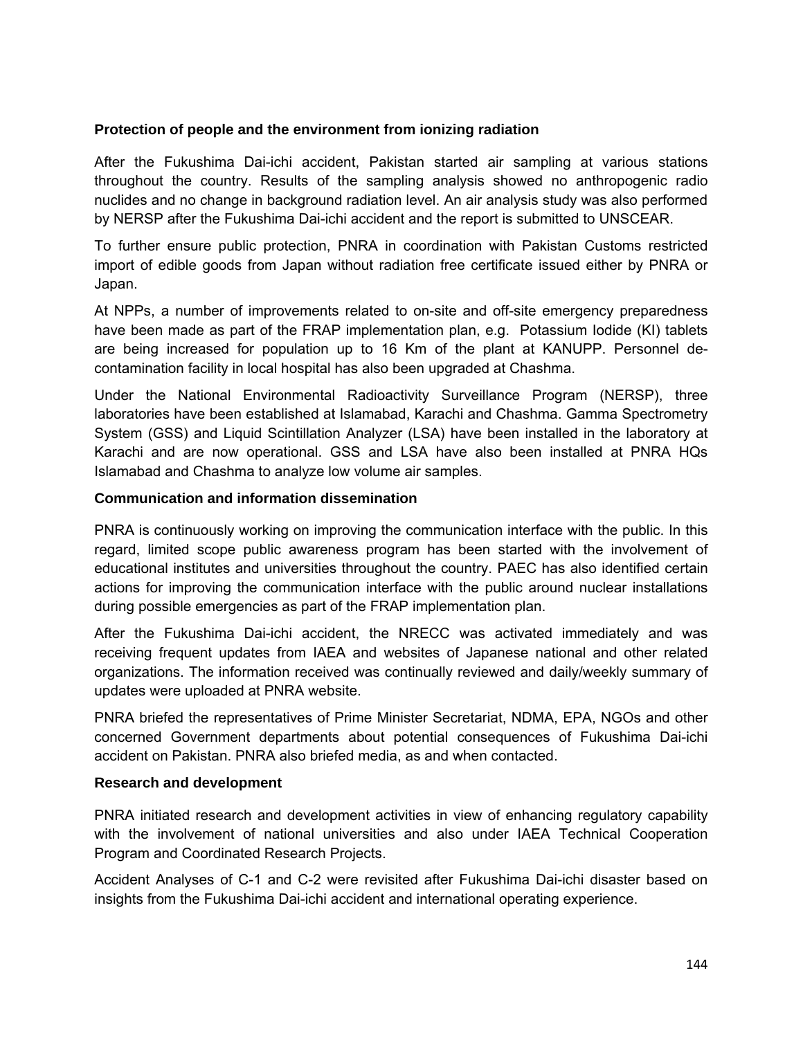**Protection of people and the environment from ionizing radiation**

After the Fukushima Dai-ichi accident, Pakistan started air sampling at various stations throughout the country. Results of the sampling analysis showed no anthropogenic radio nuclides and no change in background radiation level. An air analysis study was also performed by NERSP after the Fukushima Dai-ichi accident and the report is submitted to UNSCEAR.

To further ensure public protection, PNRA in coordination with Pakistan Customs restricted import of edible goods from Japan without radiation free certificate issued either by PNRA or Japan.

At NPPs, a number of improvements related to on-site and off-site emergency preparedness have been made as part of the FRAP implementation plan, e.g. Potassium Iodide (KI) tablets are being increased for population up to 16 Km of the plant at KANUPP. Personnel de-contamination facility in local hospital has also been upgraded at Chashma.

Under the National Environmental Radioactivity Surveillance Program (NERSP), three laboratories have been established at Islamabad, Karachi and Chashma. Gamma Spectrometry System (GSS) and Liquid Scintillation Analyzer (LSA) have been installed in the laboratory at Karachi and are now operational. GSS and LSA have also been installed at PNRA HQs Islamabad and Chashma to analyze low volume air samples.

**Communication and information dissemination**

PNRA is continuously working on improving the communication interface with the public. In this regard, limited scope public awareness program has been started with the involvement of educational institutes and universities throughout the country. PAEC has also identified certain actions for improving the communication interface with the public around nuclear installations during possible emergencies as part of the FRAP implementation plan.

After the Fukushima Dai-ichi accident, the NRECC was activated immediately and was receiving frequent updates from IAEA and websites of Japanese national and other related organizations. The information received was continually reviewed and daily/weekly summary of updates were uploaded at PNRA website.

PNRA briefed the representatives of Prime Minister Secretariat, NDMA, EPA, NGOs and other concerned Government departments about potential consequences of Fukushima Dai-ichi accident on Pakistan. PNRA also briefed media, as and when contacted.

**Research and development**

PNRA initiated research and development activities in view of enhancing regulatory capability with the involvement of national universities and also under IAEA Technical Cooperation Program and Coordinated Research Projects.

Accident Analyses of C-1 and C-2 were revisited after Fukushima Dai-ichi disaster based on insights from the Fukushima Dai-ichi accident and international operating experience.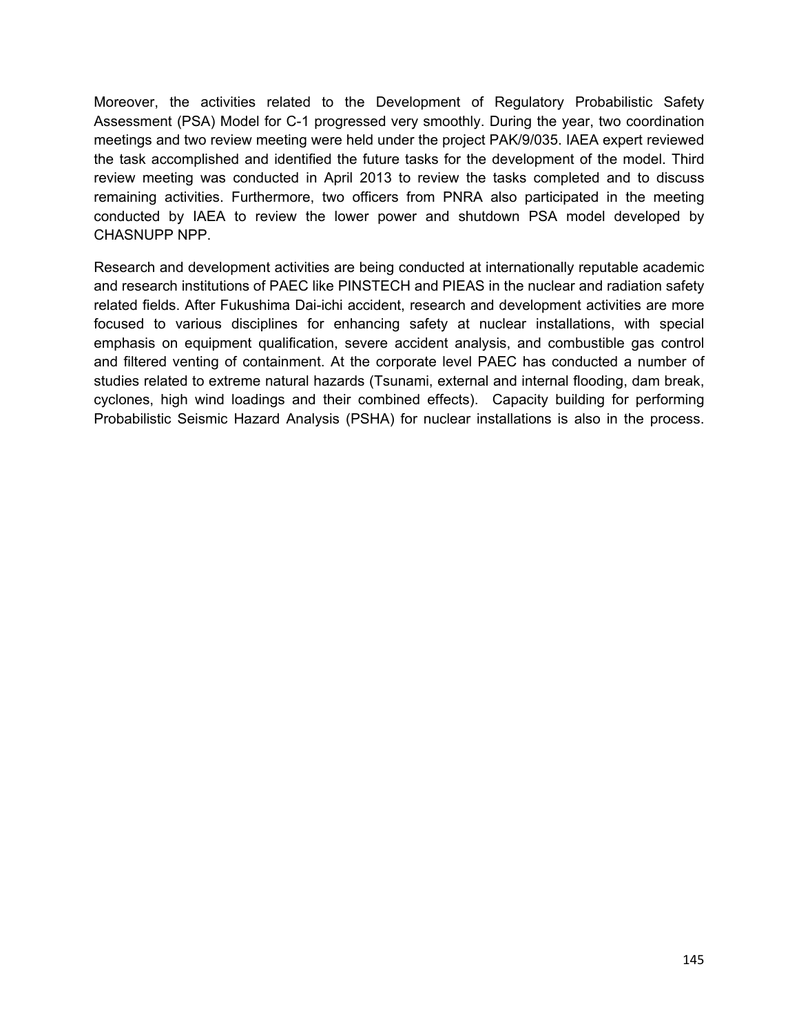Moreover, the activities related to the Development of Regulatory Probabilistic Safety Assessment (PSA) Model for C-1 progressed very smoothly. During the year, two coordination meetings and two review meeting were held under the project PAK/9/035. IAEA expert reviewed the task accomplished and identified the future tasks for the development of the model. Third review meeting was conducted in April 2013 to review the tasks completed and to discuss remaining activities. Furthermore, two officers from PNRA also participated in the meeting conducted by IAEA to review the lower power and shutdown PSA model developed by CHASNUPP NPP.

Research and development activities are being conducted at internationally reputable academic and research institutions of PAEC like PINSTECH and PIEAS in the nuclear and radiation safety related fields. After Fukushima Dai-ichi accident, research and development activities are more focused to various disciplines for enhancing safety at nuclear installations, with special emphasis on equipment qualification, severe accident analysis, and combustible gas control and filtered venting of containment. At the corporate level PAEC has conducted a number of studies related to extreme natural hazards (Tsunami, external and internal flooding, dam break, cyclones, high wind loadings and their combined effects). Capacity building for performing Probabilistic Seismic Hazard Analysis (PSHA) for nuclear installations is also in the process.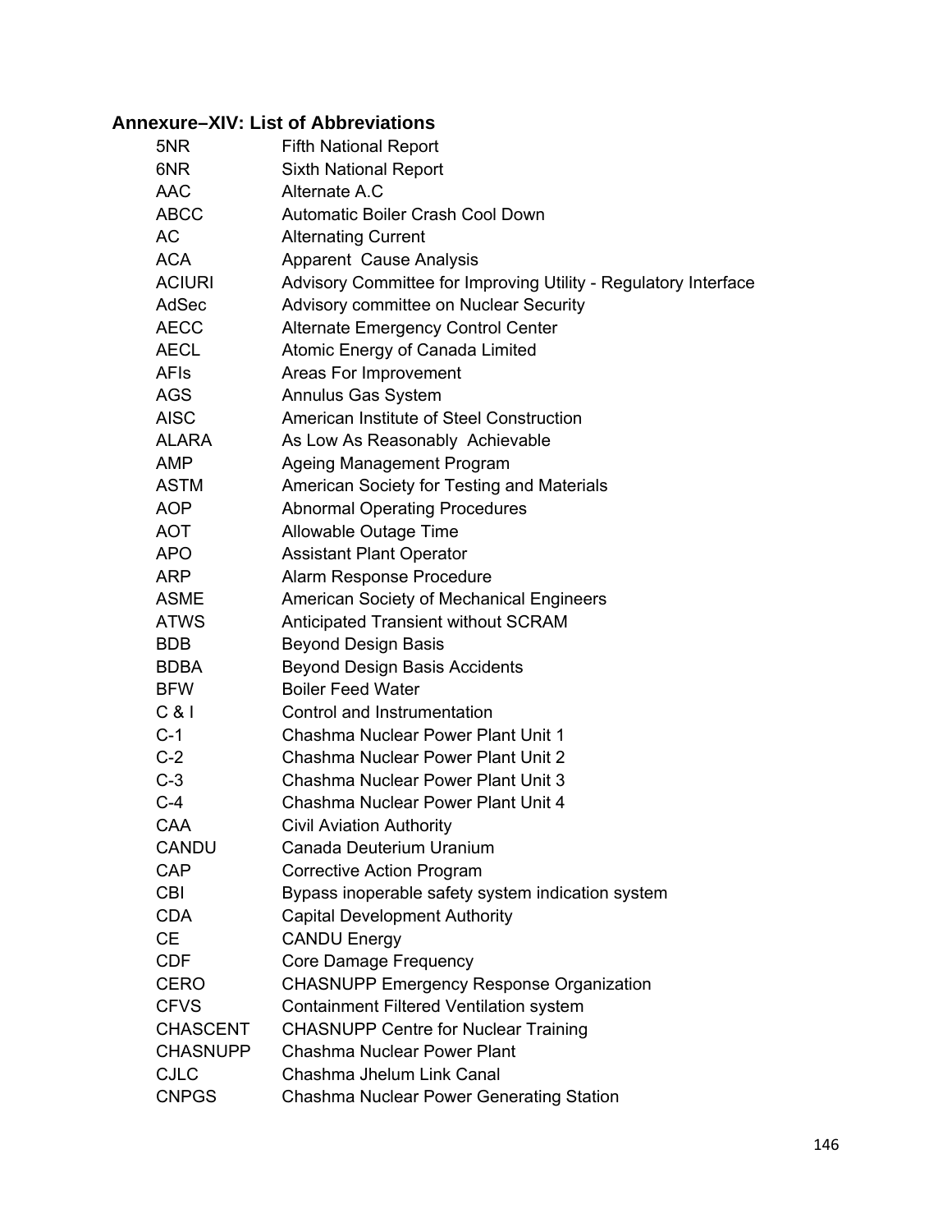## Annexure–XIV: List of Abbreviations

| | |
|---|---|
| 5NR | Fifth National Report |
| 6NR | Sixth National Report |
| AAC | Alternate A.C |
| ABCC | Automatic Boiler Crash Cool Down |
| AC | Alternating Current |
| ACA | Apparent Cause Analysis |
| ACIURI | Advisory Committee for Improving Utility - Regulatory Interface |
| AdSec | Advisory committee on Nuclear Security |
| AECC | Alternate Emergency Control Center |
| AECL | Atomic Energy of Canada Limited |
| AFIs | Areas For Improvement |
| AGS | Annulus Gas System |
| AISC | American Institute of Steel Construction |
| ALARA | As Low As Reasonably Achievable |
| AMP | Ageing Management Program |
| ASTM | American Society for Testing and Materials |
| AOP | Abnormal Operating Procedures |
| AOT | Allowable Outage Time |
| APO | Assistant Plant Operator |
| ARP | Alarm Response Procedure |
| ASME | American Society of Mechanical Engineers |
| ATWS | Anticipated Transient without SCRAM |
| BDB | Beyond Design Basis |
| BDBA | Beyond Design Basis Accidents |
| BFW | Boiler Feed Water |
| C & I | Control and Instrumentation |
| C-1 | Chashma Nuclear Power Plant Unit 1 |
| C-2 | Chashma Nuclear Power Plant Unit 2 |
| C-3 | Chashma Nuclear Power Plant Unit 3 |
| C-4 | Chashma Nuclear Power Plant Unit 4 |
| CAA | Civil Aviation Authority |
| CANDU | Canada Deuterium Uranium |
| CAP | Corrective Action Program |
| CBI | Bypass inoperable safety system indication system |
| CDA | Capital Development Authority |
| CE | CANDU Energy |
| CDF | Core Damage Frequency |
| CERO | CHASNUPP Emergency Response Organization |
| CFVS | Containment Filtered Ventilation system |
| CHASCENT | CHASNUPP Centre for Nuclear Training |
| CHASNUPP | Chashma Nuclear Power Plant |
| CJLC | Chashma Jhelum Link Canal |
| CNPGS | Chashma Nuclear Power Generating Station |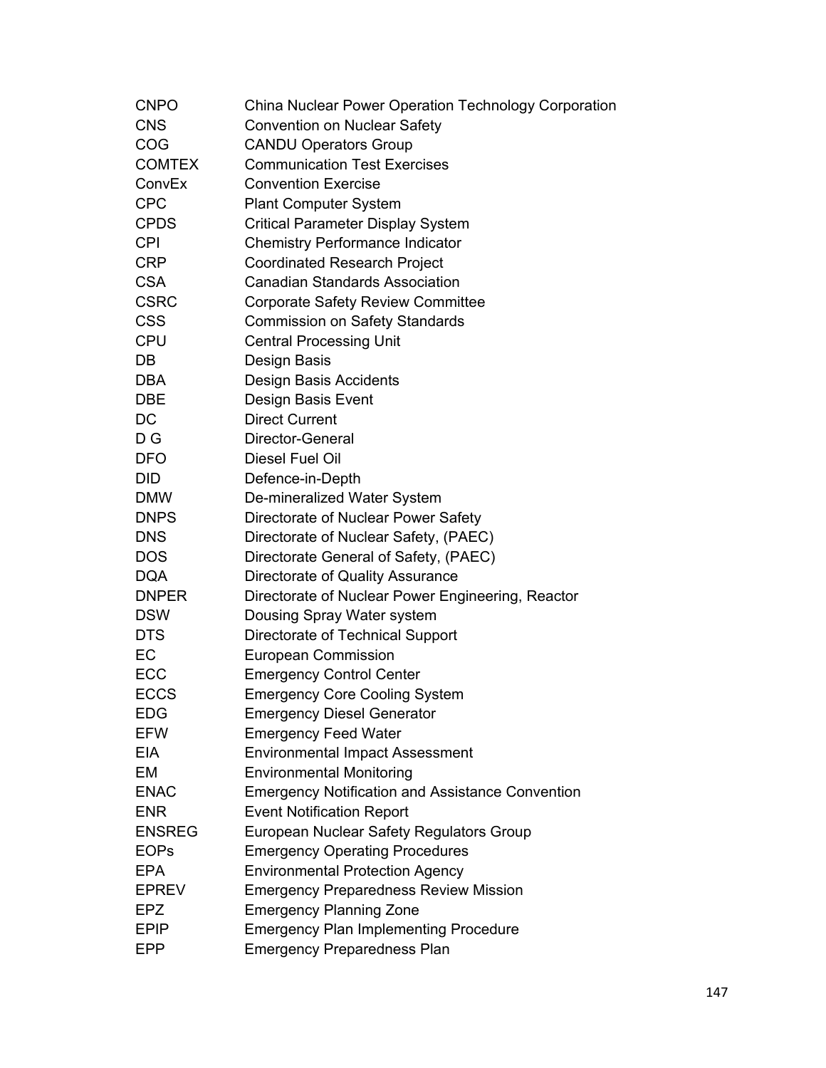| | |
|---|---|
| CNPO | China Nuclear Power Operation Technology Corporation |
| CNS | Convention on Nuclear Safety |
| COG | CANDU Operators Group |
| COMTEX | Communication Test Exercises |
| ConvEx | Convention Exercise |
| CPC | Plant Computer System |
| CPDS | Critical Parameter Display System |
| CPI | Chemistry Performance Indicator |
| CRP | Coordinated Research Project |
| CSA | Canadian Standards Association |
| CSRC | Corporate Safety Review Committee |
| CSS | Commission on Safety Standards |
| CPU | Central Processing Unit |
| DB | Design Basis |
| DBA | Design Basis Accidents |
| DBE | Design Basis Event |
| DC | Direct Current |
| D G | Director-General |
| DFO | Diesel Fuel Oil |
| DID | Defence-in-Depth |
| DMW | De-mineralized Water System |
| DNPS | Directorate of Nuclear Power Safety |
| DNS | Directorate of Nuclear Safety, (PAEC) |
| DOS | Directorate General of Safety, (PAEC) |
| DQA | Directorate of Quality Assurance |
| DNPER | Directorate of Nuclear Power Engineering, Reactor |
| DSW | Dousing Spray Water system |
| DTS | Directorate of Technical Support |
| EC | European Commission |
| ECC | Emergency Control Center |
| ECCS | Emergency Core Cooling System |
| EDG | Emergency Diesel Generator |
| EFW | Emergency Feed Water |
| EIA | Environmental Impact Assessment |
| EM | Environmental Monitoring |
| ENAC | Emergency Notification and Assistance Convention |
| ENR | Event Notification Report |
| ENSREG | European Nuclear Safety Regulators Group |
| EOPs | Emergency Operating Procedures |
| EPA | Environmental Protection Agency |
| EPREV | Emergency Preparedness Review Mission |
| EPZ | Emergency Planning Zone |
| EPIP | Emergency Plan Implementing Procedure |
| EPP | Emergency Preparedness Plan |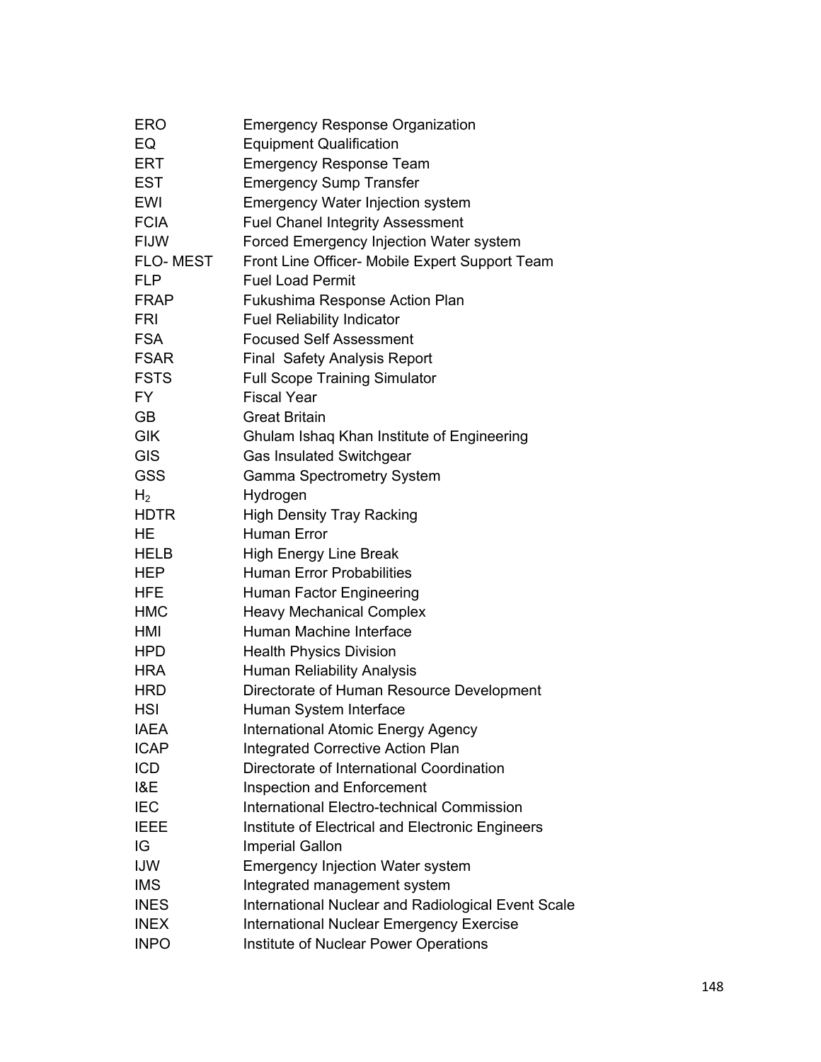| | |
|---|---|
| ERO | Emergency Response Organization |
| EQ | Equipment Qualification |
| ERT | Emergency Response Team |
| EST | Emergency Sump Transfer |
| EWI | Emergency Water Injection system |
| FCIA | Fuel Chanel Integrity Assessment |
| FIJW | Forced Emergency Injection Water system |
| FLO- MEST | Front Line Officer- Mobile Expert Support Team |
| FLP | Fuel Load Permit |
| FRAP | Fukushima Response Action Plan |
| FRI | Fuel Reliability Indicator |
| FSA | Focused Self Assessment |
| FSAR | Final Safety Analysis Report |
| FSTS | Full Scope Training Simulator |
| FY | Fiscal Year |
| GB | Great Britain |
| GIK | Ghulam Ishaq Khan Institute of Engineering |
| GIS | Gas Insulated Switchgear |
| GSS | Gamma Spectrometry System |
| $H_2$ | Hydrogen |
| HDTR | High Density Tray Racking |
| HE | Human Error |
| HELB | High Energy Line Break |
| HEP | Human Error Probabilities |
| HFE | Human Factor Engineering |
| HMC | Heavy Mechanical Complex |
| HMI | Human Machine Interface |
| HPD | Health Physics Division |
| HRA | Human Reliability Analysis |
| HRD | Directorate of Human Resource Development |
| HSI | Human System Interface |
| IAEA | International Atomic Energy Agency |
| ICAP | Integrated Corrective Action Plan |
| ICD | Directorate of International Coordination |
| I&E | Inspection and Enforcement |
| IEC | International Electro-technical Commission |
| IEEE | Institute of Electrical and Electronic Engineers |
| IG | Imperial Gallon |
| IJW | Emergency Injection Water system |
| IMS | Integrated management system |
| INES | International Nuclear and Radiological Event Scale |
| INEX | International Nuclear Emergency Exercise |
| INPO | Institute of Nuclear Power Operations |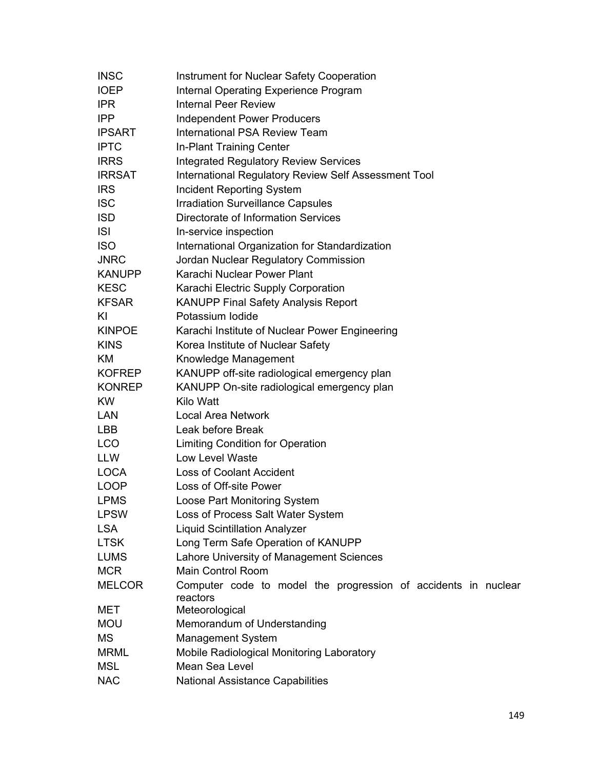| | |
|---|---|
| INSC | Instrument for Nuclear Safety Cooperation |
| IOEP | Internal Operating Experience Program |
| IPR | Internal Peer Review |
| IPP | Independent Power Producers |
| IPSART | International PSA Review Team |
| IPTC | In-Plant Training Center |
| IRRS | Integrated Regulatory Review Services |
| IRRSAT | International Regulatory Review Self Assessment Tool |
| IRS | Incident Reporting System |
| ISC | Irradiation Surveillance Capsules |
| ISD | Directorate of Information Services |
| ISI | In-service inspection |
| ISO | International Organization for Standardization |
| JNRC | Jordan Nuclear Regulatory Commission |
| KANUPP | Karachi Nuclear Power Plant |
| KESC | Karachi Electric Supply Corporation |
| KFSAR | KANUPP Final Safety Analysis Report |
| KI | Potassium Iodide |
| KINPOE | Karachi Institute of Nuclear Power Engineering |
| KINS | Korea Institute of Nuclear Safety |
| KM | Knowledge Management |
| KOFREP | KANUPP off-site radiological emergency plan |
| KONREP | KANUPP On-site radiological emergency plan |
| KW | Kilo Watt |
| LAN | Local Area Network |
| LBB | Leak before Break |
| LCO | Limiting Condition for Operation |
| LLW | Low Level Waste |
| LOCA | Loss of Coolant Accident |
| LOOP | Loss of Off-site Power |
| LPMS | Loose Part Monitoring System |
| LPSW | Loss of Process Salt Water System |
| LSA | Liquid Scintillation Analyzer |
| LTSK | Long Term Safe Operation of KANUPP |
| LUMS | Lahore University of Management Sciences |
| MCR | Main Control Room |
| MELCOR | Computer code to model the progression of accidents in nuclear reactors |
| MET | Meteorological |
| MOU | Memorandum of Understanding |
| MS | Management System |
| MRML | Mobile Radiological Monitoring Laboratory |
| MSL | Mean Sea Level |
| NAC | National Assistance Capabilities |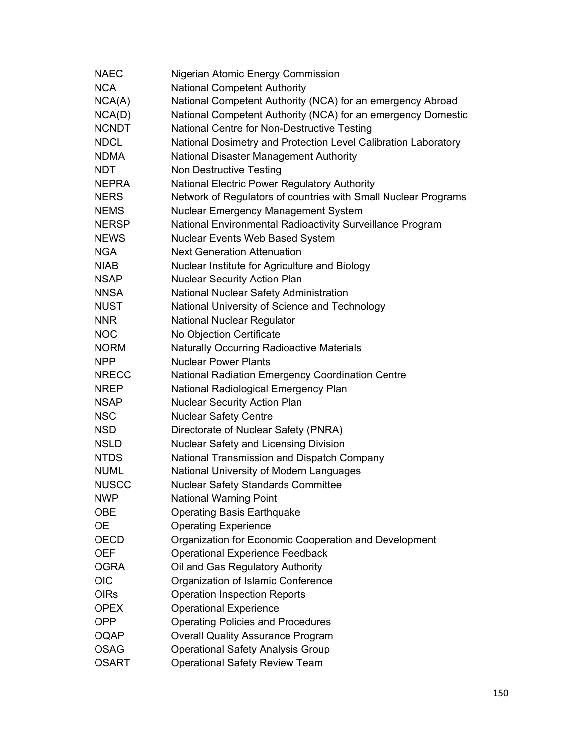| | |
|---|---|
| NAEC | Nigerian Atomic Energy Commission |
| NCA | National Competent Authority |
| NCA(A) | National Competent Authority (NCA) for an emergency Abroad |
| NCA(D) | National Competent Authority (NCA) for an emergency Domestic |
| NCNDT | National Centre for Non-Destructive Testing |
| NDCL | National Dosimetry and Protection Level Calibration Laboratory |
| NDMA | National Disaster Management Authority |
| NDT | Non Destructive Testing |
| NEPRA | National Electric Power Regulatory Authority |
| NERS | Network of Regulators of countries with Small Nuclear Programs |
| NEMS | Nuclear Emergency Management System |
| NERSP | National Environmental Radioactivity Surveillance Program |
| NEWS | Nuclear Events Web Based System |
| NGA | Next Generation Attenuation |
| NIAB | Nuclear Institute for Agriculture and Biology |
| NSAP | Nuclear Security Action Plan |
| NNSA | National Nuclear Safety Administration |
| NUST | National University of Science and Technology |
| NNR | National Nuclear Regulator |
| NOC | No Objection Certificate |
| NORM | Naturally Occurring Radioactive Materials |
| NPP | Nuclear Power Plants |
| NRECC | National Radiation Emergency Coordination Centre |
| NREP | National Radiological Emergency Plan |
| NSAP | Nuclear Security Action Plan |
| NSC | Nuclear Safety Centre |
| NSD | Directorate of Nuclear Safety (PNRA) |
| NSLD | Nuclear Safety and Licensing Division |
| NTDS | National Transmission and Dispatch Company |
| NUML | National University of Modern Languages |
| NUSCC | Nuclear Safety Standards Committee |
| NWP | National Warning Point |
| OBE | Operating Basis Earthquake |
| OE | Operating Experience |
| OECD | Organization for Economic Cooperation and Development |
| OEF | Operational Experience Feedback |
| OGRA | Oil and Gas Regulatory Authority |
| OIC | Organization of Islamic Conference |
| OIRs | Operation Inspection Reports |
| OPEX | Operational Experience |
| OPP | Operating Policies and Procedures |
| OQAP | Overall Quality Assurance Program |
| OSAG | Operational Safety Analysis Group |
| OSART | Operational Safety Review Team |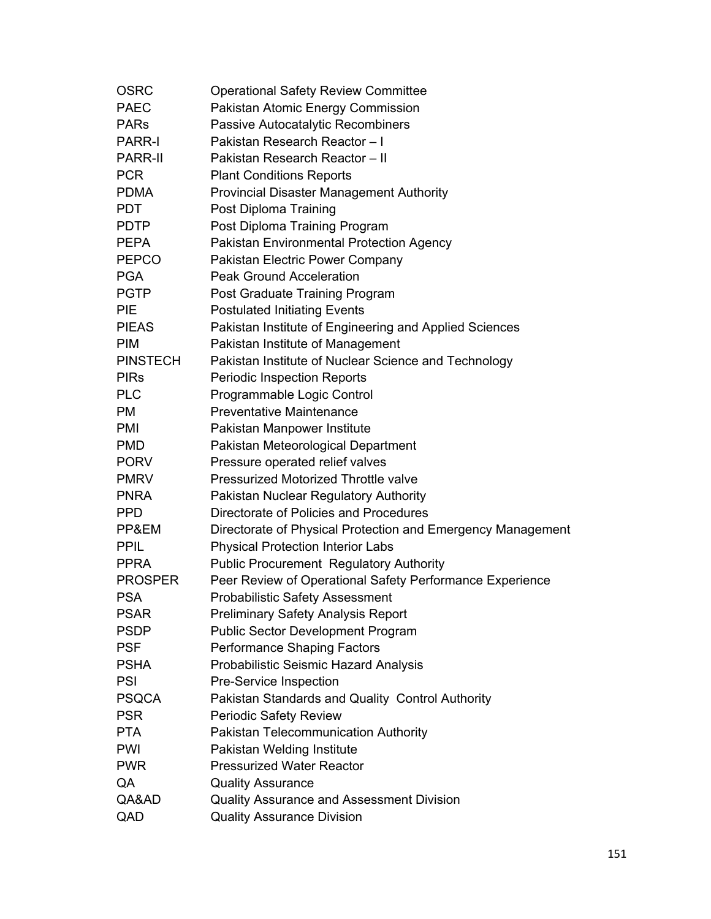| | |
|---|---|
| OSRC | Operational Safety Review Committee |
| PAEC | Pakistan Atomic Energy Commission |
| PARs | Passive Autocatalytic Recombiners |
| PARR-I | Pakistan Research Reactor – I |
| PARR-II | Pakistan Research Reactor – II |
| PCR | Plant Conditions Reports |
| PDMA | Provincial Disaster Management Authority |
| PDT | Post Diploma Training |
| PDTP | Post Diploma Training Program |
| PEPA | Pakistan Environmental Protection Agency |
| PEPCO | Pakistan Electric Power Company |
| PGA | Peak Ground Acceleration |
| PGTP | Post Graduate Training Program |
| PIE | Postulated Initiating Events |
| PIEAS | Pakistan Institute of Engineering and Applied Sciences |
| PIM | Pakistan Institute of Management |
| PINSTECH | Pakistan Institute of Nuclear Science and Technology |
| PIRs | Periodic Inspection Reports |
| PLC | Programmable Logic Control |
| PM | Preventative Maintenance |
| PMI | Pakistan Manpower Institute |
| PMD | Pakistan Meteorological Department |
| PORV | Pressure operated relief valves |
| PMRV | Pressurized Motorized Throttle valve |
| PNRA | Pakistan Nuclear Regulatory Authority |
| PPD | Directorate of Policies and Procedures |
| PP&EM | Directorate of Physical Protection and Emergency Management |
| PPIL | Physical Protection Interior Labs |
| PPRA | Public Procurement Regulatory Authority |
| PROSPER | Peer Review of Operational Safety Performance Experience |
| PSA | Probabilistic Safety Assessment |
| PSAR | Preliminary Safety Analysis Report |
| PSDP | Public Sector Development Program |
| PSF | Performance Shaping Factors |
| PSHA | Probabilistic Seismic Hazard Analysis |
| PSI | Pre-Service Inspection |
| PSQCA | Pakistan Standards and Quality Control Authority |
| PSR | Periodic Safety Review |
| PTA | Pakistan Telecommunication Authority |
| PWI | Pakistan Welding Institute |
| PWR | Pressurized Water Reactor |
| QA | Quality Assurance |
| QA&AD | Quality Assurance and Assessment Division |
| QAD | Quality Assurance Division |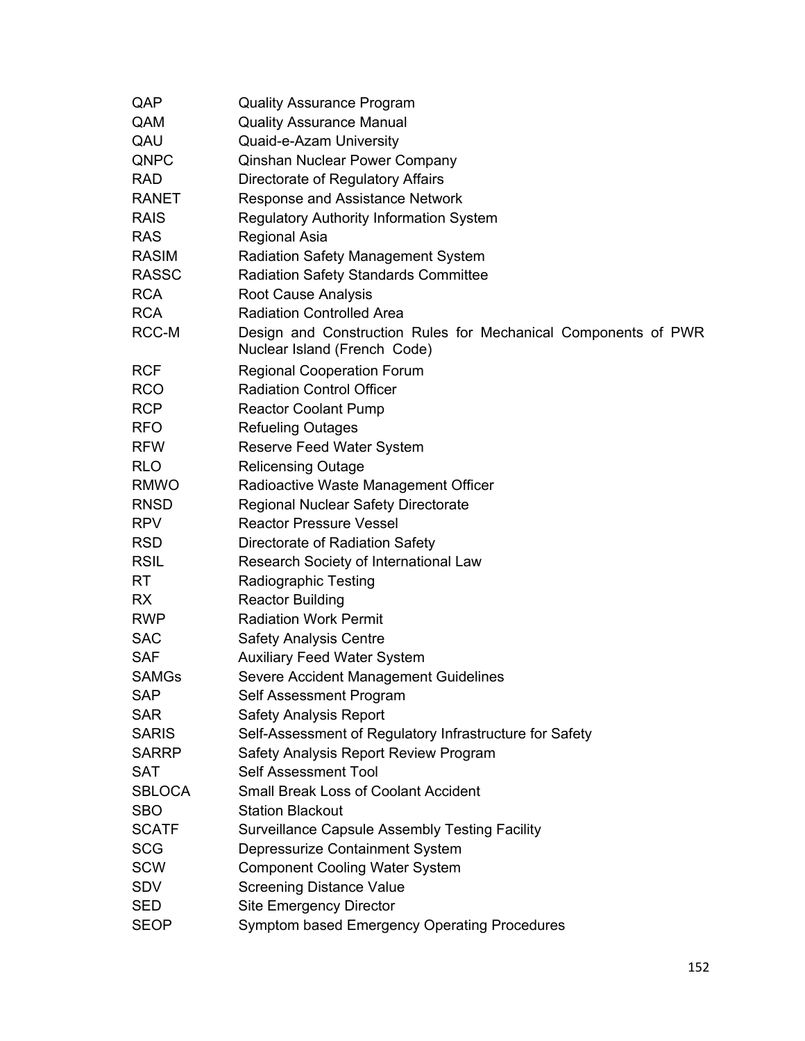| | |
|---|---|
| QAP | Quality Assurance Program |
| QAM | Quality Assurance Manual |
| QAU | Quaid-e-Azam University |
| QNPC | Qinshan Nuclear Power Company |
| RAD | Directorate of Regulatory Affairs |
| RANET | Response and Assistance Network |
| RAIS | Regulatory Authority Information System |
| RAS | Regional Asia |
| RASIM | Radiation Safety Management System |
| RASSC | Radiation Safety Standards Committee |
| RCA | Root Cause Analysis |
| RCA | Radiation Controlled Area |
| RCC-M | Design and Construction Rules for Mechanical Components of PWR Nuclear Island (French Code) |
| RCF | Regional Cooperation Forum |
| RCO | Radiation Control Officer |
| RCP | Reactor Coolant Pump |
| RFO | Refueling Outages |
| RFW | Reserve Feed Water System |
| RLO | Relicensing Outage |
| RMWO | Radioactive Waste Management Officer |
| RNSD | Regional Nuclear Safety Directorate |
| RPV | Reactor Pressure Vessel |
| RSD | Directorate of Radiation Safety |
| RSIL | Research Society of International Law |
| RT | Radiographic Testing |
| RX | Reactor Building |
| RWP | Radiation Work Permit |
| SAC | Safety Analysis Centre |
| SAF | Auxiliary Feed Water System |
| SAMGs | Severe Accident Management Guidelines |
| SAP | Self Assessment Program |
| SAR | Safety Analysis Report |
| SARIS | Self-Assessment of Regulatory Infrastructure for Safety |
| SARRP | Safety Analysis Report Review Program |
| SAT | Self Assessment Tool |
| SBLOCA | Small Break Loss of Coolant Accident |
| SBO | Station Blackout |
| SCATF | Surveillance Capsule Assembly Testing Facility |
| SCG | Depressurize Containment System |
| SCW | Component Cooling Water System |
| SDV | Screening Distance Value |
| SED | Site Emergency Director |
| SEOP | Symptom based Emergency Operating Procedures |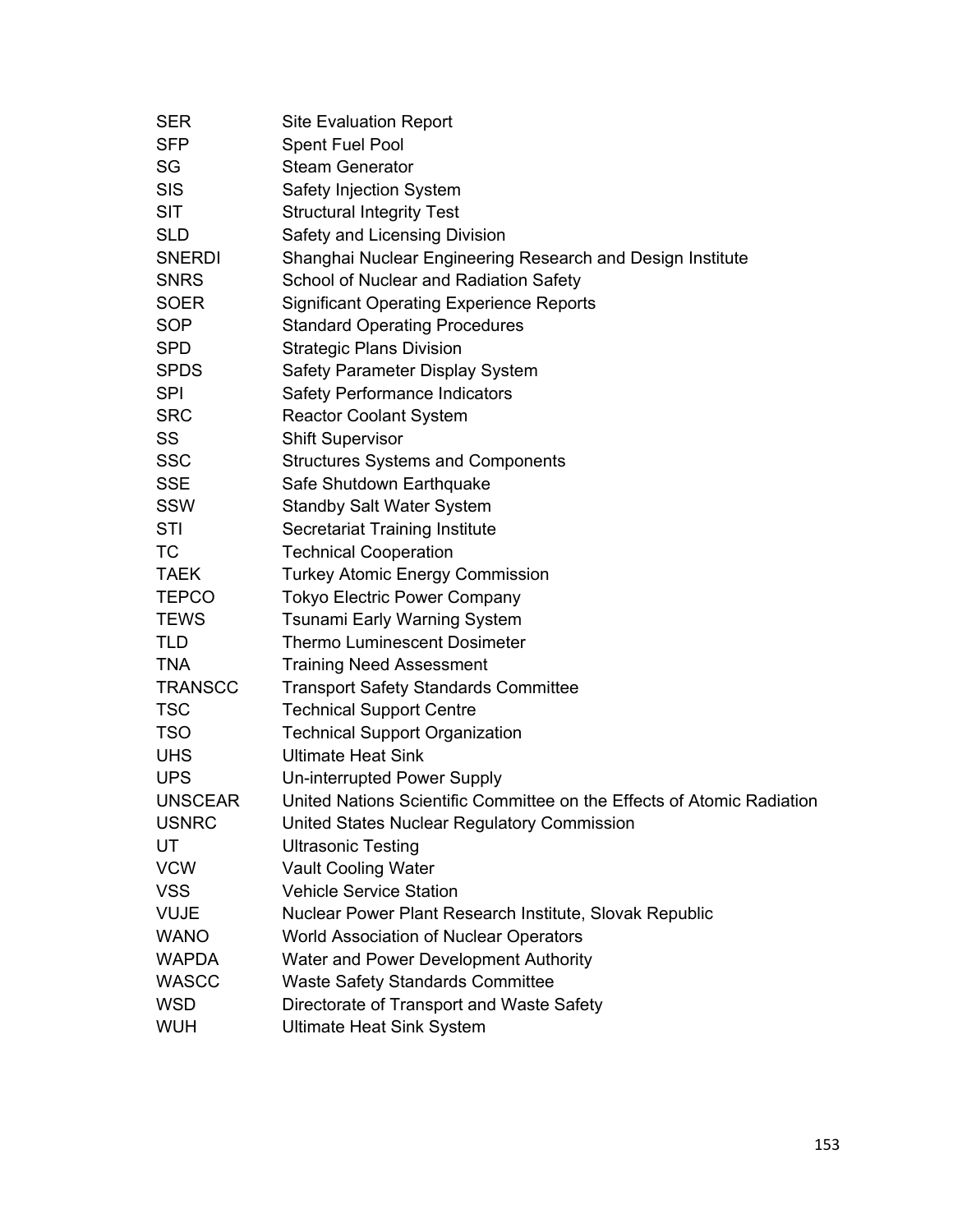| | |
|---|---|
| SER | Site Evaluation Report |
| SFP | Spent Fuel Pool |
| SG | Steam Generator |
| SIS | Safety Injection System |
| SIT | Structural Integrity Test |
| SLD | Safety and Licensing Division |
| SNERDI | Shanghai Nuclear Engineering Research and Design Institute |
| SNRS | School of Nuclear and Radiation Safety |
| SOER | Significant Operating Experience Reports |
| SOP | Standard Operating Procedures |
| SPD | Strategic Plans Division |
| SPDS | Safety Parameter Display System |
| SPI | Safety Performance Indicators |
| SRC | Reactor Coolant System |
| SS | Shift Supervisor |
| SSC | Structures Systems and Components |
| SSE | Safe Shutdown Earthquake |
| SSW | Standby Salt Water System |
| STI | Secretariat Training Institute |
| TC | Technical Cooperation |
| TAEK | Turkey Atomic Energy Commission |
| TEPCO | Tokyo Electric Power Company |
| TEWS | Tsunami Early Warning System |
| TLD | Thermo Luminescent Dosimeter |
| TNA | Training Need Assessment |
| TRANSCC | Transport Safety Standards Committee |
| TSC | Technical Support Centre |
| TSO | Technical Support Organization |
| UHS | Ultimate Heat Sink |
| UPS | Un-interrupted Power Supply |
| UNSCEAR | United Nations Scientific Committee on the Effects of Atomic Radiation |
| USNRC | United States Nuclear Regulatory Commission |
| UT | Ultrasonic Testing |
| VCW | Vault Cooling Water |
| VSS | Vehicle Service Station |
| VUJE | Nuclear Power Plant Research Institute, Slovak Republic |
| WANO | World Association of Nuclear Operators |
| WAPDA | Water and Power Development Authority |
| WASCC | Waste Safety Standards Committee |
| WSD | Directorate of Transport and Waste Safety |
| WUH | Ultimate Heat Sink System |